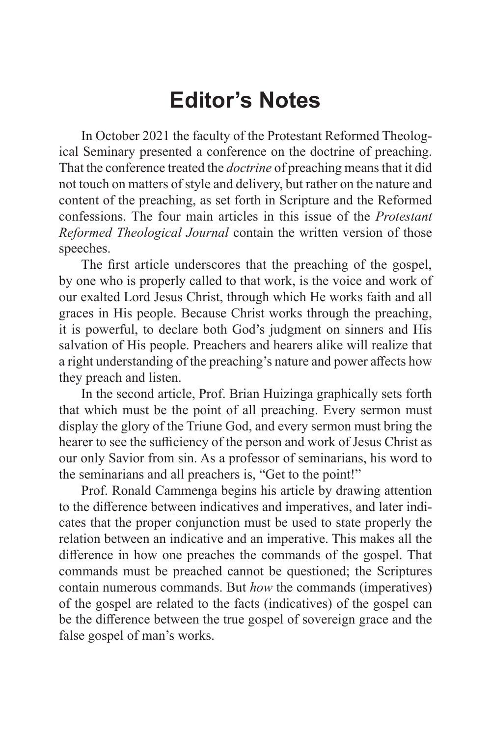# Editor's Notes

In October 2021 the faculty of the Protestant Reformed Theological Seminary presented a conference on the doctrine of preaching. That the conference treated the *doctrine* of preaching means that it did not touch on matters of style and delivery, but rather on the nature and content of the preaching, as set forth in Scripture and the Reformed confessions. The four main articles in this issue of the *Protestant Reformed Theological Journal* contain the written version of those speeches.

The first article underscores that the preaching of the gospel, by one who is properly called to that work, is the voice and work of our exalted Lord Jesus Christ, through which He works faith and all graces in His people. Because Christ works through the preaching, it is powerful, to declare both God's judgment on sinners and His salvation of His people. Preachers and hearers alike will realize that a right understanding of the preaching's nature and power affects how they preach and listen.

In the second article, Prof. Brian Huizinga graphically sets forth that which must be the point of all preaching. Every sermon must display the glory of the Triune God, and every sermon must bring the hearer to see the sufficiency of the person and work of Jesus Christ as our only Savior from sin. As a professor of seminarians, his word to the seminarians and all preachers is, "Get to the point!"

Prof. Ronald Cammenga begins his article by drawing attention to the difference between indicatives and imperatives, and later indicates that the proper conjunction must be used to state properly the relation between an indicative and an imperative. This makes all the difference in how one preaches the commands of the gospel. That commands must be preached cannot be questioned; the Scriptures contain numerous commands. But *how* the commands (imperatives) of the gospel are related to the facts (indicatives) of the gospel can be the difference between the true gospel of sovereign grace and the false gospel of man's works.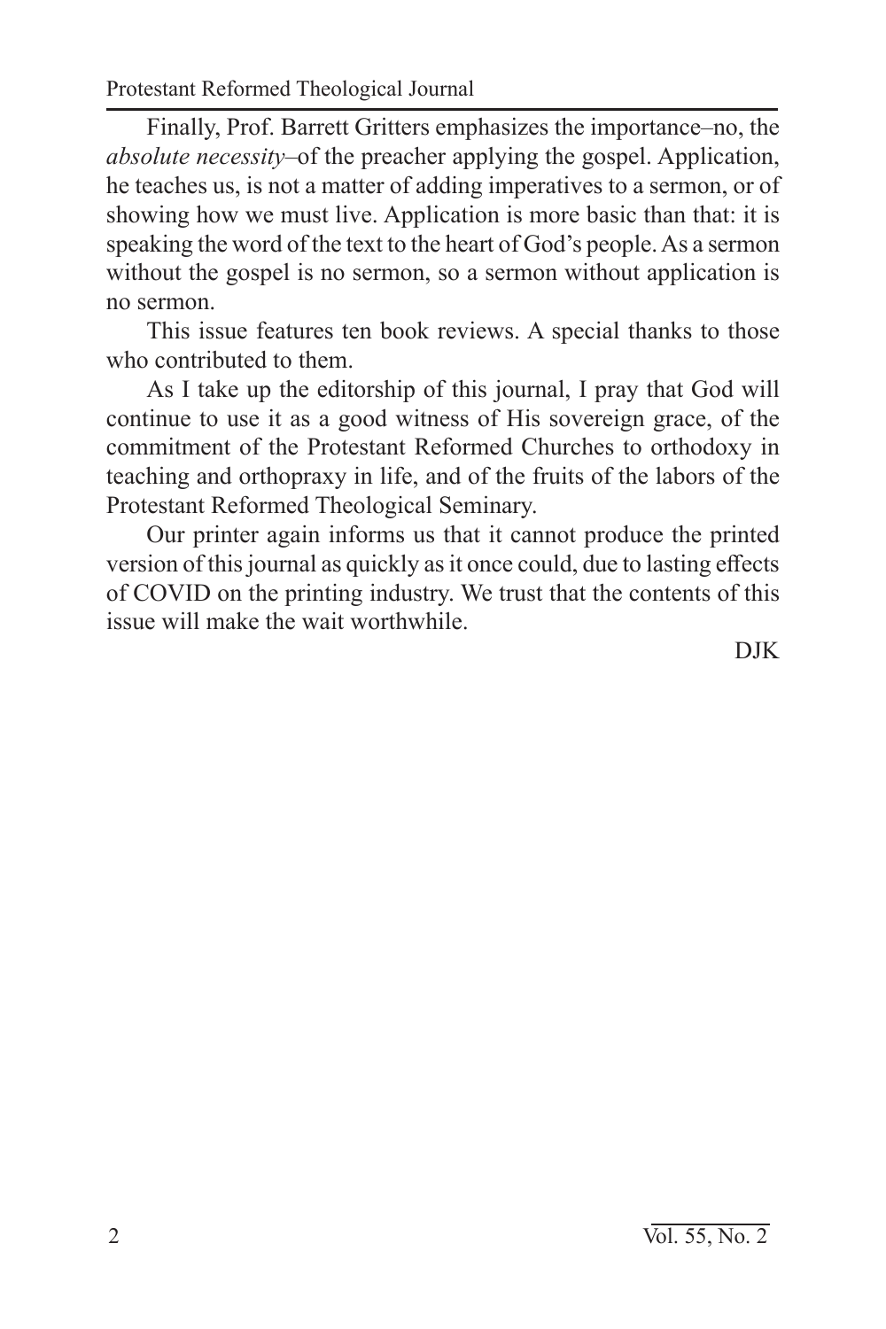Finally, Prof. Barrett Gritters emphasizes the importance–no, the *absolute necessity*–of the preacher applying the gospel. Application, he teaches us, is not a matter of adding imperatives to a sermon, or of showing how we must live. Application is more basic than that: it is speaking the word of the text to the heart of God's people. As a sermon without the gospel is no sermon, so a sermon without application is no sermon.

This issue features ten book reviews. A special thanks to those who contributed to them.

As I take up the editorship of this journal, I pray that God will continue to use it as a good witness of His sovereign grace, of the commitment of the Protestant Reformed Churches to orthodoxy in teaching and orthopraxy in life, and of the fruits of the labors of the Protestant Reformed Theological Seminary.

Our printer again informs us that it cannot produce the printed version of this journal as quickly as it once could, due to lasting effects of COVID on the printing industry. We trust that the contents of this issue will make the wait worthwhile.

DJK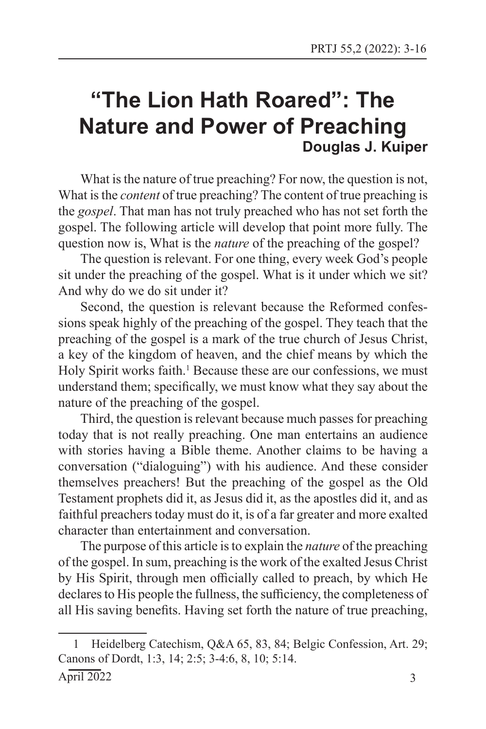# "The Lion Hath Roared": The Nature and Power of Preaching

**Douglas J. Kuiper**

What is the nature of true preaching? For now, the question is not, What is the *content* of true preaching? The content of true preaching is the *gospel*. That man has not truly preached who has not set forth the gospel. The following article will develop that point more fully. The question now is, What is the *nature* of the preaching of the gospel?

The question is relevant. For one thing, every week God's people sit under the preaching of the gospel. What is it under which we sit? And why do we do sit under it?

Second, the question is relevant because the Reformed confessions speak highly of the preaching of the gospel. They teach that the preaching of the gospel is a mark of the true church of Jesus Christ, a key of the kingdom of heaven, and the chief means by which the Holy Spirit works faith.[1] Because these are our confessions, we must understand them; specifically, we must know what they say about the nature of the preaching of the gospel.

Third, the question is relevant because much passes for preaching today that is not really preaching. One man entertains an audience with stories having a Bible theme. Another claims to be having a conversation ("dialoguing") with his audience. And these consider themselves preachers! But the preaching of the gospel as the Old Testament prophets did it, as Jesus did it, as the apostles did it, and as faithful preachers today must do it, is of a far greater and more exalted character than entertainment and conversation.

The purpose of this article is to explain the *nature* of the preaching of the gospel. In sum, preaching is the work of the exalted Jesus Christ by His Spirit, through men officially called to preach, by which He declares to His people the fullness, the sufficiency, the completeness of all His saving benefits. Having set forth the nature of true preaching,

1 Heidelberg Catechism, Q&A 65, 83, 84; Belgic Confession, Art. 29; Canons of Dordt, 1:3, 14; 2:5; 3-4:6, 8, 10; 5:14.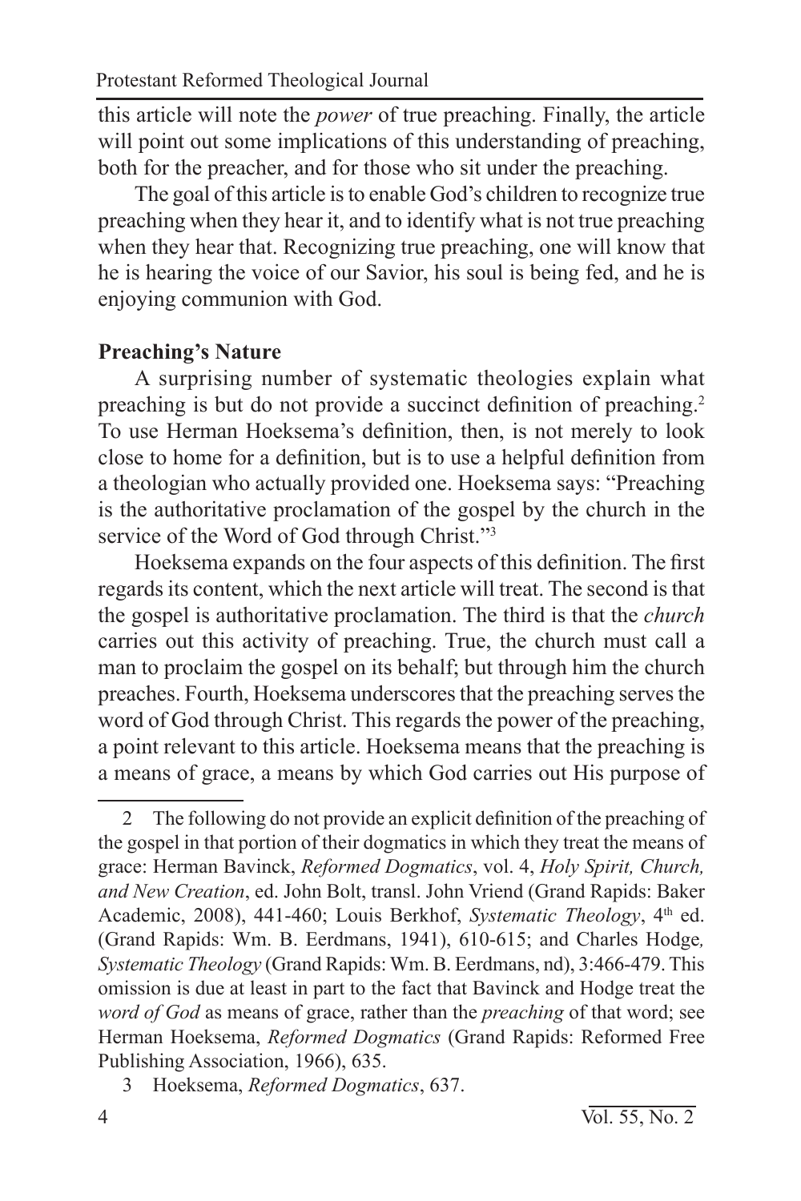this article will note the *power* of true preaching. Finally, the article will point out some implications of this understanding of preaching, both for the preacher, and for those who sit under the preaching.

The goal of this article is to enable God's children to recognize true preaching when they hear it, and to identify what is not true preaching when they hear that. Recognizing true preaching, one will know that he is hearing the voice of our Savior, his soul is being fed, and he is enjoying communion with God.

**Preaching's Nature**

A surprising number of systematic theologies explain what preaching is but do not provide a succinct definition of preaching.[2] To use Herman Hoeksema's definition, then, is not merely to look close to home for a definition, but is to use a helpful definition from a theologian who actually provided one. Hoeksema says: "Preaching is the authoritative proclamation of the gospel by the church in the service of the Word of God through Christ."[3]

Hoeksema expands on the four aspects of this definition. The first regards its content, which the next article will treat. The second is that the gospel is authoritative proclamation. The third is that the *church* carries out this activity of preaching. True, the church must call a man to proclaim the gospel on its behalf; but through him the church preaches. Fourth, Hoeksema underscores that the preaching serves the word of God through Christ. This regards the power of the preaching, a point relevant to this article. Hoeksema means that the preaching is a means of grace, a means by which God carries out His purpose of

---

2 The following do not provide an explicit definition of the preaching of the gospel in that portion of their dogmatics in which they treat the means of grace: Herman Bavinck, *Reformed Dogmatics*, vol. 4, *Holy Spirit, Church, and New Creation*, ed. John Bolt, transl. John Vriend (Grand Rapids: Baker Academic, 2008), 441-460; Louis Berkhof, *Systematic Theology*, 4th ed. (Grand Rapids: Wm. B. Eerdmans, 1941), 610-615; and Charles Hodge*, Systematic Theology* (Grand Rapids: Wm. B. Eerdmans, nd), 3:466-479. This omission is due at least in part to the fact that Bavinck and Hodge treat the *word of God* as means of grace, rather than the *preaching* of that word; see Herman Hoeksema, *Reformed Dogmatics* (Grand Rapids: Reformed Free Publishing Association, 1966), 635.

3 Hoeksema, *Reformed Dogmatics*, 637.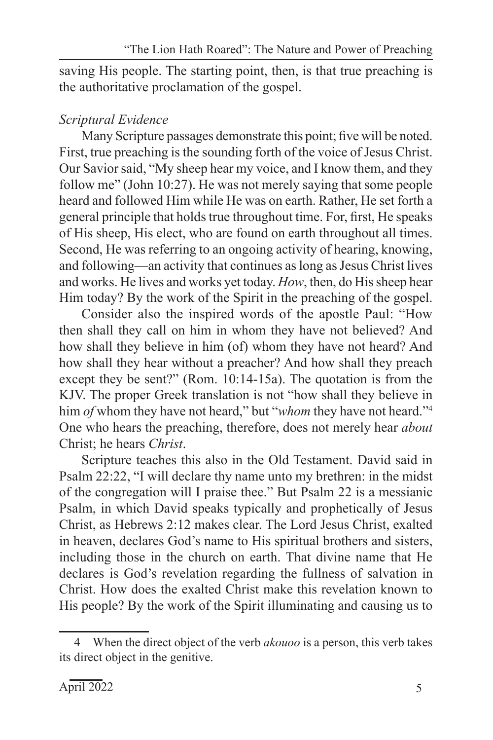saving His people. The starting point, then, is that true preaching is the authoritative proclamation of the gospel.

*Scriptural Evidence*

Many Scripture passages demonstrate this point; five will be noted. First, true preaching is the sounding forth of the voice of Jesus Christ. Our Savior said, "My sheep hear my voice, and I know them, and they follow me" (John 10:27). He was not merely saying that some people heard and followed Him while He was on earth. Rather, He set forth a general principle that holds true throughout time. For, first, He speaks of His sheep, His elect, who are found on earth throughout all times. Second, He was referring to an ongoing activity of hearing, knowing, and following—an activity that continues as long as Jesus Christ lives and works. He lives and works yet today. *How*, then, do His sheep hear Him today? By the work of the Spirit in the preaching of the gospel.

Consider also the inspired words of the apostle Paul: "How then shall they call on him in whom they have not believed? And how shall they believe in him (of) whom they have not heard? And how shall they hear without a preacher? And how shall they preach except they be sent?" (Rom. 10:14-15a). The quotation is from the KJV. The proper Greek translation is not "how shall they believe in him *of* whom they have not heard," but "*whom* they have not heard."[4] One who hears the preaching, therefore, does not merely hear *about* Christ; he hears *Christ*.

Scripture teaches this also in the Old Testament. David said in Psalm 22:22, "I will declare thy name unto my brethren: in the midst of the congregation will I praise thee." But Psalm 22 is a messianic Psalm, in which David speaks typically and prophetically of Jesus Christ, as Hebrews 2:12 makes clear. The Lord Jesus Christ, exalted in heaven, declares God's name to His spiritual brothers and sisters, including those in the church on earth. That divine name that He declares is God's revelation regarding the fullness of salvation in Christ. How does the exalted Christ make this revelation known to His people? By the work of the Spirit illuminating and causing us to

---

4 When the direct object of the verb *akouoo* is a person, this verb takes its direct object in the genitive.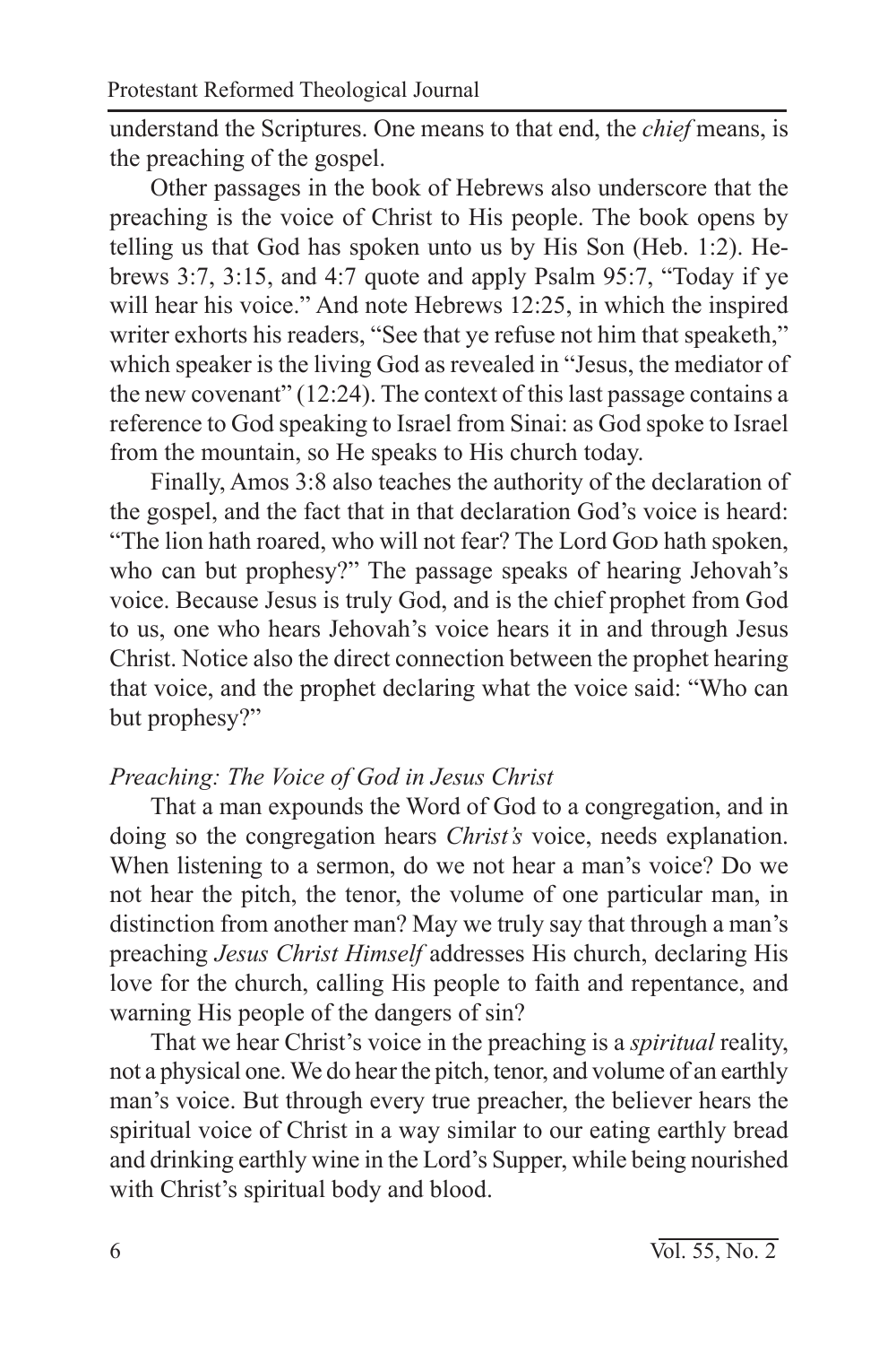understand the Scriptures. One means to that end, the *chief* means, is the preaching of the gospel.

Other passages in the book of Hebrews also underscore that the preaching is the voice of Christ to His people. The book opens by telling us that God has spoken unto us by His Son (Heb. 1:2). Hebrews 3:7, 3:15, and 4:7 quote and apply Psalm 95:7, "Today if ye will hear his voice." And note Hebrews 12:25, in which the inspired writer exhorts his readers, "See that ye refuse not him that speaketh," which speaker is the living God as revealed in "Jesus, the mediator of the new covenant" (12:24). The context of this last passage contains a reference to God speaking to Israel from Sinai: as God spoke to Israel from the mountain, so He speaks to His church today.

Finally, Amos 3:8 also teaches the authority of the declaration of the gospel, and the fact that in that declaration God's voice is heard: "The lion hath roared, who will not fear? The Lord God hath spoken, who can but prophesy?" The passage speaks of hearing Jehovah's voice. Because Jesus is truly God, and is the chief prophet from God to us, one who hears Jehovah's voice hears it in and through Jesus Christ. Notice also the direct connection between the prophet hearing that voice, and the prophet declaring what the voice said: "Who can but prophesy?"

*Preaching: The Voice of God in Jesus Christ*

That a man expounds the Word of God to a congregation, and in doing so the congregation hears *Christ's* voice, needs explanation. When listening to a sermon, do we not hear a man's voice? Do we not hear the pitch, the tenor, the volume of one particular man, in distinction from another man? May we truly say that through a man's preaching *Jesus Christ Himself* addresses His church, declaring His love for the church, calling His people to faith and repentance, and warning His people of the dangers of sin?

That we hear Christ's voice in the preaching is a *spiritual* reality, not a physical one. We do hear the pitch, tenor, and volume of an earthly man's voice. But through every true preacher, the believer hears the spiritual voice of Christ in a way similar to our eating earthly bread and drinking earthly wine in the Lord's Supper, while being nourished with Christ's spiritual body and blood.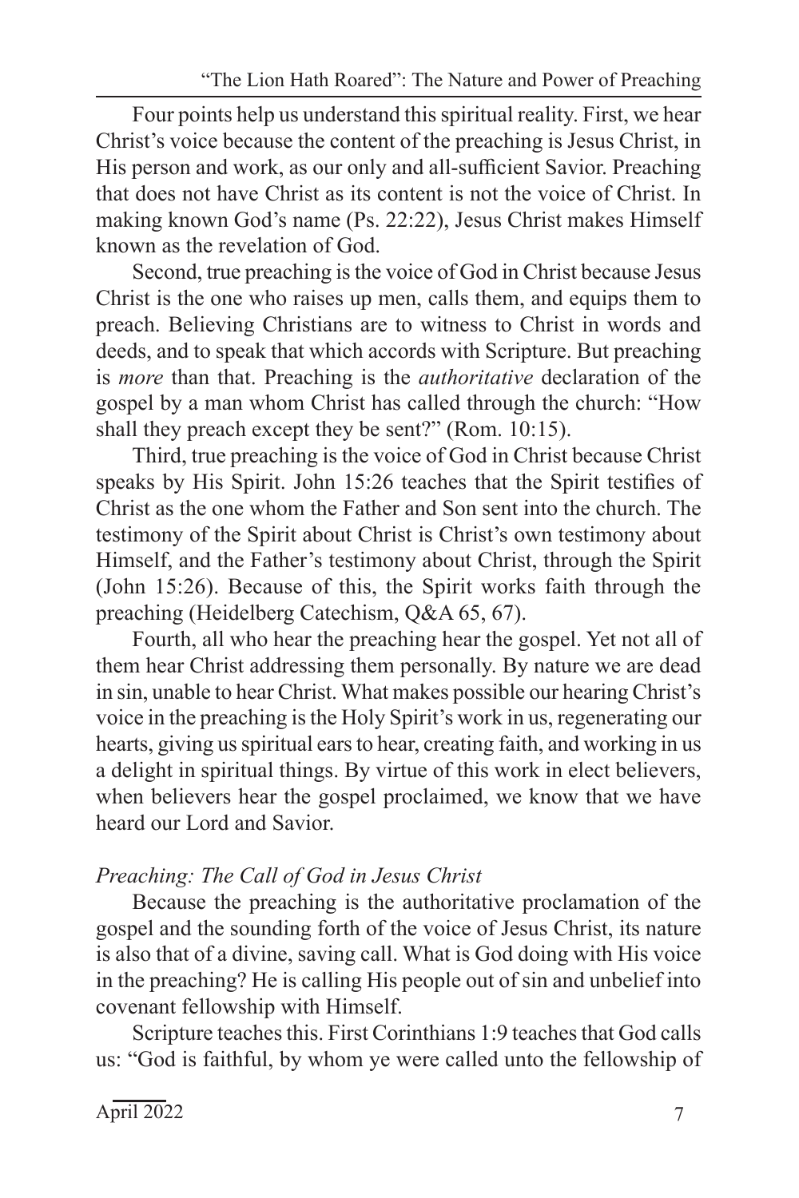Four points help us understand this spiritual reality. First, we hear Christ's voice because the content of the preaching is Jesus Christ, in His person and work, as our only and all-sufficient Savior. Preaching that does not have Christ as its content is not the voice of Christ. In making known God's name (Ps. 22:22), Jesus Christ makes Himself known as the revelation of God.

Second, true preaching is the voice of God in Christ because Jesus Christ is the one who raises up men, calls them, and equips them to preach. Believing Christians are to witness to Christ in words and deeds, and to speak that which accords with Scripture. But preaching is *more* than that. Preaching is the *authoritative* declaration of the gospel by a man whom Christ has called through the church: "How shall they preach except they be sent?" (Rom. 10:15).

Third, true preaching is the voice of God in Christ because Christ speaks by His Spirit. John 15:26 teaches that the Spirit testifies of Christ as the one whom the Father and Son sent into the church. The testimony of the Spirit about Christ is Christ's own testimony about Himself, and the Father's testimony about Christ, through the Spirit (John 15:26). Because of this, the Spirit works faith through the preaching (Heidelberg Catechism, Q&A 65, 67).

Fourth, all who hear the preaching hear the gospel. Yet not all of them hear Christ addressing them personally. By nature we are dead in sin, unable to hear Christ. What makes possible our hearing Christ's voice in the preaching is the Holy Spirit's work in us, regenerating our hearts, giving us spiritual ears to hear, creating faith, and working in us a delight in spiritual things. By virtue of this work in elect believers, when believers hear the gospel proclaimed, we know that we have heard our Lord and Savior.

### *Preaching: The Call of God in Jesus Christ*

Because the preaching is the authoritative proclamation of the gospel and the sounding forth of the voice of Jesus Christ, its nature is also that of a divine, saving call. What is God doing with His voice in the preaching? He is calling His people out of sin and unbelief into covenant fellowship with Himself.

Scripture teaches this. First Corinthians 1:9 teaches that God calls us: "God is faithful, by whom ye were called unto the fellowship of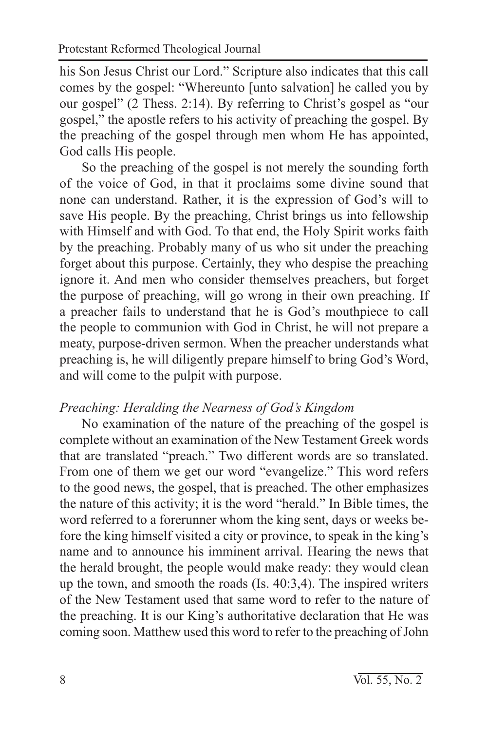his Son Jesus Christ our Lord." Scripture also indicates that this call comes by the gospel: "Whereunto [unto salvation] he called you by our gospel" (2 Thess. 2:14). By referring to Christ's gospel as "our gospel," the apostle refers to his activity of preaching the gospel. By the preaching of the gospel through men whom He has appointed, God calls His people.

So the preaching of the gospel is not merely the sounding forth of the voice of God, in that it proclaims some divine sound that none can understand. Rather, it is the expression of God's will to save His people. By the preaching, Christ brings us into fellowship with Himself and with God. To that end, the Holy Spirit works faith by the preaching. Probably many of us who sit under the preaching forget about this purpose. Certainly, they who despise the preaching ignore it. And men who consider themselves preachers, but forget the purpose of preaching, will go wrong in their own preaching. If a preacher fails to understand that he is God's mouthpiece to call the people to communion with God in Christ, he will not prepare a meaty, purpose-driven sermon. When the preacher understands what preaching is, he will diligently prepare himself to bring God's Word, and will come to the pulpit with purpose.

*Preaching: Heralding the Nearness of God's Kingdom*

No examination of the nature of the preaching of the gospel is complete without an examination of the New Testament Greek words that are translated "preach." Two different words are so translated. From one of them we get our word "evangelize." This word refers to the good news, the gospel, that is preached. The other emphasizes the nature of this activity; it is the word "herald." In Bible times, the word referred to a forerunner whom the king sent, days or weeks before the king himself visited a city or province, to speak in the king's name and to announce his imminent arrival. Hearing the news that the herald brought, the people would make ready: they would clean up the town, and smooth the roads (Is. 40:3,4). The inspired writers of the New Testament used that same word to refer to the nature of the preaching. It is our King's authoritative declaration that He was coming soon. Matthew used this word to refer to the preaching of John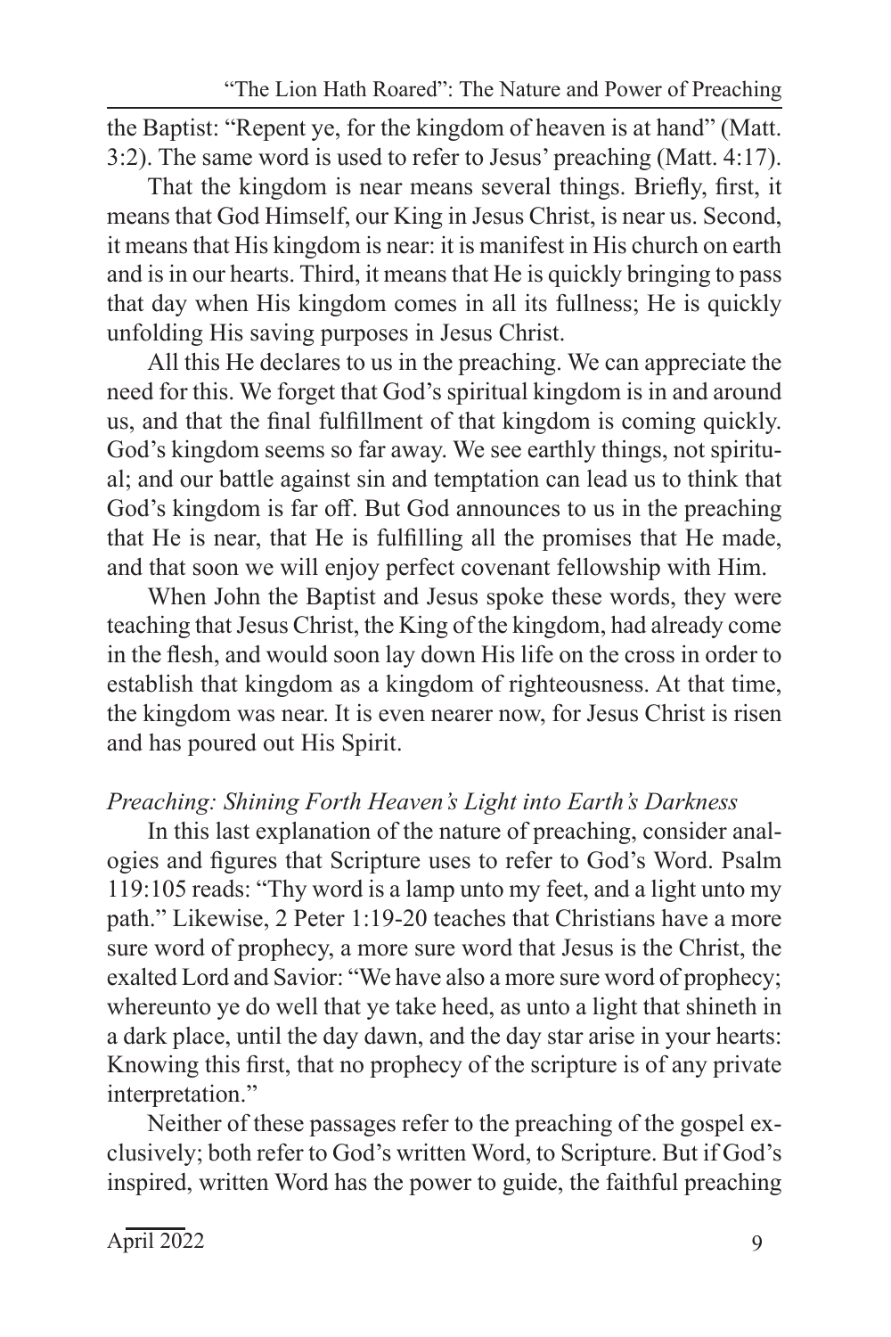the Baptist: "Repent ye, for the kingdom of heaven is at hand" (Matt. 3:2). The same word is used to refer to Jesus' preaching (Matt. 4:17).

That the kingdom is near means several things. Briefly, first, it means that God Himself, our King in Jesus Christ, is near us. Second, it means that His kingdom is near: it is manifest in His church on earth and is in our hearts. Third, it means that He is quickly bringing to pass that day when His kingdom comes in all its fullness; He is quickly unfolding His saving purposes in Jesus Christ.

All this He declares to us in the preaching. We can appreciate the need for this. We forget that God's spiritual kingdom is in and around us, and that the final fulfillment of that kingdom is coming quickly. God's kingdom seems so far away. We see earthly things, not spiritual; and our battle against sin and temptation can lead us to think that God's kingdom is far off. But God announces to us in the preaching that He is near, that He is fulfilling all the promises that He made, and that soon we will enjoy perfect covenant fellowship with Him.

When John the Baptist and Jesus spoke these words, they were teaching that Jesus Christ, the King of the kingdom, had already come in the flesh, and would soon lay down His life on the cross in order to establish that kingdom as a kingdom of righteousness. At that time, the kingdom was near. It is even nearer now, for Jesus Christ is risen and has poured out His Spirit.

### *Preaching: Shining Forth Heaven's Light into Earth's Darkness*

In this last explanation of the nature of preaching, consider analogies and figures that Scripture uses to refer to God's Word. Psalm 119:105 reads: "Thy word is a lamp unto my feet, and a light unto my path." Likewise, 2 Peter 1:19-20 teaches that Christians have a more sure word of prophecy, a more sure word that Jesus is the Christ, the exalted Lord and Savior: "We have also a more sure word of prophecy; whereunto ye do well that ye take heed, as unto a light that shineth in a dark place, until the day dawn, and the day star arise in your hearts: Knowing this first, that no prophecy of the scripture is of any private interpretation."

Neither of these passages refer to the preaching of the gospel exclusively; both refer to God's written Word, to Scripture. But if God's inspired, written Word has the power to guide, the faithful preaching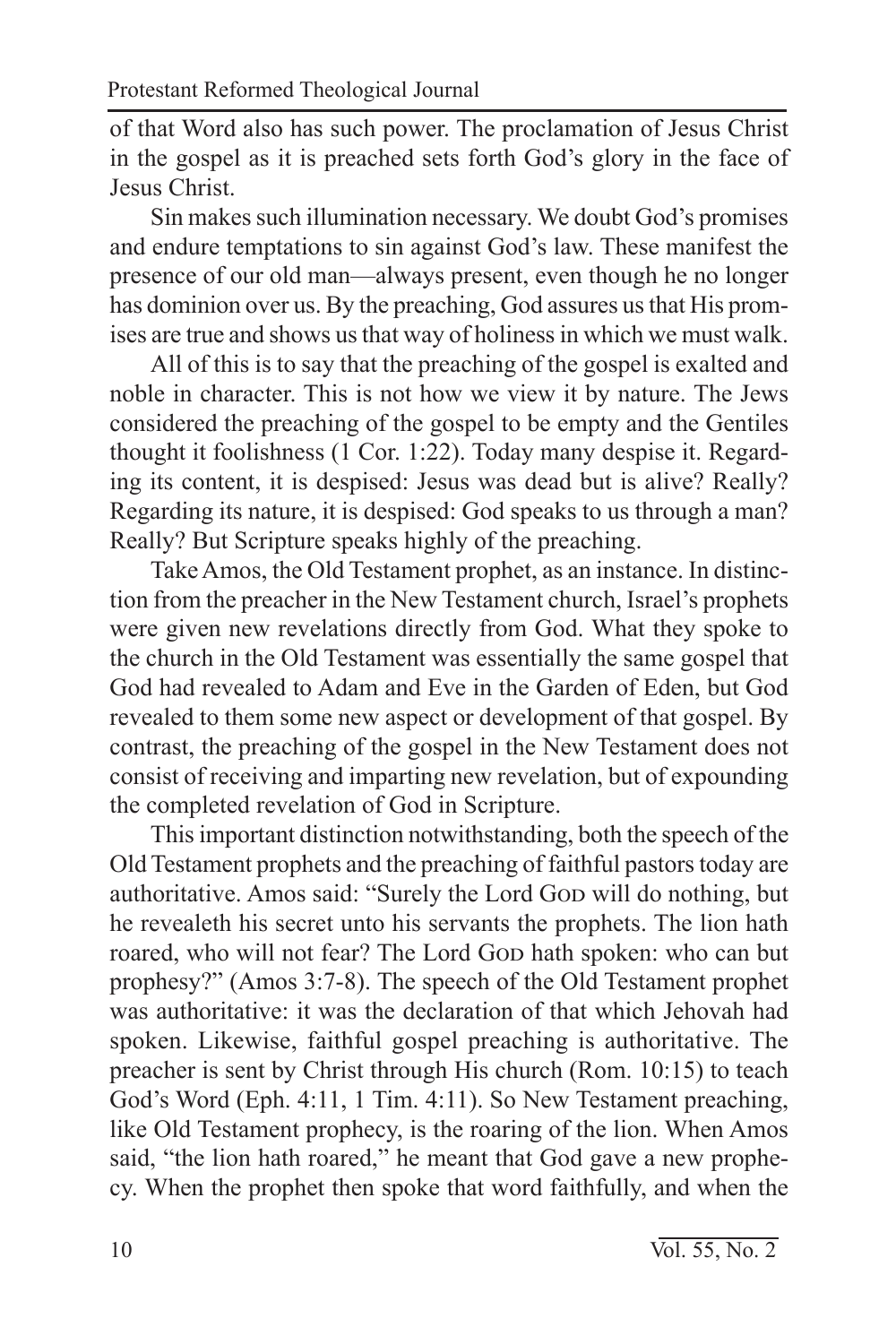of that Word also has such power. The proclamation of Jesus Christ in the gospel as it is preached sets forth God's glory in the face of Jesus Christ.

Sin makes such illumination necessary. We doubt God's promises and endure temptations to sin against God's law. These manifest the presence of our old man—always present, even though he no longer has dominion over us. By the preaching, God assures us that His promises are true and shows us that way of holiness in which we must walk.

All of this is to say that the preaching of the gospel is exalted and noble in character. This is not how we view it by nature. The Jews considered the preaching of the gospel to be empty and the Gentiles thought it foolishness (1 Cor. 1:22). Today many despise it. Regarding its content, it is despised: Jesus was dead but is alive? Really? Regarding its nature, it is despised: God speaks to us through a man? Really? But Scripture speaks highly of the preaching.

Take Amos, the Old Testament prophet, as an instance. In distinction from the preacher in the New Testament church, Israel's prophets were given new revelations directly from God. What they spoke to the church in the Old Testament was essentially the same gospel that God had revealed to Adam and Eve in the Garden of Eden, but God revealed to them some new aspect or development of that gospel. By contrast, the preaching of the gospel in the New Testament does not consist of receiving and imparting new revelation, but of expounding the completed revelation of God in Scripture.

This important distinction notwithstanding, both the speech of the Old Testament prophets and the preaching of faithful pastors today are authoritative. Amos said: "Surely the Lord God will do nothing, but he revealeth his secret unto his servants the prophets. The lion hath roared, who will not fear? The Lord God hath spoken: who can but prophesy?" (Amos 3:7-8). The speech of the Old Testament prophet was authoritative: it was the declaration of that which Jehovah had spoken. Likewise, faithful gospel preaching is authoritative. The preacher is sent by Christ through His church (Rom. 10:15) to teach God's Word (Eph. 4:11, 1 Tim. 4:11). So New Testament preaching, like Old Testament prophecy, is the roaring of the lion. When Amos said, "the lion hath roared," he meant that God gave a new prophecy. When the prophet then spoke that word faithfully, and when the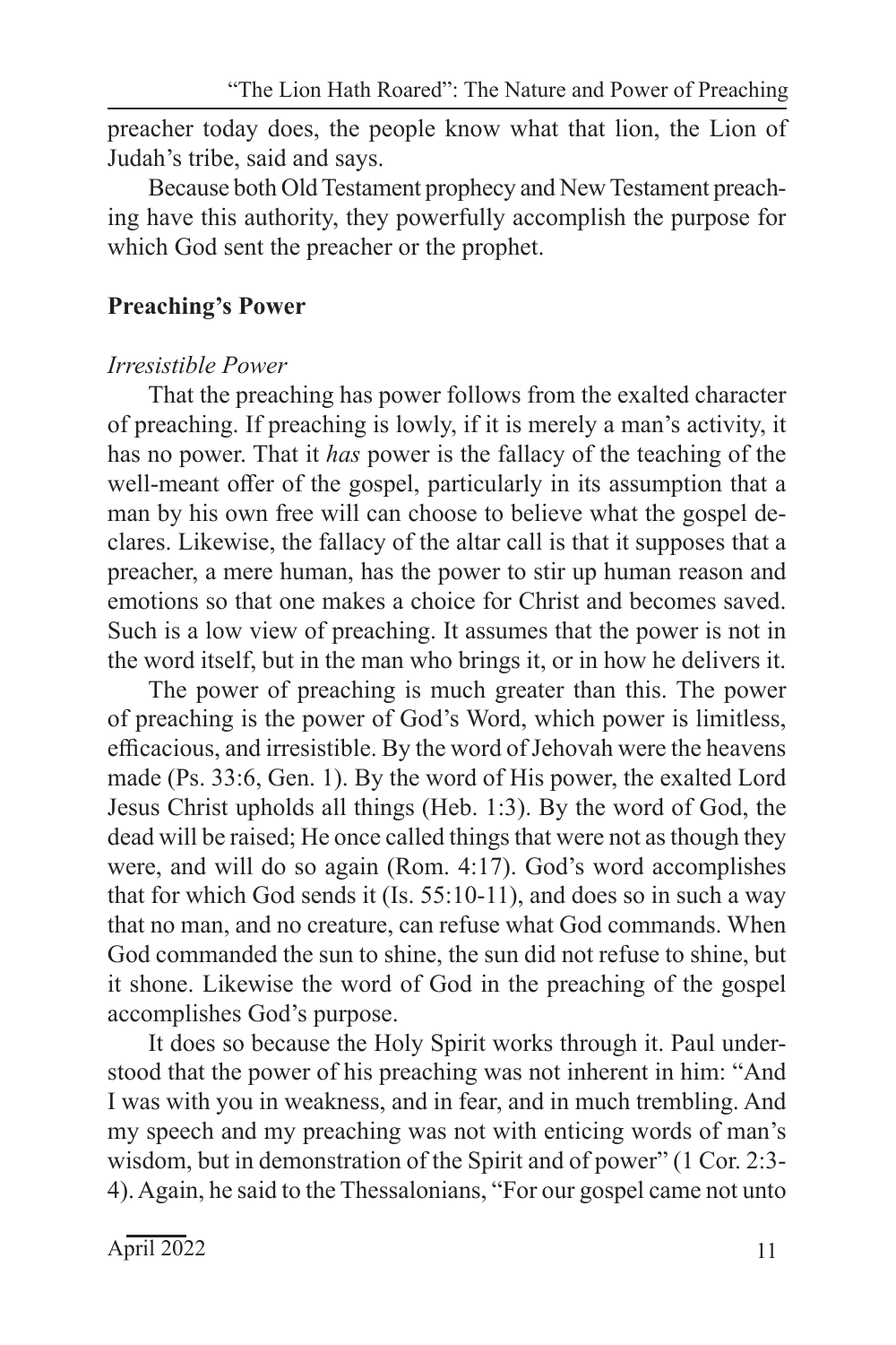preacher today does, the people know what that lion, the Lion of Judah's tribe, said and says.

Because both Old Testament prophecy and New Testament preaching have this authority, they powerfully accomplish the purpose for which God sent the preacher or the prophet.

## Preaching's Power

### *Irresistible Power*

That the preaching has power follows from the exalted character of preaching. If preaching is lowly, if it is merely a man's activity, it has no power. That it *has* power is the fallacy of the teaching of the well-meant offer of the gospel, particularly in its assumption that a man by his own free will can choose to believe what the gospel declares. Likewise, the fallacy of the altar call is that it supposes that a preacher, a mere human, has the power to stir up human reason and emotions so that one makes a choice for Christ and becomes saved. Such is a low view of preaching. It assumes that the power is not in the word itself, but in the man who brings it, or in how he delivers it.

The power of preaching is much greater than this. The power of preaching is the power of God's Word, which power is limitless, efficacious, and irresistible. By the word of Jehovah were the heavens made (Ps. 33:6, Gen. 1). By the word of His power, the exalted Lord Jesus Christ upholds all things (Heb. 1:3). By the word of God, the dead will be raised; He once called things that were not as though they were, and will do so again (Rom. 4:17). God's word accomplishes that for which God sends it (Is. 55:10-11), and does so in such a way that no man, and no creature, can refuse what God commands. When God commanded the sun to shine, the sun did not refuse to shine, but it shone. Likewise the word of God in the preaching of the gospel accomplishes God's purpose.

It does so because the Holy Spirit works through it. Paul understood that the power of his preaching was not inherent in him: "And I was with you in weakness, and in fear, and in much trembling. And my speech and my preaching was not with enticing words of man's wisdom, but in demonstration of the Spirit and of power" (1 Cor. 2:3-4). Again, he said to the Thessalonians, "For our gospel came not unto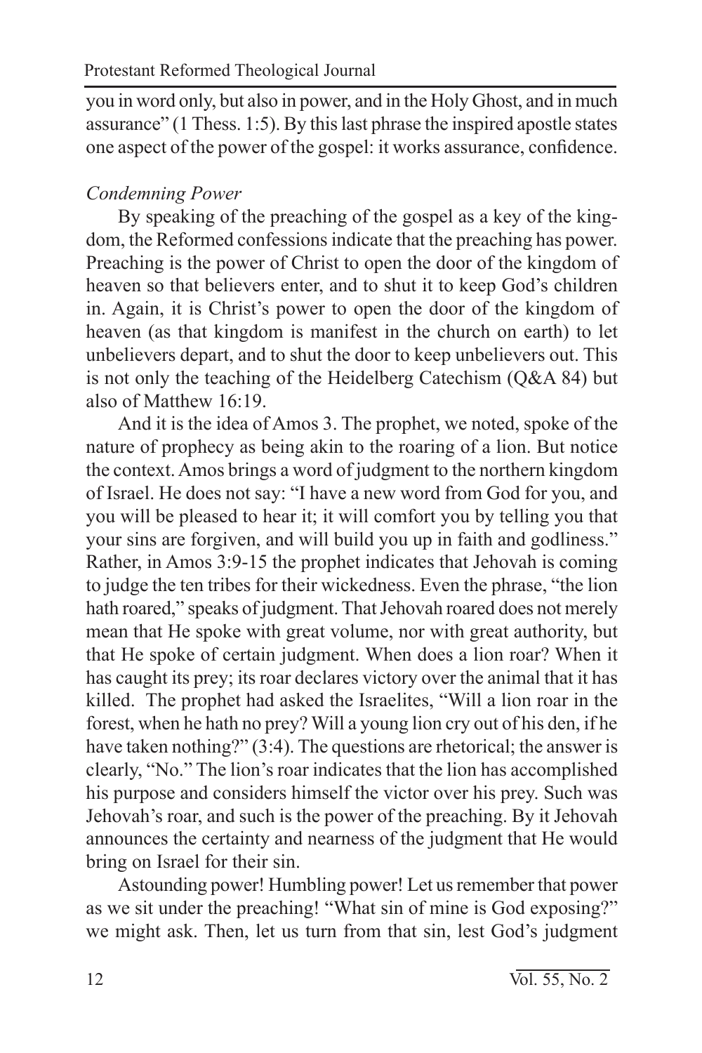you in word only, but also in power, and in the Holy Ghost, and in much assurance" (1 Thess. 1:5). By this last phrase the inspired apostle states one aspect of the power of the gospel: it works assurance, confidence.

### *Condemning Power*

By speaking of the preaching of the gospel as a key of the kingdom, the Reformed confessions indicate that the preaching has power. Preaching is the power of Christ to open the door of the kingdom of heaven so that believers enter, and to shut it to keep God's children in. Again, it is Christ's power to open the door of the kingdom of heaven (as that kingdom is manifest in the church on earth) to let unbelievers depart, and to shut the door to keep unbelievers out. This is not only the teaching of the Heidelberg Catechism (Q&A 84) but also of Matthew 16:19.

And it is the idea of Amos 3. The prophet, we noted, spoke of the nature of prophecy as being akin to the roaring of a lion. But notice the context. Amos brings a word of judgment to the northern kingdom of Israel. He does not say: "I have a new word from God for you, and you will be pleased to hear it; it will comfort you by telling you that your sins are forgiven, and will build you up in faith and godliness." Rather, in Amos 3:9-15 the prophet indicates that Jehovah is coming to judge the ten tribes for their wickedness. Even the phrase, "the lion hath roared," speaks of judgment. That Jehovah roared does not merely mean that He spoke with great volume, nor with great authority, but that He spoke of certain judgment. When does a lion roar? When it has caught its prey; its roar declares victory over the animal that it has killed. The prophet had asked the Israelites, "Will a lion roar in the forest, when he hath no prey? Will a young lion cry out of his den, if he have taken nothing?" (3:4). The questions are rhetorical; the answer is clearly, "No." The lion's roar indicates that the lion has accomplished his purpose and considers himself the victor over his prey. Such was Jehovah's roar, and such is the power of the preaching. By it Jehovah announces the certainty and nearness of the judgment that He would bring on Israel for their sin.

Astounding power! Humbling power! Let us remember that power as we sit under the preaching! "What sin of mine is God exposing?" we might ask. Then, let us turn from that sin, lest God's judgment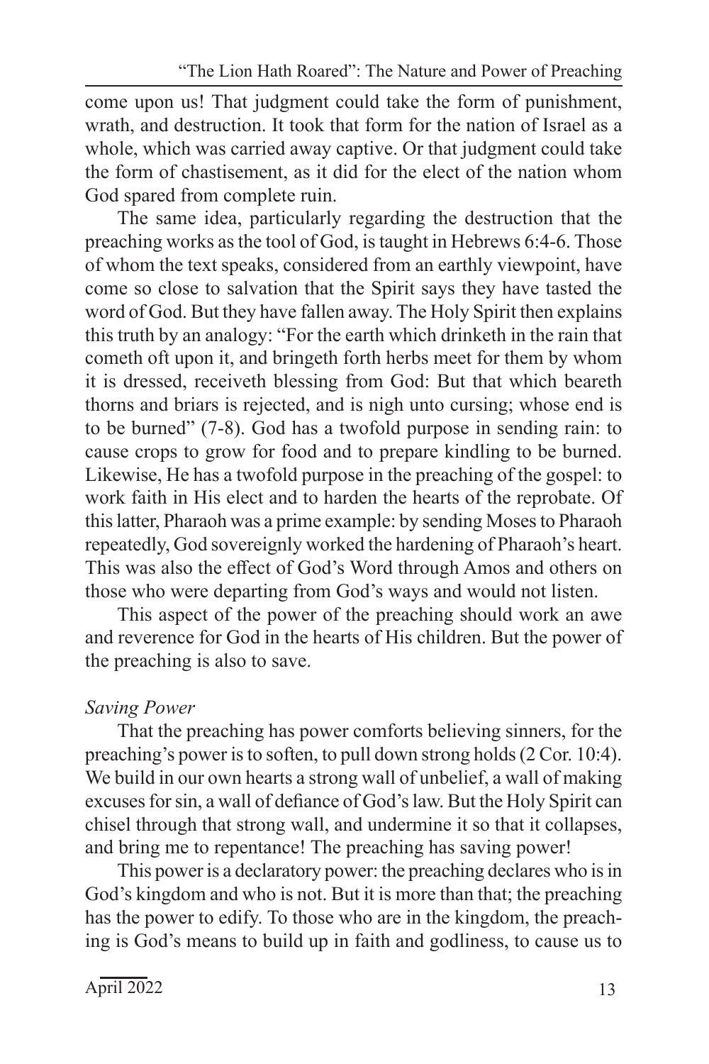come upon us! That judgment could take the form of punishment, wrath, and destruction. It took that form for the nation of Israel as a whole, which was carried away captive. Or that judgment could take the form of chastisement, as it did for the elect of the nation whom God spared from complete ruin.

The same idea, particularly regarding the destruction that the preaching works as the tool of God, is taught in Hebrews 6:4-6. Those of whom the text speaks, considered from an earthly viewpoint, have come so close to salvation that the Spirit says they have tasted the word of God. But they have fallen away. The Holy Spirit then explains this truth by an analogy: "For the earth which drinketh in the rain that cometh oft upon it, and bringeth forth herbs meet for them by whom it is dressed, receiveth blessing from God: But that which beareth thorns and briars is rejected, and is nigh unto cursing; whose end is to be burned" (7-8). God has a twofold purpose in sending rain: to cause crops to grow for food and to prepare kindling to be burned. Likewise, He has a twofold purpose in the preaching of the gospel: to work faith in His elect and to harden the hearts of the reprobate. Of this latter, Pharaoh was a prime example: by sending Moses to Pharaoh repeatedly, God sovereignly worked the hardening of Pharaoh's heart. This was also the effect of God's Word through Amos and others on those who were departing from God's ways and would not listen.

This aspect of the power of the preaching should work an awe and reverence for God in the hearts of His children. But the power of the preaching is also to save.

*Saving Power*

That the preaching has power comforts believing sinners, for the preaching's power is to soften, to pull down strong holds (2 Cor. 10:4). We build in our own hearts a strong wall of unbelief, a wall of making excuses for sin, a wall of defiance of God's law. But the Holy Spirit can chisel through that strong wall, and undermine it so that it collapses, and bring me to repentance! The preaching has saving power!

This power is a declaratory power: the preaching declares who is in God's kingdom and who is not. But it is more than that; the preaching has the power to edify. To those who are in the kingdom, the preaching is God's means to build up in faith and godliness, to cause us to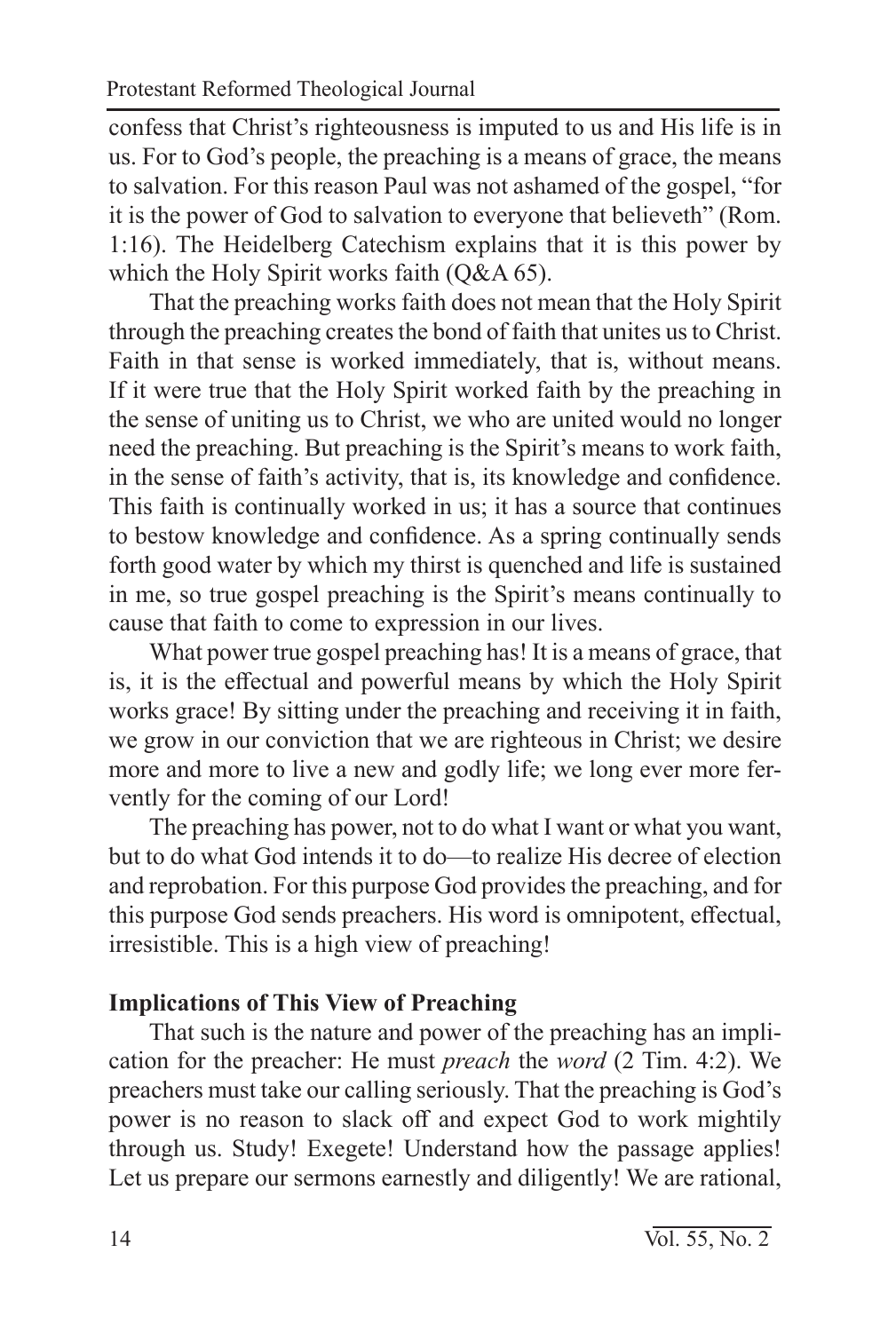confess that Christ's righteousness is imputed to us and His life is in us. For to God's people, the preaching is a means of grace, the means to salvation. For this reason Paul was not ashamed of the gospel, "for it is the power of God to salvation to everyone that believeth" (Rom. 1:16). The Heidelberg Catechism explains that it is this power by which the Holy Spirit works faith (Q&A 65).

That the preaching works faith does not mean that the Holy Spirit through the preaching creates the bond of faith that unites us to Christ. Faith in that sense is worked immediately, that is, without means. If it were true that the Holy Spirit worked faith by the preaching in the sense of uniting us to Christ, we who are united would no longer need the preaching. But preaching is the Spirit's means to work faith, in the sense of faith's activity, that is, its knowledge and confidence. This faith is continually worked in us; it has a source that continues to bestow knowledge and confidence. As a spring continually sends forth good water by which my thirst is quenched and life is sustained in me, so true gospel preaching is the Spirit's means continually to cause that faith to come to expression in our lives.

What power true gospel preaching has! It is a means of grace, that is, it is the effectual and powerful means by which the Holy Spirit works grace! By sitting under the preaching and receiving it in faith, we grow in our conviction that we are righteous in Christ; we desire more and more to live a new and godly life; we long ever more fervently for the coming of our Lord!

The preaching has power, not to do what I want or what you want, but to do what God intends it to do—to realize His decree of election and reprobation. For this purpose God provides the preaching, and for this purpose God sends preachers. His word is omnipotent, effectual, irresistible. This is a high view of preaching!

**Implications of This View of Preaching**

That such is the nature and power of the preaching has an implication for the preacher: He must *preach* the *word* (2 Tim. 4:2). We preachers must take our calling seriously. That the preaching is God's power is no reason to slack off and expect God to work mightily through us. Study! Exegete! Understand how the passage applies! Let us prepare our sermons earnestly and diligently! We are rational,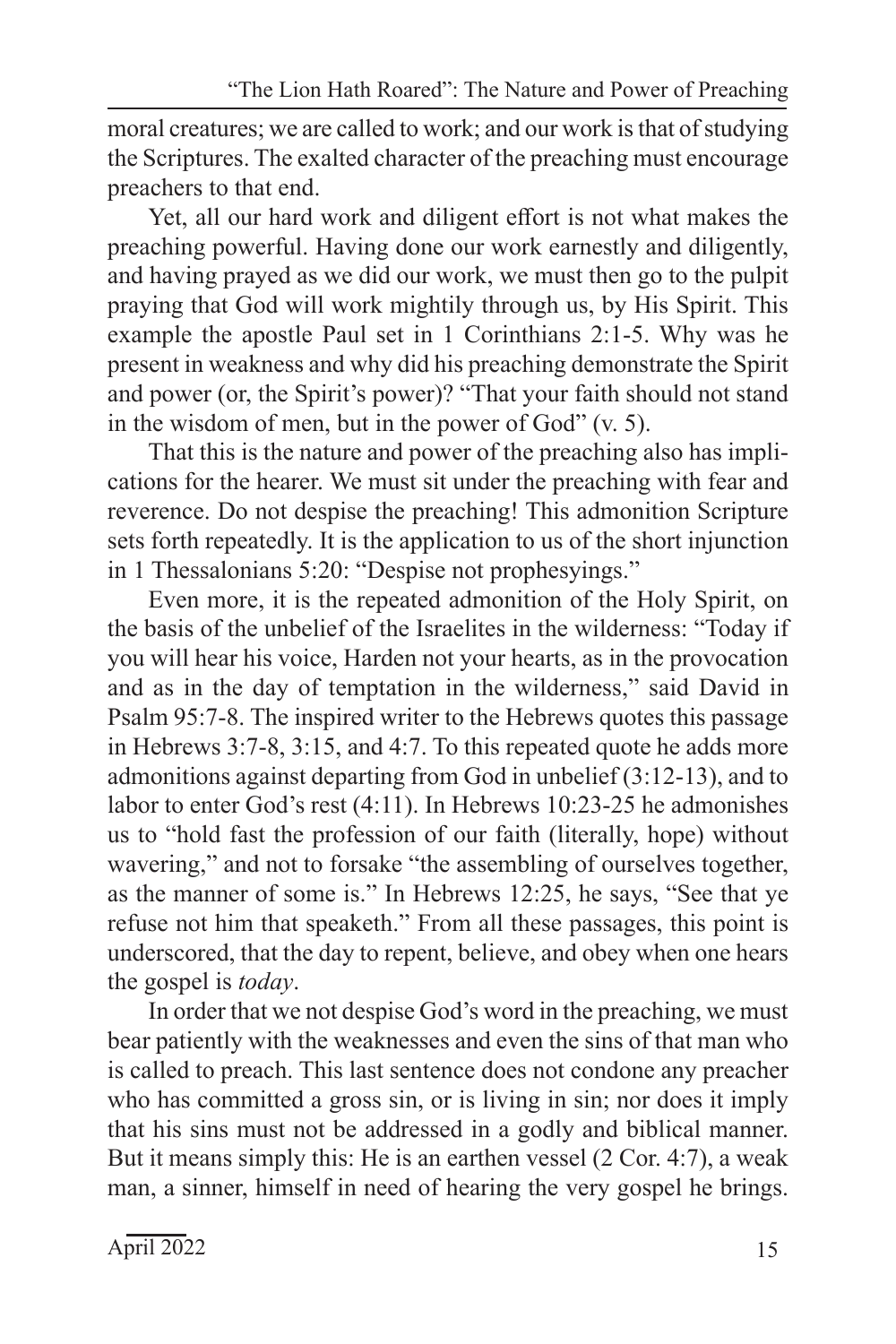moral creatures; we are called to work; and our work is that of studying the Scriptures. The exalted character of the preaching must encourage preachers to that end.

Yet, all our hard work and diligent effort is not what makes the preaching powerful. Having done our work earnestly and diligently, and having prayed as we did our work, we must then go to the pulpit praying that God will work mightily through us, by His Spirit. This example the apostle Paul set in 1 Corinthians 2:1-5. Why was he present in weakness and why did his preaching demonstrate the Spirit and power (or, the Spirit's power)? "That your faith should not stand in the wisdom of men, but in the power of God" (v. 5).

That this is the nature and power of the preaching also has implications for the hearer. We must sit under the preaching with fear and reverence. Do not despise the preaching! This admonition Scripture sets forth repeatedly. It is the application to us of the short injunction in 1 Thessalonians 5:20: "Despise not prophesyings."

Even more, it is the repeated admonition of the Holy Spirit, on the basis of the unbelief of the Israelites in the wilderness: "Today if you will hear his voice, Harden not your hearts, as in the provocation and as in the day of temptation in the wilderness," said David in Psalm 95:7-8. The inspired writer to the Hebrews quotes this passage in Hebrews 3:7-8, 3:15, and 4:7. To this repeated quote he adds more admonitions against departing from God in unbelief (3:12-13), and to labor to enter God's rest (4:11). In Hebrews 10:23-25 he admonishes us to "hold fast the profession of our faith (literally, hope) without wavering," and not to forsake "the assembling of ourselves together, as the manner of some is." In Hebrews 12:25, he says, "See that ye refuse not him that speaketh." From all these passages, this point is underscored, that the day to repent, believe, and obey when one hears the gospel is *today*.

In order that we not despise God's word in the preaching, we must bear patiently with the weaknesses and even the sins of that man who is called to preach. This last sentence does not condone any preacher who has committed a gross sin, or is living in sin; nor does it imply that his sins must not be addressed in a godly and biblical manner. But it means simply this: He is an earthen vessel (2 Cor. 4:7), a weak man, a sinner, himself in need of hearing the very gospel he brings.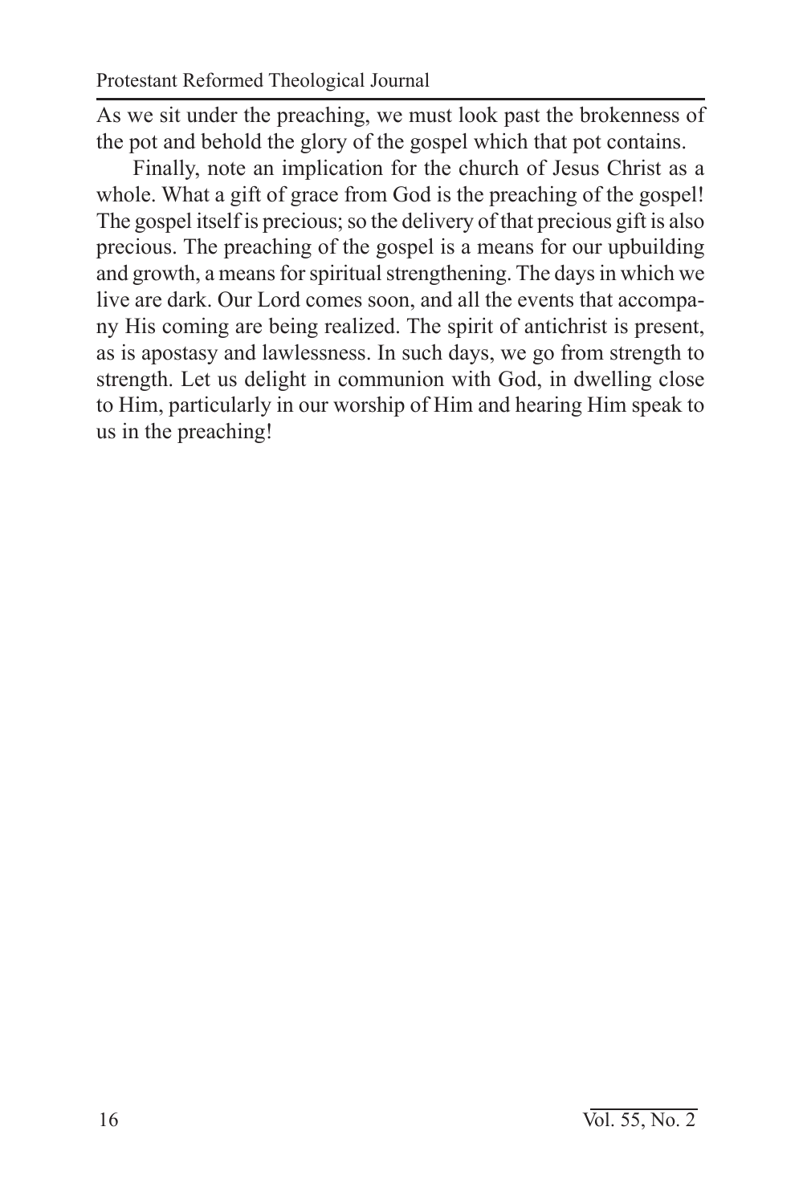As we sit under the preaching, we must look past the brokenness of the pot and behold the glory of the gospel which that pot contains.

Finally, note an implication for the church of Jesus Christ as a whole. What a gift of grace from God is the preaching of the gospel! The gospel itself is precious; so the delivery of that precious gift is also precious. The preaching of the gospel is a means for our upbuilding and growth, a means for spiritual strengthening. The days in which we live are dark. Our Lord comes soon, and all the events that accompany His coming are being realized. The spirit of antichrist is present, as is apostasy and lawlessness. In such days, we go from strength to strength. Let us delight in communion with God, in dwelling close to Him, particularly in our worship of Him and hearing Him speak to us in the preaching!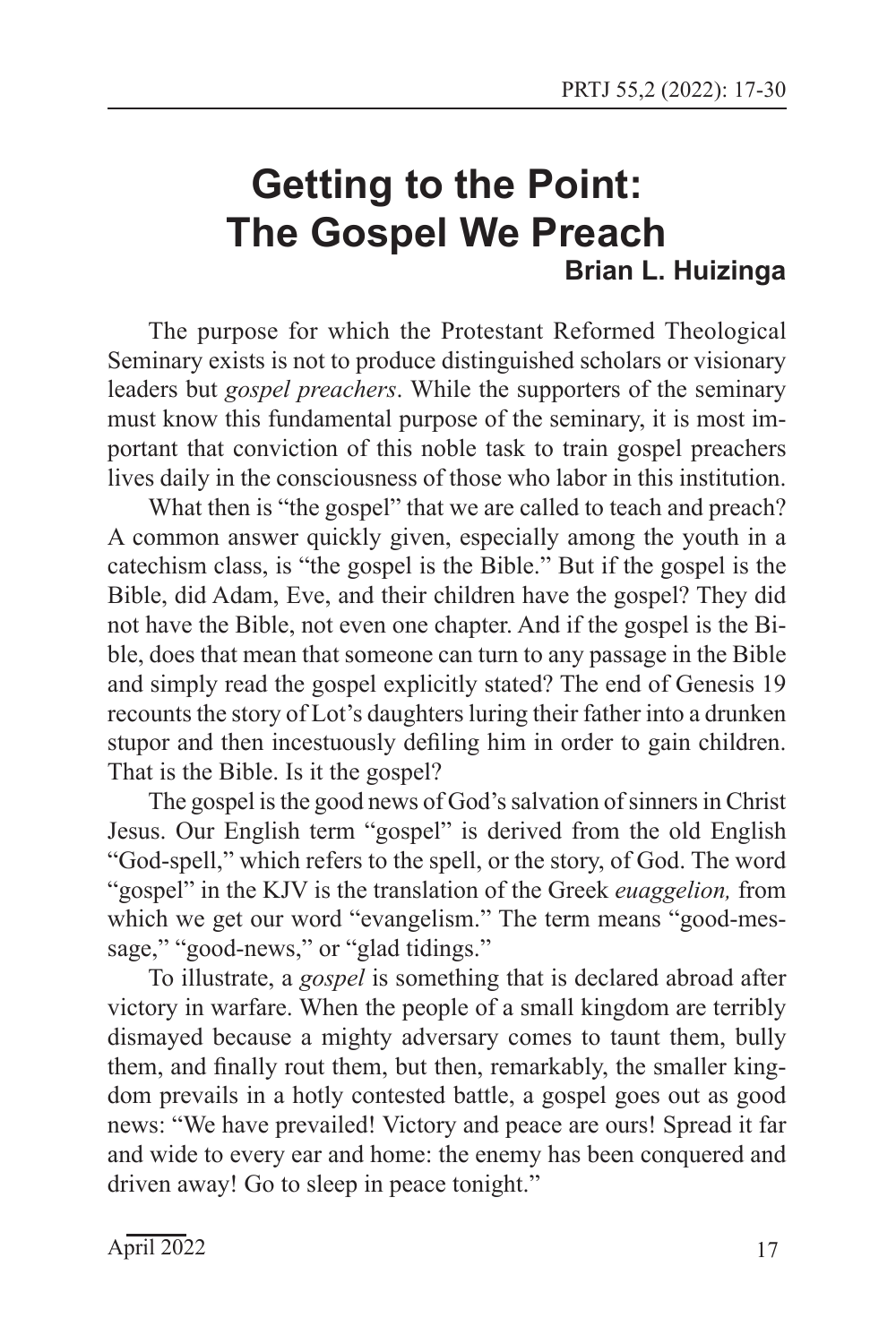# Getting to the Point: The Gospel We Preach

**Brian L. Huizinga**

The purpose for which the Protestant Reformed Theological Seminary exists is not to produce distinguished scholars or visionary leaders but *gospel preachers*. While the supporters of the seminary must know this fundamental purpose of the seminary, it is most important that conviction of this noble task to train gospel preachers lives daily in the consciousness of those who labor in this institution.

What then is "the gospel" that we are called to teach and preach? A common answer quickly given, especially among the youth in a catechism class, is "the gospel is the Bible." But if the gospel is the Bible, did Adam, Eve, and their children have the gospel? They did not have the Bible, not even one chapter. And if the gospel is the Bible, does that mean that someone can turn to any passage in the Bible and simply read the gospel explicitly stated? The end of Genesis 19 recounts the story of Lot's daughters luring their father into a drunken stupor and then incestuously defiling him in order to gain children. That is the Bible. Is it the gospel?

The gospel is the good news of God's salvation of sinners in Christ Jesus. Our English term "gospel" is derived from the old English "God-spell," which refers to the spell, or the story, of God. The word "gospel" in the KJV is the translation of the Greek *euaggelion,* from which we get our word "evangelism." The term means "good-message," "good-news," or "glad tidings."

To illustrate, a *gospel* is something that is declared abroad after victory in warfare. When the people of a small kingdom are terribly dismayed because a mighty adversary comes to taunt them, bully them, and finally rout them, but then, remarkably, the smaller kingdom prevails in a hotly contested battle, a gospel goes out as good news: "We have prevailed! Victory and peace are ours! Spread it far and wide to every ear and home: the enemy has been conquered and driven away! Go to sleep in peace tonight."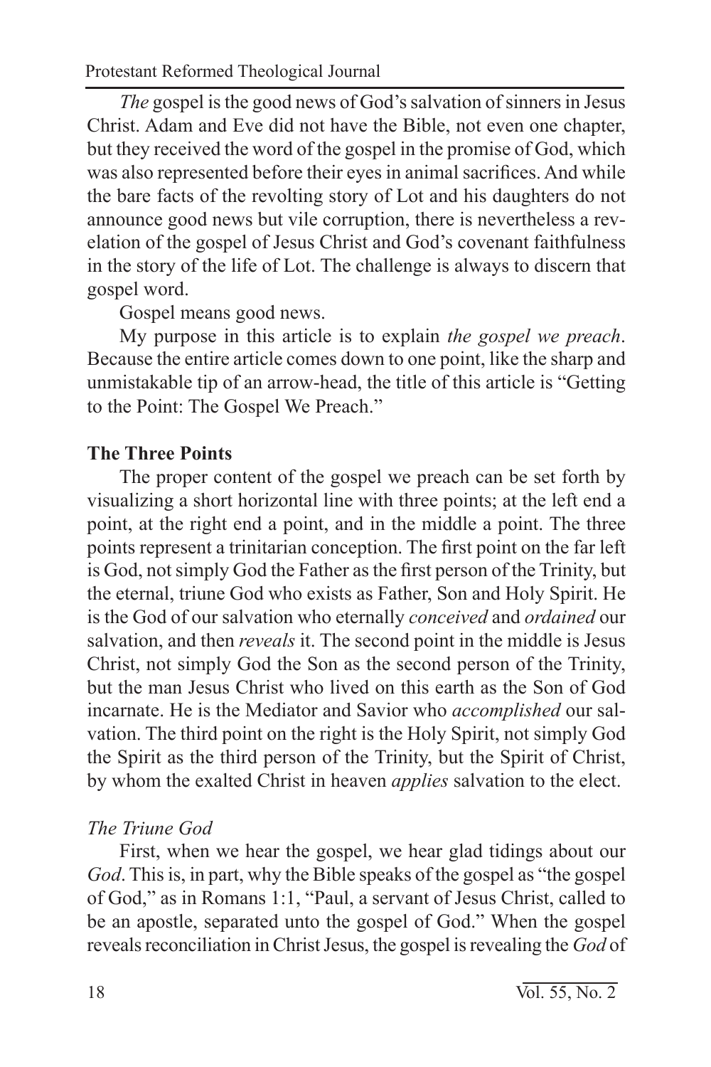*The* gospel is the good news of God's salvation of sinners in Jesus Christ. Adam and Eve did not have the Bible, not even one chapter, but they received the word of the gospel in the promise of God, which was also represented before their eyes in animal sacrifices. And while the bare facts of the revolting story of Lot and his daughters do not announce good news but vile corruption, there is nevertheless a revelation of the gospel of Jesus Christ and God's covenant faithfulness in the story of the life of Lot. The challenge is always to discern that gospel word.

Gospel means good news.

My purpose in this article is to explain *the gospel we preach*. Because the entire article comes down to one point, like the sharp and unmistakable tip of an arrow-head, the title of this article is "Getting to the Point: The Gospel We Preach."

**The Three Points**

The proper content of the gospel we preach can be set forth by visualizing a short horizontal line with three points; at the left end a point, at the right end a point, and in the middle a point. The three points represent a trinitarian conception. The first point on the far left is God, not simply God the Father as the first person of the Trinity, but the eternal, triune God who exists as Father, Son and Holy Spirit. He is the God of our salvation who eternally *conceived* and *ordained* our salvation, and then *reveals* it. The second point in the middle is Jesus Christ, not simply God the Son as the second person of the Trinity, but the man Jesus Christ who lived on this earth as the Son of God incarnate. He is the Mediator and Savior who *accomplished* our salvation. The third point on the right is the Holy Spirit, not simply God the Spirit as the third person of the Trinity, but the Spirit of Christ, by whom the exalted Christ in heaven *applies* salvation to the elect.

*The Triune God*

First, when we hear the gospel, we hear glad tidings about our *God*. This is, in part, why the Bible speaks of the gospel as "the gospel of God," as in Romans 1:1, "Paul, a servant of Jesus Christ, called to be an apostle, separated unto the gospel of God." When the gospel reveals reconciliation in Christ Jesus, the gospel is revealing the *God* of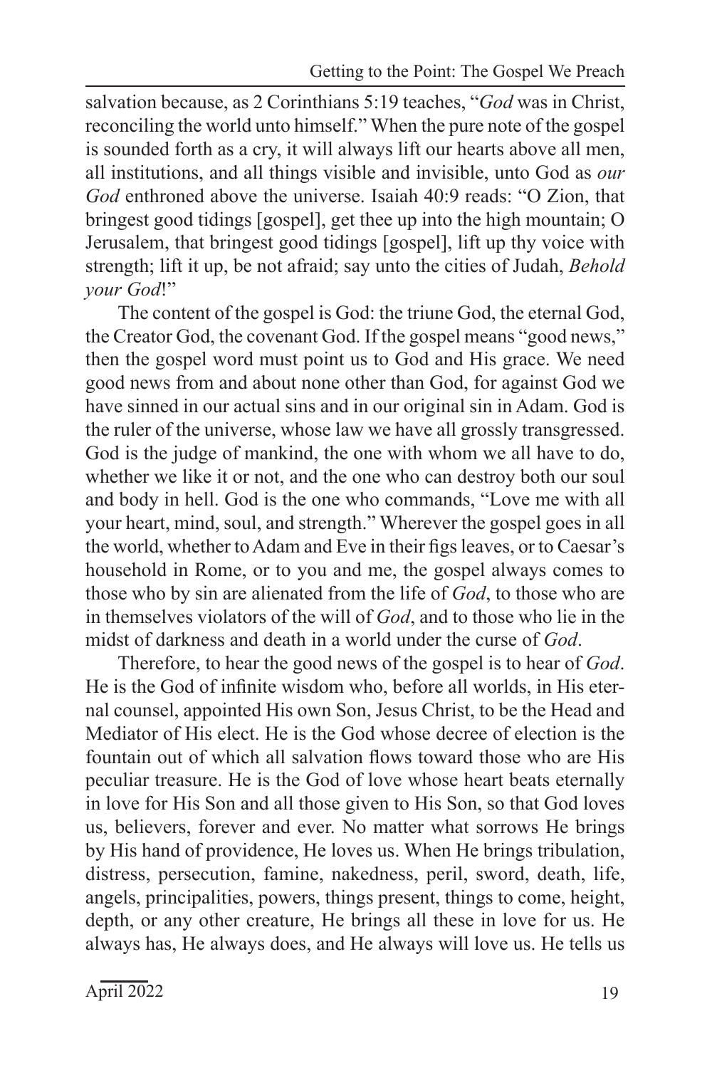salvation because, as 2 Corinthians 5:19 teaches, "*God* was in Christ, reconciling the world unto himself." When the pure note of the gospel is sounded forth as a cry, it will always lift our hearts above all men, all institutions, and all things visible and invisible, unto God as *our God* enthroned above the universe. Isaiah 40:9 reads: "O Zion, that bringest good tidings [gospel], get thee up into the high mountain; O Jerusalem, that bringest good tidings [gospel], lift up thy voice with strength; lift it up, be not afraid; say unto the cities of Judah, *Behold your God*!"

The content of the gospel is God: the triune God, the eternal God, the Creator God, the covenant God. If the gospel means "good news," then the gospel word must point us to God and His grace. We need good news from and about none other than God, for against God we have sinned in our actual sins and in our original sin in Adam. God is the ruler of the universe, whose law we have all grossly transgressed. God is the judge of mankind, the one with whom we all have to do, whether we like it or not, and the one who can destroy both our soul and body in hell. God is the one who commands, "Love me with all your heart, mind, soul, and strength." Wherever the gospel goes in all the world, whether to Adam and Eve in their figs leaves, or to Caesar's household in Rome, or to you and me, the gospel always comes to those who by sin are alienated from the life of *God*, to those who are in themselves violators of the will of *God*, and to those who lie in the midst of darkness and death in a world under the curse of *God*.

Therefore, to hear the good news of the gospel is to hear of *God*. He is the God of infinite wisdom who, before all worlds, in His eternal counsel, appointed His own Son, Jesus Christ, to be the Head and Mediator of His elect. He is the God whose decree of election is the fountain out of which all salvation flows toward those who are His peculiar treasure. He is the God of love whose heart beats eternally in love for His Son and all those given to His Son, so that God loves us, believers, forever and ever. No matter what sorrows He brings by His hand of providence, He loves us. When He brings tribulation, distress, persecution, famine, nakedness, peril, sword, death, life, angels, principalities, powers, things present, things to come, height, depth, or any other creature, He brings all these in love for us. He always has, He always does, and He always will love us. He tells us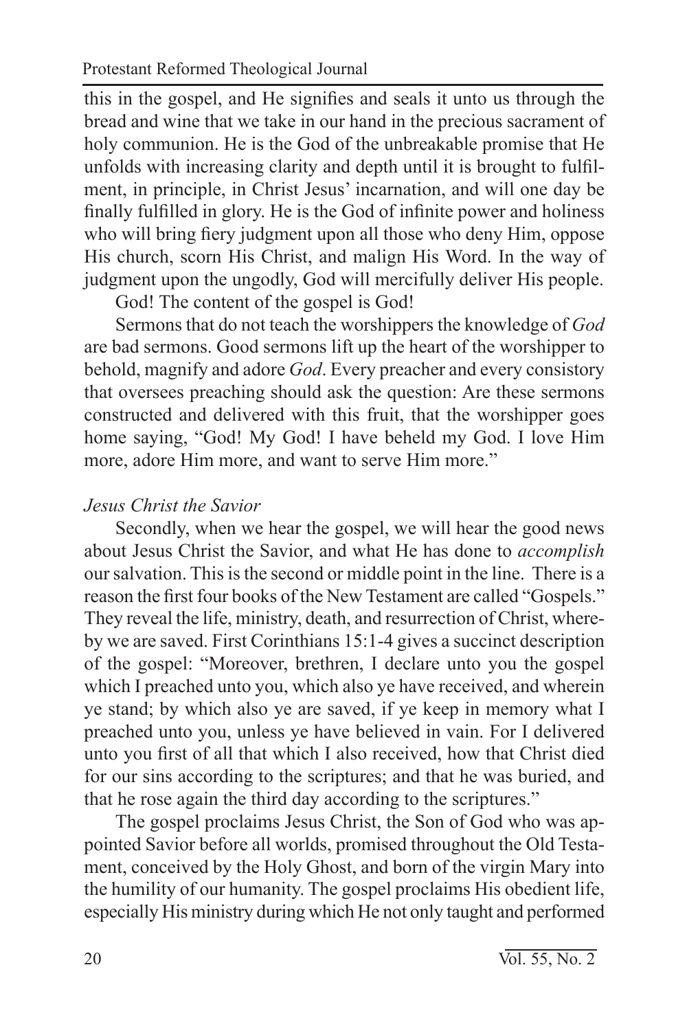this in the gospel, and He signifies and seals it unto us through the bread and wine that we take in our hand in the precious sacrament of holy communion. He is the God of the unbreakable promise that He unfolds with increasing clarity and depth until it is brought to fulfilment, in principle, in Christ Jesus' incarnation, and will one day be finally fulfilled in glory. He is the God of infinite power and holiness who will bring fiery judgment upon all those who deny Him, oppose His church, scorn His Christ, and malign His Word. In the way of judgment upon the ungodly, God will mercifully deliver His people.

God! The content of the gospel is God!

Sermons that do not teach the worshippers the knowledge of *God* are bad sermons. Good sermons lift up the heart of the worshipper to behold, magnify and adore *God*. Every preacher and every consistory that oversees preaching should ask the question: Are these sermons constructed and delivered with this fruit, that the worshipper goes home saying, "God! My God! I have beheld my God. I love Him more, adore Him more, and want to serve Him more."

*Jesus Christ the Savior*

Secondly, when we hear the gospel, we will hear the good news about Jesus Christ the Savior, and what He has done to *accomplish* our salvation. This is the second or middle point in the line. There is a reason the first four books of the New Testament are called "Gospels." They reveal the life, ministry, death, and resurrection of Christ, whereby we are saved. First Corinthians 15:1-4 gives a succinct description of the gospel: "Moreover, brethren, I declare unto you the gospel which I preached unto you, which also ye have received, and wherein ye stand; by which also ye are saved, if ye keep in memory what I preached unto you, unless ye have believed in vain. For I delivered unto you first of all that which I also received, how that Christ died for our sins according to the scriptures; and that he was buried, and that he rose again the third day according to the scriptures."

The gospel proclaims Jesus Christ, the Son of God who was appointed Savior before all worlds, promised throughout the Old Testament, conceived by the Holy Ghost, and born of the virgin Mary into the humility of our humanity. The gospel proclaims His obedient life, especially His ministry during which He not only taught and performed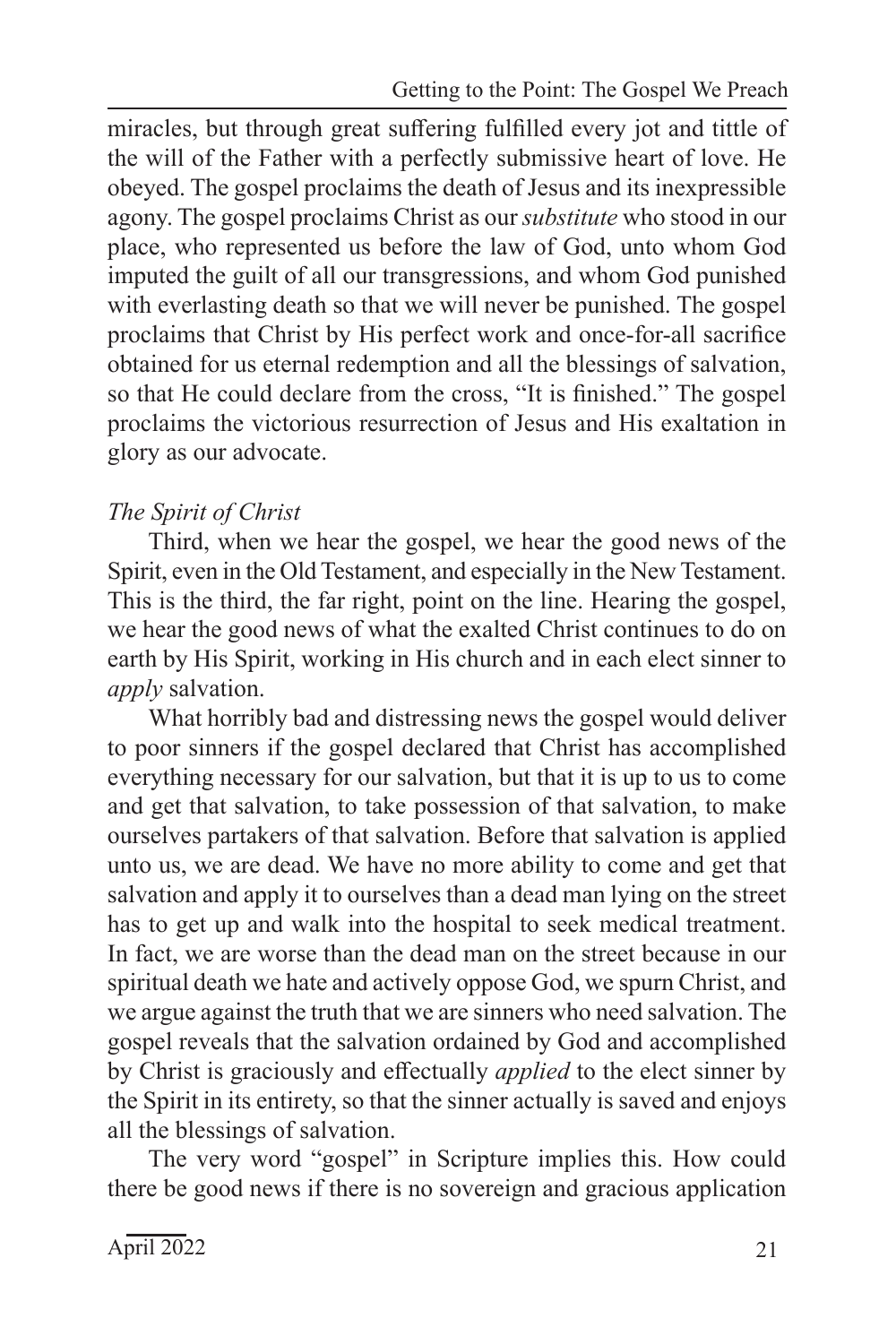miracles, but through great suffering fulfilled every jot and tittle of the will of the Father with a perfectly submissive heart of love. He obeyed. The gospel proclaims the death of Jesus and its inexpressible agony. The gospel proclaims Christ as our *substitute* who stood in our place, who represented us before the law of God, unto whom God imputed the guilt of all our transgressions, and whom God punished with everlasting death so that we will never be punished. The gospel proclaims that Christ by His perfect work and once-for-all sacrifice obtained for us eternal redemption and all the blessings of salvation, so that He could declare from the cross, "It is finished." The gospel proclaims the victorious resurrection of Jesus and His exaltation in glory as our advocate.

*The Spirit of Christ*

Third, when we hear the gospel, we hear the good news of the Spirit, even in the Old Testament, and especially in the New Testament. This is the third, the far right, point on the line. Hearing the gospel, we hear the good news of what the exalted Christ continues to do on earth by His Spirit, working in His church and in each elect sinner to *apply* salvation.

What horribly bad and distressing news the gospel would deliver to poor sinners if the gospel declared that Christ has accomplished everything necessary for our salvation, but that it is up to us to come and get that salvation, to take possession of that salvation, to make ourselves partakers of that salvation. Before that salvation is applied unto us, we are dead. We have no more ability to come and get that salvation and apply it to ourselves than a dead man lying on the street has to get up and walk into the hospital to seek medical treatment. In fact, we are worse than the dead man on the street because in our spiritual death we hate and actively oppose God, we spurn Christ, and we argue against the truth that we are sinners who need salvation. The gospel reveals that the salvation ordained by God and accomplished by Christ is graciously and effectually *applied* to the elect sinner by the Spirit in its entirety, so that the sinner actually is saved and enjoys all the blessings of salvation.

The very word "gospel" in Scripture implies this. How could there be good news if there is no sovereign and gracious application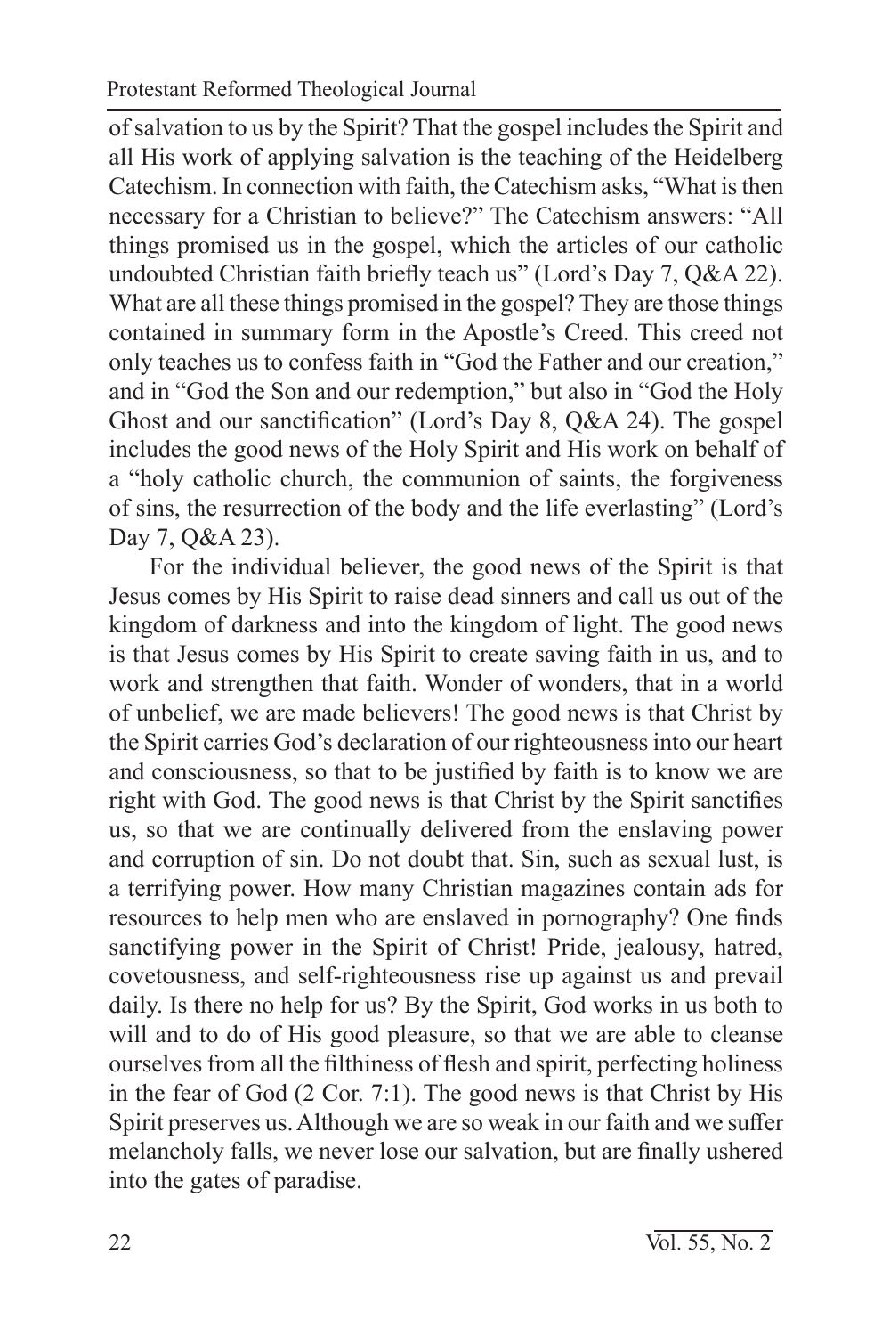of salvation to us by the Spirit? That the gospel includes the Spirit and all His work of applying salvation is the teaching of the Heidelberg Catechism. In connection with faith, the Catechism asks, "What is then necessary for a Christian to believe?" The Catechism answers: "All things promised us in the gospel, which the articles of our catholic undoubted Christian faith briefly teach us" (Lord's Day 7, Q&A 22). What are all these things promised in the gospel? They are those things contained in summary form in the Apostle's Creed. This creed not only teaches us to confess faith in "God the Father and our creation," and in "God the Son and our redemption," but also in "God the Holy Ghost and our sanctification" (Lord's Day 8, Q&A 24). The gospel includes the good news of the Holy Spirit and His work on behalf of a "holy catholic church, the communion of saints, the forgiveness of sins, the resurrection of the body and the life everlasting" (Lord's Day 7, Q&A 23).

For the individual believer, the good news of the Spirit is that Jesus comes by His Spirit to raise dead sinners and call us out of the kingdom of darkness and into the kingdom of light. The good news is that Jesus comes by His Spirit to create saving faith in us, and to work and strengthen that faith. Wonder of wonders, that in a world of unbelief, we are made believers! The good news is that Christ by the Spirit carries God's declaration of our righteousness into our heart and consciousness, so that to be justified by faith is to know we are right with God. The good news is that Christ by the Spirit sanctifies us, so that we are continually delivered from the enslaving power and corruption of sin. Do not doubt that. Sin, such as sexual lust, is a terrifying power. How many Christian magazines contain ads for resources to help men who are enslaved in pornography? One finds sanctifying power in the Spirit of Christ! Pride, jealousy, hatred, covetousness, and self-righteousness rise up against us and prevail daily. Is there no help for us? By the Spirit, God works in us both to will and to do of His good pleasure, so that we are able to cleanse ourselves from all the filthiness of flesh and spirit, perfecting holiness in the fear of God (2 Cor. 7:1). The good news is that Christ by His Spirit preserves us. Although we are so weak in our faith and we suffer melancholy falls, we never lose our salvation, but are finally ushered into the gates of paradise.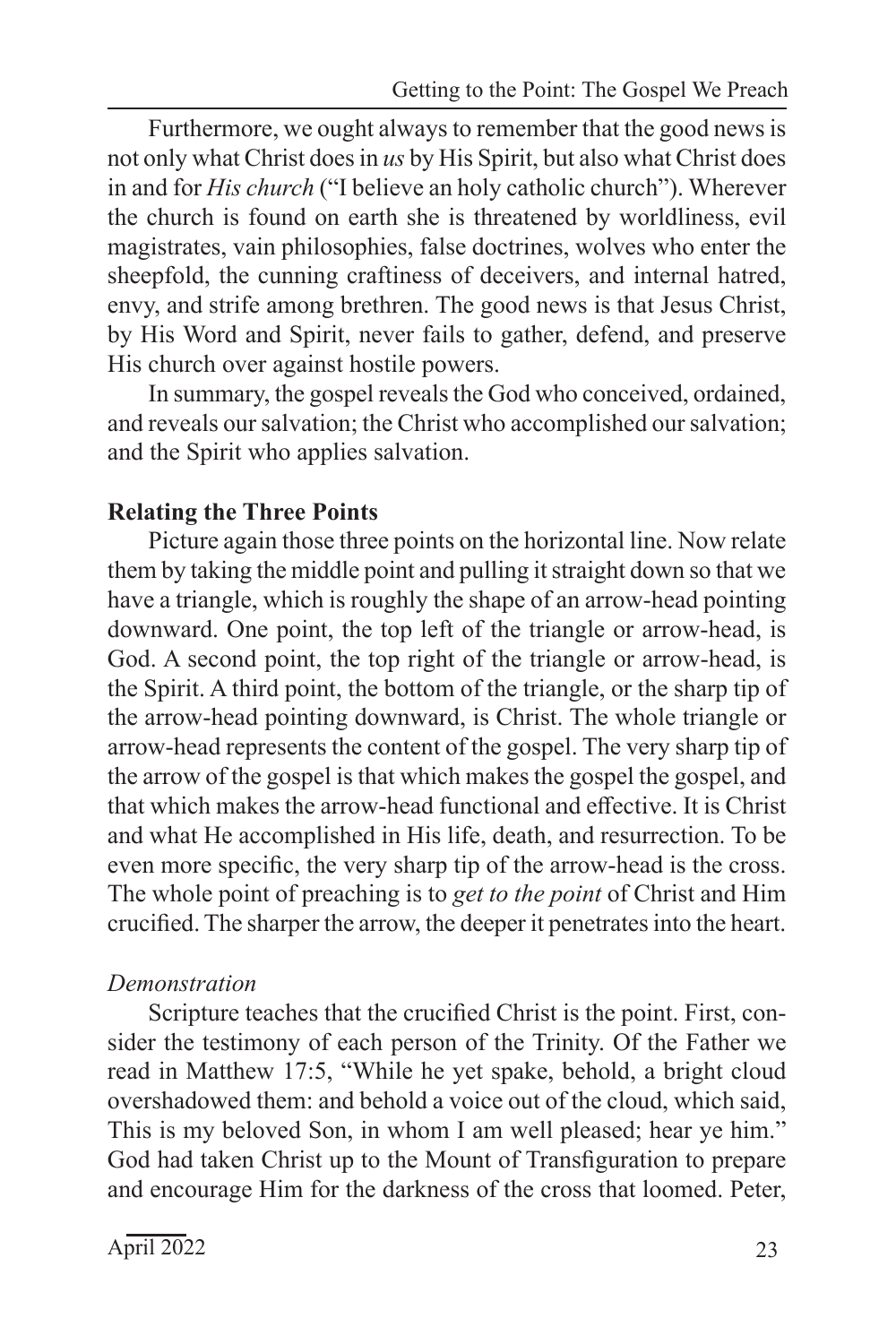Furthermore, we ought always to remember that the good news is not only what Christ does in *us* by His Spirit, but also what Christ does in and for *His church* ("I believe an holy catholic church"). Wherever the church is found on earth she is threatened by worldliness, evil magistrates, vain philosophies, false doctrines, wolves who enter the sheepfold, the cunning craftiness of deceivers, and internal hatred, envy, and strife among brethren. The good news is that Jesus Christ, by His Word and Spirit, never fails to gather, defend, and preserve His church over against hostile powers.

In summary, the gospel reveals the God who conceived, ordained, and reveals our salvation; the Christ who accomplished our salvation; and the Spirit who applies salvation.

**Relating the Three Points**

Picture again those three points on the horizontal line. Now relate them by taking the middle point and pulling it straight down so that we have a triangle, which is roughly the shape of an arrow-head pointing downward. One point, the top left of the triangle or arrow-head, is God. A second point, the top right of the triangle or arrow-head, is the Spirit. A third point, the bottom of the triangle, or the sharp tip of the arrow-head pointing downward, is Christ. The whole triangle or arrow-head represents the content of the gospel. The very sharp tip of the arrow of the gospel is that which makes the gospel the gospel, and that which makes the arrow-head functional and effective. It is Christ and what He accomplished in His life, death, and resurrection. To be even more specific, the very sharp tip of the arrow-head is the cross. The whole point of preaching is to *get to the point* of Christ and Him crucified. The sharper the arrow, the deeper it penetrates into the heart.

*Demonstration*

Scripture teaches that the crucified Christ is the point. First, consider the testimony of each person of the Trinity. Of the Father we read in Matthew 17:5, "While he yet spake, behold, a bright cloud overshadowed them: and behold a voice out of the cloud, which said, This is my beloved Son, in whom I am well pleased; hear ye him." God had taken Christ up to the Mount of Transfiguration to prepare and encourage Him for the darkness of the cross that loomed. Peter,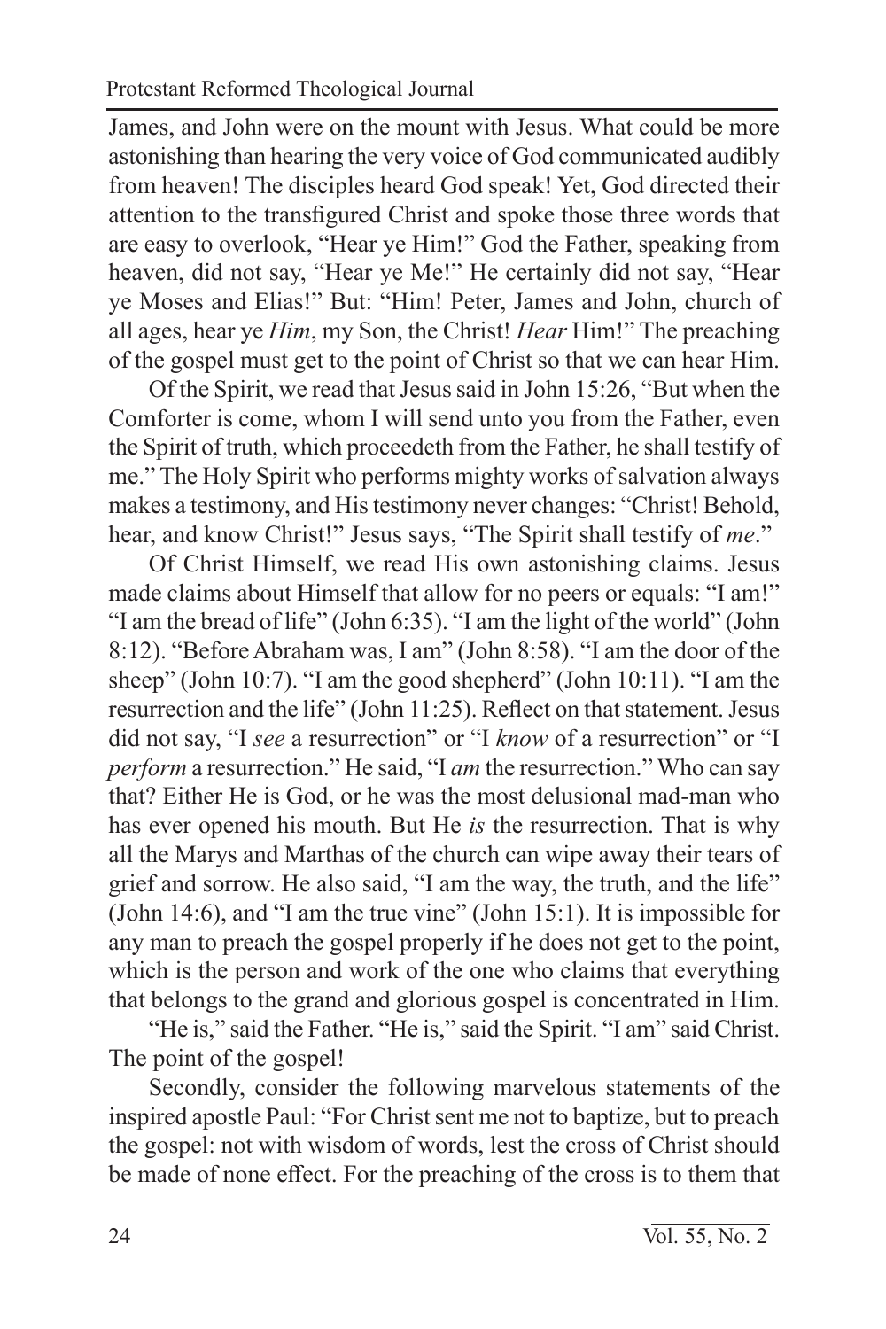James, and John were on the mount with Jesus. What could be more astonishing than hearing the very voice of God communicated audibly from heaven! The disciples heard God speak! Yet, God directed their attention to the transfigured Christ and spoke those three words that are easy to overlook, "Hear ye Him!" God the Father, speaking from heaven, did not say, "Hear ye Me!" He certainly did not say, "Hear ye Moses and Elias!" But: "Him! Peter, James and John, church of all ages, hear ye *Him*, my Son, the Christ! *Hear* Him!" The preaching of the gospel must get to the point of Christ so that we can hear Him.

Of the Spirit, we read that Jesus said in John 15:26, "But when the Comforter is come, whom I will send unto you from the Father, even the Spirit of truth, which proceedeth from the Father, he shall testify of me." The Holy Spirit who performs mighty works of salvation always makes a testimony, and His testimony never changes: "Christ! Behold, hear, and know Christ!" Jesus says, "The Spirit shall testify of *me*."

Of Christ Himself, we read His own astonishing claims. Jesus made claims about Himself that allow for no peers or equals: "I am!" "I am the bread of life" (John 6:35). "I am the light of the world" (John 8:12). "Before Abraham was, I am" (John 8:58). "I am the door of the sheep" (John 10:7). "I am the good shepherd" (John 10:11). "I am the resurrection and the life" (John 11:25). Reflect on that statement. Jesus did not say, "I *see* a resurrection" or "I *know* of a resurrection" or "I *perform* a resurrection." He said, "I *am* the resurrection." Who can say that? Either He is God, or he was the most delusional mad-man who has ever opened his mouth. But He *is* the resurrection. That is why all the Marys and Marthas of the church can wipe away their tears of grief and sorrow. He also said, "I am the way, the truth, and the life" (John 14:6), and "I am the true vine" (John 15:1). It is impossible for any man to preach the gospel properly if he does not get to the point, which is the person and work of the one who claims that everything that belongs to the grand and glorious gospel is concentrated in Him.

"He is," said the Father. "He is," said the Spirit. "I am" said Christ. The point of the gospel!

Secondly, consider the following marvelous statements of the inspired apostle Paul: "For Christ sent me not to baptize, but to preach the gospel: not with wisdom of words, lest the cross of Christ should be made of none effect. For the preaching of the cross is to them that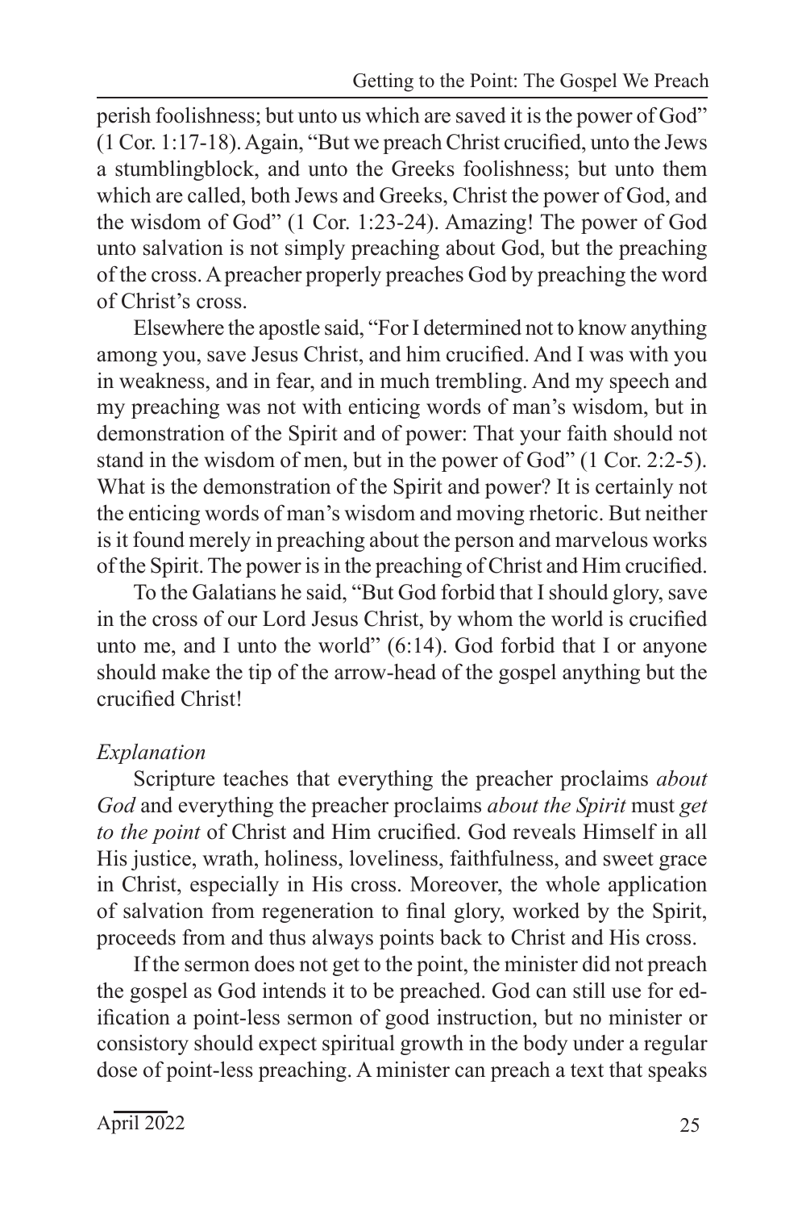perish foolishness; but unto us which are saved it is the power of God" (1 Cor. 1:17-18). Again, "But we preach Christ crucified, unto the Jews a stumblingblock, and unto the Greeks foolishness; but unto them which are called, both Jews and Greeks, Christ the power of God, and the wisdom of God" (1 Cor. 1:23-24). Amazing! The power of God unto salvation is not simply preaching about God, but the preaching of the cross. A preacher properly preaches God by preaching the word of Christ's cross.

Elsewhere the apostle said, "For I determined not to know anything among you, save Jesus Christ, and him crucified. And I was with you in weakness, and in fear, and in much trembling. And my speech and my preaching was not with enticing words of man's wisdom, but in demonstration of the Spirit and of power: That your faith should not stand in the wisdom of men, but in the power of God" (1 Cor. 2:2-5). What is the demonstration of the Spirit and power? It is certainly not the enticing words of man's wisdom and moving rhetoric. But neither is it found merely in preaching about the person and marvelous works of the Spirit. The power is in the preaching of Christ and Him crucified.

To the Galatians he said, "But God forbid that I should glory, save in the cross of our Lord Jesus Christ, by whom the world is crucified unto me, and I unto the world" (6:14). God forbid that I or anyone should make the tip of the arrow-head of the gospel anything but the crucified Christ!

*Explanation*

Scripture teaches that everything the preacher proclaims *about God* and everything the preacher proclaims *about the Spirit* must *get to the point* of Christ and Him crucified. God reveals Himself in all His justice, wrath, holiness, loveliness, faithfulness, and sweet grace in Christ, especially in His cross. Moreover, the whole application of salvation from regeneration to final glory, worked by the Spirit, proceeds from and thus always points back to Christ and His cross.

If the sermon does not get to the point, the minister did not preach the gospel as God intends it to be preached. God can still use for edification a point-less sermon of good instruction, but no minister or consistory should expect spiritual growth in the body under a regular dose of point-less preaching. A minister can preach a text that speaks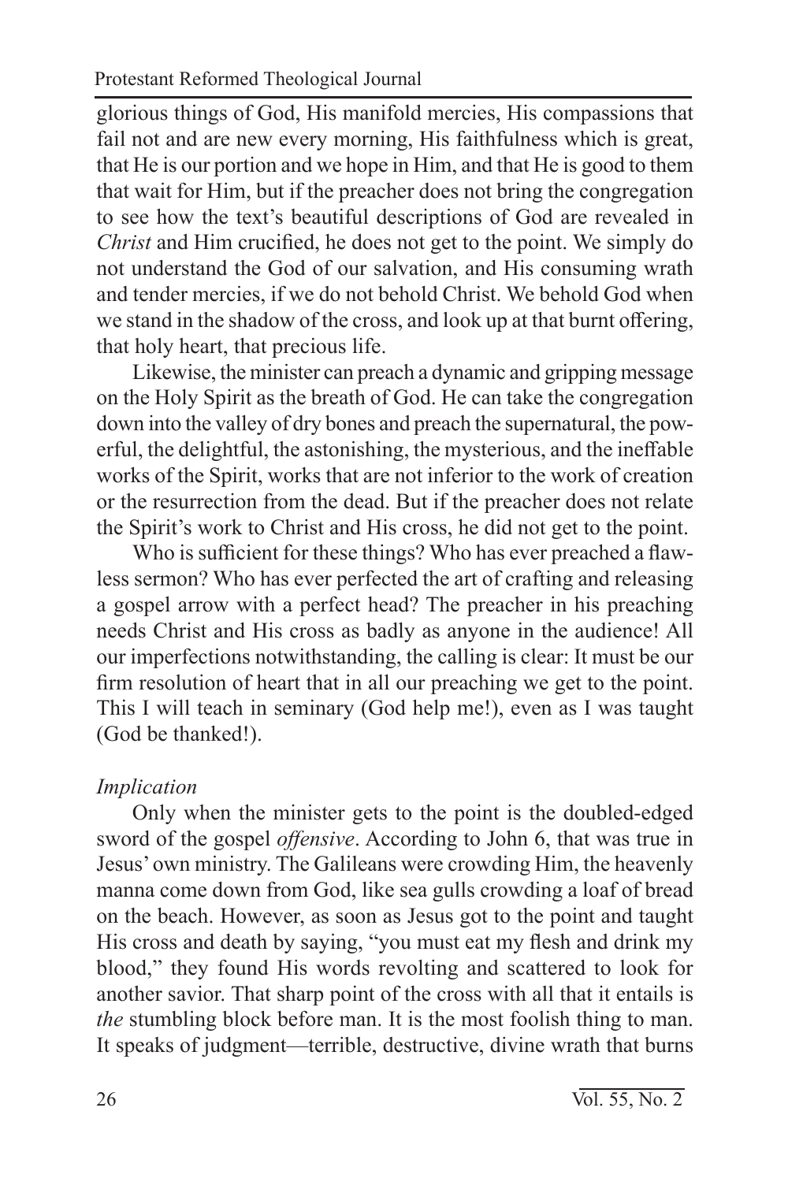glorious things of God, His manifold mercies, His compassions that fail not and are new every morning, His faithfulness which is great, that He is our portion and we hope in Him, and that He is good to them that wait for Him, but if the preacher does not bring the congregation to see how the text's beautiful descriptions of God are revealed in *Christ* and Him crucified, he does not get to the point. We simply do not understand the God of our salvation, and His consuming wrath and tender mercies, if we do not behold Christ. We behold God when we stand in the shadow of the cross, and look up at that burnt offering, that holy heart, that precious life.

Likewise, the minister can preach a dynamic and gripping message on the Holy Spirit as the breath of God. He can take the congregation down into the valley of dry bones and preach the supernatural, the powerful, the delightful, the astonishing, the mysterious, and the ineffable works of the Spirit, works that are not inferior to the work of creation or the resurrection from the dead. But if the preacher does not relate the Spirit's work to Christ and His cross, he did not get to the point.

Who is sufficient for these things? Who has ever preached a flawless sermon? Who has ever perfected the art of crafting and releasing a gospel arrow with a perfect head? The preacher in his preaching needs Christ and His cross as badly as anyone in the audience! All our imperfections notwithstanding, the calling is clear: It must be our firm resolution of heart that in all our preaching we get to the point. This I will teach in seminary (God help me!), even as I was taught (God be thanked!).

*Implication*

Only when the minister gets to the point is the doubled-edged sword of the gospel *offensive*. According to John 6, that was true in Jesus' own ministry. The Galileans were crowding Him, the heavenly manna come down from God, like sea gulls crowding a loaf of bread on the beach. However, as soon as Jesus got to the point and taught His cross and death by saying, "you must eat my flesh and drink my blood," they found His words revolting and scattered to look for another savior. That sharp point of the cross with all that it entails is *the* stumbling block before man. It is the most foolish thing to man. It speaks of judgment—terrible, destructive, divine wrath that burns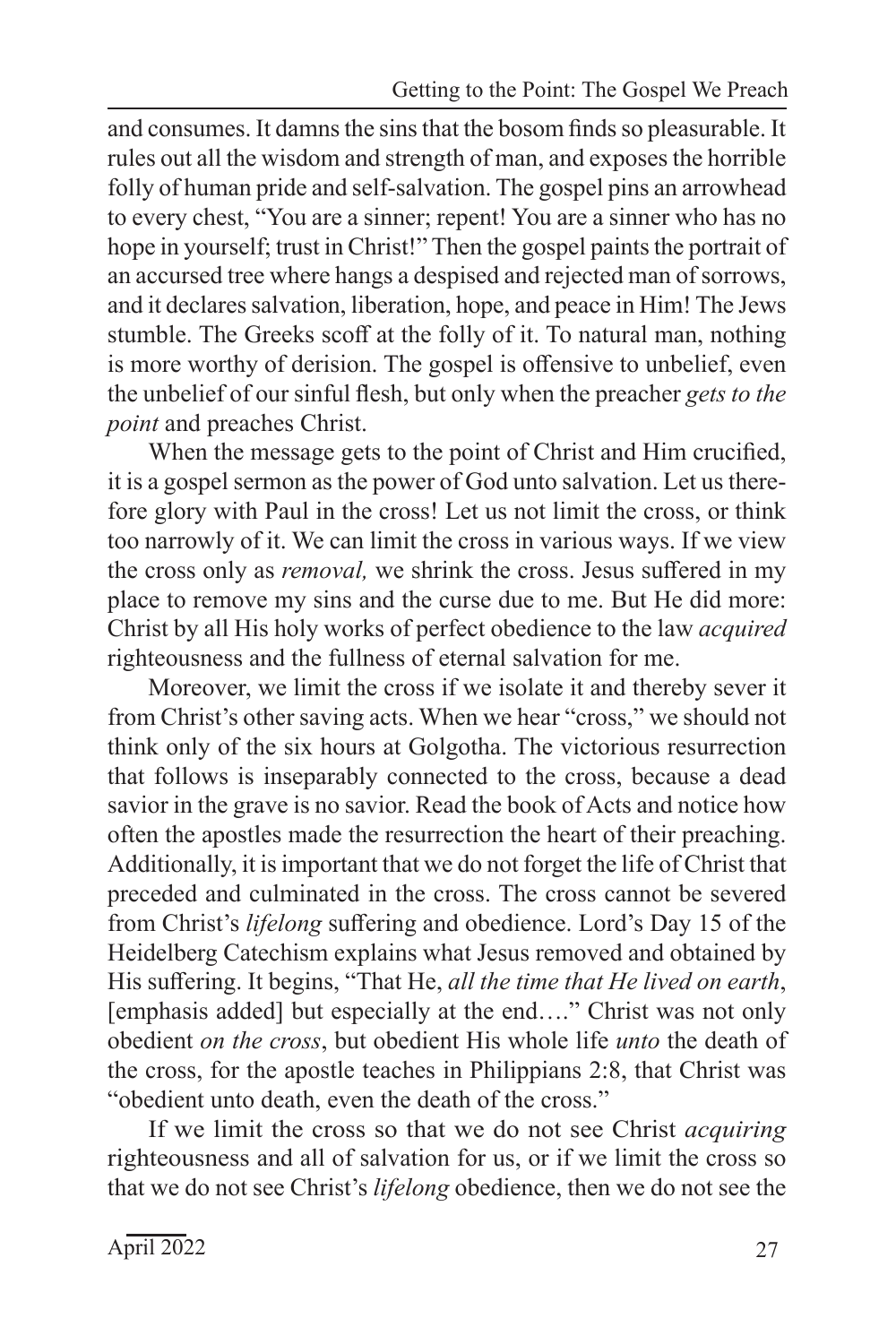and consumes. It damns the sins that the bosom finds so pleasurable. It rules out all the wisdom and strength of man, and exposes the horrible folly of human pride and self-salvation. The gospel pins an arrowhead to every chest, "You are a sinner; repent! You are a sinner who has no hope in yourself; trust in Christ!" Then the gospel paints the portrait of an accursed tree where hangs a despised and rejected man of sorrows, and it declares salvation, liberation, hope, and peace in Him! The Jews stumble. The Greeks scoff at the folly of it. To natural man, nothing is more worthy of derision. The gospel is offensive to unbelief, even the unbelief of our sinful flesh, but only when the preacher *gets to the point* and preaches Christ.

When the message gets to the point of Christ and Him crucified, it is a gospel sermon as the power of God unto salvation. Let us therefore glory with Paul in the cross! Let us not limit the cross, or think too narrowly of it. We can limit the cross in various ways. If we view the cross only as *removal,* we shrink the cross. Jesus suffered in my place to remove my sins and the curse due to me. But He did more: Christ by all His holy works of perfect obedience to the law *acquired* righteousness and the fullness of eternal salvation for me.

Moreover, we limit the cross if we isolate it and thereby sever it from Christ's other saving acts. When we hear "cross," we should not think only of the six hours at Golgotha. The victorious resurrection that follows is inseparably connected to the cross, because a dead savior in the grave is no savior. Read the book of Acts and notice how often the apostles made the resurrection the heart of their preaching. Additionally, it is important that we do not forget the life of Christ that preceded and culminated in the cross. The cross cannot be severed from Christ's *lifelong* suffering and obedience. Lord's Day 15 of the Heidelberg Catechism explains what Jesus removed and obtained by His suffering. It begins, "That He, *all the time that He lived on earth*, [emphasis added] but especially at the end…." Christ was not only obedient *on the cross*, but obedient His whole life *unto* the death of the cross, for the apostle teaches in Philippians 2:8, that Christ was "obedient unto death, even the death of the cross."

If we limit the cross so that we do not see Christ *acquiring* righteousness and all of salvation for us, or if we limit the cross so that we do not see Christ's *lifelong* obedience, then we do not see the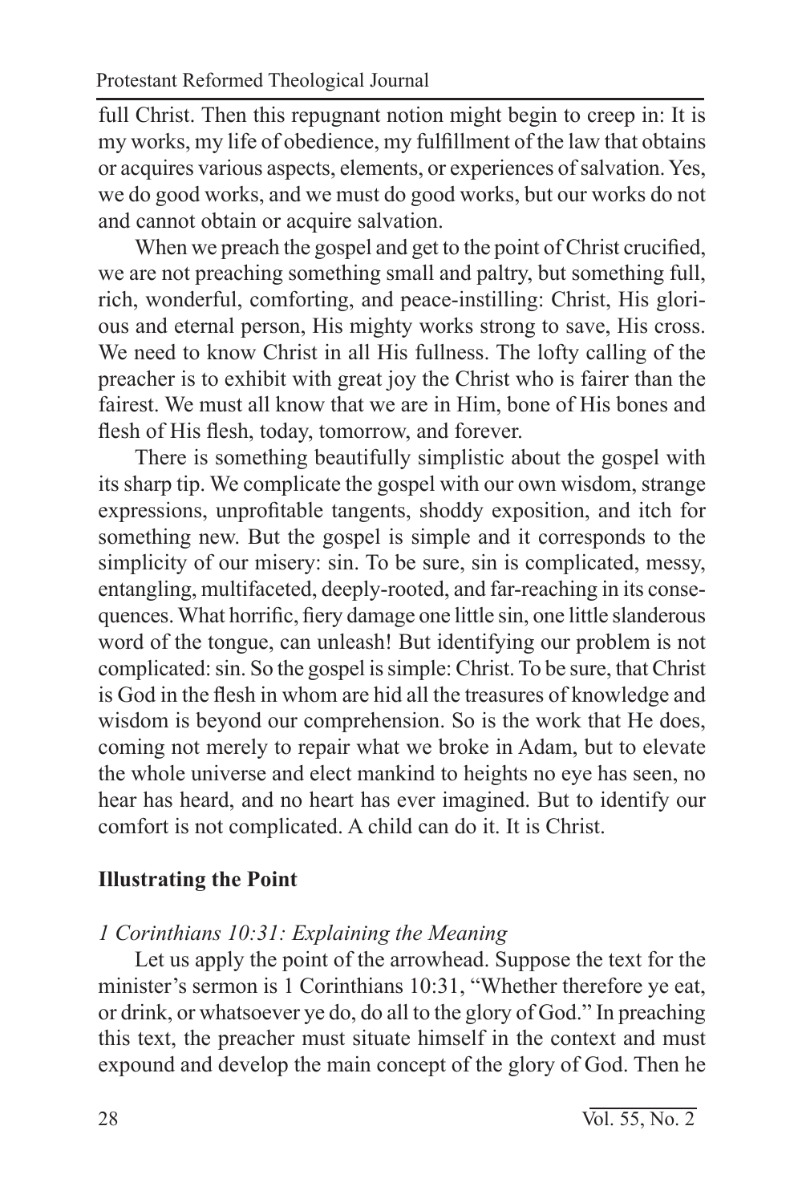full Christ. Then this repugnant notion might begin to creep in: It is my works, my life of obedience, my fulfillment of the law that obtains or acquires various aspects, elements, or experiences of salvation. Yes, we do good works, and we must do good works, but our works do not and cannot obtain or acquire salvation.

When we preach the gospel and get to the point of Christ crucified, we are not preaching something small and paltry, but something full, rich, wonderful, comforting, and peace-instilling: Christ, His glorious and eternal person, His mighty works strong to save, His cross. We need to know Christ in all His fullness. The lofty calling of the preacher is to exhibit with great joy the Christ who is fairer than the fairest. We must all know that we are in Him, bone of His bones and flesh of His flesh, today, tomorrow, and forever.

There is something beautifully simplistic about the gospel with its sharp tip. We complicate the gospel with our own wisdom, strange expressions, unprofitable tangents, shoddy exposition, and itch for something new. But the gospel is simple and it corresponds to the simplicity of our misery: sin. To be sure, sin is complicated, messy, entangling, multifaceted, deeply-rooted, and far-reaching in its consequences. What horrific, fiery damage one little sin, one little slanderous word of the tongue, can unleash! But identifying our problem is not complicated: sin. So the gospel is simple: Christ. To be sure, that Christ is God in the flesh in whom are hid all the treasures of knowledge and wisdom is beyond our comprehension. So is the work that He does, coming not merely to repair what we broke in Adam, but to elevate the whole universe and elect mankind to heights no eye has seen, no hear has heard, and no heart has ever imagined. But to identify our comfort is not complicated. A child can do it. It is Christ.

## Illustrating the Point

### *1 Corinthians 10:31: Explaining the Meaning*

Let us apply the point of the arrowhead. Suppose the text for the minister's sermon is 1 Corinthians 10:31, "Whether therefore ye eat, or drink, or whatsoever ye do, do all to the glory of God." In preaching this text, the preacher must situate himself in the context and must expound and develop the main concept of the glory of God. Then he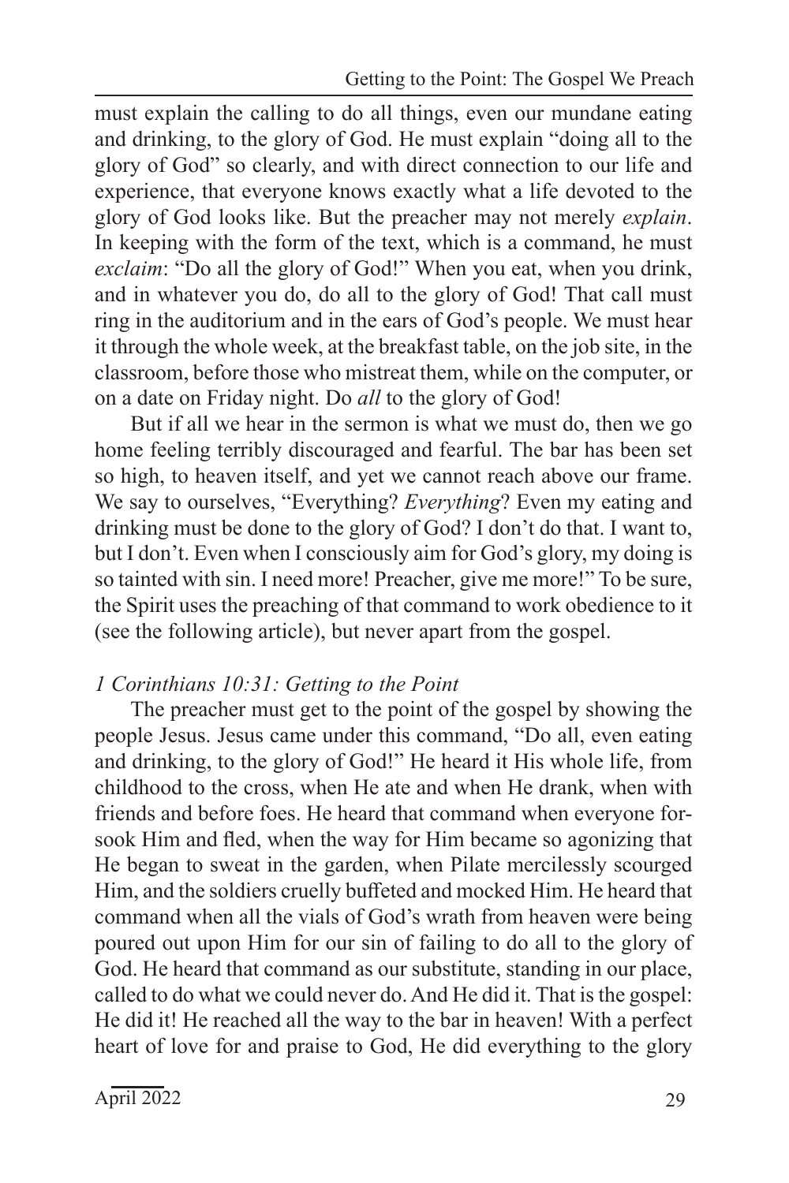must explain the calling to do all things, even our mundane eating and drinking, to the glory of God. He must explain "doing all to the glory of God" so clearly, and with direct connection to our life and experience, that everyone knows exactly what a life devoted to the glory of God looks like. But the preacher may not merely *explain*. In keeping with the form of the text, which is a command, he must *exclaim*: "Do all the glory of God!" When you eat, when you drink, and in whatever you do, do all to the glory of God! That call must ring in the auditorium and in the ears of God's people. We must hear it through the whole week, at the breakfast table, on the job site, in the classroom, before those who mistreat them, while on the computer, or on a date on Friday night. Do *all* to the glory of God!

But if all we hear in the sermon is what we must do, then we go home feeling terribly discouraged and fearful. The bar has been set so high, to heaven itself, and yet we cannot reach above our frame. We say to ourselves, "Everything? *Everything*? Even my eating and drinking must be done to the glory of God? I don't do that. I want to, but I don't. Even when I consciously aim for God's glory, my doing is so tainted with sin. I need more! Preacher, give me more!" To be sure, the Spirit uses the preaching of that command to work obedience to it (see the following article), but never apart from the gospel.

### *1 Corinthians 10:31: Getting to the Point*

The preacher must get to the point of the gospel by showing the people Jesus. Jesus came under this command, "Do all, even eating and drinking, to the glory of God!" He heard it His whole life, from childhood to the cross, when He ate and when He drank, when with friends and before foes. He heard that command when everyone forsook Him and fled, when the way for Him became so agonizing that He began to sweat in the garden, when Pilate mercilessly scourged Him, and the soldiers cruelly buffeted and mocked Him. He heard that command when all the vials of God's wrath from heaven were being poured out upon Him for our sin of failing to do all to the glory of God. He heard that command as our substitute, standing in our place, called to do what we could never do. And He did it. That is the gospel: He did it! He reached all the way to the bar in heaven! With a perfect heart of love for and praise to God, He did everything to the glory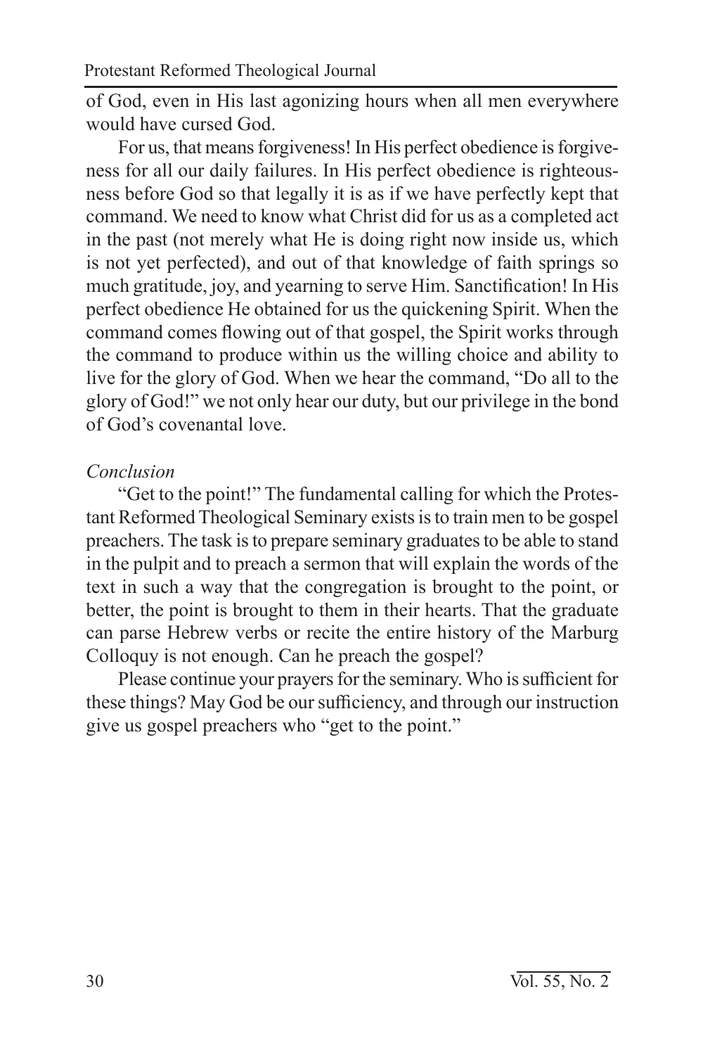of God, even in His last agonizing hours when all men everywhere would have cursed God.

For us, that means forgiveness! In His perfect obedience is forgiveness for all our daily failures. In His perfect obedience is righteousness before God so that legally it is as if we have perfectly kept that command. We need to know what Christ did for us as a completed act in the past (not merely what He is doing right now inside us, which is not yet perfected), and out of that knowledge of faith springs so much gratitude, joy, and yearning to serve Him. Sanctification! In His perfect obedience He obtained for us the quickening Spirit. When the command comes flowing out of that gospel, the Spirit works through the command to produce within us the willing choice and ability to live for the glory of God. When we hear the command, "Do all to the glory of God!" we not only hear our duty, but our privilege in the bond of God's covenantal love.

*Conclusion*

"Get to the point!" The fundamental calling for which the Protestant Reformed Theological Seminary exists is to train men to be gospel preachers. The task is to prepare seminary graduates to be able to stand in the pulpit and to preach a sermon that will explain the words of the text in such a way that the congregation is brought to the point, or better, the point is brought to them in their hearts. That the graduate can parse Hebrew verbs or recite the entire history of the Marburg Colloquy is not enough. Can he preach the gospel?

Please continue your prayers for the seminary. Who is sufficient for these things? May God be our sufficiency, and through our instruction give us gospel preachers who "get to the point."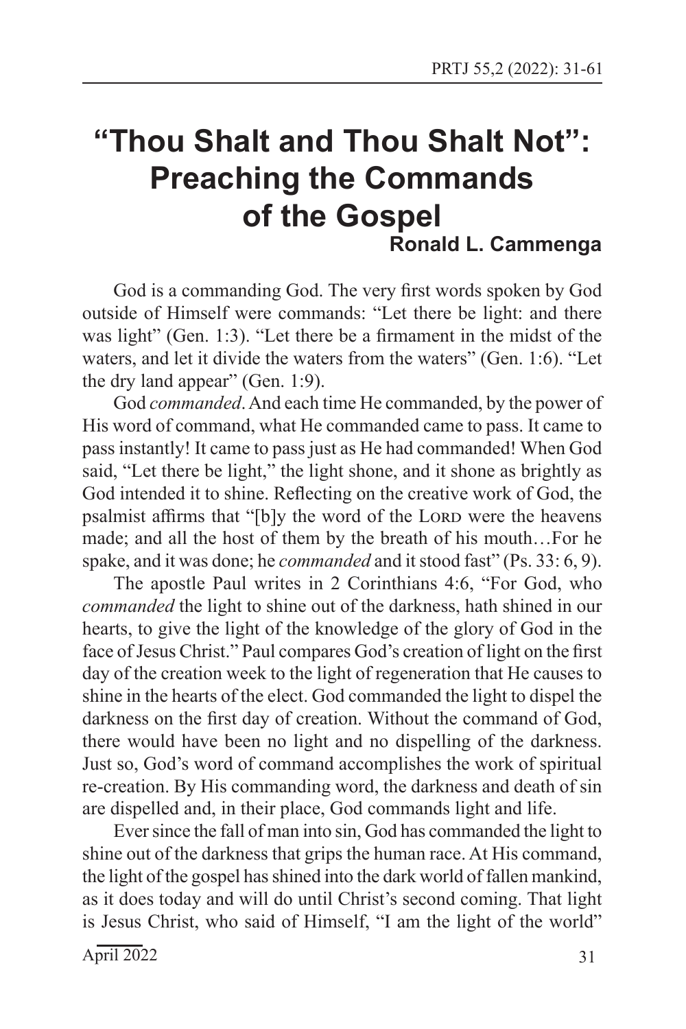# "Thou Shalt and Thou Shalt Not": Preaching the Commands of the Gospel

**Ronald L. Cammenga**

God is a commanding God. The very first words spoken by God outside of Himself were commands: "Let there be light: and there was light" (Gen. 1:3). "Let there be a firmament in the midst of the waters, and let it divide the waters from the waters" (Gen. 1:6). "Let the dry land appear" (Gen. 1:9).

God *commanded*. And each time He commanded, by the power of His word of command, what He commanded came to pass. It came to pass instantly! It came to pass just as He had commanded! When God said, "Let there be light," the light shone, and it shone as brightly as God intended it to shine. Reflecting on the creative work of God, the psalmist affirms that "[b]y the word of the Lord were the heavens made; and all the host of them by the breath of his mouth…For he spake, and it was done; he *commanded* and it stood fast" (Ps. 33: 6, 9).

The apostle Paul writes in 2 Corinthians 4:6, "For God, who *commanded* the light to shine out of the darkness, hath shined in our hearts, to give the light of the knowledge of the glory of God in the face of Jesus Christ." Paul compares God's creation of light on the first day of the creation week to the light of regeneration that He causes to shine in the hearts of the elect. God commanded the light to dispel the darkness on the first day of creation. Without the command of God, there would have been no light and no dispelling of the darkness. Just so, God's word of command accomplishes the work of spiritual re-creation. By His commanding word, the darkness and death of sin are dispelled and, in their place, God commands light and life.

Ever since the fall of man into sin, God has commanded the light to shine out of the darkness that grips the human race. At His command, the light of the gospel has shined into the dark world of fallen mankind, as it does today and will do until Christ's second coming. That light is Jesus Christ, who said of Himself, "I am the light of the world"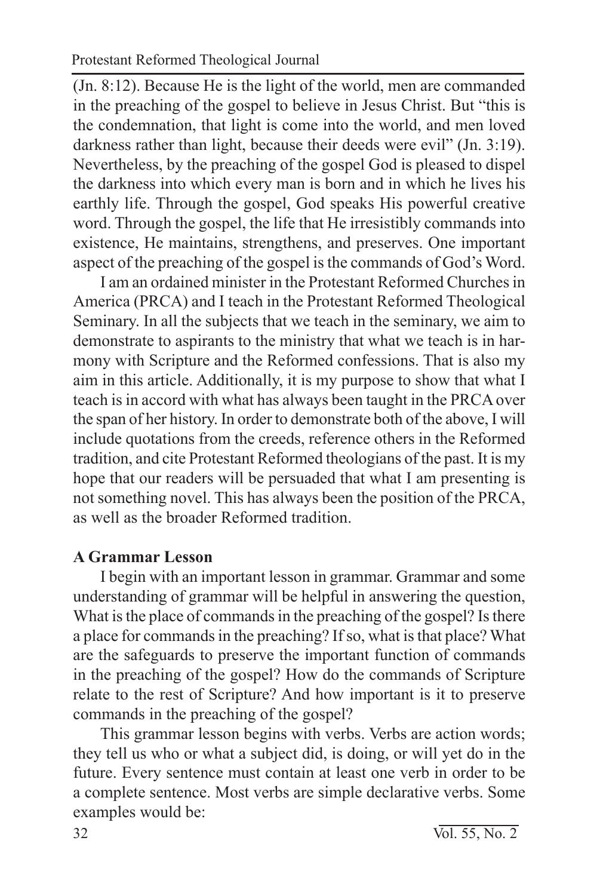(Jn. 8:12). Because He is the light of the world, men are commanded in the preaching of the gospel to believe in Jesus Christ. But "this is the condemnation, that light is come into the world, and men loved darkness rather than light, because their deeds were evil" (Jn. 3:19). Nevertheless, by the preaching of the gospel God is pleased to dispel the darkness into which every man is born and in which he lives his earthly life. Through the gospel, God speaks His powerful creative word. Through the gospel, the life that He irresistibly commands into existence, He maintains, strengthens, and preserves. One important aspect of the preaching of the gospel is the commands of God's Word.

I am an ordained minister in the Protestant Reformed Churches in America (PRCA) and I teach in the Protestant Reformed Theological Seminary. In all the subjects that we teach in the seminary, we aim to demonstrate to aspirants to the ministry that what we teach is in harmony with Scripture and the Reformed confessions. That is also my aim in this article. Additionally, it is my purpose to show that what I teach is in accord with what has always been taught in the PRCA over the span of her history. In order to demonstrate both of the above, I will include quotations from the creeds, reference others in the Reformed tradition, and cite Protestant Reformed theologians of the past. It is my hope that our readers will be persuaded that what I am presenting is not something novel. This has always been the position of the PRCA, as well as the broader Reformed tradition.

**A Grammar Lesson**

I begin with an important lesson in grammar. Grammar and some understanding of grammar will be helpful in answering the question, What is the place of commands in the preaching of the gospel? Is there a place for commands in the preaching? If so, what is that place? What are the safeguards to preserve the important function of commands in the preaching of the gospel? How do the commands of Scripture relate to the rest of Scripture? And how important is it to preserve commands in the preaching of the gospel?

This grammar lesson begins with verbs. Verbs are action words; they tell us who or what a subject did, is doing, or will yet do in the future. Every sentence must contain at least one verb in order to be a complete sentence. Most verbs are simple declarative verbs. Some examples would be: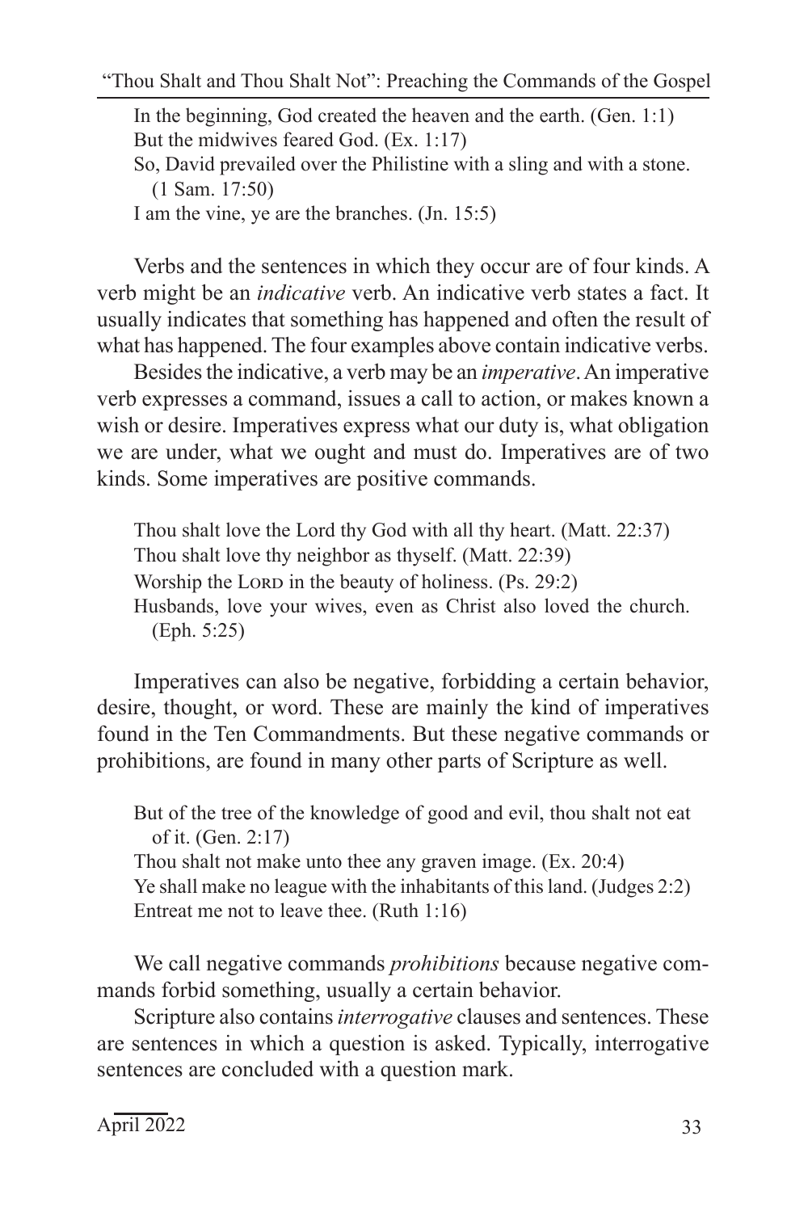In the beginning, God created the heaven and the earth. (Gen. 1:1)
But the midwives feared God. (Ex. 1:17)
So, David prevailed over the Philistine with a sling and with a stone. (1 Sam. 17:50)
I am the vine, ye are the branches. (Jn. 15:5)

Verbs and the sentences in which they occur are of four kinds. A verb might be an *indicative* verb. An indicative verb states a fact. It usually indicates that something has happened and often the result of what has happened. The four examples above contain indicative verbs.

Besides the indicative, a verb may be an *imperative*. An imperative verb expresses a command, issues a call to action, or makes known a wish or desire. Imperatives express what our duty is, what obligation we are under, what we ought and must do. Imperatives are of two kinds. Some imperatives are positive commands.

Thou shalt love the Lord thy God with all thy heart. (Matt. 22:37)
Thou shalt love thy neighbor as thyself. (Matt. 22:39)
Worship the Lord in the beauty of holiness. (Ps. 29:2)
Husbands, love your wives, even as Christ also loved the church. (Eph. 5:25)

Imperatives can also be negative, forbidding a certain behavior, desire, thought, or word. These are mainly the kind of imperatives found in the Ten Commandments. But these negative commands or prohibitions, are found in many other parts of Scripture as well.

But of the tree of the knowledge of good and evil, thou shalt not eat of it. (Gen. 2:17)
Thou shalt not make unto thee any graven image. (Ex. 20:4)
Ye shall make no league with the inhabitants of this land. (Judges 2:2)
Entreat me not to leave thee. (Ruth 1:16)

We call negative commands *prohibitions* because negative commands forbid something, usually a certain behavior.

Scripture also contains *interrogative* clauses and sentences. These are sentences in which a question is asked. Typically, interrogative sentences are concluded with a question mark.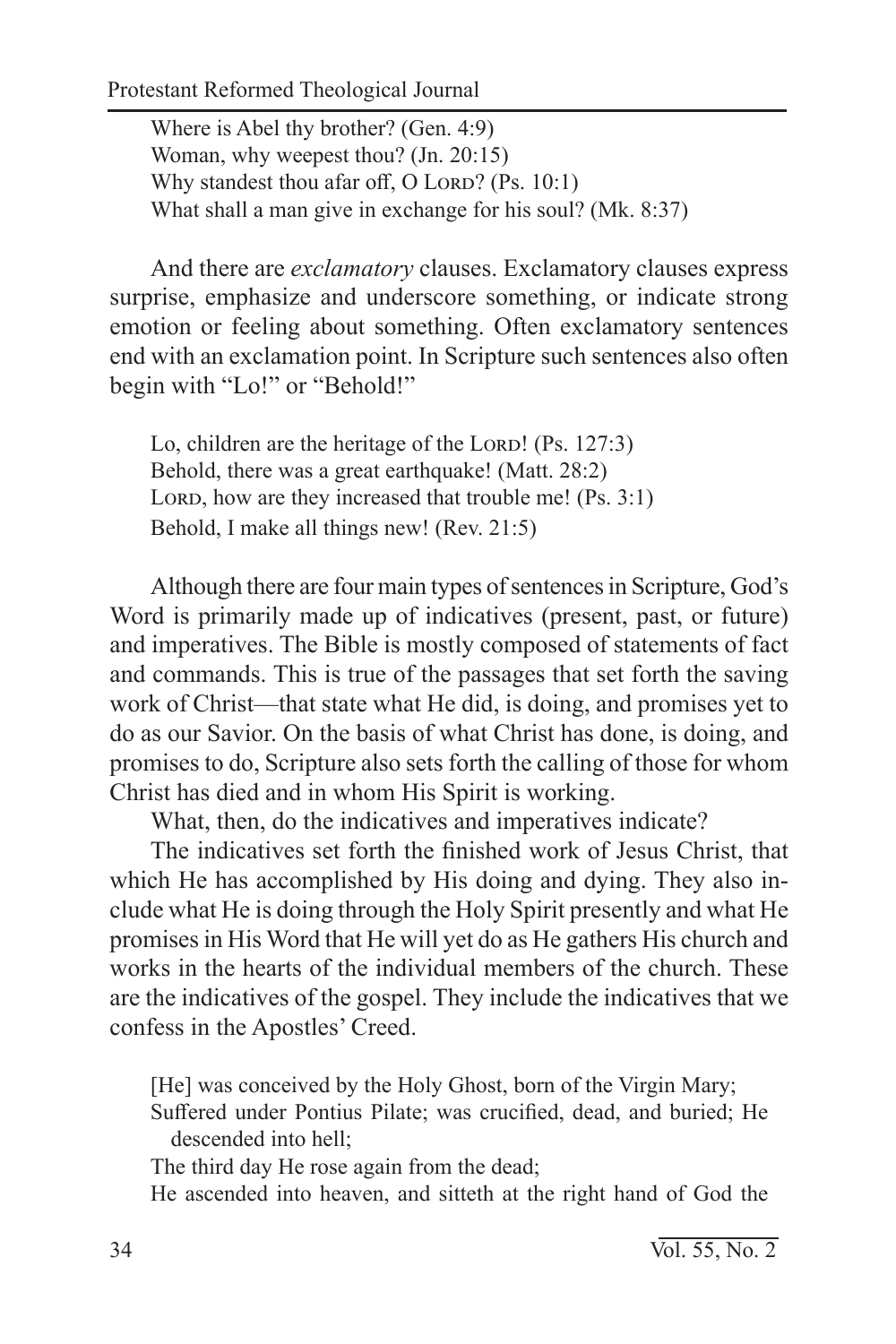Where is Abel thy brother? (Gen. 4:9)  
Woman, why weepest thou? (Jn. 20:15)  
Why standest thou afar off, O LORD? (Ps. 10:1)  
What shall a man give in exchange for his soul? (Mk. 8:37)

And there are *exclamatory* clauses. Exclamatory clauses express surprise, emphasize and underscore something, or indicate strong emotion or feeling about something. Often exclamatory sentences end with an exclamation point. In Scripture such sentences also often begin with "Lo!" or "Behold!"

Lo, children are the heritage of the LORD! (Ps. 127:3)  
Behold, there was a great earthquake! (Matt. 28:2)  
LORD, how are they increased that trouble me! (Ps. 3:1)  
Behold, I make all things new! (Rev. 21:5)

Although there are four main types of sentences in Scripture, God's Word is primarily made up of indicatives (present, past, or future) and imperatives. The Bible is mostly composed of statements of fact and commands. This is true of the passages that set forth the saving work of Christ—that state what He did, is doing, and promises yet to do as our Savior. On the basis of what Christ has done, is doing, and promises to do, Scripture also sets forth the calling of those for whom Christ has died and in whom His Spirit is working.

What, then, do the indicatives and imperatives indicate?

The indicatives set forth the finished work of Jesus Christ, that which He has accomplished by His doing and dying. They also include what He is doing through the Holy Spirit presently and what He promises in His Word that He will yet do as He gathers His church and works in the hearts of the individual members of the church. These are the indicatives of the gospel. They include the indicatives that we confess in the Apostles' Creed.

[He] was conceived by the Holy Ghost, born of the Virgin Mary;  
Suffered under Pontius Pilate; was crucified, dead, and buried; He descended into hell;  
The third day He rose again from the dead;  
He ascended into heaven, and sitteth at the right hand of God the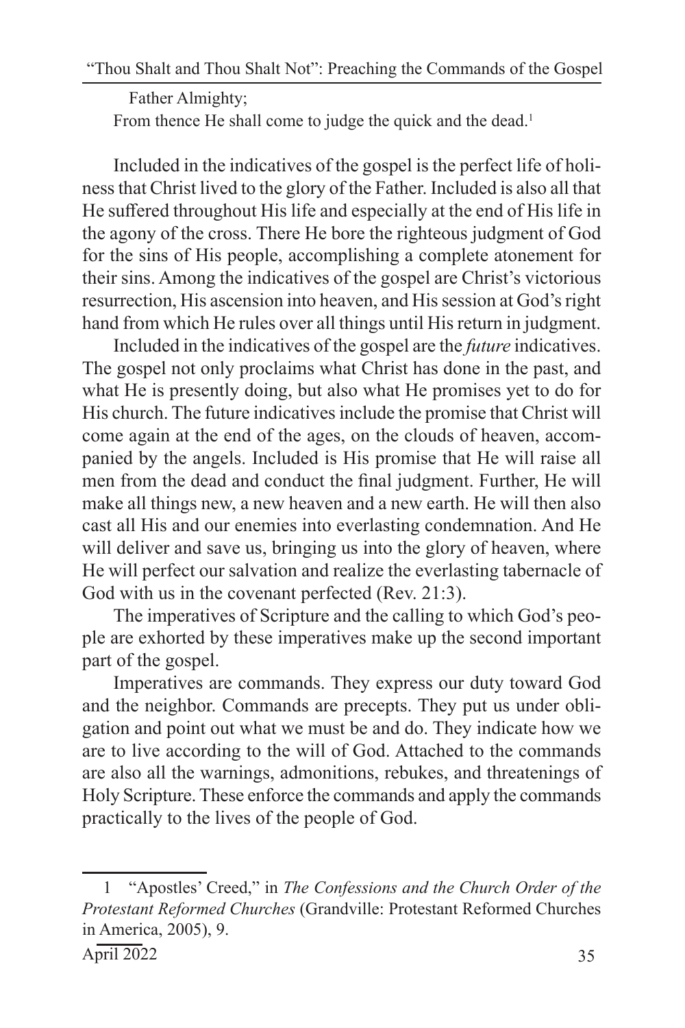Father Almighty;
From thence He shall come to judge the quick and the dead.[1]

Included in the indicatives of the gospel is the perfect life of holiness that Christ lived to the glory of the Father. Included is also all that He suffered throughout His life and especially at the end of His life in the agony of the cross. There He bore the righteous judgment of God for the sins of His people, accomplishing a complete atonement for their sins. Among the indicatives of the gospel are Christ's victorious resurrection, His ascension into heaven, and His session at God's right hand from which He rules over all things until His return in judgment.

Included in the indicatives of the gospel are the *future* indicatives. The gospel not only proclaims what Christ has done in the past, and what He is presently doing, but also what He promises yet to do for His church. The future indicatives include the promise that Christ will come again at the end of the ages, on the clouds of heaven, accompanied by the angels. Included is His promise that He will raise all men from the dead and conduct the final judgment. Further, He will make all things new, a new heaven and a new earth. He will then also cast all His and our enemies into everlasting condemnation. And He will deliver and save us, bringing us into the glory of heaven, where He will perfect our salvation and realize the everlasting tabernacle of God with us in the covenant perfected (Rev. 21:3).

The imperatives of Scripture and the calling to which God's people are exhorted by these imperatives make up the second important part of the gospel.

Imperatives are commands. They express our duty toward God and the neighbor. Commands are precepts. They put us under obligation and point out what we must be and do. They indicate how we are to live according to the will of God. Attached to the commands are also all the warnings, admonitions, rebukes, and threatenings of Holy Scripture. These enforce the commands and apply the commands practically to the lives of the people of God.

---

1 "Apostles' Creed," in *The Confessions and the Church Order of the Protestant Reformed Churches* (Grandville: Protestant Reformed Churches in America, 2005), 9.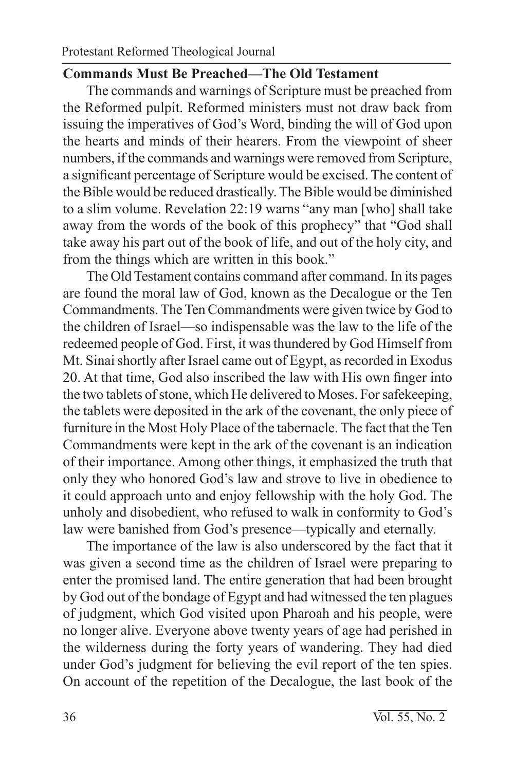**Commands Must Be Preached—The Old Testament**

The commands and warnings of Scripture must be preached from the Reformed pulpit. Reformed ministers must not draw back from issuing the imperatives of God's Word, binding the will of God upon the hearts and minds of their hearers. From the viewpoint of sheer numbers, if the commands and warnings were removed from Scripture, a significant percentage of Scripture would be excised. The content of the Bible would be reduced drastically. The Bible would be diminished to a slim volume. Revelation 22:19 warns "any man [who] shall take away from the words of the book of this prophecy" that "God shall take away his part out of the book of life, and out of the holy city, and from the things which are written in this book."

The Old Testament contains command after command. In its pages are found the moral law of God, known as the Decalogue or the Ten Commandments. The Ten Commandments were given twice by God to the children of Israel—so indispensable was the law to the life of the redeemed people of God. First, it was thundered by God Himself from Mt. Sinai shortly after Israel came out of Egypt, as recorded in Exodus 20. At that time, God also inscribed the law with His own finger into the two tablets of stone, which He delivered to Moses. For safekeeping, the tablets were deposited in the ark of the covenant, the only piece of furniture in the Most Holy Place of the tabernacle. The fact that the Ten Commandments were kept in the ark of the covenant is an indication of their importance. Among other things, it emphasized the truth that only they who honored God's law and strove to live in obedience to it could approach unto and enjoy fellowship with the holy God. The unholy and disobedient, who refused to walk in conformity to God's law were banished from God's presence—typically and eternally.

The importance of the law is also underscored by the fact that it was given a second time as the children of Israel were preparing to enter the promised land. The entire generation that had been brought by God out of the bondage of Egypt and had witnessed the ten plagues of judgment, which God visited upon Pharoah and his people, were no longer alive. Everyone above twenty years of age had perished in the wilderness during the forty years of wandering. They had died under God's judgment for believing the evil report of the ten spies. On account of the repetition of the Decalogue, the last book of the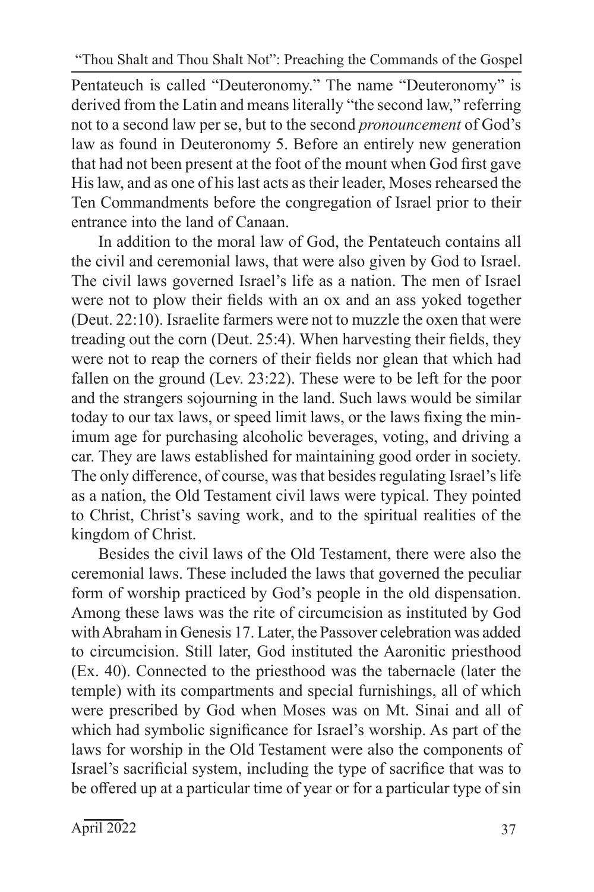Pentateuch is called "Deuteronomy." The name "Deuteronomy" is derived from the Latin and means literally "the second law," referring not to a second law per se, but to the second *pronouncement* of God's law as found in Deuteronomy 5. Before an entirely new generation that had not been present at the foot of the mount when God first gave His law, and as one of his last acts as their leader, Moses rehearsed the Ten Commandments before the congregation of Israel prior to their entrance into the land of Canaan.

In addition to the moral law of God, the Pentateuch contains all the civil and ceremonial laws, that were also given by God to Israel. The civil laws governed Israel's life as a nation. The men of Israel were not to plow their fields with an ox and an ass yoked together (Deut. 22:10). Israelite farmers were not to muzzle the oxen that were treading out the corn (Deut. 25:4). When harvesting their fields, they were not to reap the corners of their fields nor glean that which had fallen on the ground (Lev. 23:22). These were to be left for the poor and the strangers sojourning in the land. Such laws would be similar today to our tax laws, or speed limit laws, or the laws fixing the minimum age for purchasing alcoholic beverages, voting, and driving a car. They are laws established for maintaining good order in society. The only difference, of course, was that besides regulating Israel's life as a nation, the Old Testament civil laws were typical. They pointed to Christ, Christ's saving work, and to the spiritual realities of the kingdom of Christ.

Besides the civil laws of the Old Testament, there were also the ceremonial laws. These included the laws that governed the peculiar form of worship practiced by God's people in the old dispensation. Among these laws was the rite of circumcision as instituted by God with Abraham in Genesis 17. Later, the Passover celebration was added to circumcision. Still later, God instituted the Aaronitic priesthood (Ex. 40). Connected to the priesthood was the tabernacle (later the temple) with its compartments and special furnishings, all of which were prescribed by God when Moses was on Mt. Sinai and all of which had symbolic significance for Israel's worship. As part of the laws for worship in the Old Testament were also the components of Israel's sacrificial system, including the type of sacrifice that was to be offered up at a particular time of year or for a particular type of sin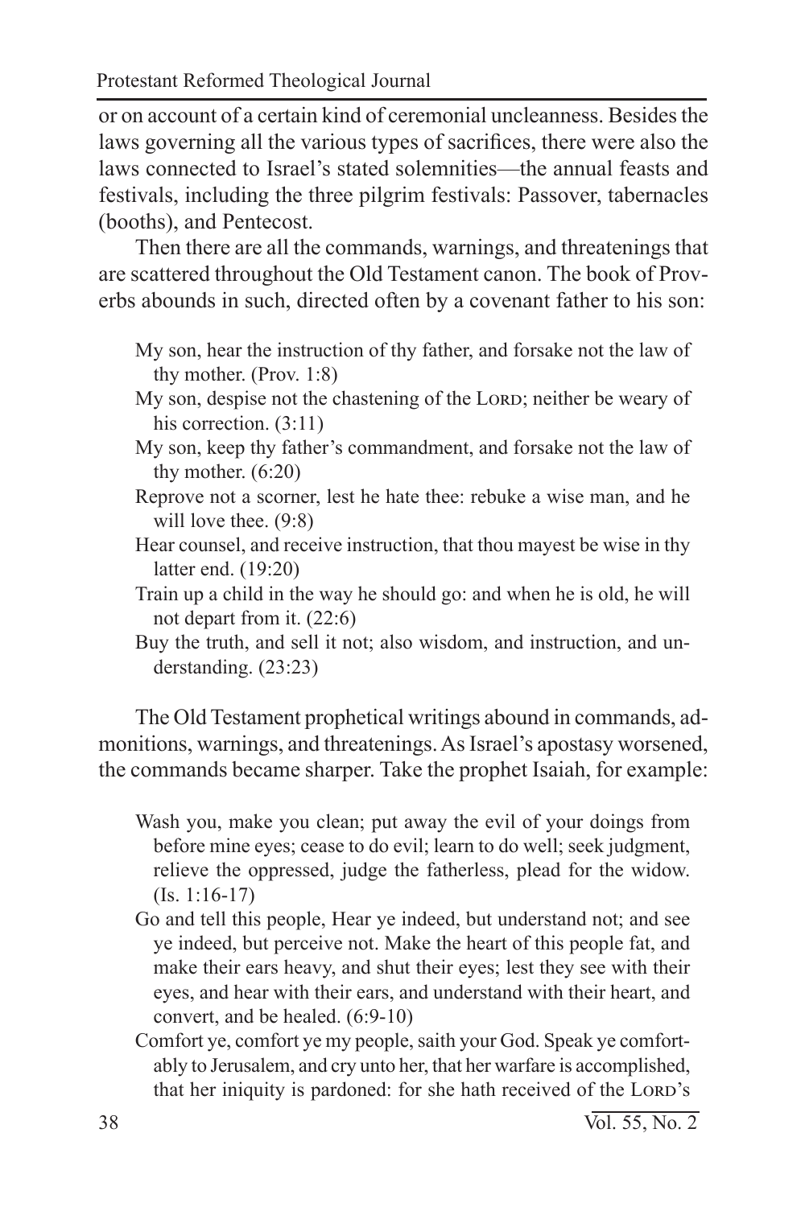or on account of a certain kind of ceremonial uncleanness. Besides the laws governing all the various types of sacrifices, there were also the laws connected to Israel's stated solemnities—the annual feasts and festivals, including the three pilgrim festivals: Passover, tabernacles (booths), and Pentecost.

Then there are all the commands, warnings, and threatenings that are scattered throughout the Old Testament canon. The book of Proverbs abounds in such, directed often by a covenant father to his son:

> My son, hear the instruction of thy father, and forsake not the law of thy mother. (Prov. 1:8)
>
> My son, despise not the chastening of the LORD; neither be weary of his correction. (3:11)
>
> My son, keep thy father's commandment, and forsake not the law of thy mother. (6:20)
>
> Reprove not a scorner, lest he hate thee: rebuke a wise man, and he will love thee. (9:8)
>
> Hear counsel, and receive instruction, that thou mayest be wise in thy latter end. (19:20)
>
> Train up a child in the way he should go: and when he is old, he will not depart from it. (22:6)
>
> Buy the truth, and sell it not; also wisdom, and instruction, and understanding. (23:23)

The Old Testament prophetical writings abound in commands, admonitions, warnings, and threatenings. As Israel's apostasy worsened, the commands became sharper. Take the prophet Isaiah, for example:

> Wash you, make you clean; put away the evil of your doings from before mine eyes; cease to do evil; learn to do well; seek judgment, relieve the oppressed, judge the fatherless, plead for the widow. (Is. 1:16-17)
>
> Go and tell this people, Hear ye indeed, but understand not; and see ye indeed, but perceive not. Make the heart of this people fat, and make their ears heavy, and shut their eyes; lest they see with their eyes, and hear with their ears, and understand with their heart, and convert, and be healed. (6:9-10)
>
> Comfort ye, comfort ye my people, saith your God. Speak ye comfortably to Jerusalem, and cry unto her, that her warfare is accomplished, that her iniquity is pardoned: for she hath received of the LORD's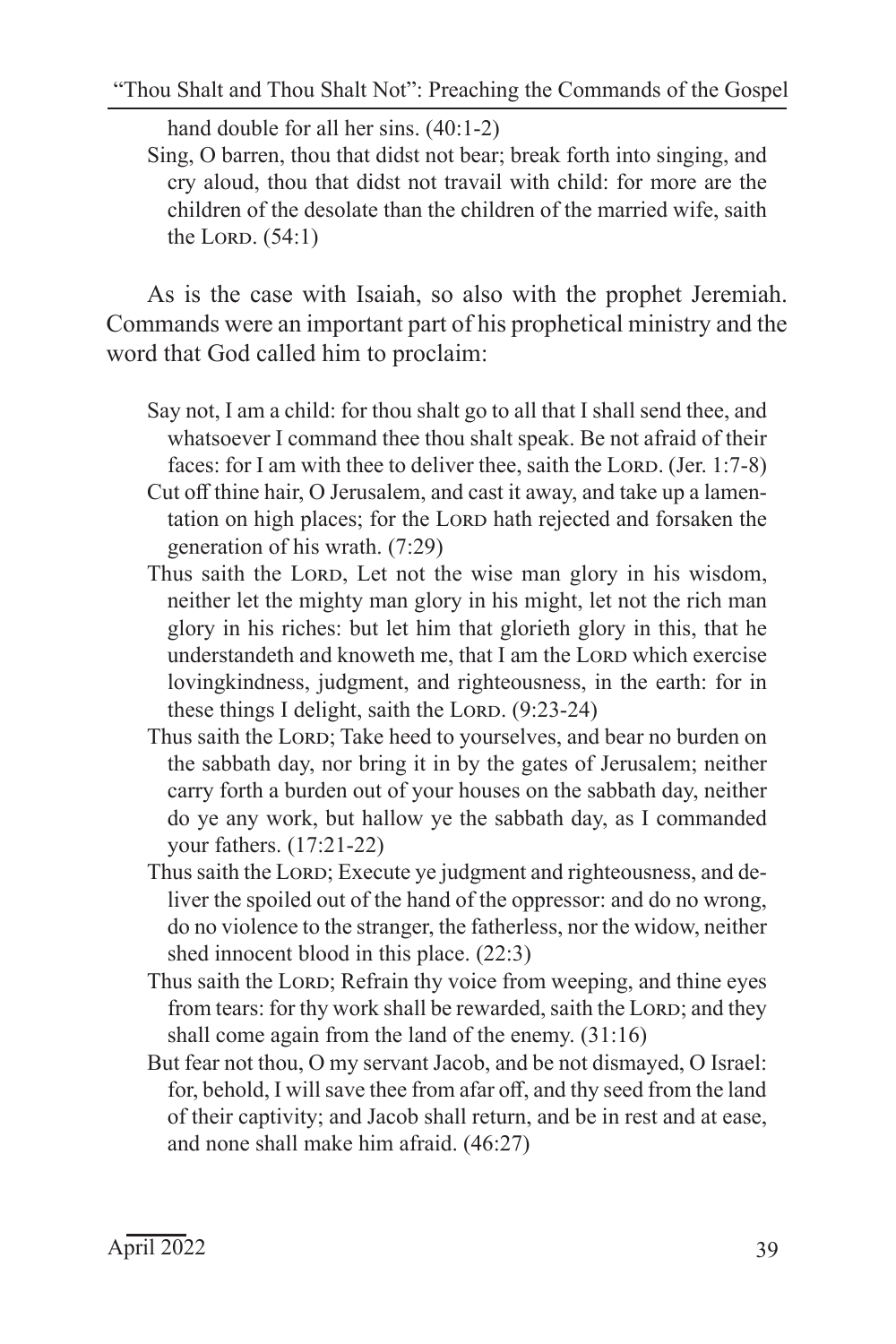hand double for all her sins. (40:1-2)

Sing, O barren, thou that didst not bear; break forth into singing, and cry aloud, thou that didst not travail with child: for more are the children of the desolate than the children of the married wife, saith the LORD. (54:1)

As is the case with Isaiah, so also with the prophet Jeremiah. Commands were an important part of his prophetical ministry and the word that God called him to proclaim:

> Say not, I am a child: for thou shalt go to all that I shall send thee, and whatsoever I command thee thou shalt speak. Be not afraid of their faces: for I am with thee to deliver thee, saith the LORD. (Jer. 1:7-8)
>
> Cut off thine hair, O Jerusalem, and cast it away, and take up a lamentation on high places; for the LORD hath rejected and forsaken the generation of his wrath. (7:29)
>
> Thus saith the LORD, Let not the wise man glory in his wisdom, neither let the mighty man glory in his might, let not the rich man glory in his riches: but let him that glorieth glory in this, that he understandeth and knoweth me, that I am the LORD which exercise lovingkindness, judgment, and righteousness, in the earth: for in these things I delight, saith the LORD. (9:23-24)
>
> Thus saith the LORD; Take heed to yourselves, and bear no burden on the sabbath day, nor bring it in by the gates of Jerusalem; neither carry forth a burden out of your houses on the sabbath day, neither do ye any work, but hallow ye the sabbath day, as I commanded your fathers. (17:21-22)
>
> Thus saith the LORD; Execute ye judgment and righteousness, and deliver the spoiled out of the hand of the oppressor: and do no wrong, do no violence to the stranger, the fatherless, nor the widow, neither shed innocent blood in this place. (22:3)
>
> Thus saith the LORD; Refrain thy voice from weeping, and thine eyes from tears: for thy work shall be rewarded, saith the LORD; and they shall come again from the land of the enemy. (31:16)
>
> But fear not thou, O my servant Jacob, and be not dismayed, O Israel: for, behold, I will save thee from afar off, and thy seed from the land of their captivity; and Jacob shall return, and be in rest and at ease, and none shall make him afraid. (46:27)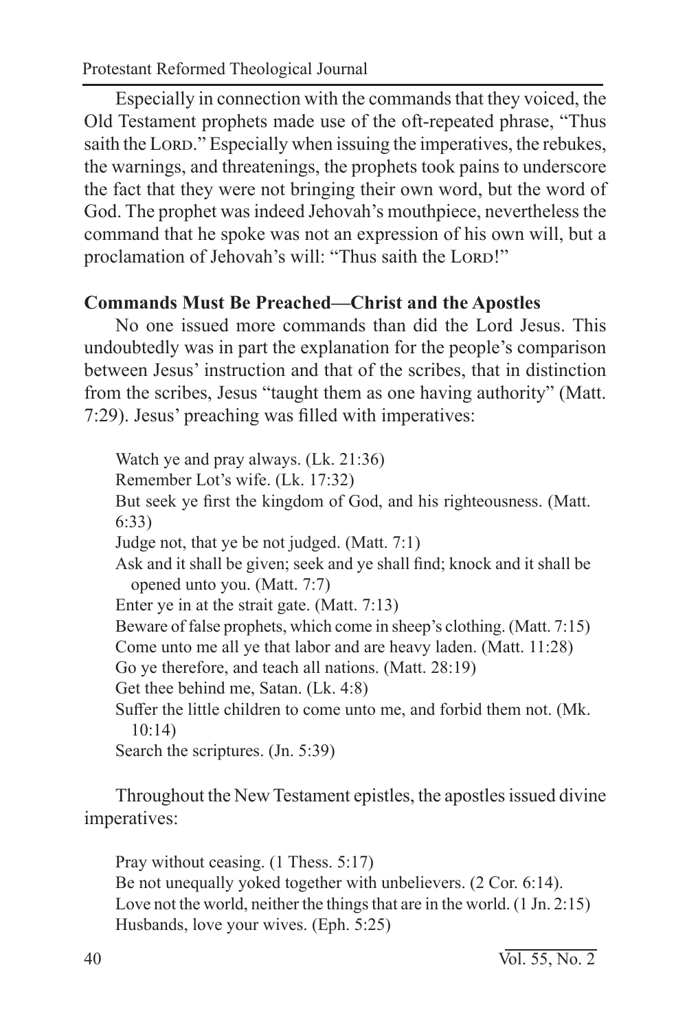Especially in connection with the commands that they voiced, the Old Testament prophets made use of the oft-repeated phrase, "Thus saith the LORD." Especially when issuing the imperatives, the rebukes, the warnings, and threatenings, the prophets took pains to underscore the fact that they were not bringing their own word, but the word of God. The prophet was indeed Jehovah's mouthpiece, nevertheless the command that he spoke was not an expression of his own will, but a proclamation of Jehovah's will: "Thus saith the LORD!"

**Commands Must Be Preached—Christ and the Apostles**

No one issued more commands than did the Lord Jesus. This undoubtedly was in part the explanation for the people's comparison between Jesus' instruction and that of the scribes, that in distinction from the scribes, Jesus "taught them as one having authority" (Matt. 7:29). Jesus' preaching was filled with imperatives:

> Watch ye and pray always. (Lk. 21:36)
> Remember Lot's wife. (Lk. 17:32)
> But seek ye first the kingdom of God, and his righteousness. (Matt. 6:33)
> Judge not, that ye be not judged. (Matt. 7:1)
> Ask and it shall be given; seek and ye shall find; knock and it shall be opened unto you. (Matt. 7:7)
> Enter ye in at the strait gate. (Matt. 7:13)
> Beware of false prophets, which come in sheep's clothing. (Matt. 7:15)
> Come unto me all ye that labor and are heavy laden. (Matt. 11:28)
> Go ye therefore, and teach all nations. (Matt. 28:19)
> Get thee behind me, Satan. (Lk. 4:8)
> Suffer the little children to come unto me, and forbid them not. (Mk. 10:14)
> Search the scriptures. (Jn. 5:39)

Throughout the New Testament epistles, the apostles issued divine imperatives:

> Pray without ceasing. (1 Thess. 5:17)
> Be not unequally yoked together with unbelievers. (2 Cor. 6:14).
> Love not the world, neither the things that are in the world. (1 Jn. 2:15)
> Husbands, love your wives. (Eph. 5:25)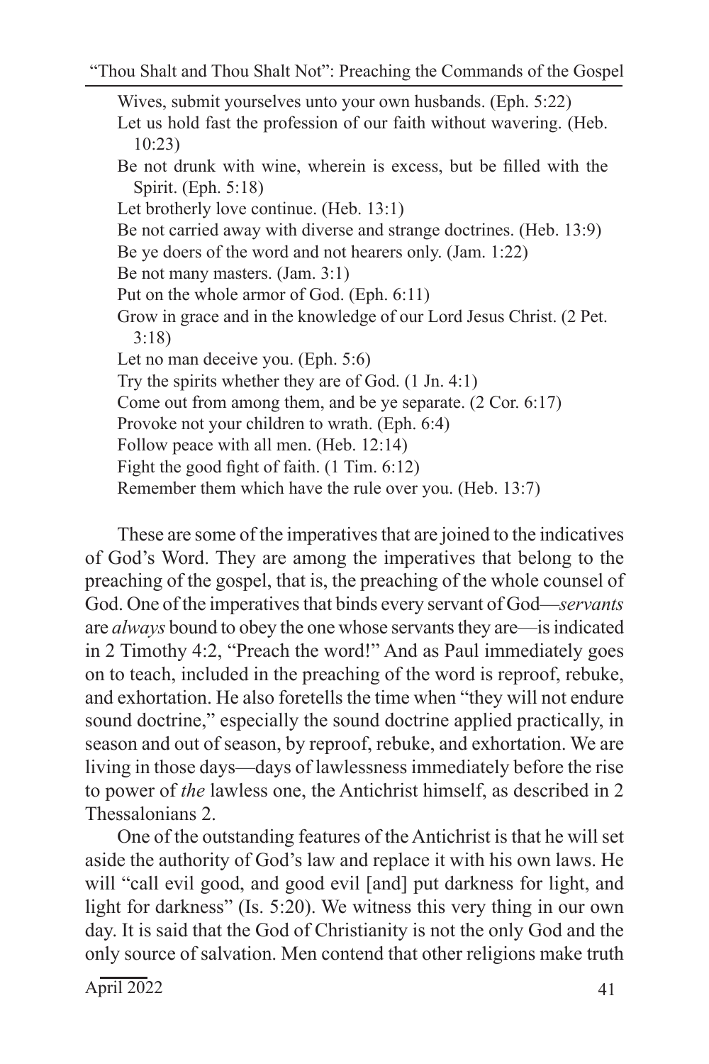Wives, submit yourselves unto your own husbands. (Eph. 5:22)  
Let us hold fast the profession of our faith without wavering. (Heb. 10:23)  
Be not drunk with wine, wherein is excess, but be filled with the Spirit. (Eph. 5:18)  
Let brotherly love continue. (Heb. 13:1)  
Be not carried away with diverse and strange doctrines. (Heb. 13:9)  
Be ye doers of the word and not hearers only. (Jam. 1:22)  
Be not many masters. (Jam. 3:1)  
Put on the whole armor of God. (Eph. 6:11)  
Grow in grace and in the knowledge of our Lord Jesus Christ. (2 Pet. 3:18)  
Let no man deceive you. (Eph. 5:6)  
Try the spirits whether they are of God. (1 Jn. 4:1)  
Come out from among them, and be ye separate. (2 Cor. 6:17)  
Provoke not your children to wrath. (Eph. 6:4)  
Follow peace with all men. (Heb. 12:14)  
Fight the good fight of faith. (1 Tim. 6:12)  
Remember them which have the rule over you. (Heb. 13:7)

These are some of the imperatives that are joined to the indicatives of God's Word. They are among the imperatives that belong to the preaching of the gospel, that is, the preaching of the whole counsel of God. One of the imperatives that binds every servant of God—*servants* are *always* bound to obey the one whose servants they are—is indicated in 2 Timothy 4:2, "Preach the word!" And as Paul immediately goes on to teach, included in the preaching of the word is reproof, rebuke, and exhortation. He also foretells the time when "they will not endure sound doctrine," especially the sound doctrine applied practically, in season and out of season, by reproof, rebuke, and exhortation. We are living in those days—days of lawlessness immediately before the rise to power of *the* lawless one, the Antichrist himself, as described in 2 Thessalonians 2.

One of the outstanding features of the Antichrist is that he will set aside the authority of God's law and replace it with his own laws. He will "call evil good, and good evil [and] put darkness for light, and light for darkness" (Is. 5:20). We witness this very thing in our own day. It is said that the God of Christianity is not the only God and the only source of salvation. Men contend that other religions make truth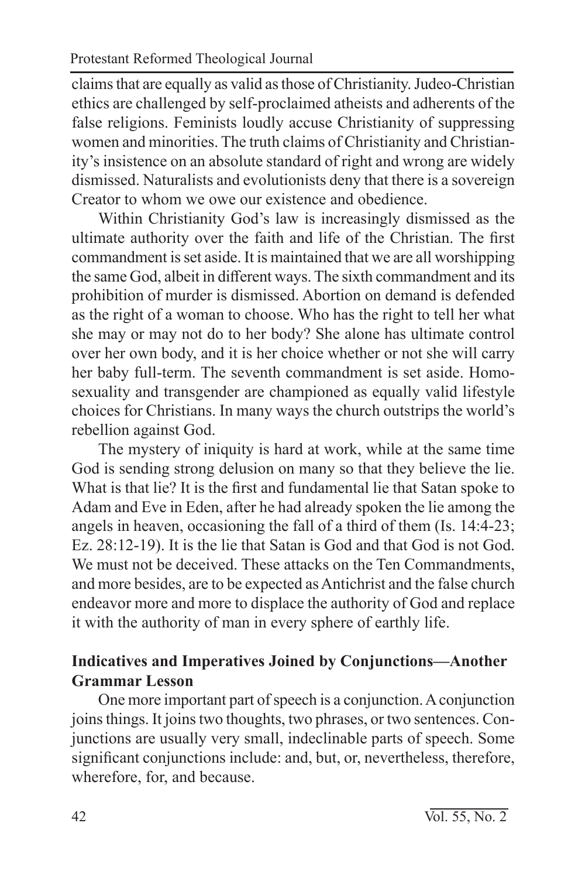claims that are equally as valid as those of Christianity. Judeo-Christian ethics are challenged by self-proclaimed atheists and adherents of the false religions. Feminists loudly accuse Christianity of suppressing women and minorities. The truth claims of Christianity and Christianity's insistence on an absolute standard of right and wrong are widely dismissed. Naturalists and evolutionists deny that there is a sovereign Creator to whom we owe our existence and obedience.

Within Christianity God's law is increasingly dismissed as the ultimate authority over the faith and life of the Christian. The first commandment is set aside. It is maintained that we are all worshipping the same God, albeit in different ways. The sixth commandment and its prohibition of murder is dismissed. Abortion on demand is defended as the right of a woman to choose. Who has the right to tell her what she may or may not do to her body? She alone has ultimate control over her own body, and it is her choice whether or not she will carry her baby full-term. The seventh commandment is set aside. Homosexuality and transgender are championed as equally valid lifestyle choices for Christians. In many ways the church outstrips the world's rebellion against God.

The mystery of iniquity is hard at work, while at the same time God is sending strong delusion on many so that they believe the lie. What is that lie? It is the first and fundamental lie that Satan spoke to Adam and Eve in Eden, after he had already spoken the lie among the angels in heaven, occasioning the fall of a third of them (Is. 14:4-23; Ez. 28:12-19). It is the lie that Satan is God and that God is not God. We must not be deceived. These attacks on the Ten Commandments, and more besides, are to be expected as Antichrist and the false church endeavor more and more to displace the authority of God and replace it with the authority of man in every sphere of earthly life.

### Indicatives and Imperatives Joined by Conjunctions—Another Grammar Lesson

One more important part of speech is a conjunction. A conjunction joins things. It joins two thoughts, two phrases, or two sentences. Conjunctions are usually very small, indeclinable parts of speech. Some significant conjunctions include: and, but, or, nevertheless, therefore, wherefore, for, and because.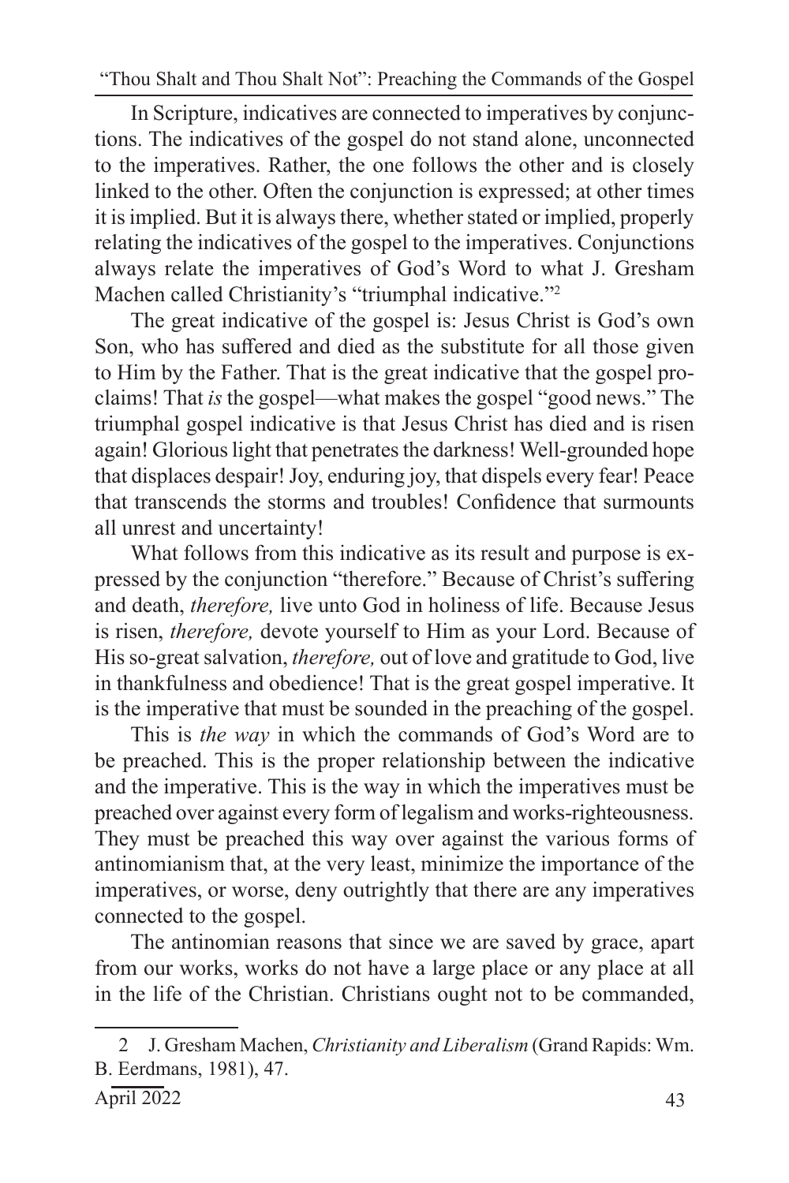In Scripture, indicatives are connected to imperatives by conjunctions. The indicatives of the gospel do not stand alone, unconnected to the imperatives. Rather, the one follows the other and is closely linked to the other. Often the conjunction is expressed; at other times it is implied. But it is always there, whether stated or implied, properly relating the indicatives of the gospel to the imperatives. Conjunctions always relate the imperatives of God's Word to what J. Gresham Machen called Christianity's "triumphal indicative."[2]

The great indicative of the gospel is: Jesus Christ is God's own Son, who has suffered and died as the substitute for all those given to Him by the Father. That is the great indicative that the gospel proclaims! That *is* the gospel—what makes the gospel "good news." The triumphal gospel indicative is that Jesus Christ has died and is risen again! Glorious light that penetrates the darkness! Well-grounded hope that displaces despair! Joy, enduring joy, that dispels every fear! Peace that transcends the storms and troubles! Confidence that surmounts all unrest and uncertainty!

What follows from this indicative as its result and purpose is expressed by the conjunction "therefore." Because of Christ's suffering and death, *therefore,* live unto God in holiness of life. Because Jesus is risen, *therefore,* devote yourself to Him as your Lord. Because of His so-great salvation, *therefore,* out of love and gratitude to God, live in thankfulness and obedience! That is the great gospel imperative. It is the imperative that must be sounded in the preaching of the gospel.

This is *the way* in which the commands of God's Word are to be preached. This is the proper relationship between the indicative and the imperative. This is the way in which the imperatives must be preached over against every form of legalism and works-righteousness. They must be preached this way over against the various forms of antinomianism that, at the very least, minimize the importance of the imperatives, or worse, deny outrightly that there are any imperatives connected to the gospel.

The antinomian reasons that since we are saved by grace, apart from our works, works do not have a large place or any place at all in the life of the Christian. Christians ought not to be commanded,

---

2 J. Gresham Machen, *Christianity and Liberalism* (Grand Rapids: Wm. B. Eerdmans, 1981), 47.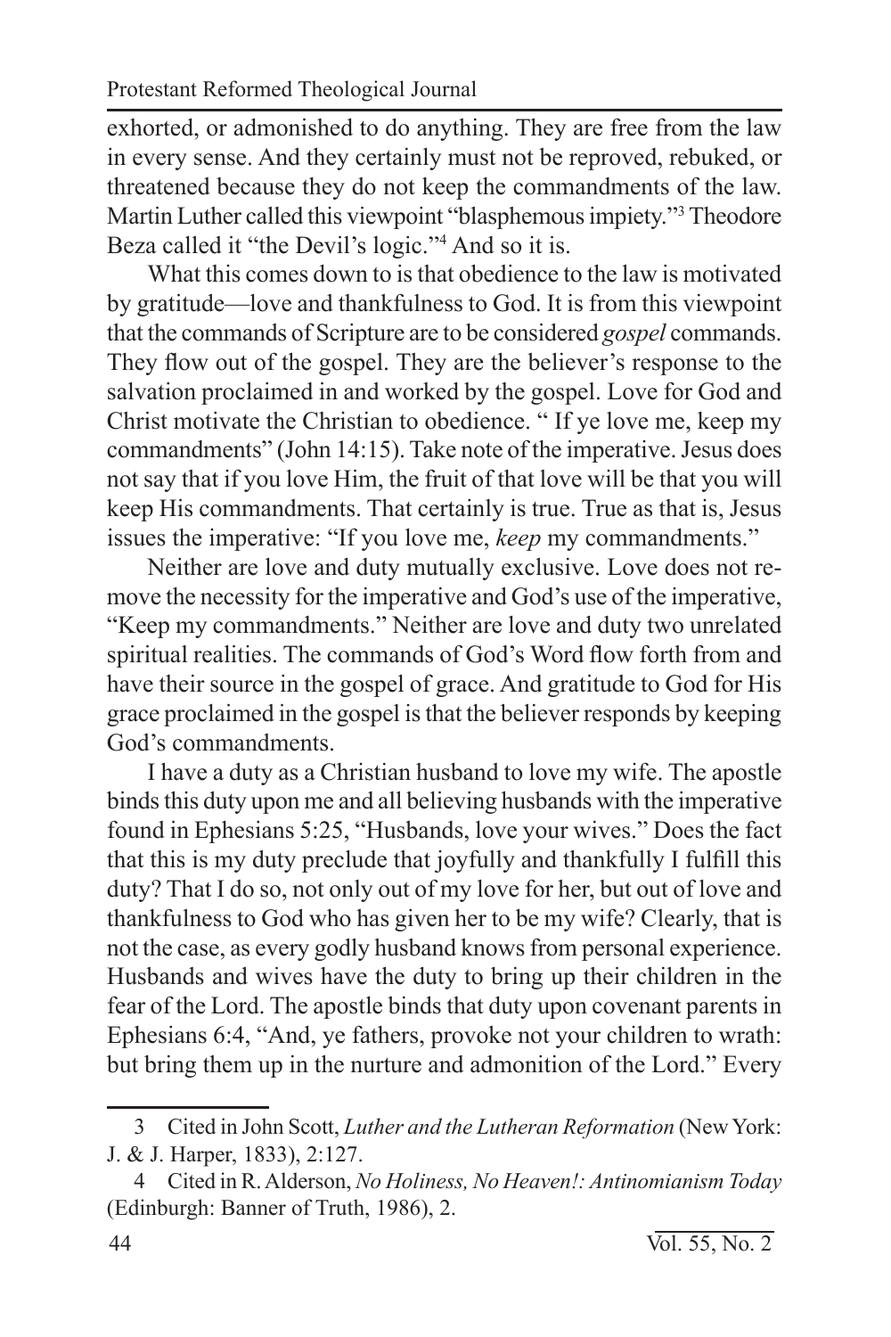exhorted, or admonished to do anything. They are free from the law in every sense. And they certainly must not be reproved, rebuked, or threatened because they do not keep the commandments of the law. Martin Luther called this viewpoint "blasphemous impiety."[3] Theodore Beza called it "the Devil's logic."[4] And so it is.

What this comes down to is that obedience to the law is motivated by gratitude—love and thankfulness to God. It is from this viewpoint that the commands of Scripture are to be considered *gospel* commands. They flow out of the gospel. They are the believer's response to the salvation proclaimed in and worked by the gospel. Love for God and Christ motivate the Christian to obedience. " If ye love me, keep my commandments" (John 14:15). Take note of the imperative. Jesus does not say that if you love Him, the fruit of that love will be that you will keep His commandments. That certainly is true. True as that is, Jesus issues the imperative: "If you love me, *keep* my commandments."

Neither are love and duty mutually exclusive. Love does not remove the necessity for the imperative and God's use of the imperative, "Keep my commandments." Neither are love and duty two unrelated spiritual realities. The commands of God's Word flow forth from and have their source in the gospel of grace. And gratitude to God for His grace proclaimed in the gospel is that the believer responds by keeping God's commandments.

I have a duty as a Christian husband to love my wife. The apostle binds this duty upon me and all believing husbands with the imperative found in Ephesians 5:25, "Husbands, love your wives." Does the fact that this is my duty preclude that joyfully and thankfully I fulfill this duty? That I do so, not only out of my love for her, but out of love and thankfulness to God who has given her to be my wife? Clearly, that is not the case, as every godly husband knows from personal experience. Husbands and wives have the duty to bring up their children in the fear of the Lord. The apostle binds that duty upon covenant parents in Ephesians 6:4, "And, ye fathers, provoke not your children to wrath: but bring them up in the nurture and admonition of the Lord." Every

---

3 Cited in John Scott, *Luther and the Lutheran Reformation* (New York: J. & J. Harper, 1833), 2:127.

4 Cited in R. Alderson, *No Holiness, No Heaven!: Antinomianism Today* (Edinburgh: Banner of Truth, 1986), 2.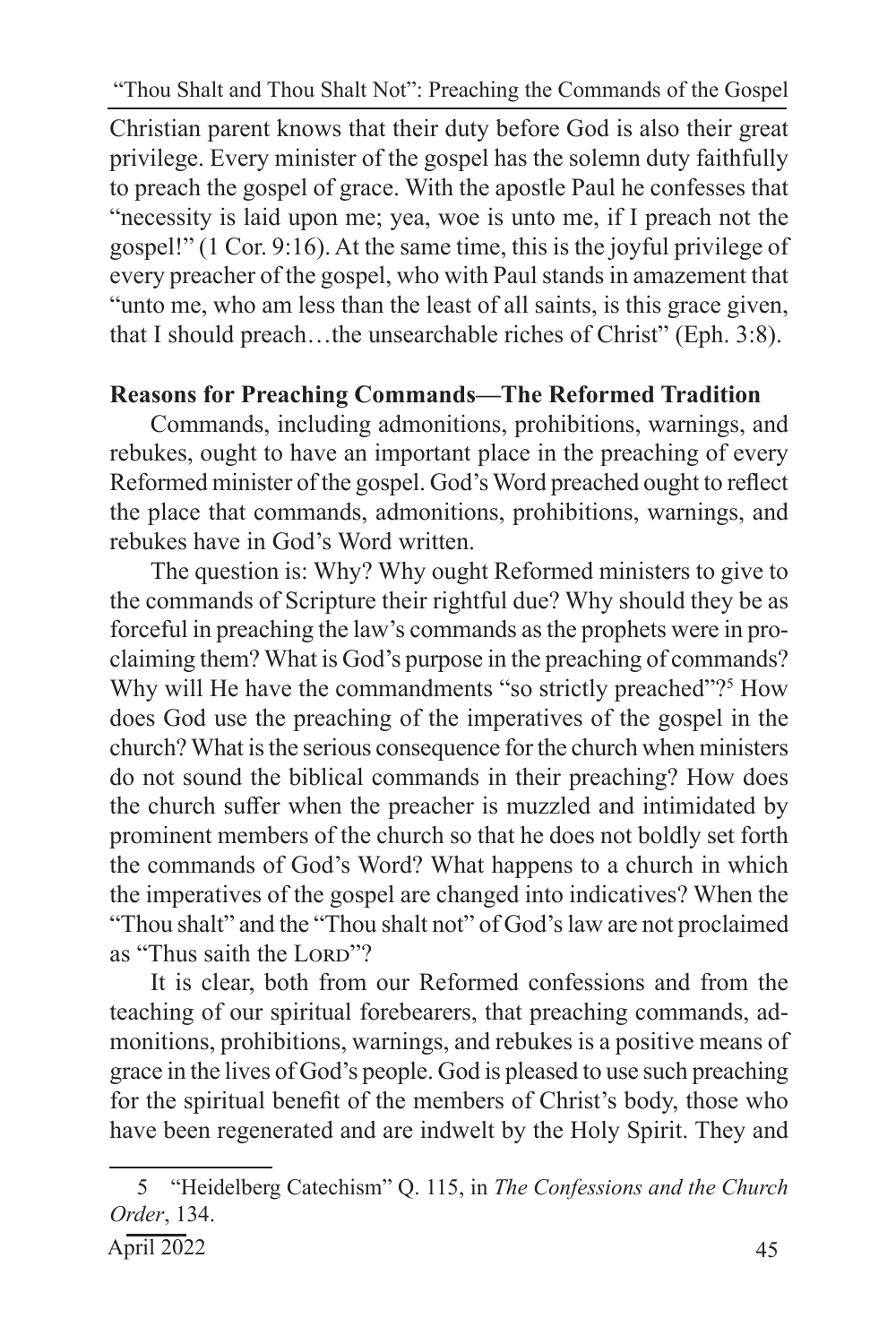Christian parent knows that their duty before God is also their great privilege. Every minister of the gospel has the solemn duty faithfully to preach the gospel of grace. With the apostle Paul he confesses that "necessity is laid upon me; yea, woe is unto me, if I preach not the gospel!" (1 Cor. 9:16). At the same time, this is the joyful privilege of every preacher of the gospel, who with Paul stands in amazement that "unto me, who am less than the least of all saints, is this grace given, that I should preach…the unsearchable riches of Christ" (Eph. 3:8).

**Reasons for Preaching Commands—The Reformed Tradition**

Commands, including admonitions, prohibitions, warnings, and rebukes, ought to have an important place in the preaching of every Reformed minister of the gospel. God's Word preached ought to reflect the place that commands, admonitions, prohibitions, warnings, and rebukes have in God's Word written.

The question is: Why? Why ought Reformed ministers to give to the commands of Scripture their rightful due? Why should they be as forceful in preaching the law's commands as the prophets were in proclaiming them? What is God's purpose in the preaching of commands? Why will He have the commandments "so strictly preached"?[5] How does God use the preaching of the imperatives of the gospel in the church? What is the serious consequence for the church when ministers do not sound the biblical commands in their preaching? How does the church suffer when the preacher is muzzled and intimidated by prominent members of the church so that he does not boldly set forth the commands of God's Word? What happens to a church in which the imperatives of the gospel are changed into indicatives? When the "Thou shalt" and the "Thou shalt not" of God's law are not proclaimed as "Thus saith the LORD"?

It is clear, both from our Reformed confessions and from the teaching of our spiritual forebearers, that preaching commands, admonitions, prohibitions, warnings, and rebukes is a positive means of grace in the lives of God's people. God is pleased to use such preaching for the spiritual benefit of the members of Christ's body, those who have been regenerated and are indwelt by the Holy Spirit. They and

---

5 "Heidelberg Catechism" Q. 115, in *The Confessions and the Church Order*, 134.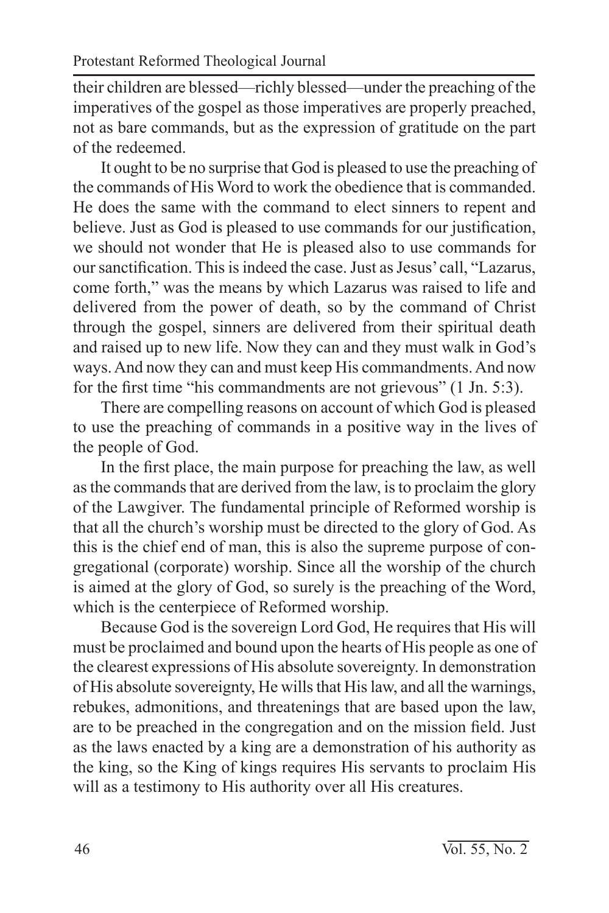their children are blessed—richly blessed—under the preaching of the imperatives of the gospel as those imperatives are properly preached, not as bare commands, but as the expression of gratitude on the part of the redeemed.

It ought to be no surprise that God is pleased to use the preaching of the commands of His Word to work the obedience that is commanded. He does the same with the command to elect sinners to repent and believe. Just as God is pleased to use commands for our justification, we should not wonder that He is pleased also to use commands for our sanctification. This is indeed the case. Just as Jesus' call, "Lazarus, come forth," was the means by which Lazarus was raised to life and delivered from the power of death, so by the command of Christ through the gospel, sinners are delivered from their spiritual death and raised up to new life. Now they can and they must walk in God's ways. And now they can and must keep His commandments. And now for the first time "his commandments are not grievous" (1 Jn. 5:3).

There are compelling reasons on account of which God is pleased to use the preaching of commands in a positive way in the lives of the people of God.

In the first place, the main purpose for preaching the law, as well as the commands that are derived from the law, is to proclaim the glory of the Lawgiver. The fundamental principle of Reformed worship is that all the church's worship must be directed to the glory of God. As this is the chief end of man, this is also the supreme purpose of congregational (corporate) worship. Since all the worship of the church is aimed at the glory of God, so surely is the preaching of the Word, which is the centerpiece of Reformed worship.

Because God is the sovereign Lord God, He requires that His will must be proclaimed and bound upon the hearts of His people as one of the clearest expressions of His absolute sovereignty. In demonstration of His absolute sovereignty, He wills that His law, and all the warnings, rebukes, admonitions, and threatenings that are based upon the law, are to be preached in the congregation and on the mission field. Just as the laws enacted by a king are a demonstration of his authority as the king, so the King of kings requires His servants to proclaim His will as a testimony to His authority over all His creatures.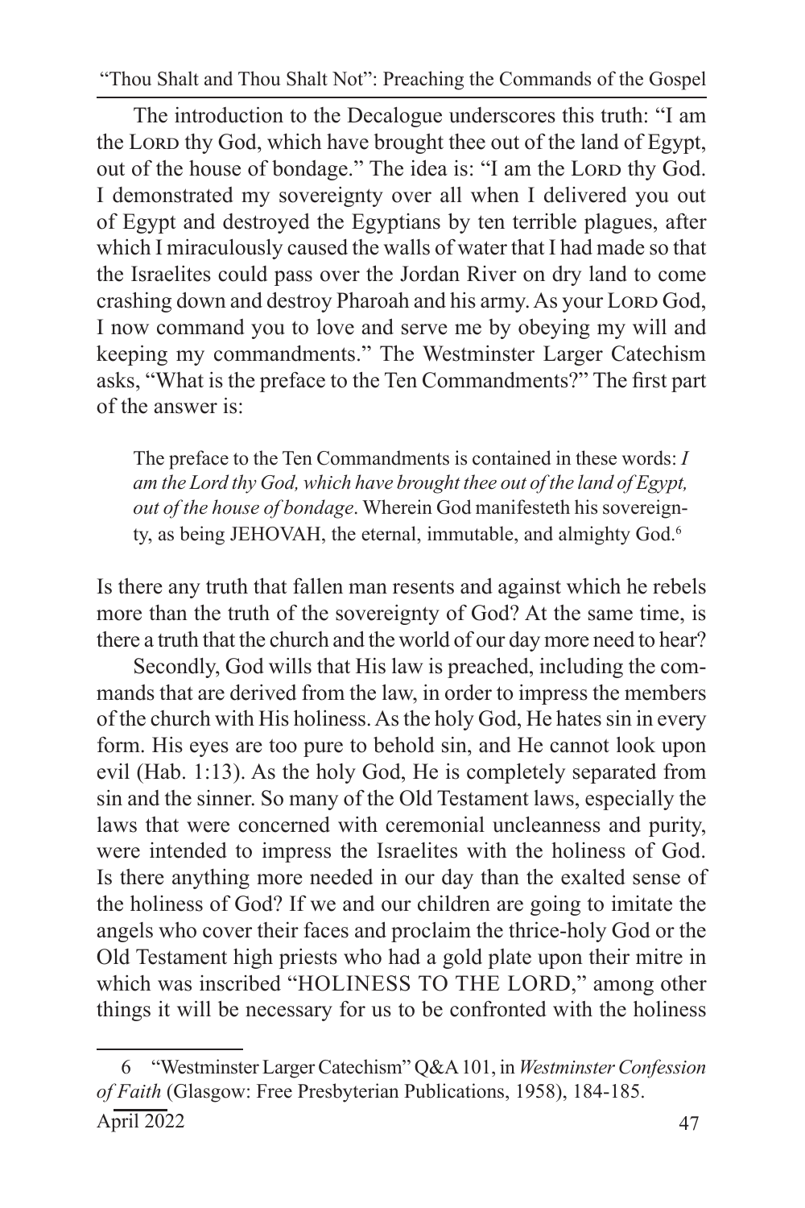The introduction to the Decalogue underscores this truth: "I am the LORD thy God, which have brought thee out of the land of Egypt, out of the house of bondage." The idea is: "I am the LORD thy God. I demonstrated my sovereignty over all when I delivered you out of Egypt and destroyed the Egyptians by ten terrible plagues, after which I miraculously caused the walls of water that I had made so that the Israelites could pass over the Jordan River on dry land to come crashing down and destroy Pharoah and his army. As your LORD God, I now command you to love and serve me by obeying my will and keeping my commandments." The Westminster Larger Catechism asks, "What is the preface to the Ten Commandments?" The first part of the answer is:

> The preface to the Ten Commandments is contained in these words: *I am the Lord thy God, which have brought thee out of the land of Egypt, out of the house of bondage*. Wherein God manifesteth his sovereignty, as being JEHOVAH, the eternal, immutable, and almighty God.[6]

Is there any truth that fallen man resents and against which he rebels more than the truth of the sovereignty of God? At the same time, is there a truth that the church and the world of our day more need to hear?

Secondly, God wills that His law is preached, including the commands that are derived from the law, in order to impress the members of the church with His holiness. As the holy God, He hates sin in every form. His eyes are too pure to behold sin, and He cannot look upon evil (Hab. 1:13). As the holy God, He is completely separated from sin and the sinner. So many of the Old Testament laws, especially the laws that were concerned with ceremonial uncleanness and purity, were intended to impress the Israelites with the holiness of God. Is there anything more needed in our day than the exalted sense of the holiness of God? If we and our children are going to imitate the angels who cover their faces and proclaim the thrice-holy God or the Old Testament high priests who had a gold plate upon their mitre in which was inscribed "HOLINESS TO THE LORD," among other things it will be necessary for us to be confronted with the holiness

---

6 "Westminster Larger Catechism" Q&A 101, in *Westminster Confession of Faith* (Glasgow: Free Presbyterian Publications, 1958), 184-185.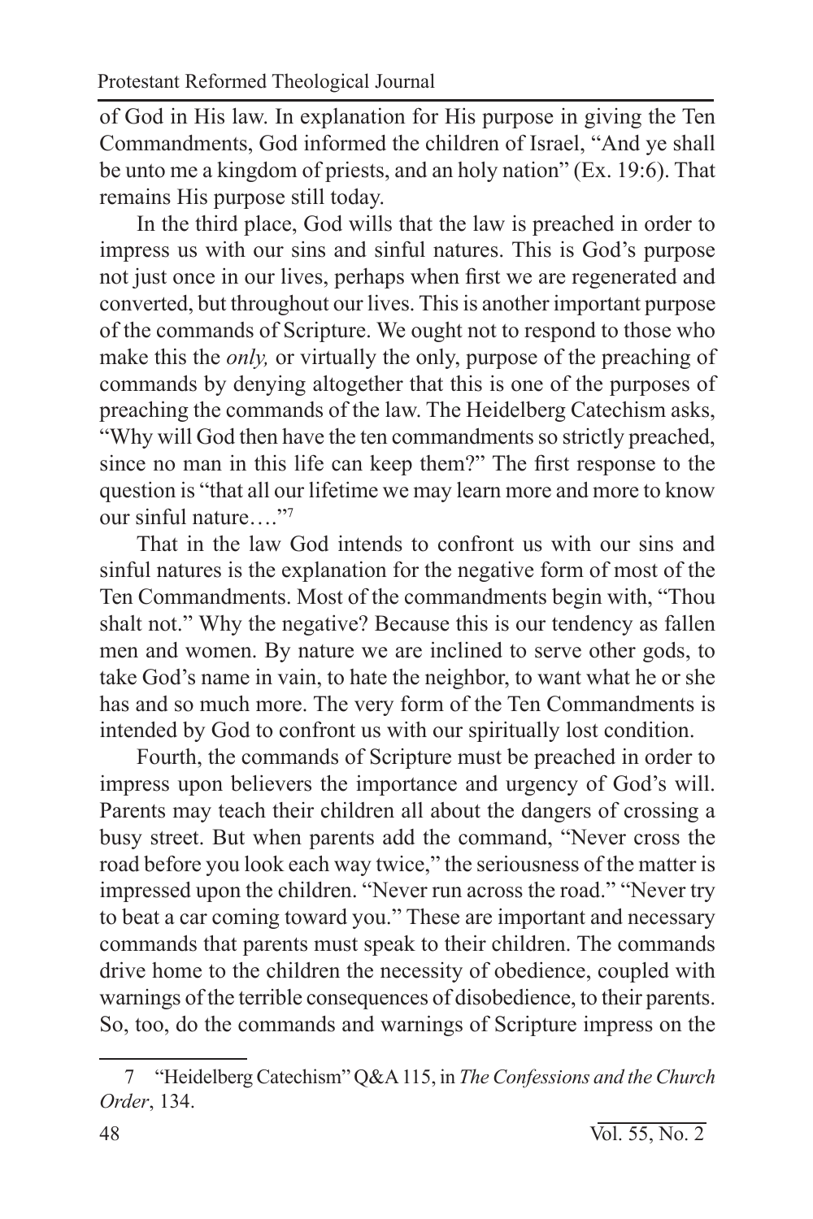of God in His law. In explanation for His purpose in giving the Ten Commandments, God informed the children of Israel, "And ye shall be unto me a kingdom of priests, and an holy nation" (Ex. 19:6). That remains His purpose still today.

In the third place, God wills that the law is preached in order to impress us with our sins and sinful natures. This is God's purpose not just once in our lives, perhaps when first we are regenerated and converted, but throughout our lives. This is another important purpose of the commands of Scripture. We ought not to respond to those who make this the *only,* or virtually the only, purpose of the preaching of commands by denying altogether that this is one of the purposes of preaching the commands of the law. The Heidelberg Catechism asks, "Why will God then have the ten commandments so strictly preached, since no man in this life can keep them?" The first response to the question is "that all our lifetime we may learn more and more to know our sinful nature…."[7]

That in the law God intends to confront us with our sins and sinful natures is the explanation for the negative form of most of the Ten Commandments. Most of the commandments begin with, "Thou shalt not." Why the negative? Because this is our tendency as fallen men and women. By nature we are inclined to serve other gods, to take God's name in vain, to hate the neighbor, to want what he or she has and so much more. The very form of the Ten Commandments is intended by God to confront us with our spiritually lost condition.

Fourth, the commands of Scripture must be preached in order to impress upon believers the importance and urgency of God's will. Parents may teach their children all about the dangers of crossing a busy street. But when parents add the command, "Never cross the road before you look each way twice," the seriousness of the matter is impressed upon the children. "Never run across the road." "Never try to beat a car coming toward you." These are important and necessary commands that parents must speak to their children. The commands drive home to the children the necessity of obedience, coupled with warnings of the terrible consequences of disobedience, to their parents. So, too, do the commands and warnings of Scripture impress on the

---

7 "Heidelberg Catechism" Q&A 115, in *The Confessions and the Church Order*, 134.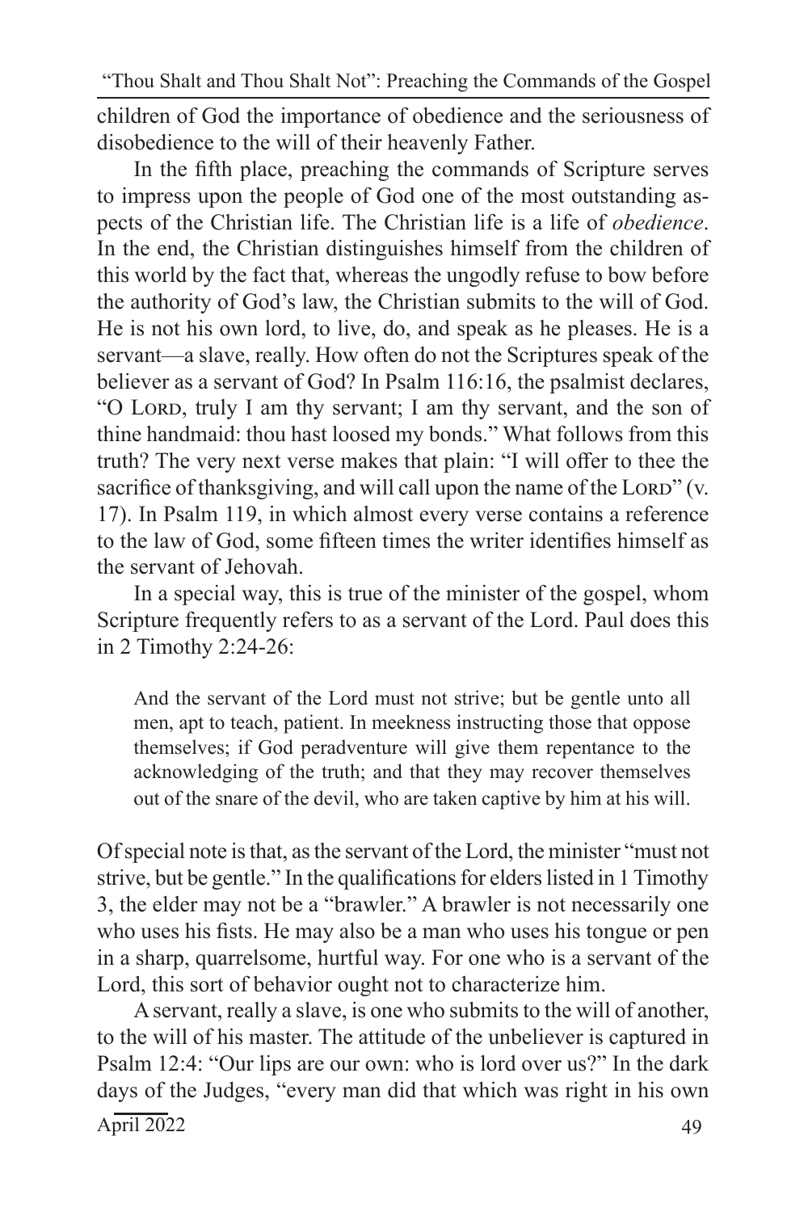children of God the importance of obedience and the seriousness of disobedience to the will of their heavenly Father.

In the fifth place, preaching the commands of Scripture serves to impress upon the people of God one of the most outstanding aspects of the Christian life. The Christian life is a life of *obedience*. In the end, the Christian distinguishes himself from the children of this world by the fact that, whereas the ungodly refuse to bow before the authority of God's law, the Christian submits to the will of God. He is not his own lord, to live, do, and speak as he pleases. He is a servant—a slave, really. How often do not the Scriptures speak of the believer as a servant of God? In Psalm 116:16, the psalmist declares, "O Lord, truly I am thy servant; I am thy servant, and the son of thine handmaid: thou hast loosed my bonds." What follows from this truth? The very next verse makes that plain: "I will offer to thee the sacrifice of thanksgiving, and will call upon the name of the Lord" (v. 17). In Psalm 119, in which almost every verse contains a reference to the law of God, some fifteen times the writer identifies himself as the servant of Jehovah.

In a special way, this is true of the minister of the gospel, whom Scripture frequently refers to as a servant of the Lord. Paul does this in 2 Timothy 2:24-26:

> And the servant of the Lord must not strive; but be gentle unto all men, apt to teach, patient. In meekness instructing those that oppose themselves; if God peradventure will give them repentance to the acknowledging of the truth; and that they may recover themselves out of the snare of the devil, who are taken captive by him at his will.

Of special note is that, as the servant of the Lord, the minister "must not strive, but be gentle." In the qualifications for elders listed in 1 Timothy 3, the elder may not be a "brawler." A brawler is not necessarily one who uses his fists. He may also be a man who uses his tongue or pen in a sharp, quarrelsome, hurtful way. For one who is a servant of the Lord, this sort of behavior ought not to characterize him.

A servant, really a slave, is one who submits to the will of another, to the will of his master. The attitude of the unbeliever is captured in Psalm 12:4: "Our lips are our own: who is lord over us?" In the dark days of the Judges, "every man did that which was right in his own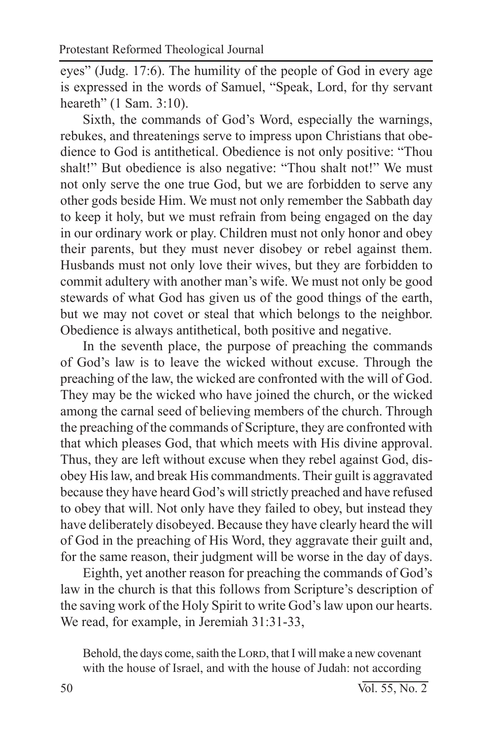eyes" (Judg. 17:6). The humility of the people of God in every age is expressed in the words of Samuel, "Speak, Lord, for thy servant heareth" (1 Sam. 3:10).

Sixth, the commands of God's Word, especially the warnings, rebukes, and threatenings serve to impress upon Christians that obedience to God is antithetical. Obedience is not only positive: "Thou shalt!" But obedience is also negative: "Thou shalt not!" We must not only serve the one true God, but we are forbidden to serve any other gods beside Him. We must not only remember the Sabbath day to keep it holy, but we must refrain from being engaged on the day in our ordinary work or play. Children must not only honor and obey their parents, but they must never disobey or rebel against them. Husbands must not only love their wives, but they are forbidden to commit adultery with another man's wife. We must not only be good stewards of what God has given us of the good things of the earth, but we may not covet or steal that which belongs to the neighbor. Obedience is always antithetical, both positive and negative.

In the seventh place, the purpose of preaching the commands of God's law is to leave the wicked without excuse. Through the preaching of the law, the wicked are confronted with the will of God. They may be the wicked who have joined the church, or the wicked among the carnal seed of believing members of the church. Through the preaching of the commands of Scripture, they are confronted with that which pleases God, that which meets with His divine approval. Thus, they are left without excuse when they rebel against God, disobey His law, and break His commandments. Their guilt is aggravated because they have heard God's will strictly preached and have refused to obey that will. Not only have they failed to obey, but instead they have deliberately disobeyed. Because they have clearly heard the will of God in the preaching of His Word, they aggravate their guilt and, for the same reason, their judgment will be worse in the day of days.

Eighth, yet another reason for preaching the commands of God's law in the church is that this follows from Scripture's description of the saving work of the Holy Spirit to write God's law upon our hearts. We read, for example, in Jeremiah 31:31-33,

> Behold, the days come, saith the LORD, that I will make a new covenant with the house of Israel, and with the house of Judah: not according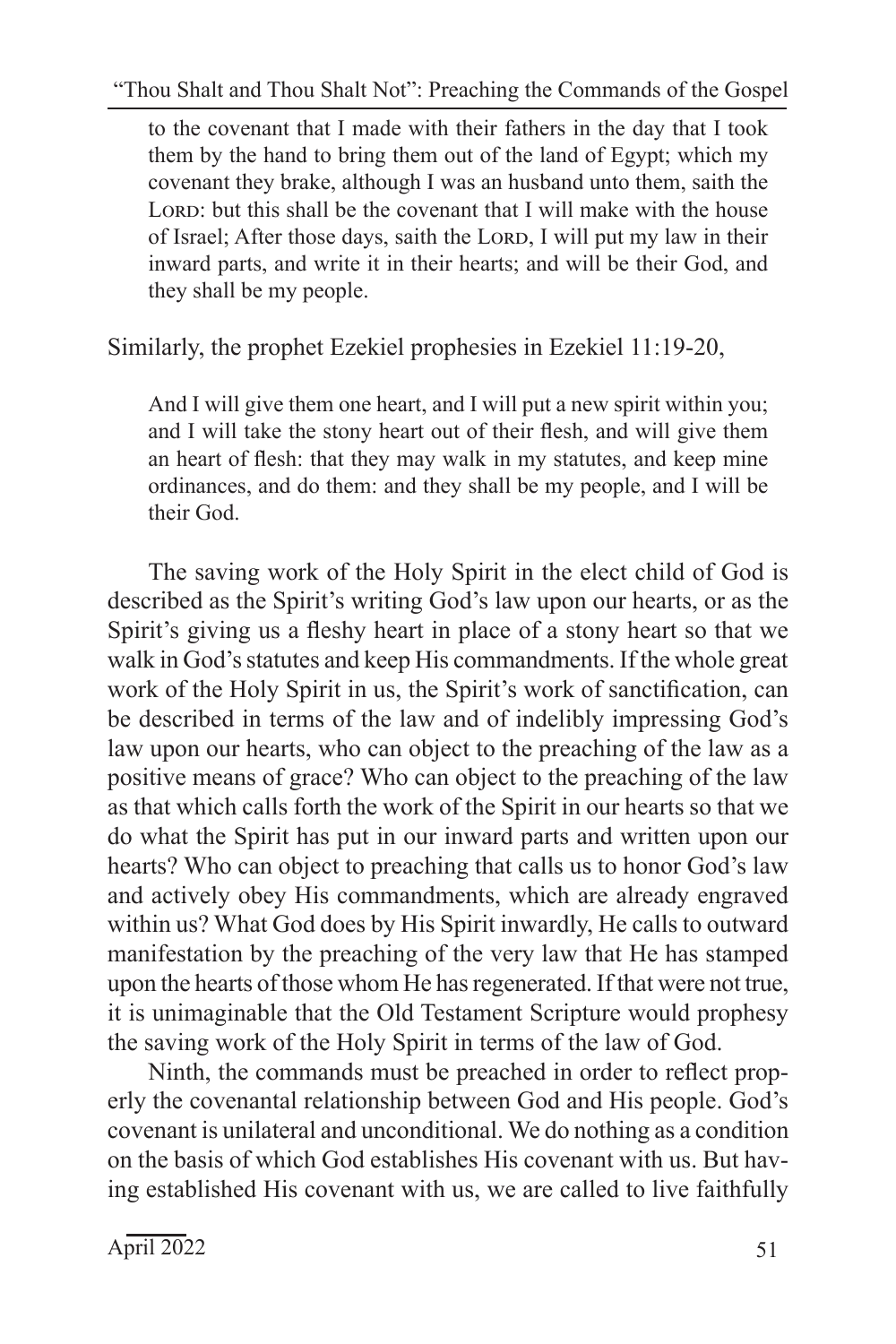> to the covenant that I made with their fathers in the day that I took them by the hand to bring them out of the land of Egypt; which my covenant they brake, although I was an husband unto them, saith the Lord: but this shall be the covenant that I will make with the house of Israel; After those days, saith the Lord, I will put my law in their inward parts, and write it in their hearts; and will be their God, and they shall be my people.

Similarly, the prophet Ezekiel prophesies in Ezekiel 11:19-20,

> And I will give them one heart, and I will put a new spirit within you; and I will take the stony heart out of their flesh, and will give them an heart of flesh: that they may walk in my statutes, and keep mine ordinances, and do them: and they shall be my people, and I will be their God.

The saving work of the Holy Spirit in the elect child of God is described as the Spirit's writing God's law upon our hearts, or as the Spirit's giving us a fleshy heart in place of a stony heart so that we walk in God's statutes and keep His commandments. If the whole great work of the Holy Spirit in us, the Spirit's work of sanctification, can be described in terms of the law and of indelibly impressing God's law upon our hearts, who can object to the preaching of the law as a positive means of grace? Who can object to the preaching of the law as that which calls forth the work of the Spirit in our hearts so that we do what the Spirit has put in our inward parts and written upon our hearts? Who can object to preaching that calls us to honor God's law and actively obey His commandments, which are already engraved within us? What God does by His Spirit inwardly, He calls to outward manifestation by the preaching of the very law that He has stamped upon the hearts of those whom He has regenerated. If that were not true, it is unimaginable that the Old Testament Scripture would prophesy the saving work of the Holy Spirit in terms of the law of God.

Ninth, the commands must be preached in order to reflect properly the covenantal relationship between God and His people. God's covenant is unilateral and unconditional. We do nothing as a condition on the basis of which God establishes His covenant with us. But having established His covenant with us, we are called to live faithfully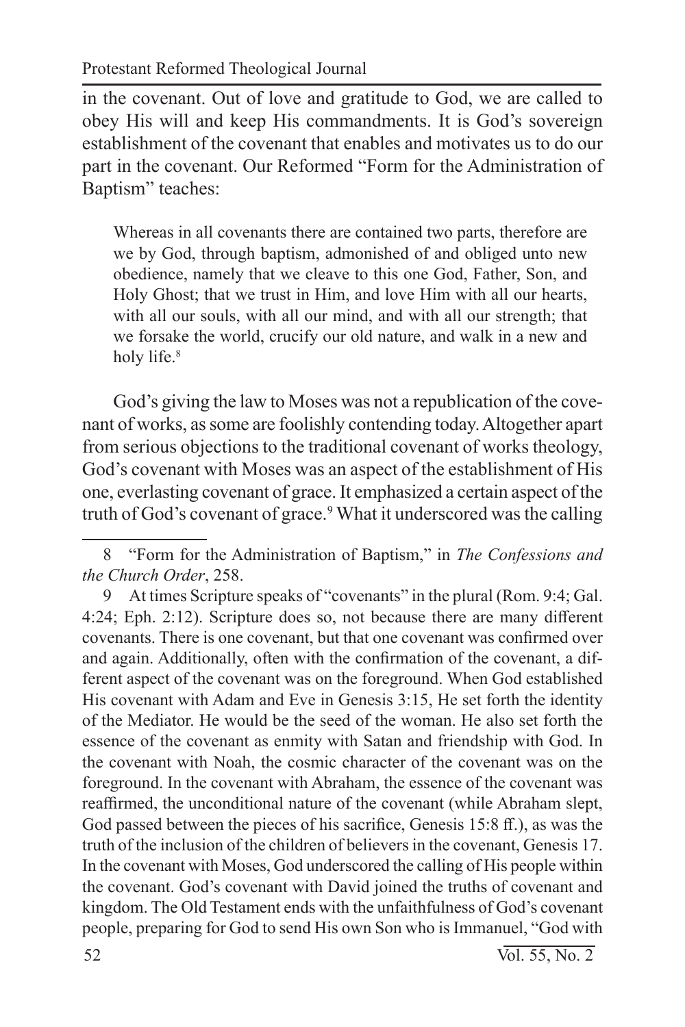in the covenant. Out of love and gratitude to God, we are called to obey His will and keep His commandments. It is God's sovereign establishment of the covenant that enables and motivates us to do our part in the covenant. Our Reformed "Form for the Administration of Baptism" teaches:

> Whereas in all covenants there are contained two parts, therefore are we by God, through baptism, admonished of and obliged unto new obedience, namely that we cleave to this one God, Father, Son, and Holy Ghost; that we trust in Him, and love Him with all our hearts, with all our souls, with all our mind, and with all our strength; that we forsake the world, crucify our old nature, and walk in a new and holy life.[8]

God's giving the law to Moses was not a republication of the covenant of works, as some are foolishly contending today. Altogether apart from serious objections to the traditional covenant of works theology, God's covenant with Moses was an aspect of the establishment of His one, everlasting covenant of grace. It emphasized a certain aspect of the truth of God's covenant of grace.[9] What it underscored was the calling

---

8 "Form for the Administration of Baptism," in *The Confessions and the Church Order*, 258.

9 At times Scripture speaks of "covenants" in the plural (Rom. 9:4; Gal. 4:24; Eph. 2:12). Scripture does so, not because there are many different covenants. There is one covenant, but that one covenant was confirmed over and again. Additionally, often with the confirmation of the covenant, a different aspect of the covenant was on the foreground. When God established His covenant with Adam and Eve in Genesis 3:15, He set forth the identity of the Mediator. He would be the seed of the woman. He also set forth the essence of the covenant as enmity with Satan and friendship with God. In the covenant with Noah, the cosmic character of the covenant was on the foreground. In the covenant with Abraham, the essence of the covenant was reaffirmed, the unconditional nature of the covenant (while Abraham slept, God passed between the pieces of his sacrifice, Genesis 15:8 ff.), as was the truth of the inclusion of the children of believers in the covenant, Genesis 17. In the covenant with Moses, God underscored the calling of His people within the covenant. God's covenant with David joined the truths of covenant and kingdom. The Old Testament ends with the unfaithfulness of God's covenant people, preparing for God to send His own Son who is Immanuel, "God with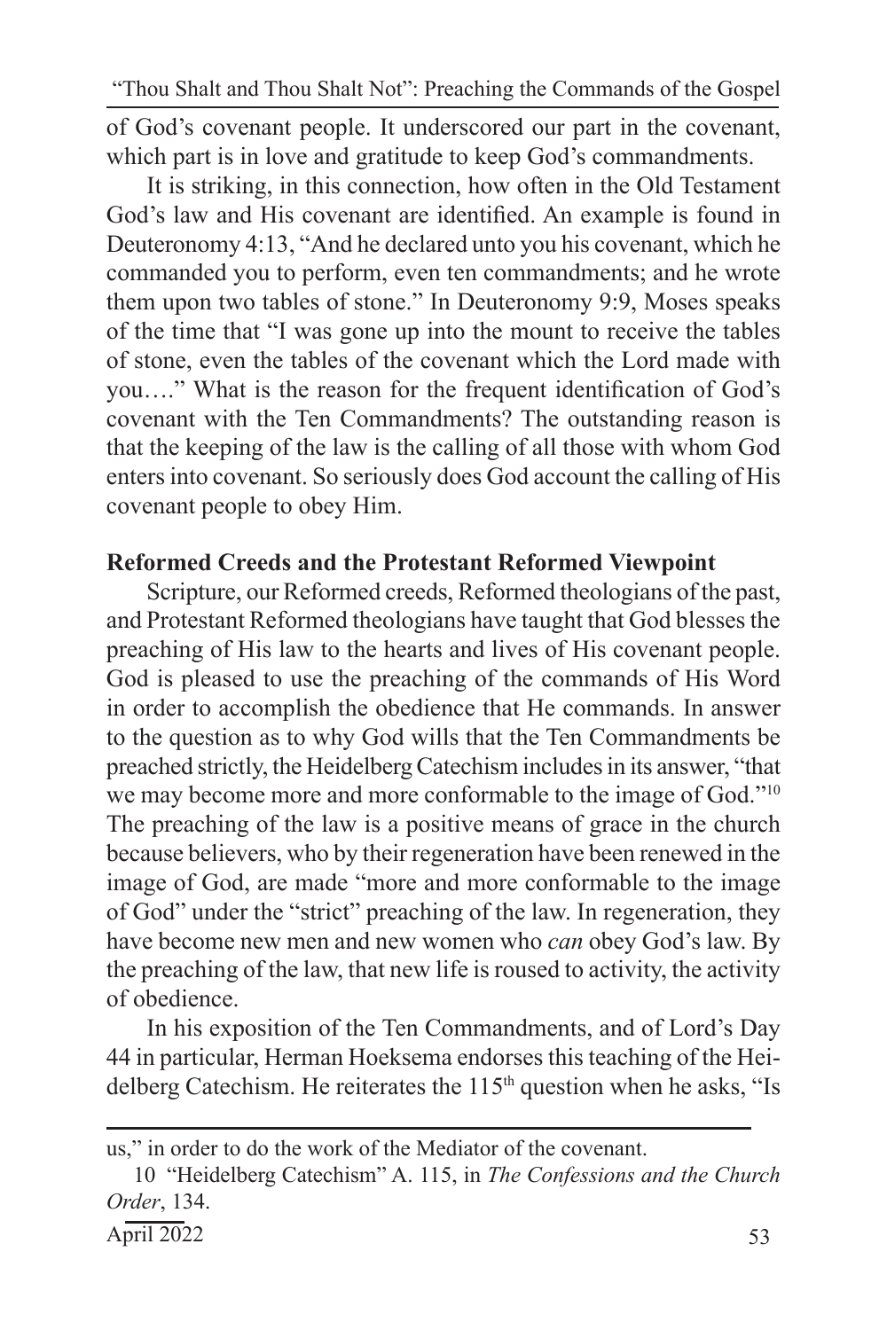of God's covenant people. It underscored our part in the covenant, which part is in love and gratitude to keep God's commandments.

It is striking, in this connection, how often in the Old Testament God's law and His covenant are identified. An example is found in Deuteronomy 4:13, "And he declared unto you his covenant, which he commanded you to perform, even ten commandments; and he wrote them upon two tables of stone." In Deuteronomy 9:9, Moses speaks of the time that "I was gone up into the mount to receive the tables of stone, even the tables of the covenant which the Lord made with you…." What is the reason for the frequent identification of God's covenant with the Ten Commandments? The outstanding reason is that the keeping of the law is the calling of all those with whom God enters into covenant. So seriously does God account the calling of His covenant people to obey Him.

**Reformed Creeds and the Protestant Reformed Viewpoint**

Scripture, our Reformed creeds, Reformed theologians of the past, and Protestant Reformed theologians have taught that God blesses the preaching of His law to the hearts and lives of His covenant people. God is pleased to use the preaching of the commands of His Word in order to accomplish the obedience that He commands. In answer to the question as to why God wills that the Ten Commandments be preached strictly, the Heidelberg Catechism includes in its answer, "that we may become more and more conformable to the image of God."[10] The preaching of the law is a positive means of grace in the church because believers, who by their regeneration have been renewed in the image of God, are made "more and more conformable to the image of God" under the "strict" preaching of the law. In regeneration, they have become new men and new women who *can* obey God's law. By the preaching of the law, that new life is roused to activity, the activity of obedience.

In his exposition of the Ten Commandments, and of Lord's Day 44 in particular, Herman Hoeksema endorses this teaching of the Heidelberg Catechism. He reiterates the 115th question when he asks, "Is

---

us," in order to do the work of the Mediator of the covenant.

10 "Heidelberg Catechism" A. 115, in *The Confessions and the Church Order*, 134.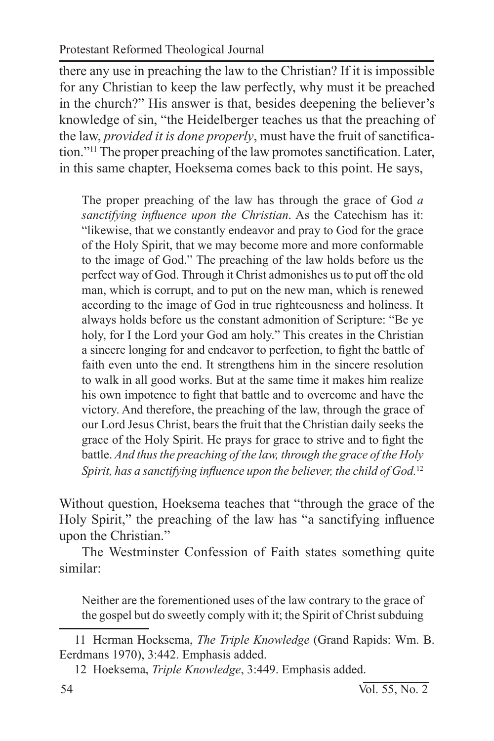there any use in preaching the law to the Christian? If it is impossible for any Christian to keep the law perfectly, why must it be preached in the church?" His answer is that, besides deepening the believer's knowledge of sin, "the Heidelberger teaches us that the preaching of the law, *provided it is done properly*, must have the fruit of sanctification."[11] The proper preaching of the law promotes sanctification. Later, in this same chapter, Hoeksema comes back to this point. He says,

> The proper preaching of the law has through the grace of God *a sanctifying influence upon the Christian*. As the Catechism has it: "likewise, that we constantly endeavor and pray to God for the grace of the Holy Spirit, that we may become more and more conformable to the image of God." The preaching of the law holds before us the perfect way of God. Through it Christ admonishes us to put off the old man, which is corrupt, and to put on the new man, which is renewed according to the image of God in true righteousness and holiness. It always holds before us the constant admonition of Scripture: "Be ye holy, for I the Lord your God am holy." This creates in the Christian a sincere longing for and endeavor to perfection, to fight the battle of faith even unto the end. It strengthens him in the sincere resolution to walk in all good works. But at the same time it makes him realize his own impotence to fight that battle and to overcome and have the victory. And therefore, the preaching of the law, through the grace of our Lord Jesus Christ, bears the fruit that the Christian daily seeks the grace of the Holy Spirit. He prays for grace to strive and to fight the battle. *And thus the preaching of the law, through the grace of the Holy Spirit, has a sanctifying influence upon the believer, the child of God.*[12]

Without question, Hoeksema teaches that "through the grace of the Holy Spirit," the preaching of the law has "a sanctifying influence upon the Christian."

The Westminster Confession of Faith states something quite similar:

> Neither are the forementioned uses of the law contrary to the grace of the gospel but do sweetly comply with it; the Spirit of Christ subduing

---

11 Herman Hoeksema, *The Triple Knowledge* (Grand Rapids: Wm. B. Eerdmans 1970), 3:442. Emphasis added.

12 Hoeksema, *Triple Knowledge*, 3:449. Emphasis added.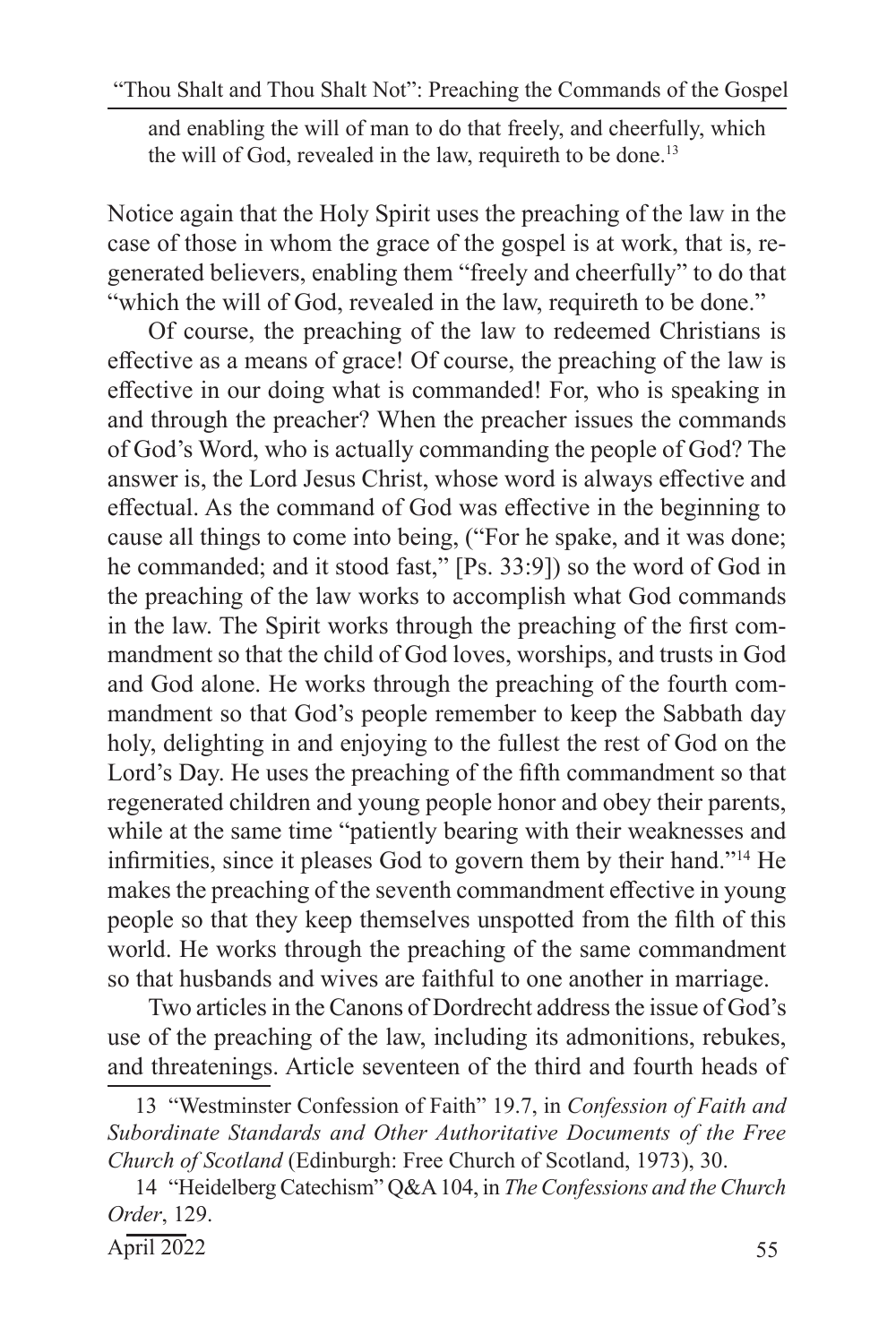> and enabling the will of man to do that freely, and cheerfully, which the will of God, revealed in the law, requireth to be done.[13]

Notice again that the Holy Spirit uses the preaching of the law in the case of those in whom the grace of the gospel is at work, that is, regenerated believers, enabling them "freely and cheerfully" to do that "which the will of God, revealed in the law, requireth to be done."

Of course, the preaching of the law to redeemed Christians is effective as a means of grace! Of course, the preaching of the law is effective in our doing what is commanded! For, who is speaking in and through the preacher? When the preacher issues the commands of God's Word, who is actually commanding the people of God? The answer is, the Lord Jesus Christ, whose word is always effective and effectual. As the command of God was effective in the beginning to cause all things to come into being, ("For he spake, and it was done; he commanded; and it stood fast," [Ps. 33:9]) so the word of God in the preaching of the law works to accomplish what God commands in the law. The Spirit works through the preaching of the first commandment so that the child of God loves, worships, and trusts in God and God alone. He works through the preaching of the fourth commandment so that God's people remember to keep the Sabbath day holy, delighting in and enjoying to the fullest the rest of God on the Lord's Day. He uses the preaching of the fifth commandment so that regenerated children and young people honor and obey their parents, while at the same time "patiently bearing with their weaknesses and infirmities, since it pleases God to govern them by their hand."[14] He makes the preaching of the seventh commandment effective in young people so that they keep themselves unspotted from the filth of this world. He works through the preaching of the same commandment so that husbands and wives are faithful to one another in marriage.

Two articles in the Canons of Dordrecht address the issue of God's use of the preaching of the law, including its admonitions, rebukes, and threatenings. Article seventeen of the third and fourth heads of

---

13 "Westminster Confession of Faith" 19.7, in *Confession of Faith and Subordinate Standards and Other Authoritative Documents of the Free Church of Scotland* (Edinburgh: Free Church of Scotland, 1973), 30.

14 "Heidelberg Catechism" Q&A 104, in *The Confessions and the Church Order*, 129.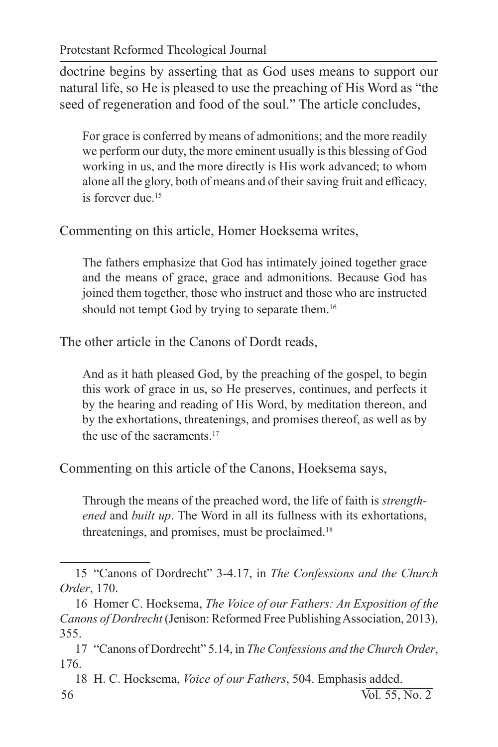doctrine begins by asserting that as God uses means to support our natural life, so He is pleased to use the preaching of His Word as "the seed of regeneration and food of the soul." The article concludes,

> For grace is conferred by means of admonitions; and the more readily we perform our duty, the more eminent usually is this blessing of God working in us, and the more directly is His work advanced; to whom alone all the glory, both of means and of their saving fruit and efficacy, is forever due.[15]

Commenting on this article, Homer Hoeksema writes,

> The fathers emphasize that God has intimately joined together grace and the means of grace, grace and admonitions. Because God has joined them together, those who instruct and those who are instructed should not tempt God by trying to separate them.[16]

The other article in the Canons of Dordt reads,

> And as it hath pleased God, by the preaching of the gospel, to begin this work of grace in us, so He preserves, continues, and perfects it by the hearing and reading of His Word, by meditation thereon, and by the exhortations, threatenings, and promises thereof, as well as by the use of the sacraments.[17]

Commenting on this article of the Canons, Hoeksema says,

> Through the means of the preached word, the life of faith is *strengthened* and *built up*. The Word in all its fullness with its exhortations, threatenings, and promises, must be proclaimed.[18]

---

15 "Canons of Dordrecht" 3-4.17, in *The Confessions and the Church Order*, 170.

16 Homer C. Hoeksema, *The Voice of our Fathers: An Exposition of the Canons of Dordrecht* (Jenison: Reformed Free Publishing Association, 2013), 355.

17 "Canons of Dordrecht" 5.14, in *The Confessions and the Church Order*, 176.

18 H. C. Hoeksema, *Voice of our Fathers*, 504. Emphasis added.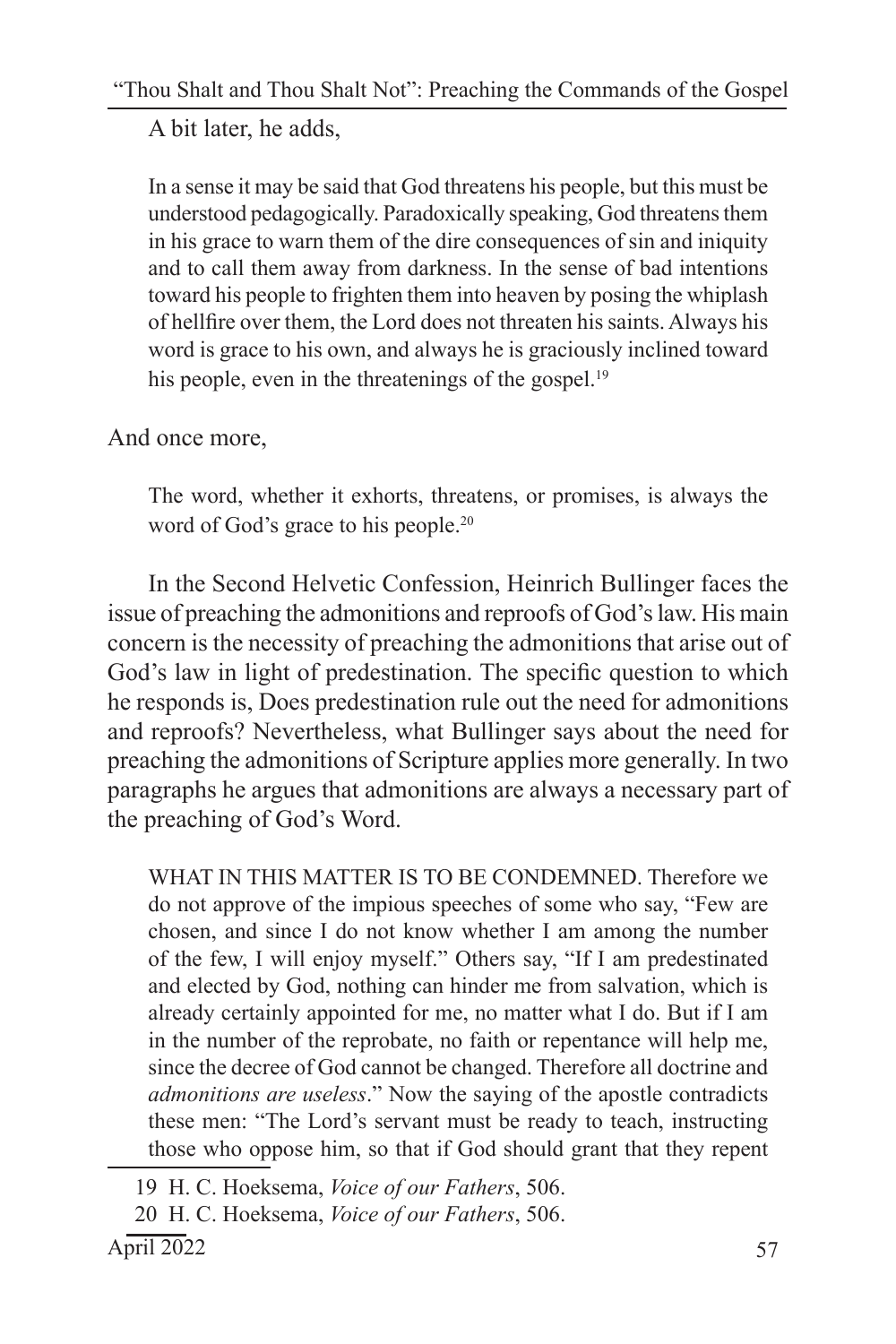A bit later, he adds,

> In a sense it may be said that God threatens his people, but this must be understood pedagogically. Paradoxically speaking, God threatens them in his grace to warn them of the dire consequences of sin and iniquity and to call them away from darkness. In the sense of bad intentions toward his people to frighten them into heaven by posing the whiplash of hellfire over them, the Lord does not threaten his saints. Always his word is grace to his own, and always he is graciously inclined toward his people, even in the threatenings of the gospel.[19]

And once more,

> The word, whether it exhorts, threatens, or promises, is always the word of God's grace to his people.[20]

In the Second Helvetic Confession, Heinrich Bullinger faces the issue of preaching the admonitions and reproofs of God's law. His main concern is the necessity of preaching the admonitions that arise out of God's law in light of predestination. The specific question to which he responds is, Does predestination rule out the need for admonitions and reproofs? Nevertheless, what Bullinger says about the need for preaching the admonitions of Scripture applies more generally. In two paragraphs he argues that admonitions are always a necessary part of the preaching of God's Word.

> WHAT IN THIS MATTER IS TO BE CONDEMNED. Therefore we do not approve of the impious speeches of some who say, "Few are chosen, and since I do not know whether I am among the number of the few, I will enjoy myself." Others say, "If I am predestinated and elected by God, nothing can hinder me from salvation, which is already certainly appointed for me, no matter what I do. But if I am in the number of the reprobate, no faith or repentance will help me, since the decree of God cannot be changed. Therefore all doctrine and *admonitions are useless*." Now the saying of the apostle contradicts these men: "The Lord's servant must be ready to teach, instructing those who oppose him, so that if God should grant that they repent

19 H. C. Hoeksema, *Voice of our Fathers*, 506.

20 H. C. Hoeksema, *Voice of our Fathers*, 506.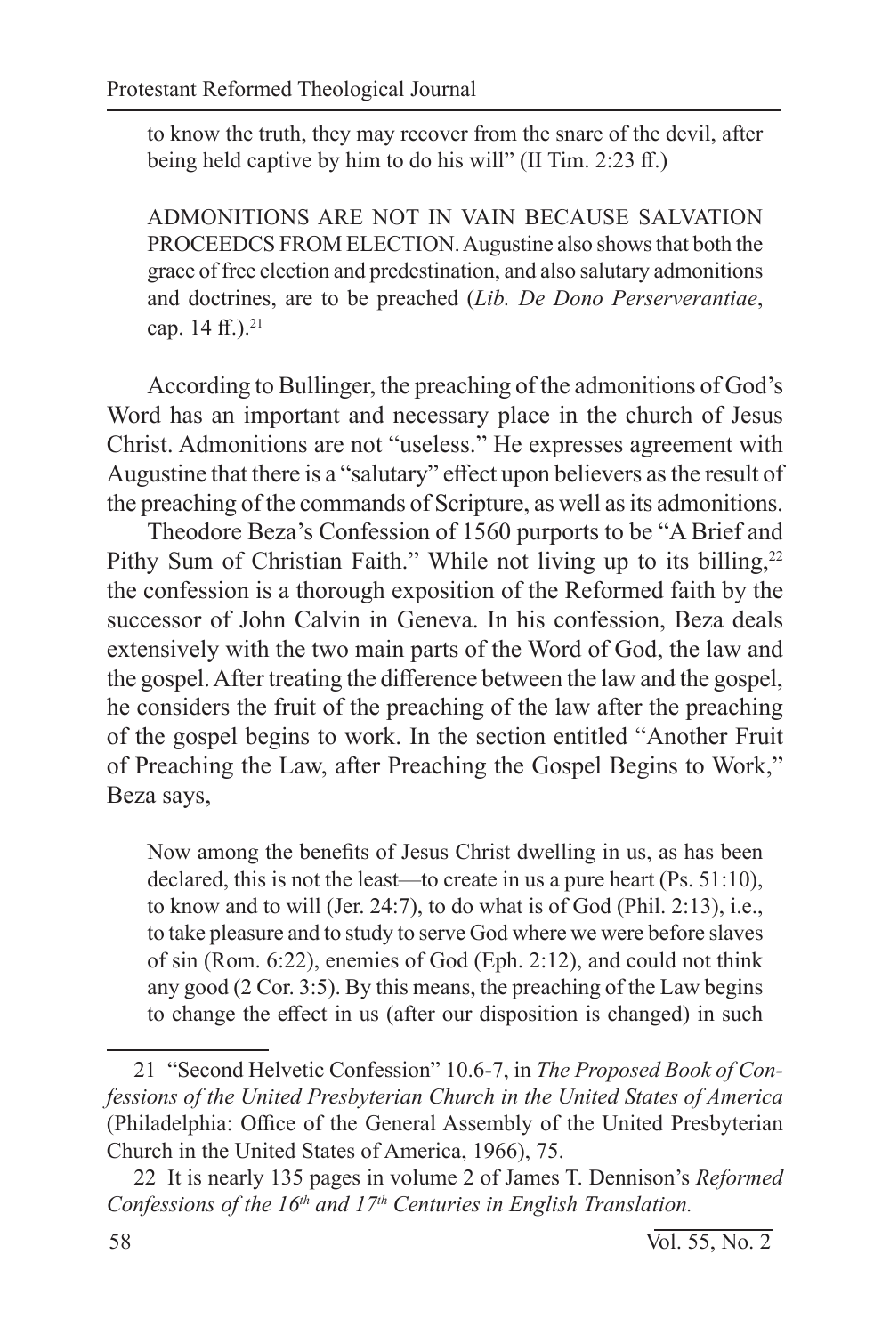> to know the truth, they may recover from the snare of the devil, after being held captive by him to do his will" (II Tim. 2:23 ff.)
>
> ADMONITIONS ARE NOT IN VAIN BECAUSE SALVATION PROCEEDCS FROM ELECTION. Augustine also shows that both the grace of free election and predestination, and also salutary admonitions and doctrines, are to be preached (*Lib. De Dono Perserverantiae*, cap. 14 ff.).[21]

According to Bullinger, the preaching of the admonitions of God's Word has an important and necessary place in the church of Jesus Christ. Admonitions are not "useless." He expresses agreement with Augustine that there is a "salutary" effect upon believers as the result of the preaching of the commands of Scripture, as well as its admonitions.

Theodore Beza's Confession of 1560 purports to be "A Brief and Pithy Sum of Christian Faith." While not living up to its billing,[22] the confession is a thorough exposition of the Reformed faith by the successor of John Calvin in Geneva. In his confession, Beza deals extensively with the two main parts of the Word of God, the law and the gospel. After treating the difference between the law and the gospel, he considers the fruit of the preaching of the law after the preaching of the gospel begins to work. In the section entitled "Another Fruit of Preaching the Law, after Preaching the Gospel Begins to Work," Beza says,

> Now among the benefits of Jesus Christ dwelling in us, as has been declared, this is not the least—to create in us a pure heart (Ps. 51:10), to know and to will (Jer. 24:7), to do what is of God (Phil. 2:13), i.e., to take pleasure and to study to serve God where we were before slaves of sin (Rom. 6:22), enemies of God (Eph. 2:12), and could not think any good (2 Cor. 3:5). By this means, the preaching of the Law begins to change the effect in us (after our disposition is changed) in such

---

21 "Second Helvetic Confession" 10.6-7, in *The Proposed Book of Confessions of the United Presbyterian Church in the United States of America* (Philadelphia: Office of the General Assembly of the United Presbyterian Church in the United States of America, 1966), 75.

22 It is nearly 135 pages in volume 2 of James T. Dennison's *Reformed Confessions of the 16th and 17th Centuries in English Translation.*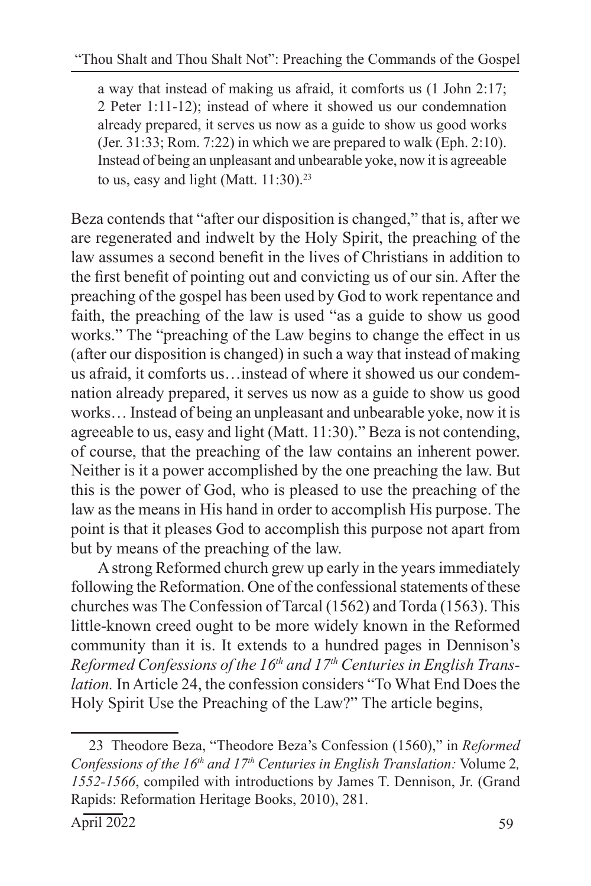> a way that instead of making us afraid, it comforts us (1 John 2:17; 2 Peter 1:11-12); instead of where it showed us our condemnation already prepared, it serves us now as a guide to show us good works (Jer. 31:33; Rom. 7:22) in which we are prepared to walk (Eph. 2:10). Instead of being an unpleasant and unbearable yoke, now it is agreeable to us, easy and light (Matt. 11:30).[23]

Beza contends that "after our disposition is changed," that is, after we are regenerated and indwelt by the Holy Spirit, the preaching of the law assumes a second benefit in the lives of Christians in addition to the first benefit of pointing out and convicting us of our sin. After the preaching of the gospel has been used by God to work repentance and faith, the preaching of the law is used "as a guide to show us good works." The "preaching of the Law begins to change the effect in us (after our disposition is changed) in such a way that instead of making us afraid, it comforts us…instead of where it showed us our condemnation already prepared, it serves us now as a guide to show us good works… Instead of being an unpleasant and unbearable yoke, now it is agreeable to us, easy and light (Matt. 11:30)." Beza is not contending, of course, that the preaching of the law contains an inherent power. Neither is it a power accomplished by the one preaching the law. But this is the power of God, who is pleased to use the preaching of the law as the means in His hand in order to accomplish His purpose. The point is that it pleases God to accomplish this purpose not apart from but by means of the preaching of the law.

A strong Reformed church grew up early in the years immediately following the Reformation. One of the confessional statements of these churches was The Confession of Tarcal (1562) and Torda (1563). This little-known creed ought to be more widely known in the Reformed community than it is. It extends to a hundred pages in Dennison's *Reformed Confessions of the 16th and 17th Centuries in English Translation.* In Article 24, the confession considers "To What End Does the Holy Spirit Use the Preaching of the Law?" The article begins,

---

23 Theodore Beza, "Theodore Beza's Confession (1560)," in *Reformed Confessions of the 16th and 17th Centuries in English Translation:* Volume 2*, 1552-1566*, compiled with introductions by James T. Dennison, Jr. (Grand Rapids: Reformation Heritage Books, 2010), 281.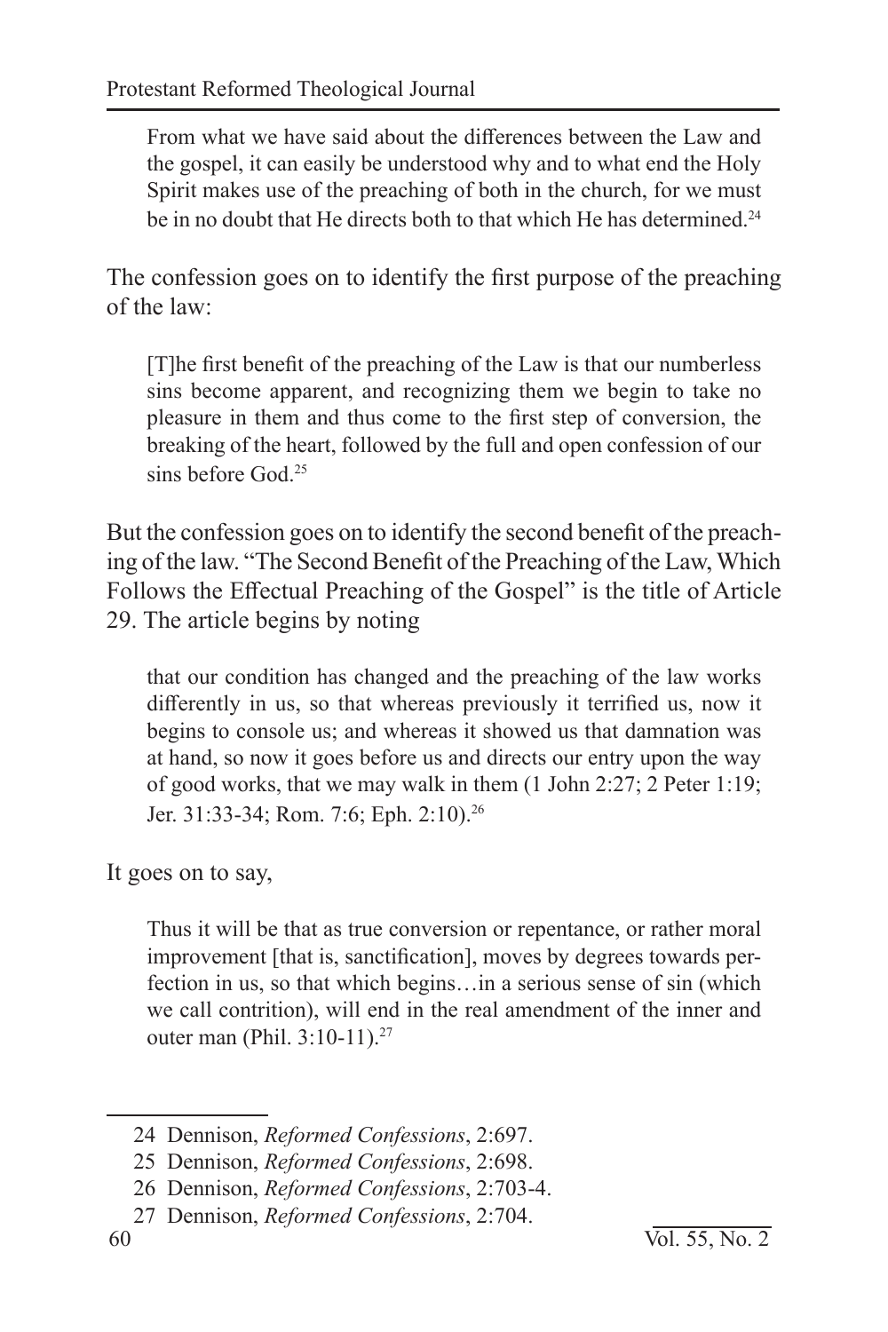> From what we have said about the differences between the Law and the gospel, it can easily be understood why and to what end the Holy Spirit makes use of the preaching of both in the church, for we must be in no doubt that He directs both to that which He has determined.[24]

The confession goes on to identify the first purpose of the preaching of the law:

> [T]he first benefit of the preaching of the Law is that our numberless sins become apparent, and recognizing them we begin to take no pleasure in them and thus come to the first step of conversion, the breaking of the heart, followed by the full and open confession of our sins before God.[25]

But the confession goes on to identify the second benefit of the preaching of the law. "The Second Benefit of the Preaching of the Law, Which Follows the Effectual Preaching of the Gospel" is the title of Article 29. The article begins by noting

> that our condition has changed and the preaching of the law works differently in us, so that whereas previously it terrified us, now it begins to console us; and whereas it showed us that damnation was at hand, so now it goes before us and directs our entry upon the way of good works, that we may walk in them (1 John 2:27; 2 Peter 1:19; Jer. 31:33-34; Rom. 7:6; Eph. 2:10).[26]

It goes on to say,

> Thus it will be that as true conversion or repentance, or rather moral improvement [that is, sanctification], moves by degrees towards perfection in us, so that which begins…in a serious sense of sin (which we call contrition), will end in the real amendment of the inner and outer man (Phil. 3:10-11).[27]

---

24 Dennison, *Reformed Confessions*, 2:697.

25 Dennison, *Reformed Confessions*, 2:698.

26 Dennison, *Reformed Confessions*, 2:703-4.

27 Dennison, *Reformed Confessions*, 2:704.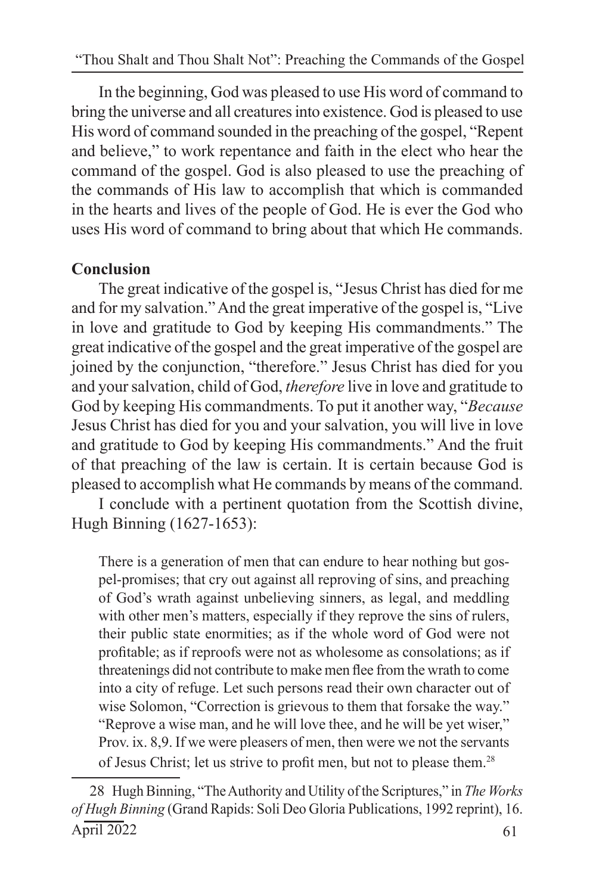In the beginning, God was pleased to use His word of command to bring the universe and all creatures into existence. God is pleased to use His word of command sounded in the preaching of the gospel, "Repent and believe," to work repentance and faith in the elect who hear the command of the gospel. God is also pleased to use the preaching of the commands of His law to accomplish that which is commanded in the hearts and lives of the people of God. He is ever the God who uses His word of command to bring about that which He commands.

**Conclusion**

The great indicative of the gospel is, "Jesus Christ has died for me and for my salvation." And the great imperative of the gospel is, "Live in love and gratitude to God by keeping His commandments." The great indicative of the gospel and the great imperative of the gospel are joined by the conjunction, "therefore." Jesus Christ has died for you and your salvation, child of God, *therefore* live in love and gratitude to God by keeping His commandments. To put it another way, "*Because* Jesus Christ has died for you and your salvation, you will live in love and gratitude to God by keeping His commandments." And the fruit of that preaching of the law is certain. It is certain because God is pleased to accomplish what He commands by means of the command.

I conclude with a pertinent quotation from the Scottish divine, Hugh Binning (1627-1653):

> There is a generation of men that can endure to hear nothing but gospel-promises; that cry out against all reproving of sins, and preaching of God's wrath against unbelieving sinners, as legal, and meddling with other men's matters, especially if they reprove the sins of rulers, their public state enormities; as if the whole word of God were not profitable; as if reproofs were not as wholesome as consolations; as if threatenings did not contribute to make men flee from the wrath to come into a city of refuge. Let such persons read their own character out of wise Solomon, "Correction is grievous to them that forsake the way." "Reprove a wise man, and he will love thee, and he will be yet wiser," Prov. ix. 8,9. If we were pleasers of men, then were we not the servants of Jesus Christ; let us strive to profit men, but not to please them.[28]

28 Hugh Binning, "The Authority and Utility of the Scriptures," in *The Works of Hugh Binning* (Grand Rapids: Soli Deo Gloria Publications, 1992 reprint), 16.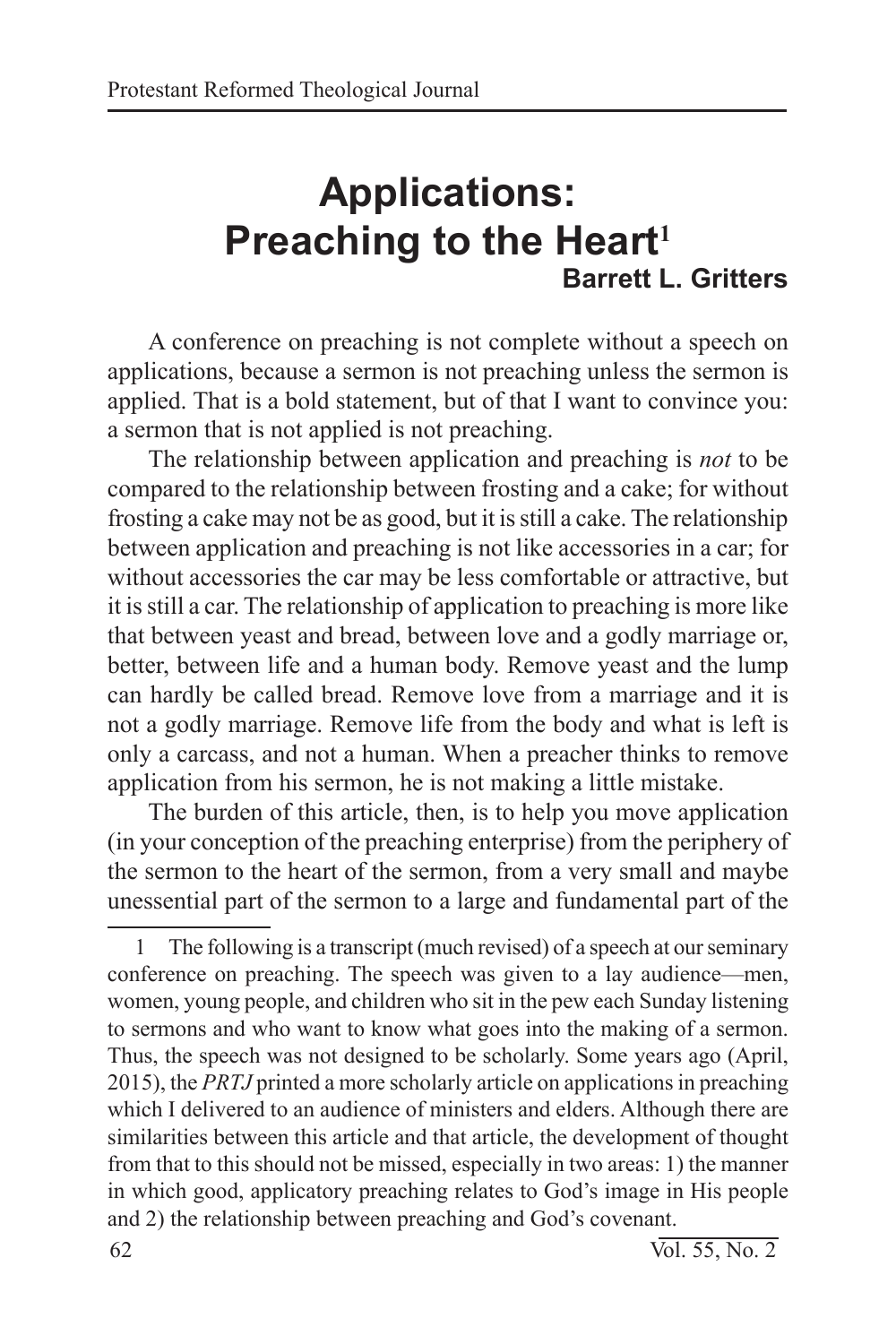# Applications: Preaching to the Heart[1]

**Barrett L. Gritters**

A conference on preaching is not complete without a speech on applications, because a sermon is not preaching unless the sermon is applied. That is a bold statement, but of that I want to convince you: a sermon that is not applied is not preaching.

The relationship between application and preaching is *not* to be compared to the relationship between frosting and a cake; for without frosting a cake may not be as good, but it is still a cake. The relationship between application and preaching is not like accessories in a car; for without accessories the car may be less comfortable or attractive, but it is still a car. The relationship of application to preaching is more like that between yeast and bread, between love and a godly marriage or, better, between life and a human body. Remove yeast and the lump can hardly be called bread. Remove love from a marriage and it is not a godly marriage. Remove life from the body and what is left is only a carcass, and not a human. When a preacher thinks to remove application from his sermon, he is not making a little mistake.

The burden of this article, then, is to help you move application (in your conception of the preaching enterprise) from the periphery of the sermon to the heart of the sermon, from a very small and maybe unessential part of the sermon to a large and fundamental part of the

---

[1] The following is a transcript (much revised) of a speech at our seminary conference on preaching. The speech was given to a lay audience—men, women, young people, and children who sit in the pew each Sunday listening to sermons and who want to know what goes into the making of a sermon. Thus, the speech was not designed to be scholarly. Some years ago (April, 2015), the *PRTJ* printed a more scholarly article on applications in preaching which I delivered to an audience of ministers and elders. Although there are similarities between this article and that article, the development of thought from that to this should not be missed, especially in two areas: 1) the manner in which good, applicatory preaching relates to God's image in His people and 2) the relationship between preaching and God's covenant.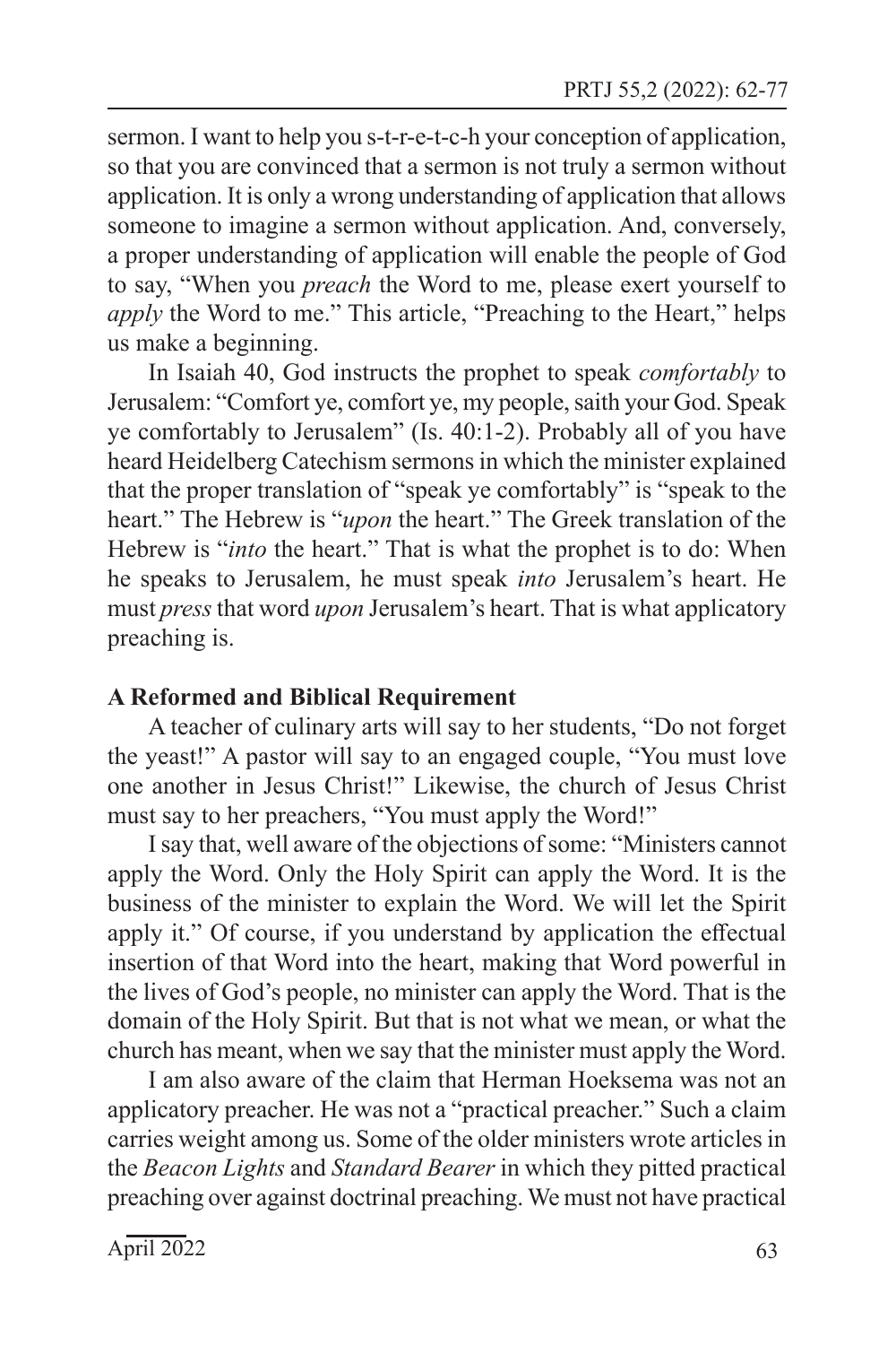sermon. I want to help you s-t-r-e-t-c-h your conception of application, so that you are convinced that a sermon is not truly a sermon without application. It is only a wrong understanding of application that allows someone to imagine a sermon without application. And, conversely, a proper understanding of application will enable the people of God to say, "When you *preach* the Word to me, please exert yourself to *apply* the Word to me." This article, "Preaching to the Heart," helps us make a beginning.

In Isaiah 40, God instructs the prophet to speak *comfortably* to Jerusalem: "Comfort ye, comfort ye, my people, saith your God. Speak ye comfortably to Jerusalem" (Is. 40:1-2). Probably all of you have heard Heidelberg Catechism sermons in which the minister explained that the proper translation of "speak ye comfortably" is "speak to the heart." The Hebrew is "*upon* the heart." The Greek translation of the Hebrew is "*into* the heart." That is what the prophet is to do: When he speaks to Jerusalem, he must speak *into* Jerusalem's heart. He must *press* that word *upon* Jerusalem's heart. That is what applicatory preaching is.

### A Reformed and Biblical Requirement

A teacher of culinary arts will say to her students, "Do not forget the yeast!" A pastor will say to an engaged couple, "You must love one another in Jesus Christ!" Likewise, the church of Jesus Christ must say to her preachers, "You must apply the Word!"

I say that, well aware of the objections of some: "Ministers cannot apply the Word. Only the Holy Spirit can apply the Word. It is the business of the minister to explain the Word. We will let the Spirit apply it." Of course, if you understand by application the effectual insertion of that Word into the heart, making that Word powerful in the lives of God's people, no minister can apply the Word. That is the domain of the Holy Spirit. But that is not what we mean, or what the church has meant, when we say that the minister must apply the Word.

I am also aware of the claim that Herman Hoeksema was not an applicatory preacher. He was not a "practical preacher." Such a claim carries weight among us. Some of the older ministers wrote articles in the *Beacon Lights* and *Standard Bearer* in which they pitted practical preaching over against doctrinal preaching. We must not have practical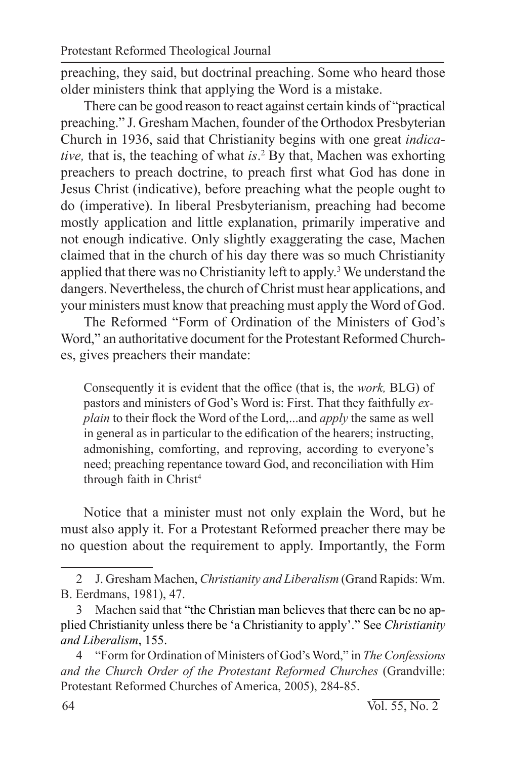preaching, they said, but doctrinal preaching. Some who heard those older ministers think that applying the Word is a mistake.

There can be good reason to react against certain kinds of "practical preaching." J. Gresham Machen, founder of the Orthodox Presbyterian Church in 1936, said that Christianity begins with one great *indicative,* that is, the teaching of what *is*.[2] By that, Machen was exhorting preachers to preach doctrine, to preach first what God has done in Jesus Christ (indicative), before preaching what the people ought to do (imperative). In liberal Presbyterianism, preaching had become mostly application and little explanation, primarily imperative and not enough indicative. Only slightly exaggerating the case, Machen claimed that in the church of his day there was so much Christianity applied that there was no Christianity left to apply.[3] We understand the dangers. Nevertheless, the church of Christ must hear applications, and your ministers must know that preaching must apply the Word of God.

The Reformed "Form of Ordination of the Ministers of God's Word," an authoritative document for the Protestant Reformed Churches, gives preachers their mandate:

> Consequently it is evident that the office (that is, the *work,* BLG) of pastors and ministers of God's Word is: First. That they faithfully *explain* to their flock the Word of the Lord,...and *apply* the same as well in general as in particular to the edification of the hearers; instructing, admonishing, comforting, and reproving, according to everyone's need; preaching repentance toward God, and reconciliation with Him through faith in Christ[4]

Notice that a minister must not only explain the Word, but he must also apply it. For a Protestant Reformed preacher there may be no question about the requirement to apply. Importantly, the Form

---

2 J. Gresham Machen, *Christianity and Liberalism* (Grand Rapids: Wm. B. Eerdmans, 1981), 47.

3 Machen said that "the Christian man believes that there can be no applied Christianity unless there be 'a Christianity to apply'." See *Christianity and Liberalism*, 155.

4 "Form for Ordination of Ministers of God's Word," in *The Confessions and the Church Order of the Protestant Reformed Churches* (Grandville: Protestant Reformed Churches of America, 2005), 284-85.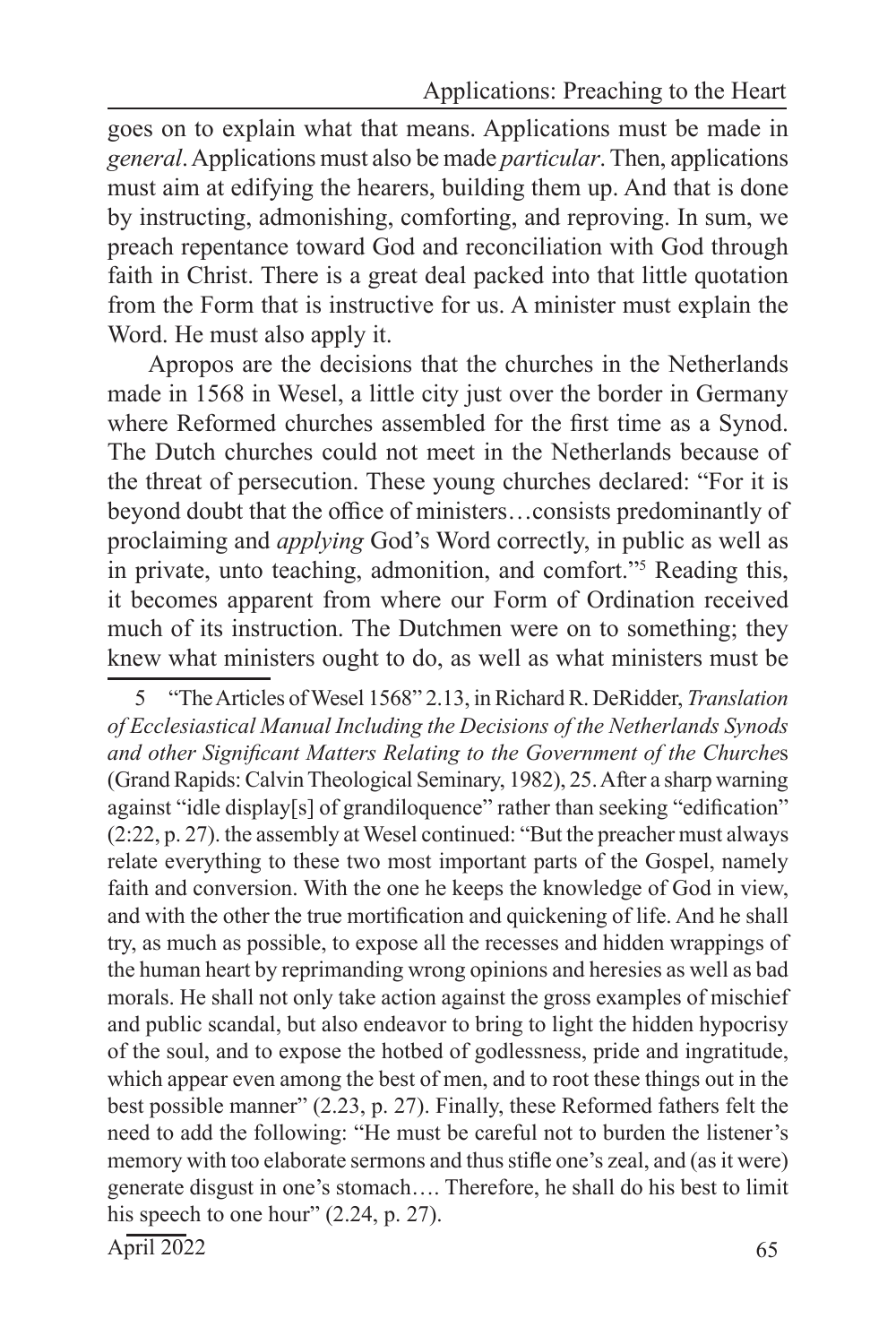goes on to explain what that means. Applications must be made in *general*. Applications must also be made *particular*. Then, applications must aim at edifying the hearers, building them up. And that is done by instructing, admonishing, comforting, and reproving. In sum, we preach repentance toward God and reconciliation with God through faith in Christ. There is a great deal packed into that little quotation from the Form that is instructive for us. A minister must explain the Word. He must also apply it.

Apropos are the decisions that the churches in the Netherlands made in 1568 in Wesel, a little city just over the border in Germany where Reformed churches assembled for the first time as a Synod. The Dutch churches could not meet in the Netherlands because of the threat of persecution. These young churches declared: "For it is beyond doubt that the office of ministers…consists predominantly of proclaiming and *applying* God's Word correctly, in public as well as in private, unto teaching, admonition, and comfort."[5] Reading this, it becomes apparent from where our Form of Ordination received much of its instruction. The Dutchmen were on to something; they knew what ministers ought to do, as well as what ministers must be

---

5 "The Articles of Wesel 1568" 2.13, in Richard R. DeRidder, *Translation of Ecclesiastical Manual Including the Decisions of the Netherlands Synods and other Significant Matters Relating to the Government of the Churche*s (Grand Rapids: Calvin Theological Seminary, 1982), 25. After a sharp warning against "idle display[s] of grandiloquence" rather than seeking "edification" (2:22, p. 27). the assembly at Wesel continued: "But the preacher must always relate everything to these two most important parts of the Gospel, namely faith and conversion. With the one he keeps the knowledge of God in view, and with the other the true mortification and quickening of life. And he shall try, as much as possible, to expose all the recesses and hidden wrappings of the human heart by reprimanding wrong opinions and heresies as well as bad morals. He shall not only take action against the gross examples of mischief and public scandal, but also endeavor to bring to light the hidden hypocrisy of the soul, and to expose the hotbed of godlessness, pride and ingratitude, which appear even among the best of men, and to root these things out in the best possible manner" (2.23, p. 27). Finally, these Reformed fathers felt the need to add the following: "He must be careful not to burden the listener's memory with too elaborate sermons and thus stifle one's zeal, and (as it were) generate disgust in one's stomach…. Therefore, he shall do his best to limit his speech to one hour" (2.24, p. 27).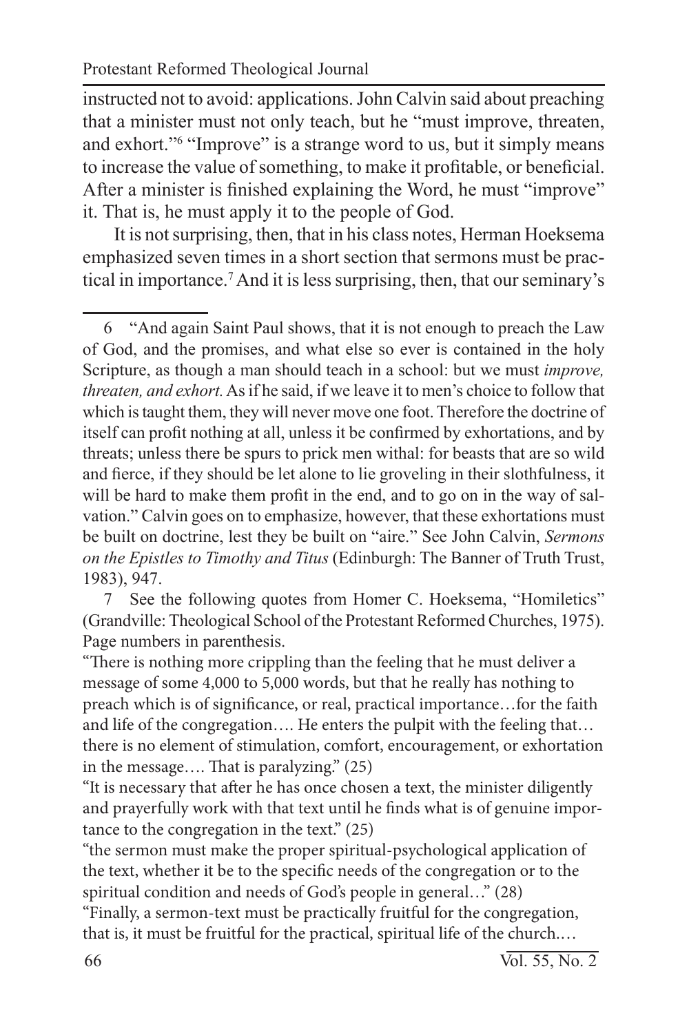instructed not to avoid: applications. John Calvin said about preaching that a minister must not only teach, but he "must improve, threaten, and exhort."[6] "Improve" is a strange word to us, but it simply means to increase the value of something, to make it profitable, or beneficial. After a minister is finished explaining the Word, he must "improve" it. That is, he must apply it to the people of God.

It is not surprising, then, that in his class notes, Herman Hoeksema emphasized seven times in a short section that sermons must be practical in importance.[7] And it is less surprising, then, that our seminary's

---

6 "And again Saint Paul shows, that it is not enough to preach the Law of God, and the promises, and what else so ever is contained in the holy Scripture, as though a man should teach in a school: but we must *improve, threaten, and exhort.* As if he said, if we leave it to men's choice to follow that which is taught them, they will never move one foot. Therefore the doctrine of itself can profit nothing at all, unless it be confirmed by exhortations, and by threats; unless there be spurs to prick men withal: for beasts that are so wild and fierce, if they should be let alone to lie groveling in their slothfulness, it will be hard to make them profit in the end, and to go on in the way of salvation." Calvin goes on to emphasize, however, that these exhortations must be built on doctrine, lest they be built on "aire." See John Calvin, *Sermons on the Epistles to Timothy and Titus* (Edinburgh: The Banner of Truth Trust, 1983), 947.

7 See the following quotes from Homer C. Hoeksema, "Homiletics" (Grandville: Theological School of the Protestant Reformed Churches, 1975). Page numbers in parenthesis.

"There is nothing more crippling than the feeling that he must deliver a message of some 4,000 to 5,000 words, but that he really has nothing to preach which is of significance, or real, practical importance…for the faith and life of the congregation…. He enters the pulpit with the feeling that… there is no element of stimulation, comfort, encouragement, or exhortation in the message…. That is paralyzing." (25)

"It is necessary that after he has once chosen a text, the minister diligently and prayerfully work with that text until he finds what is of genuine importance to the congregation in the text." (25)

"the sermon must make the proper spiritual-psychological application of the text, whether it be to the specific needs of the congregation or to the spiritual condition and needs of God's people in general…" (28)

"Finally, a sermon-text must be practically fruitful for the congregation, that is, it must be fruitful for the practical, spiritual life of the church.…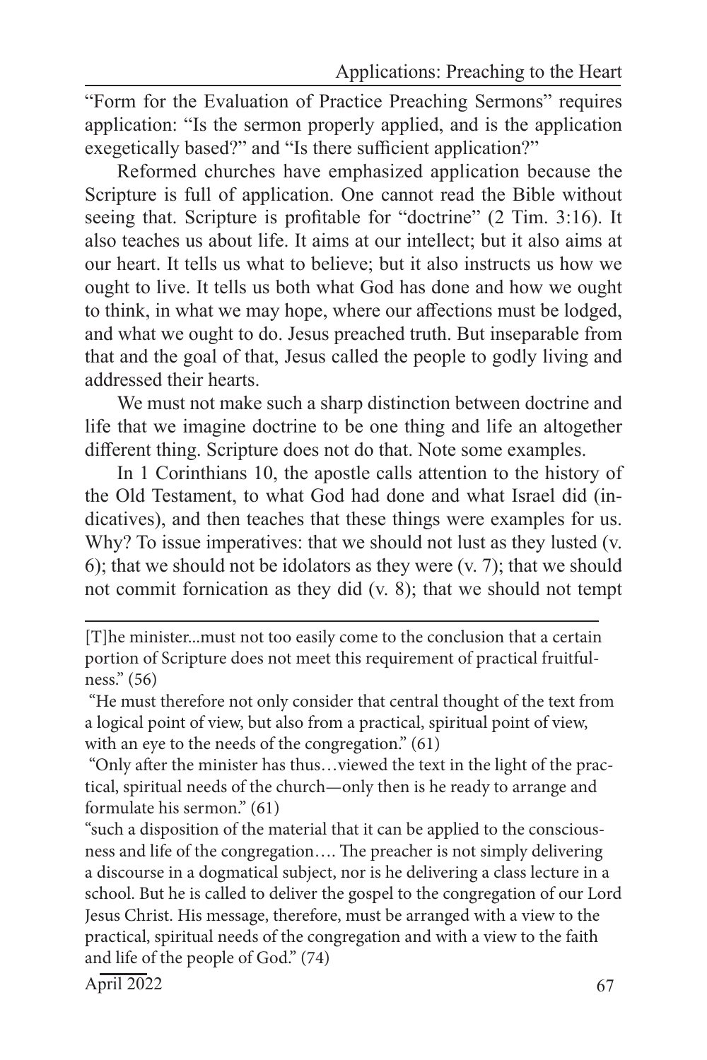"Form for the Evaluation of Practice Preaching Sermons" requires application: "Is the sermon properly applied, and is the application exegetically based?" and "Is there sufficient application?"

Reformed churches have emphasized application because the Scripture is full of application. One cannot read the Bible without seeing that. Scripture is profitable for "doctrine" (2 Tim. 3:16). It also teaches us about life. It aims at our intellect; but it also aims at our heart. It tells us what to believe; but it also instructs us how we ought to live. It tells us both what God has done and how we ought to think, in what we may hope, where our affections must be lodged, and what we ought to do. Jesus preached truth. But inseparable from that and the goal of that, Jesus called the people to godly living and addressed their hearts.

We must not make such a sharp distinction between doctrine and life that we imagine doctrine to be one thing and life an altogether different thing. Scripture does not do that. Note some examples.

In 1 Corinthians 10, the apostle calls attention to the history of the Old Testament, to what God had done and what Israel did (indicatives), and then teaches that these things were examples for us. Why? To issue imperatives: that we should not lust as they lusted (v. 6); that we should not be idolators as they were (v. 7); that we should not commit fornication as they did (v. 8); that we should not tempt

---

[T]he minister...must not too easily come to the conclusion that a certain portion of Scripture does not meet this requirement of practical fruitfulness." (56)

"He must therefore not only consider that central thought of the text from a logical point of view, but also from a practical, spiritual point of view, with an eye to the needs of the congregation." (61)

"Only after the minister has thus…viewed the text in the light of the practical, spiritual needs of the church—only then is he ready to arrange and formulate his sermon." (61)

"such a disposition of the material that it can be applied to the consciousness and life of the congregation…. The preacher is not simply delivering a discourse in a dogmatical subject, nor is he delivering a class lecture in a school. But he is called to deliver the gospel to the congregation of our Lord Jesus Christ. His message, therefore, must be arranged with a view to the practical, spiritual needs of the congregation and with a view to the faith and life of the people of God." (74)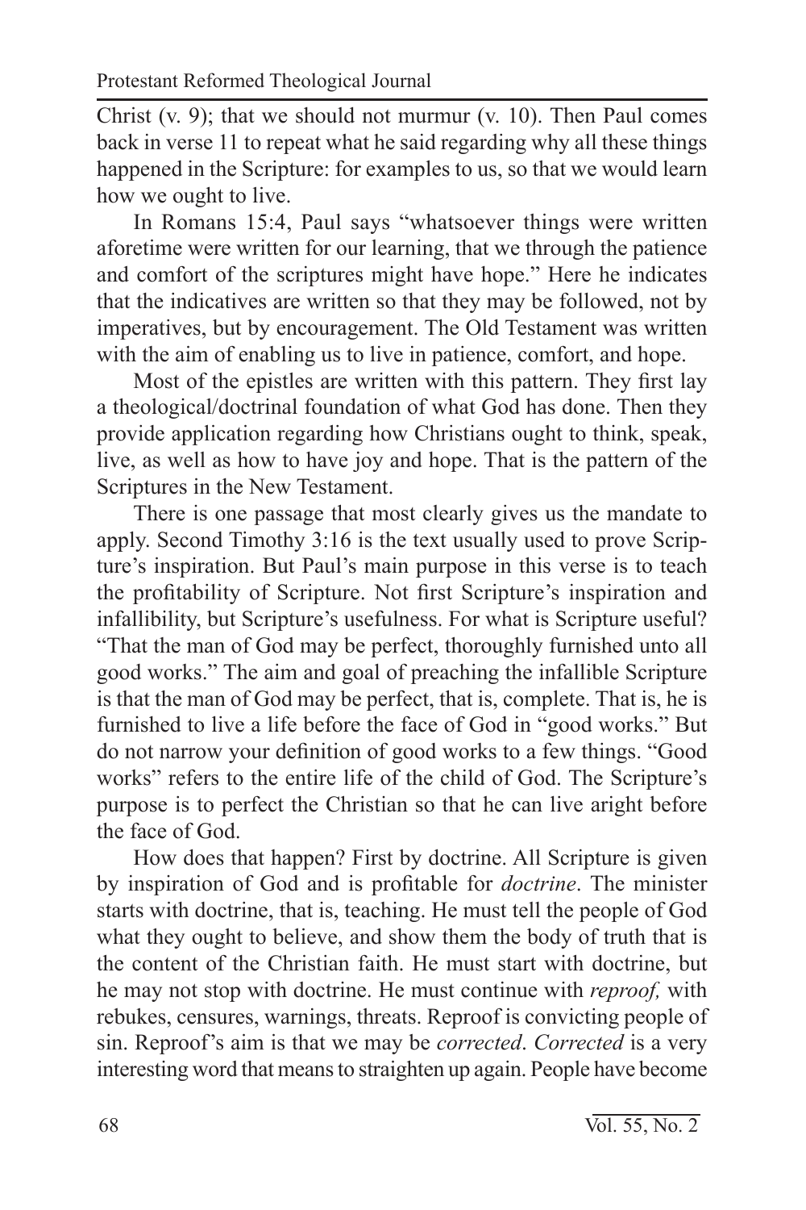Christ (v. 9); that we should not murmur (v. 10). Then Paul comes back in verse 11 to repeat what he said regarding why all these things happened in the Scripture: for examples to us, so that we would learn how we ought to live.

In Romans 15:4, Paul says "whatsoever things were written aforetime were written for our learning, that we through the patience and comfort of the scriptures might have hope." Here he indicates that the indicatives are written so that they may be followed, not by imperatives, but by encouragement. The Old Testament was written with the aim of enabling us to live in patience, comfort, and hope.

Most of the epistles are written with this pattern. They first lay a theological/doctrinal foundation of what God has done. Then they provide application regarding how Christians ought to think, speak, live, as well as how to have joy and hope. That is the pattern of the Scriptures in the New Testament.

There is one passage that most clearly gives us the mandate to apply. Second Timothy 3:16 is the text usually used to prove Scripture's inspiration. But Paul's main purpose in this verse is to teach the profitability of Scripture. Not first Scripture's inspiration and infallibility, but Scripture's usefulness. For what is Scripture useful? "That the man of God may be perfect, thoroughly furnished unto all good works." The aim and goal of preaching the infallible Scripture is that the man of God may be perfect, that is, complete. That is, he is furnished to live a life before the face of God in "good works." But do not narrow your definition of good works to a few things. "Good works" refers to the entire life of the child of God. The Scripture's purpose is to perfect the Christian so that he can live aright before the face of God.

How does that happen? First by doctrine. All Scripture is given by inspiration of God and is profitable for *doctrine*. The minister starts with doctrine, that is, teaching. He must tell the people of God what they ought to believe, and show them the body of truth that is the content of the Christian faith. He must start with doctrine, but he may not stop with doctrine. He must continue with *reproof,* with rebukes, censures, warnings, threats. Reproof is convicting people of sin. Reproof's aim is that we may be *corrected*. *Corrected* is a very interesting word that means to straighten up again. People have become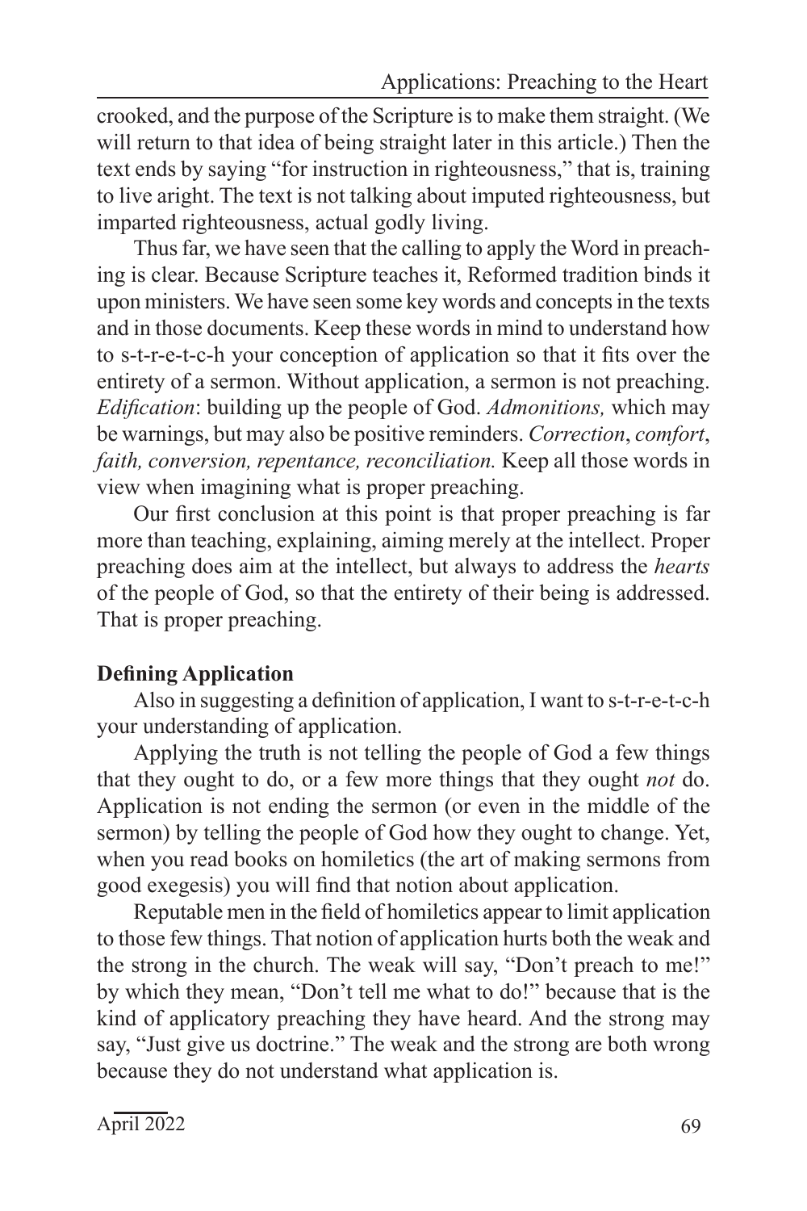crooked, and the purpose of the Scripture is to make them straight. (We will return to that idea of being straight later in this article.) Then the text ends by saying "for instruction in righteousness," that is, training to live aright. The text is not talking about imputed righteousness, but imparted righteousness, actual godly living.

Thus far, we have seen that the calling to apply the Word in preaching is clear. Because Scripture teaches it, Reformed tradition binds it upon ministers. We have seen some key words and concepts in the texts and in those documents. Keep these words in mind to understand how to s-t-r-e-t-c-h your conception of application so that it fits over the entirety of a sermon. Without application, a sermon is not preaching. *Edification*: building up the people of God. *Admonitions,* which may be warnings, but may also be positive reminders. *Correction*, *comfort*, *faith, conversion, repentance, reconciliation.* Keep all those words in view when imagining what is proper preaching.

Our first conclusion at this point is that proper preaching is far more than teaching, explaining, aiming merely at the intellect. Proper preaching does aim at the intellect, but always to address the *hearts* of the people of God, so that the entirety of their being is addressed. That is proper preaching.

**Defining Application**

Also in suggesting a definition of application, I want to s-t-r-e-t-c-h your understanding of application.

Applying the truth is not telling the people of God a few things that they ought to do, or a few more things that they ought *not* do. Application is not ending the sermon (or even in the middle of the sermon) by telling the people of God how they ought to change. Yet, when you read books on homiletics (the art of making sermons from good exegesis) you will find that notion about application.

Reputable men in the field of homiletics appear to limit application to those few things. That notion of application hurts both the weak and the strong in the church. The weak will say, "Don't preach to me!" by which they mean, "Don't tell me what to do!" because that is the kind of applicatory preaching they have heard. And the strong may say, "Just give us doctrine." The weak and the strong are both wrong because they do not understand what application is.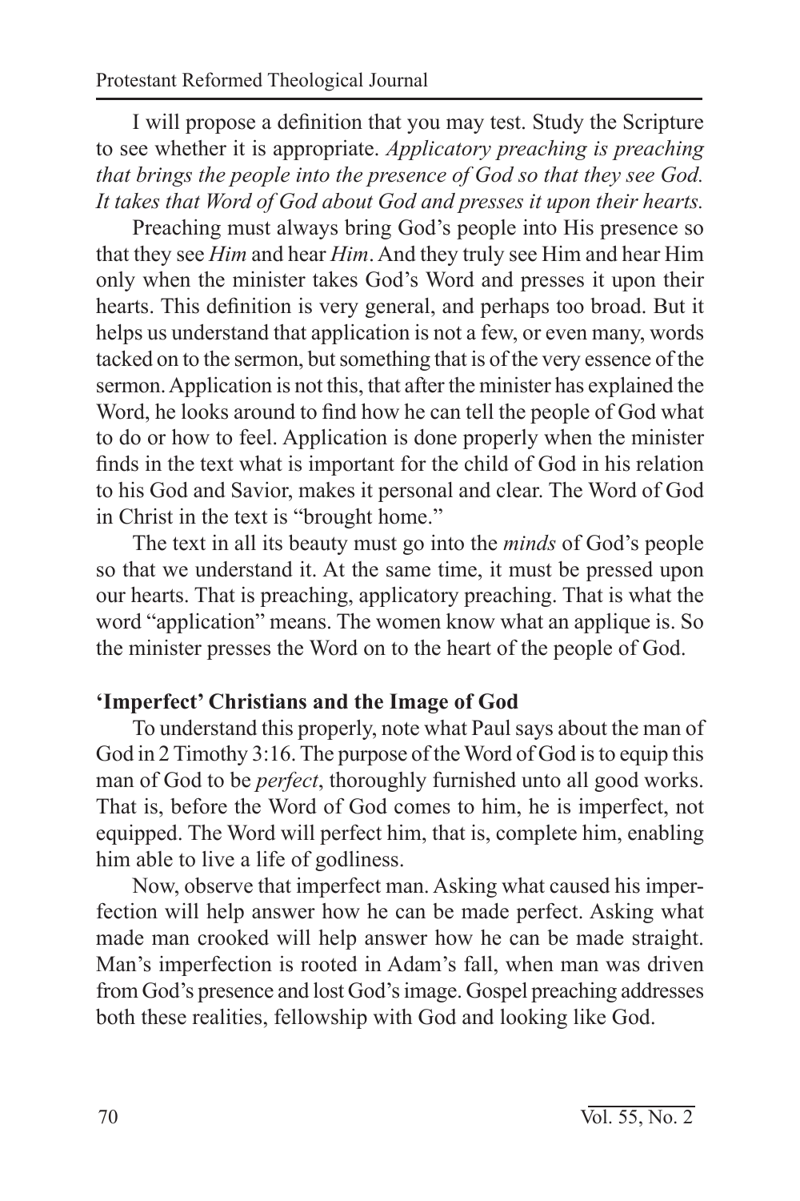I will propose a definition that you may test. Study the Scripture to see whether it is appropriate. *Applicatory preaching is preaching that brings the people into the presence of God so that they see God. It takes that Word of God about God and presses it upon their hearts.*

Preaching must always bring God's people into His presence so that they see *Him* and hear *Him*. And they truly see Him and hear Him only when the minister takes God's Word and presses it upon their hearts. This definition is very general, and perhaps too broad. But it helps us understand that application is not a few, or even many, words tacked on to the sermon, but something that is of the very essence of the sermon. Application is not this, that after the minister has explained the Word, he looks around to find how he can tell the people of God what to do or how to feel. Application is done properly when the minister finds in the text what is important for the child of God in his relation to his God and Savior, makes it personal and clear. The Word of God in Christ in the text is "brought home."

The text in all its beauty must go into the *minds* of God's people so that we understand it. At the same time, it must be pressed upon our hearts. That is preaching, applicatory preaching. That is what the word "application" means. The women know what an applique is. So the minister presses the Word on to the heart of the people of God.

## 'Imperfect' Christians and the Image of God

To understand this properly, note what Paul says about the man of God in 2 Timothy 3:16. The purpose of the Word of God is to equip this man of God to be *perfect*, thoroughly furnished unto all good works. That is, before the Word of God comes to him, he is imperfect, not equipped. The Word will perfect him, that is, complete him, enabling him able to live a life of godliness.

Now, observe that imperfect man. Asking what caused his imperfection will help answer how he can be made perfect. Asking what made man crooked will help answer how he can be made straight. Man's imperfection is rooted in Adam's fall, when man was driven from God's presence and lost God's image. Gospel preaching addresses both these realities, fellowship with God and looking like God.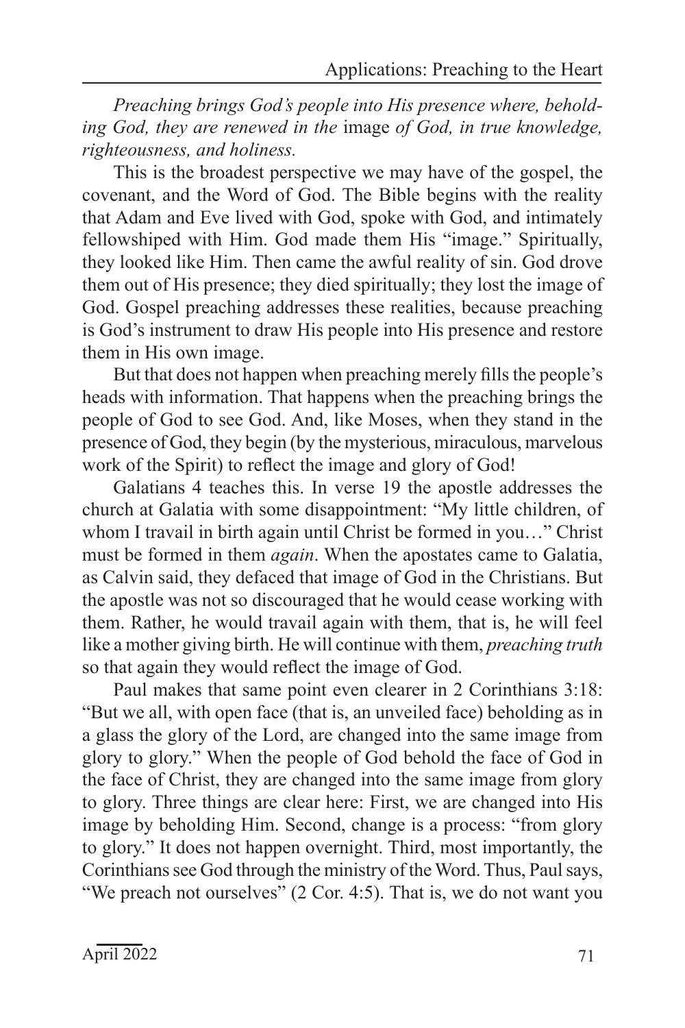*Preaching brings God's people into His presence where, beholding God, they are renewed in the* image *of God, in true knowledge, righteousness, and holiness.*

This is the broadest perspective we may have of the gospel, the covenant, and the Word of God. The Bible begins with the reality that Adam and Eve lived with God, spoke with God, and intimately fellowshiped with Him. God made them His "image." Spiritually, they looked like Him. Then came the awful reality of sin. God drove them out of His presence; they died spiritually; they lost the image of God. Gospel preaching addresses these realities, because preaching is God's instrument to draw His people into His presence and restore them in His own image.

But that does not happen when preaching merely fills the people's heads with information. That happens when the preaching brings the people of God to see God. And, like Moses, when they stand in the presence of God, they begin (by the mysterious, miraculous, marvelous work of the Spirit) to reflect the image and glory of God!

Galatians 4 teaches this. In verse 19 the apostle addresses the church at Galatia with some disappointment: "My little children, of whom I travail in birth again until Christ be formed in you…" Christ must be formed in them *again*. When the apostates came to Galatia, as Calvin said, they defaced that image of God in the Christians. But the apostle was not so discouraged that he would cease working with them. Rather, he would travail again with them, that is, he will feel like a mother giving birth. He will continue with them, *preaching truth* so that again they would reflect the image of God.

Paul makes that same point even clearer in 2 Corinthians 3:18: "But we all, with open face (that is, an unveiled face) beholding as in a glass the glory of the Lord, are changed into the same image from glory to glory." When the people of God behold the face of God in the face of Christ, they are changed into the same image from glory to glory. Three things are clear here: First, we are changed into His image by beholding Him. Second, change is a process: "from glory to glory." It does not happen overnight. Third, most importantly, the Corinthians see God through the ministry of the Word. Thus, Paul says, "We preach not ourselves" (2 Cor. 4:5). That is, we do not want you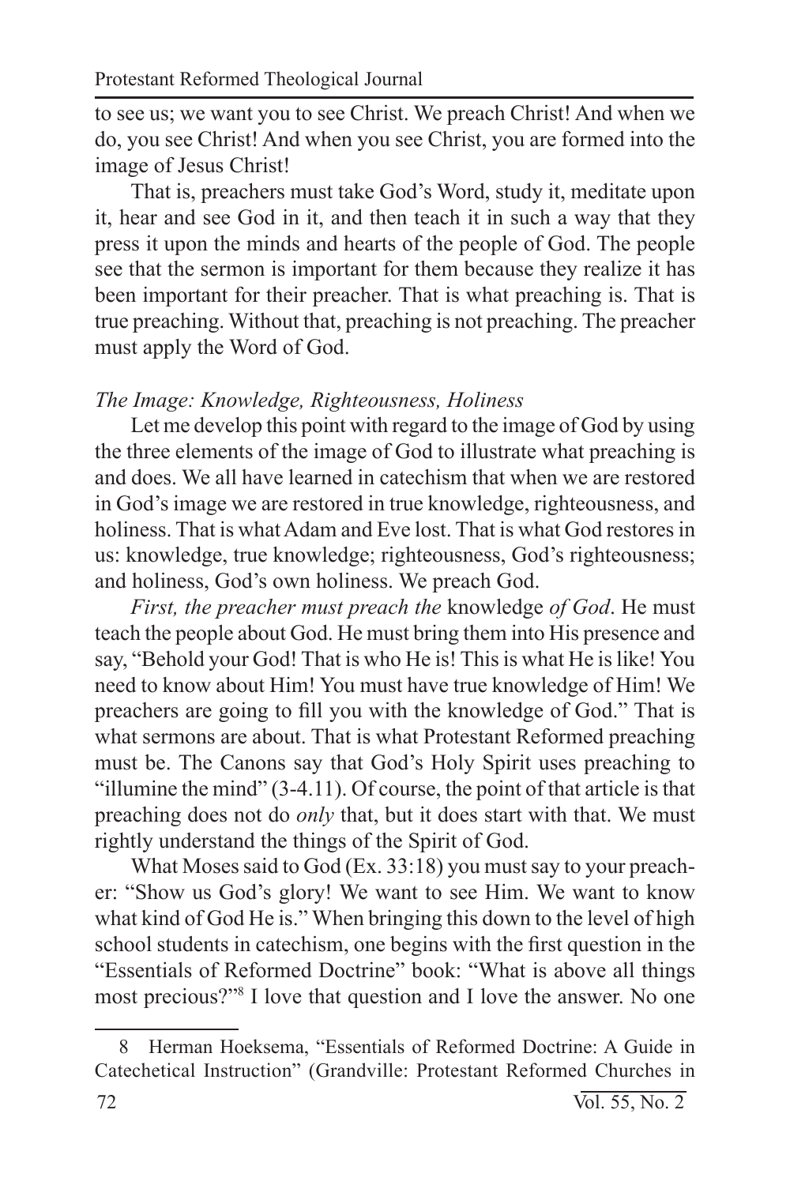to see us; we want you to see Christ. We preach Christ! And when we do, you see Christ! And when you see Christ, you are formed into the image of Jesus Christ!

That is, preachers must take God's Word, study it, meditate upon it, hear and see God in it, and then teach it in such a way that they press it upon the minds and hearts of the people of God. The people see that the sermon is important for them because they realize it has been important for their preacher. That is what preaching is. That is true preaching. Without that, preaching is not preaching. The preacher must apply the Word of God.

*The Image: Knowledge, Righteousness, Holiness*

Let me develop this point with regard to the image of God by using the three elements of the image of God to illustrate what preaching is and does. We all have learned in catechism that when we are restored in God's image we are restored in true knowledge, righteousness, and holiness. That is what Adam and Eve lost. That is what God restores in us: knowledge, true knowledge; righteousness, God's righteousness; and holiness, God's own holiness. We preach God.

*First, the preacher must preach the* knowledge *of God*. He must teach the people about God. He must bring them into His presence and say, "Behold your God! That is who He is! This is what He is like! You need to know about Him! You must have true knowledge of Him! We preachers are going to fill you with the knowledge of God." That is what sermons are about. That is what Protestant Reformed preaching must be. The Canons say that God's Holy Spirit uses preaching to "illumine the mind" (3-4.11). Of course, the point of that article is that preaching does not do *only* that, but it does start with that. We must rightly understand the things of the Spirit of God.

What Moses said to God (Ex. 33:18) you must say to your preacher: "Show us God's glory! We want to see Him. We want to know what kind of God He is." When bringing this down to the level of high school students in catechism, one begins with the first question in the "Essentials of Reformed Doctrine" book: "What is above all things most precious?"[8] I love that question and I love the answer. No one

---

8 Herman Hoeksema, "Essentials of Reformed Doctrine: A Guide in Catechetical Instruction" (Grandville: Protestant Reformed Churches in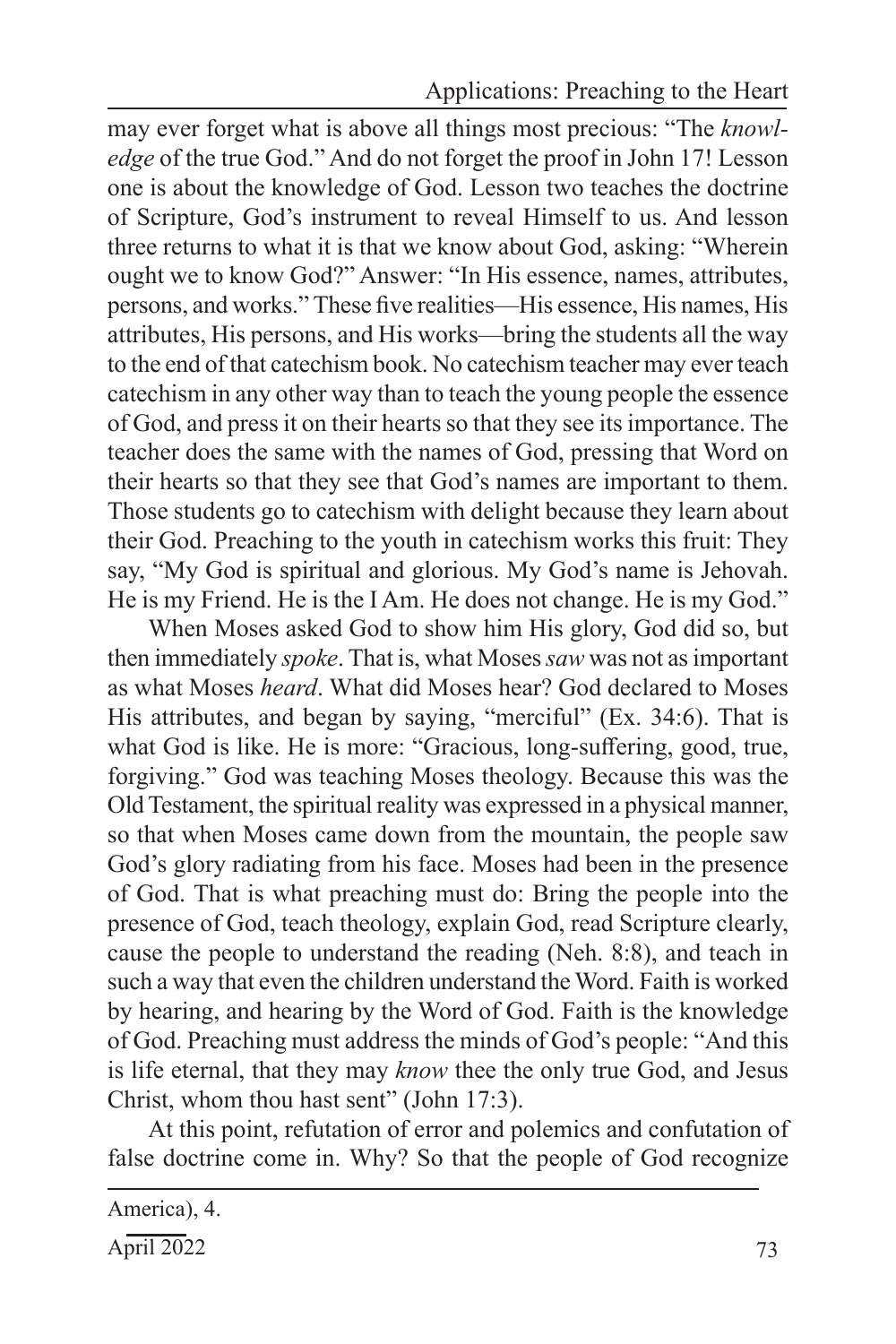may ever forget what is above all things most precious: "The *knowledge* of the true God." And do not forget the proof in John 17! Lesson one is about the knowledge of God. Lesson two teaches the doctrine of Scripture, God's instrument to reveal Himself to us. And lesson three returns to what it is that we know about God, asking: "Wherein ought we to know God?" Answer: "In His essence, names, attributes, persons, and works." These five realities—His essence, His names, His attributes, His persons, and His works—bring the students all the way to the end of that catechism book. No catechism teacher may ever teach catechism in any other way than to teach the young people the essence of God, and press it on their hearts so that they see its importance. The teacher does the same with the names of God, pressing that Word on their hearts so that they see that God's names are important to them. Those students go to catechism with delight because they learn about their God. Preaching to the youth in catechism works this fruit: They say, "My God is spiritual and glorious. My God's name is Jehovah. He is my Friend. He is the I Am. He does not change. He is my God."

When Moses asked God to show him His glory, God did so, but then immediately *spoke*. That is, what Moses *saw* was not as important as what Moses *heard*. What did Moses hear? God declared to Moses His attributes, and began by saying, "merciful" (Ex. 34:6). That is what God is like. He is more: "Gracious, long-suffering, good, true, forgiving." God was teaching Moses theology. Because this was the Old Testament, the spiritual reality was expressed in a physical manner, so that when Moses came down from the mountain, the people saw God's glory radiating from his face. Moses had been in the presence of God. That is what preaching must do: Bring the people into the presence of God, teach theology, explain God, read Scripture clearly, cause the people to understand the reading (Neh. 8:8), and teach in such a way that even the children understand the Word. Faith is worked by hearing, and hearing by the Word of God. Faith is the knowledge of God. Preaching must address the minds of God's people: "And this is life eternal, that they may *know* thee the only true God, and Jesus Christ, whom thou hast sent" (John 17:3).

At this point, refutation of error and polemics and confutation of false doctrine come in. Why? So that the people of God recognize

America), 4.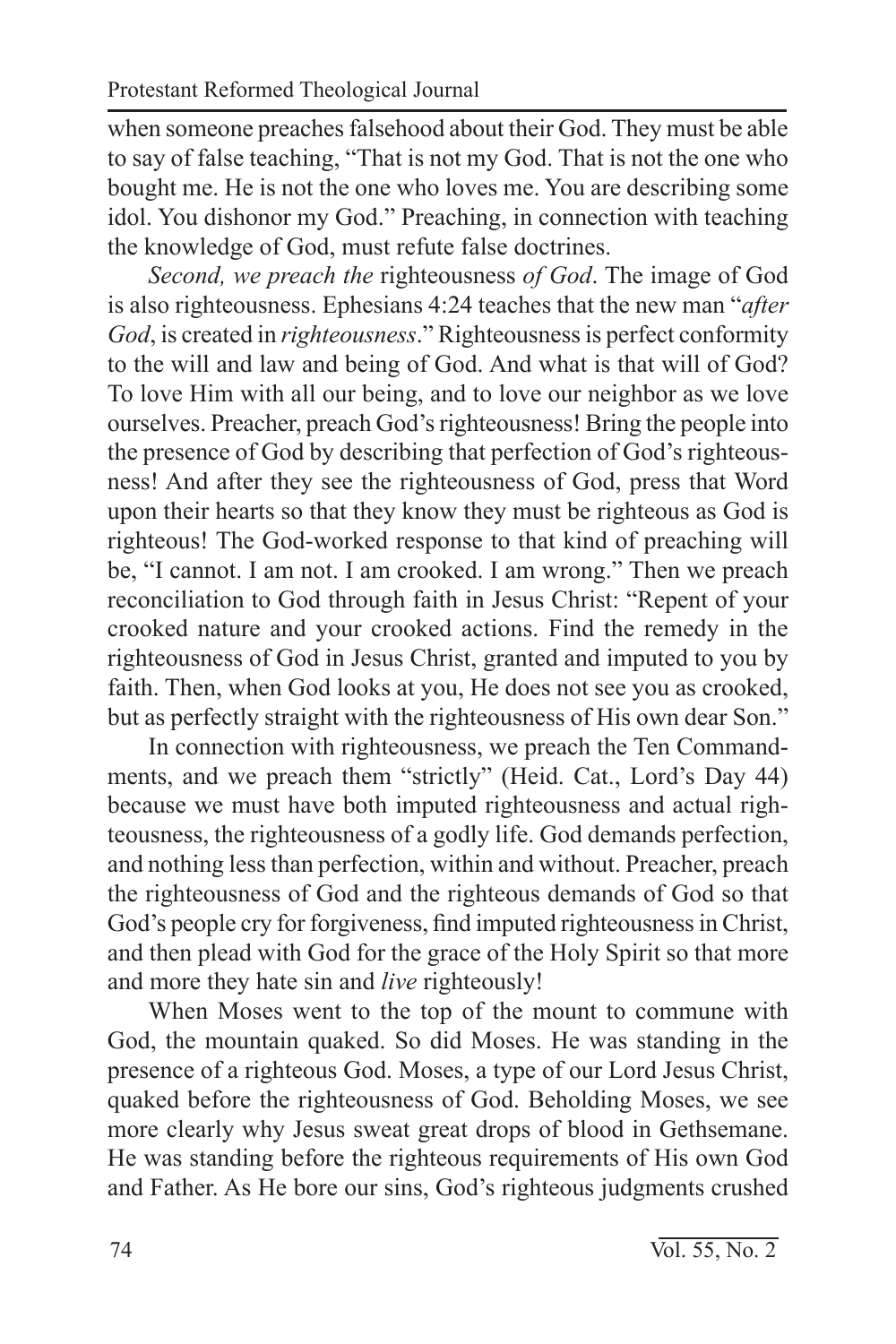when someone preaches falsehood about their God. They must be able to say of false teaching, "That is not my God. That is not the one who bought me. He is not the one who loves me. You are describing some idol. You dishonor my God." Preaching, in connection with teaching the knowledge of God, must refute false doctrines.

*Second, we preach the* righteousness *of God*. The image of God is also righteousness. Ephesians 4:24 teaches that the new man "*after God*, is created in *righteousness*." Righteousness is perfect conformity to the will and law and being of God. And what is that will of God? To love Him with all our being, and to love our neighbor as we love ourselves. Preacher, preach God's righteousness! Bring the people into the presence of God by describing that perfection of God's righteousness! And after they see the righteousness of God, press that Word upon their hearts so that they know they must be righteous as God is righteous! The God-worked response to that kind of preaching will be, "I cannot. I am not. I am crooked. I am wrong." Then we preach reconciliation to God through faith in Jesus Christ: "Repent of your crooked nature and your crooked actions. Find the remedy in the righteousness of God in Jesus Christ, granted and imputed to you by faith. Then, when God looks at you, He does not see you as crooked, but as perfectly straight with the righteousness of His own dear Son."

In connection with righteousness, we preach the Ten Commandments, and we preach them "strictly" (Heid. Cat., Lord's Day 44) because we must have both imputed righteousness and actual righteousness, the righteousness of a godly life. God demands perfection, and nothing less than perfection, within and without. Preacher, preach the righteousness of God and the righteous demands of God so that God's people cry for forgiveness, find imputed righteousness in Christ, and then plead with God for the grace of the Holy Spirit so that more and more they hate sin and *live* righteously!

When Moses went to the top of the mount to commune with God, the mountain quaked. So did Moses. He was standing in the presence of a righteous God. Moses, a type of our Lord Jesus Christ, quaked before the righteousness of God. Beholding Moses, we see more clearly why Jesus sweat great drops of blood in Gethsemane. He was standing before the righteous requirements of His own God and Father. As He bore our sins, God's righteous judgments crushed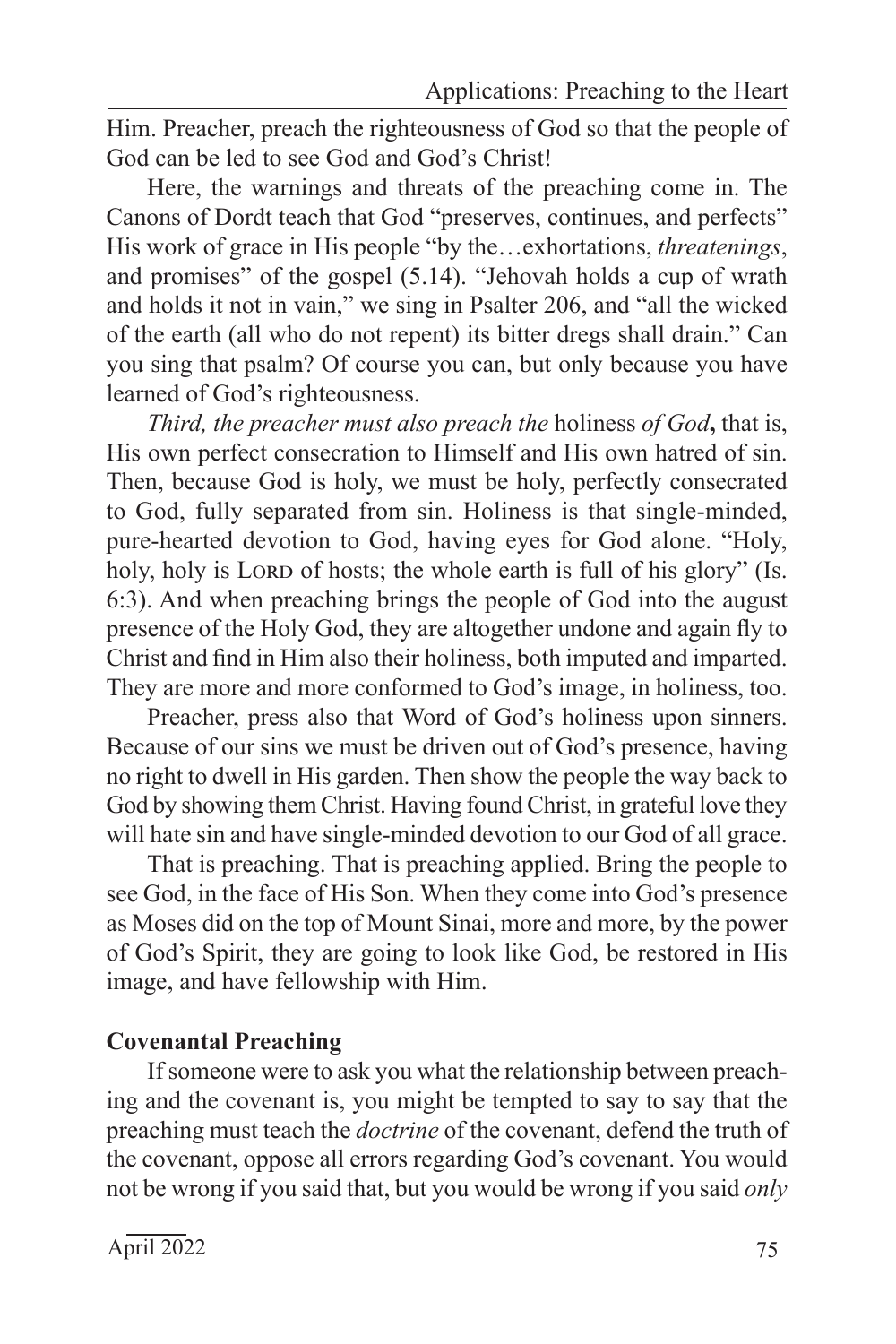Him. Preacher, preach the righteousness of God so that the people of God can be led to see God and God's Christ!

Here, the warnings and threats of the preaching come in. The Canons of Dordt teach that God "preserves, continues, and perfects" His work of grace in His people "by the…exhortations, *threatenings*, and promises" of the gospel (5.14). "Jehovah holds a cup of wrath and holds it not in vain," we sing in Psalter 206, and "all the wicked of the earth (all who do not repent) its bitter dregs shall drain." Can you sing that psalm? Of course you can, but only because you have learned of God's righteousness.

*Third, the preacher must also preach the* holiness *of God***,** that is, His own perfect consecration to Himself and His own hatred of sin. Then, because God is holy, we must be holy, perfectly consecrated to God, fully separated from sin. Holiness is that single-minded, pure-hearted devotion to God, having eyes for God alone. "Holy, holy, holy is Lord of hosts; the whole earth is full of his glory" (Is. 6:3). And when preaching brings the people of God into the august presence of the Holy God, they are altogether undone and again fly to Christ and find in Him also their holiness, both imputed and imparted. They are more and more conformed to God's image, in holiness, too.

Preacher, press also that Word of God's holiness upon sinners. Because of our sins we must be driven out of God's presence, having no right to dwell in His garden. Then show the people the way back to God by showing them Christ. Having found Christ, in grateful love they will hate sin and have single-minded devotion to our God of all grace.

That is preaching. That is preaching applied. Bring the people to see God, in the face of His Son. When they come into God's presence as Moses did on the top of Mount Sinai, more and more, by the power of God's Spirit, they are going to look like God, be restored in His image, and have fellowship with Him.

**Covenantal Preaching**

If someone were to ask you what the relationship between preaching and the covenant is, you might be tempted to say to say that the preaching must teach the *doctrine* of the covenant, defend the truth of the covenant, oppose all errors regarding God's covenant. You would not be wrong if you said that, but you would be wrong if you said *only*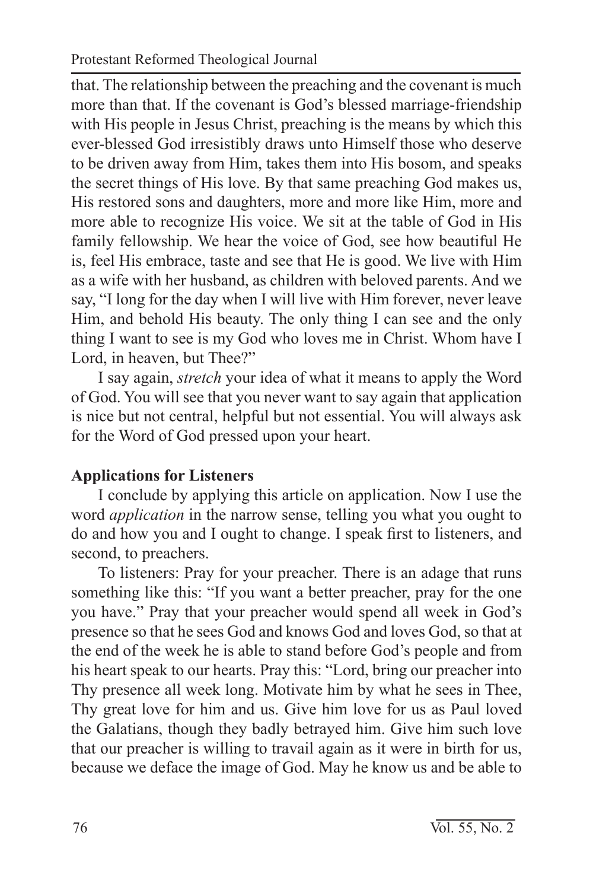that. The relationship between the preaching and the covenant is much more than that. If the covenant is God's blessed marriage-friendship with His people in Jesus Christ, preaching is the means by which this ever-blessed God irresistibly draws unto Himself those who deserve to be driven away from Him, takes them into His bosom, and speaks the secret things of His love. By that same preaching God makes us, His restored sons and daughters, more and more like Him, more and more able to recognize His voice. We sit at the table of God in His family fellowship. We hear the voice of God, see how beautiful He is, feel His embrace, taste and see that He is good. We live with Him as a wife with her husband, as children with beloved parents. And we say, "I long for the day when I will live with Him forever, never leave Him, and behold His beauty. The only thing I can see and the only thing I want to see is my God who loves me in Christ. Whom have I Lord, in heaven, but Thee?"

I say again, *stretch* your idea of what it means to apply the Word of God. You will see that you never want to say again that application is nice but not central, helpful but not essential. You will always ask for the Word of God pressed upon your heart.

**Applications for Listeners**

I conclude by applying this article on application. Now I use the word *application* in the narrow sense, telling you what you ought to do and how you and I ought to change. I speak first to listeners, and second, to preachers.

To listeners: Pray for your preacher. There is an adage that runs something like this: "If you want a better preacher, pray for the one you have." Pray that your preacher would spend all week in God's presence so that he sees God and knows God and loves God, so that at the end of the week he is able to stand before God's people and from his heart speak to our hearts. Pray this: "Lord, bring our preacher into Thy presence all week long. Motivate him by what he sees in Thee, Thy great love for him and us. Give him love for us as Paul loved the Galatians, though they badly betrayed him. Give him such love that our preacher is willing to travail again as it were in birth for us, because we deface the image of God. May he know us and be able to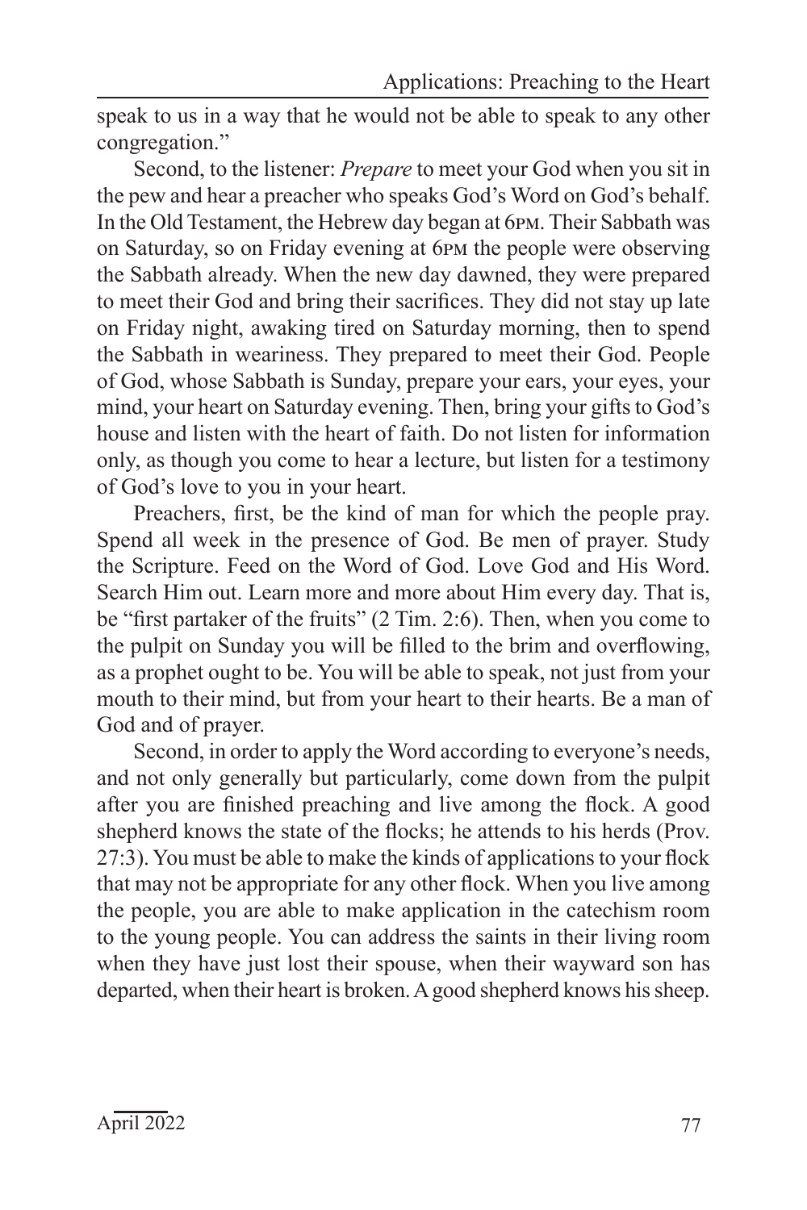speak to us in a way that he would not be able to speak to any other congregation."

Second, to the listener: *Prepare* to meet your God when you sit in the pew and hear a preacher who speaks God's Word on God's behalf. In the Old Testament, the Hebrew day began at 6PM. Their Sabbath was on Saturday, so on Friday evening at 6PM the people were observing the Sabbath already. When the new day dawned, they were prepared to meet their God and bring their sacrifices. They did not stay up late on Friday night, awaking tired on Saturday morning, then to spend the Sabbath in weariness. They prepared to meet their God. People of God, whose Sabbath is Sunday, prepare your ears, your eyes, your mind, your heart on Saturday evening. Then, bring your gifts to God's house and listen with the heart of faith. Do not listen for information only, as though you come to hear a lecture, but listen for a testimony of God's love to you in your heart.

Preachers, first, be the kind of man for which the people pray. Spend all week in the presence of God. Be men of prayer. Study the Scripture. Feed on the Word of God. Love God and His Word. Search Him out. Learn more and more about Him every day. That is, be "first partaker of the fruits" (2 Tim. 2:6). Then, when you come to the pulpit on Sunday you will be filled to the brim and overflowing, as a prophet ought to be. You will be able to speak, not just from your mouth to their mind, but from your heart to their hearts. Be a man of God and of prayer.

Second, in order to apply the Word according to everyone's needs, and not only generally but particularly, come down from the pulpit after you are finished preaching and live among the flock. A good shepherd knows the state of the flocks; he attends to his herds (Prov. 27:3). You must be able to make the kinds of applications to your flock that may not be appropriate for any other flock. When you live among the people, you are able to make application in the catechism room to the young people. You can address the saints in their living room when they have just lost their spouse, when their wayward son has departed, when their heart is broken. A good shepherd knows his sheep.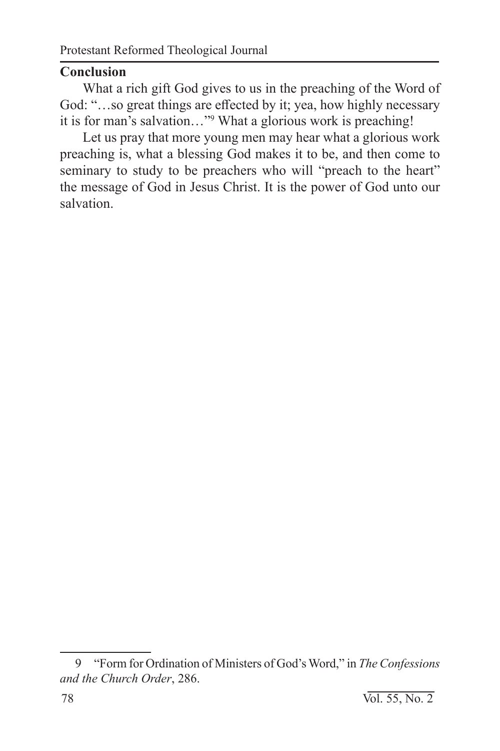## Conclusion

What a rich gift God gives to us in the preaching of the Word of God: "…so great things are effected by it; yea, how highly necessary it is for man's salvation…"[9] What a glorious work is preaching!

Let us pray that more young men may hear what a glorious work preaching is, what a blessing God makes it to be, and then come to seminary to study to be preachers who will "preach to the heart" the message of God in Jesus Christ. It is the power of God unto our salvation.

---

9 "Form for Ordination of Ministers of God's Word," in *The Confessions and the Church Order*, 286.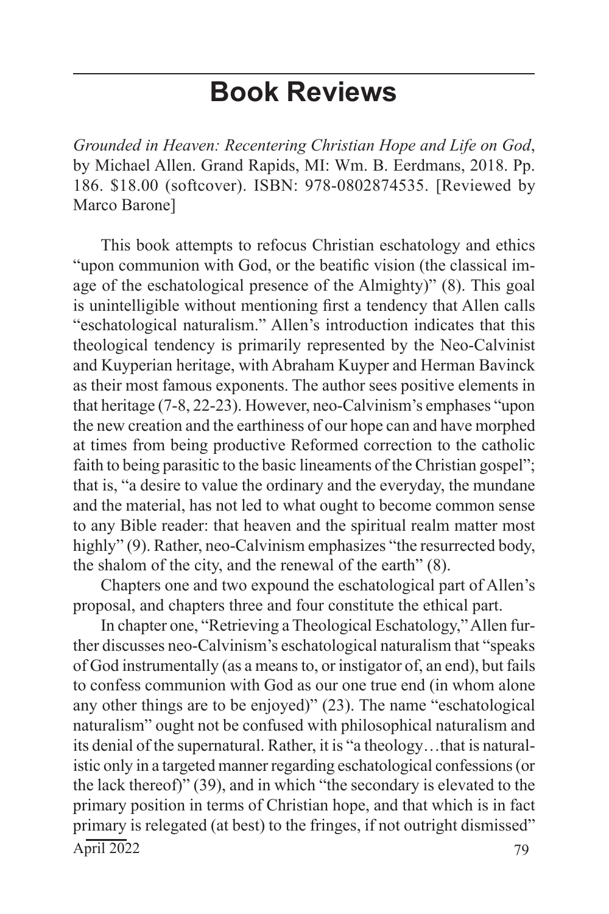# Book Reviews

*Grounded in Heaven: Recentering Christian Hope and Life on God*, by Michael Allen. Grand Rapids, MI: Wm. B. Eerdmans, 2018. Pp. 186. $18.00 (softcover). ISBN: 978-0802874535. [Reviewed by Marco Barone]

This book attempts to refocus Christian eschatology and ethics "upon communion with God, or the beatific vision (the classical image of the eschatological presence of the Almighty)" (8). This goal is unintelligible without mentioning first a tendency that Allen calls "eschatological naturalism." Allen's introduction indicates that this theological tendency is primarily represented by the Neo-Calvinist and Kuyperian heritage, with Abraham Kuyper and Herman Bavinck as their most famous exponents. The author sees positive elements in that heritage (7-8, 22-23). However, neo-Calvinism's emphases "upon the new creation and the earthiness of our hope can and have morphed at times from being productive Reformed correction to the catholic faith to being parasitic to the basic lineaments of the Christian gospel"; that is, "a desire to value the ordinary and the everyday, the mundane and the material, has not led to what ought to become common sense to any Bible reader: that heaven and the spiritual realm matter most highly" (9). Rather, neo-Calvinism emphasizes "the resurrected body, the shalom of the city, and the renewal of the earth" (8).

Chapters one and two expound the eschatological part of Allen's proposal, and chapters three and four constitute the ethical part.

In chapter one, "Retrieving a Theological Eschatology," Allen further discusses neo-Calvinism's eschatological naturalism that "speaks of God instrumentally (as a means to, or instigator of, an end), but fails to confess communion with God as our one true end (in whom alone any other things are to be enjoyed)" (23). The name "eschatological naturalism" ought not be confused with philosophical naturalism and its denial of the supernatural. Rather, it is "a theology…that is naturalistic only in a targeted manner regarding eschatological confessions (or the lack thereof)" (39), and in which "the secondary is elevated to the primary position in terms of Christian hope, and that which is in fact primary is relegated (at best) to the fringes, if not outright dismissed"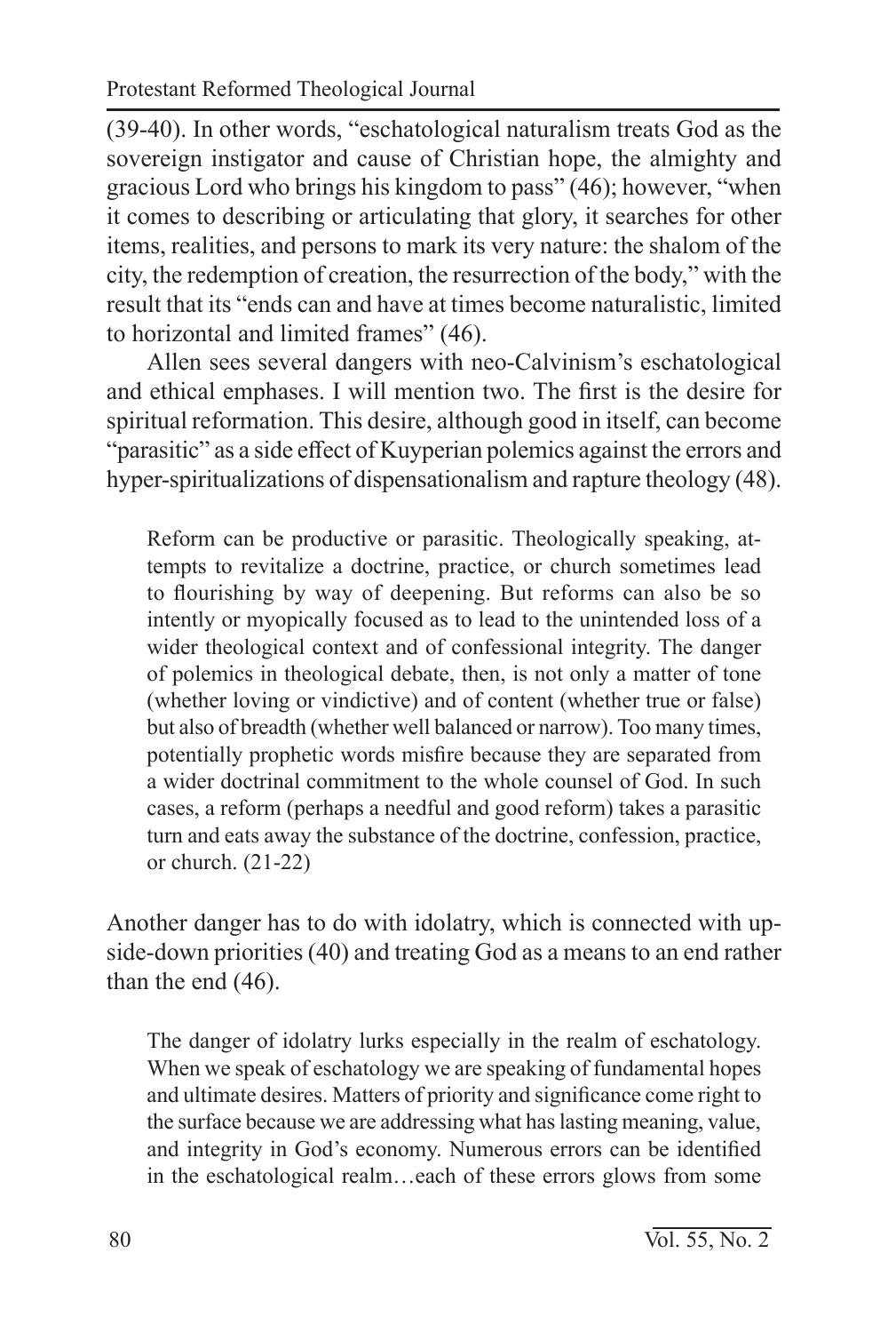(39-40). In other words, "eschatological naturalism treats God as the sovereign instigator and cause of Christian hope, the almighty and gracious Lord who brings his kingdom to pass" (46); however, "when it comes to describing or articulating that glory, it searches for other items, realities, and persons to mark its very nature: the shalom of the city, the redemption of creation, the resurrection of the body," with the result that its "ends can and have at times become naturalistic, limited to horizontal and limited frames" (46).

Allen sees several dangers with neo-Calvinism's eschatological and ethical emphases. I will mention two. The first is the desire for spiritual reformation. This desire, although good in itself, can become "parasitic" as a side effect of Kuyperian polemics against the errors and hyper-spiritualizations of dispensationalism and rapture theology (48).

> Reform can be productive or parasitic. Theologically speaking, attempts to revitalize a doctrine, practice, or church sometimes lead to flourishing by way of deepening. But reforms can also be so intently or myopically focused as to lead to the unintended loss of a wider theological context and of confessional integrity. The danger of polemics in theological debate, then, is not only a matter of tone (whether loving or vindictive) and of content (whether true or false) but also of breadth (whether well balanced or narrow). Too many times, potentially prophetic words misfire because they are separated from a wider doctrinal commitment to the whole counsel of God. In such cases, a reform (perhaps a needful and good reform) takes a parasitic turn and eats away the substance of the doctrine, confession, practice, or church. (21-22)

Another danger has to do with idolatry, which is connected with upside-down priorities (40) and treating God as a means to an end rather than the end (46).

> The danger of idolatry lurks especially in the realm of eschatology. When we speak of eschatology we are speaking of fundamental hopes and ultimate desires. Matters of priority and significance come right to the surface because we are addressing what has lasting meaning, value, and integrity in God's economy. Numerous errors can be identified in the eschatological realm…each of these errors glows from some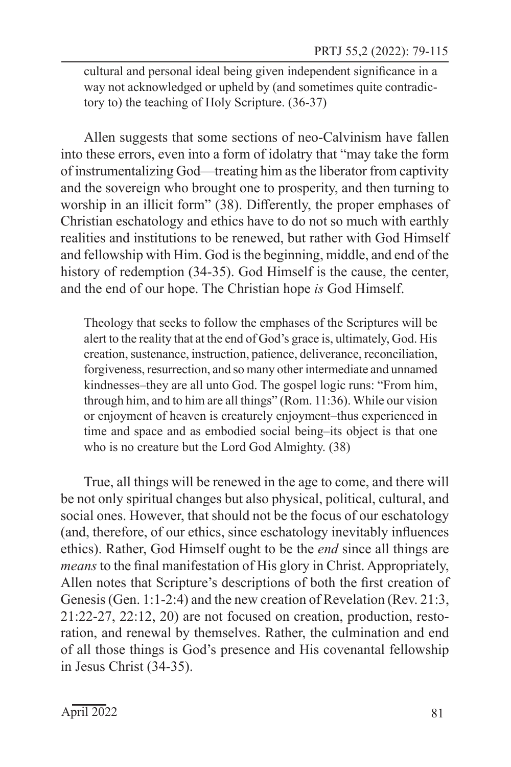cultural and personal ideal being given independent significance in a way not acknowledged or upheld by (and sometimes quite contradictory to) the teaching of Holy Scripture. (36-37)

Allen suggests that some sections of neo-Calvinism have fallen into these errors, even into a form of idolatry that "may take the form of instrumentalizing God—treating him as the liberator from captivity and the sovereign who brought one to prosperity, and then turning to worship in an illicit form" (38). Differently, the proper emphases of Christian eschatology and ethics have to do not so much with earthly realities and institutions to be renewed, but rather with God Himself and fellowship with Him. God is the beginning, middle, and end of the history of redemption (34-35). God Himself is the cause, the center, and the end of our hope. The Christian hope *is* God Himself.

> Theology that seeks to follow the emphases of the Scriptures will be alert to the reality that at the end of God's grace is, ultimately, God. His creation, sustenance, instruction, patience, deliverance, reconciliation, forgiveness, resurrection, and so many other intermediate and unnamed kindnesses–they are all unto God. The gospel logic runs: "From him, through him, and to him are all things" (Rom. 11:36). While our vision or enjoyment of heaven is creaturely enjoyment–thus experienced in time and space and as embodied social being–its object is that one who is no creature but the Lord God Almighty. (38)

True, all things will be renewed in the age to come, and there will be not only spiritual changes but also physical, political, cultural, and social ones. However, that should not be the focus of our eschatology (and, therefore, of our ethics, since eschatology inevitably influences ethics). Rather, God Himself ought to be the *end* since all things are *means* to the final manifestation of His glory in Christ. Appropriately, Allen notes that Scripture's descriptions of both the first creation of Genesis (Gen. 1:1-2:4) and the new creation of Revelation (Rev. 21:3, 21:22-27, 22:12, 20) are not focused on creation, production, restoration, and renewal by themselves. Rather, the culmination and end of all those things is God's presence and His covenantal fellowship in Jesus Christ (34-35).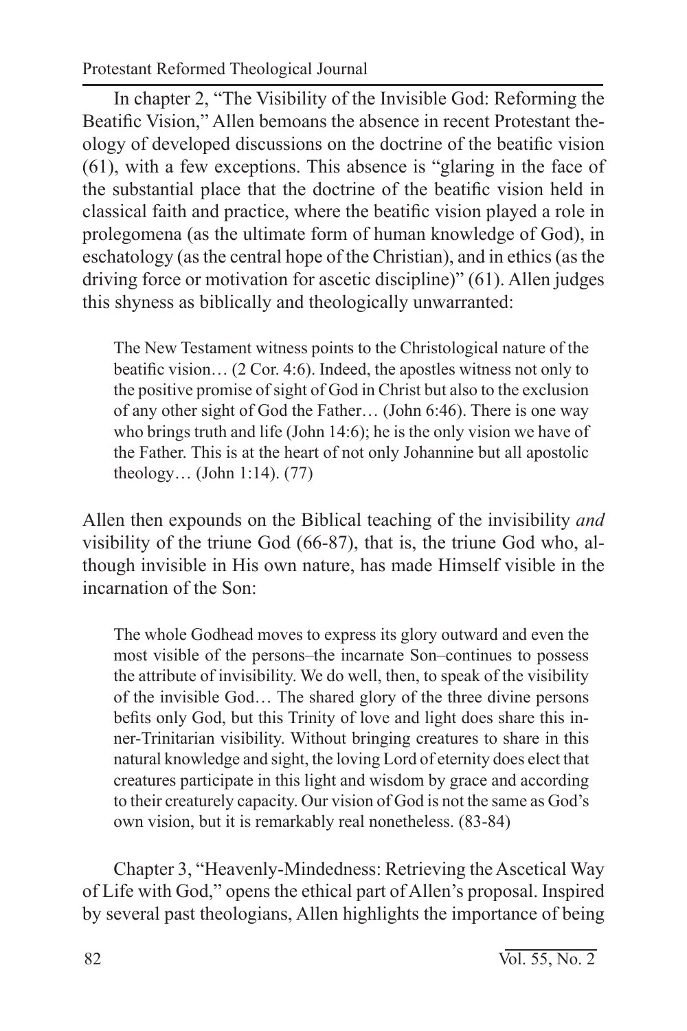In chapter 2, "The Visibility of the Invisible God: Reforming the Beatific Vision," Allen bemoans the absence in recent Protestant theology of developed discussions on the doctrine of the beatific vision (61), with a few exceptions. This absence is "glaring in the face of the substantial place that the doctrine of the beatific vision held in classical faith and practice, where the beatific vision played a role in prolegomena (as the ultimate form of human knowledge of God), in eschatology (as the central hope of the Christian), and in ethics (as the driving force or motivation for ascetic discipline)" (61). Allen judges this shyness as biblically and theologically unwarranted:

> The New Testament witness points to the Christological nature of the beatific vision… (2 Cor. 4:6). Indeed, the apostles witness not only to the positive promise of sight of God in Christ but also to the exclusion of any other sight of God the Father… (John 6:46). There is one way who brings truth and life (John 14:6); he is the only vision we have of the Father. This is at the heart of not only Johannine but all apostolic theology… (John 1:14). (77)

Allen then expounds on the Biblical teaching of the invisibility *and* visibility of the triune God (66-87), that is, the triune God who, although invisible in His own nature, has made Himself visible in the incarnation of the Son:

> The whole Godhead moves to express its glory outward and even the most visible of the persons–the incarnate Son–continues to possess the attribute of invisibility. We do well, then, to speak of the visibility of the invisible God… The shared glory of the three divine persons befits only God, but this Trinity of love and light does share this inner-Trinitarian visibility. Without bringing creatures to share in this natural knowledge and sight, the loving Lord of eternity does elect that creatures participate in this light and wisdom by grace and according to their creaturely capacity. Our vision of God is not the same as God's own vision, but it is remarkably real nonetheless. (83-84)

Chapter 3, "Heavenly-Mindedness: Retrieving the Ascetical Way of Life with God," opens the ethical part of Allen's proposal. Inspired by several past theologians, Allen highlights the importance of being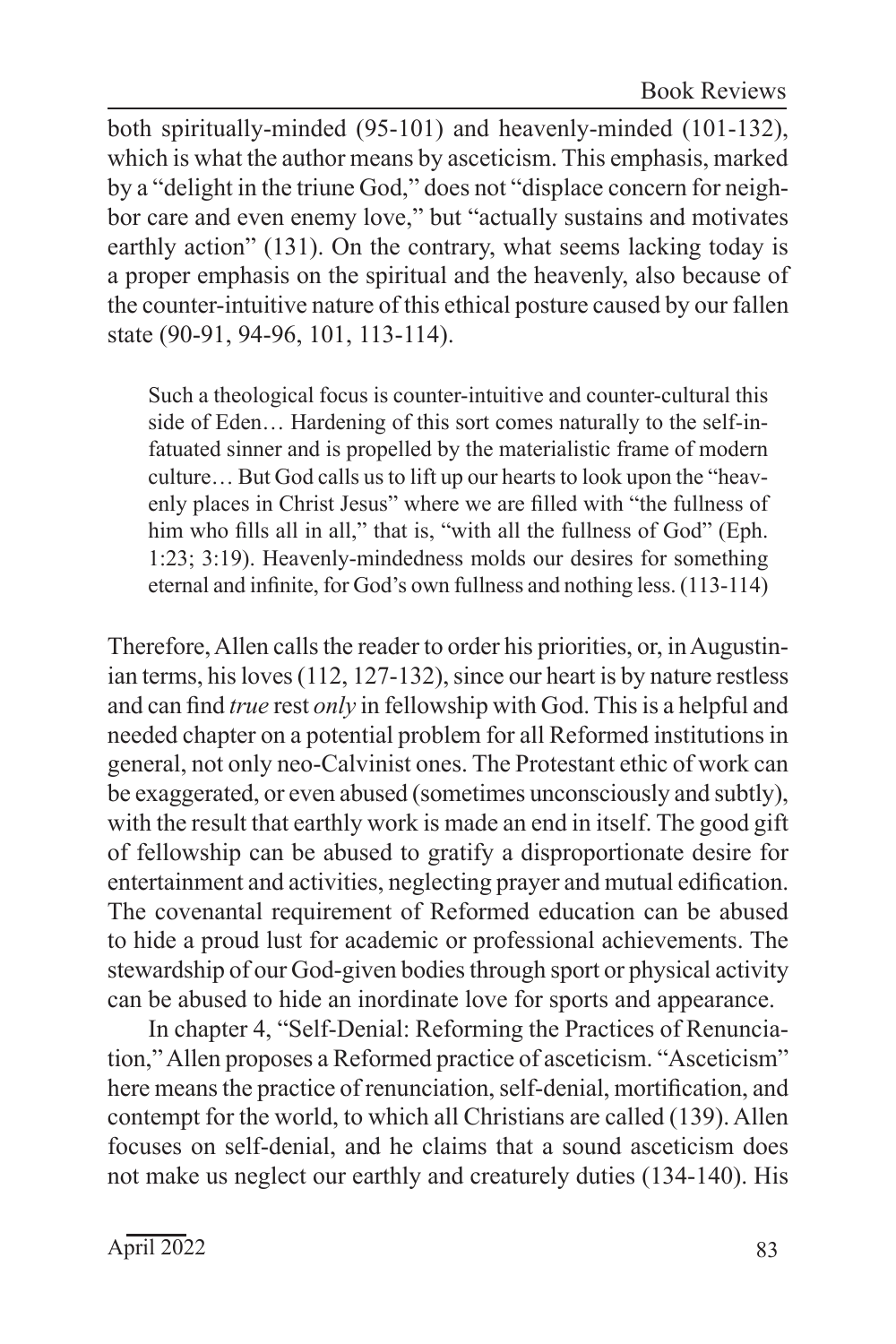both spiritually-minded (95-101) and heavenly-minded (101-132), which is what the author means by asceticism. This emphasis, marked by a "delight in the triune God," does not "displace concern for neighbor care and even enemy love," but "actually sustains and motivates earthly action" (131). On the contrary, what seems lacking today is a proper emphasis on the spiritual and the heavenly, also because of the counter-intuitive nature of this ethical posture caused by our fallen state (90-91, 94-96, 101, 113-114).

> Such a theological focus is counter-intuitive and counter-cultural this side of Eden… Hardening of this sort comes naturally to the self-infatuated sinner and is propelled by the materialistic frame of modern culture… But God calls us to lift up our hearts to look upon the "heavenly places in Christ Jesus" where we are filled with "the fullness of him who fills all in all," that is, "with all the fullness of God" (Eph. 1:23; 3:19). Heavenly-mindedness molds our desires for something eternal and infinite, for God's own fullness and nothing less. (113-114)

Therefore, Allen calls the reader to order his priorities, or, in Augustinian terms, his loves (112, 127-132), since our heart is by nature restless and can find *true* rest *only* in fellowship with God. This is a helpful and needed chapter on a potential problem for all Reformed institutions in general, not only neo-Calvinist ones. The Protestant ethic of work can be exaggerated, or even abused (sometimes unconsciously and subtly), with the result that earthly work is made an end in itself. The good gift of fellowship can be abused to gratify a disproportionate desire for entertainment and activities, neglecting prayer and mutual edification. The covenantal requirement of Reformed education can be abused to hide a proud lust for academic or professional achievements. The stewardship of our God-given bodies through sport or physical activity can be abused to hide an inordinate love for sports and appearance.

In chapter 4, "Self-Denial: Reforming the Practices of Renunciation," Allen proposes a Reformed practice of asceticism. "Asceticism" here means the practice of renunciation, self-denial, mortification, and contempt for the world, to which all Christians are called (139). Allen focuses on self-denial, and he claims that a sound asceticism does not make us neglect our earthly and creaturely duties (134-140). His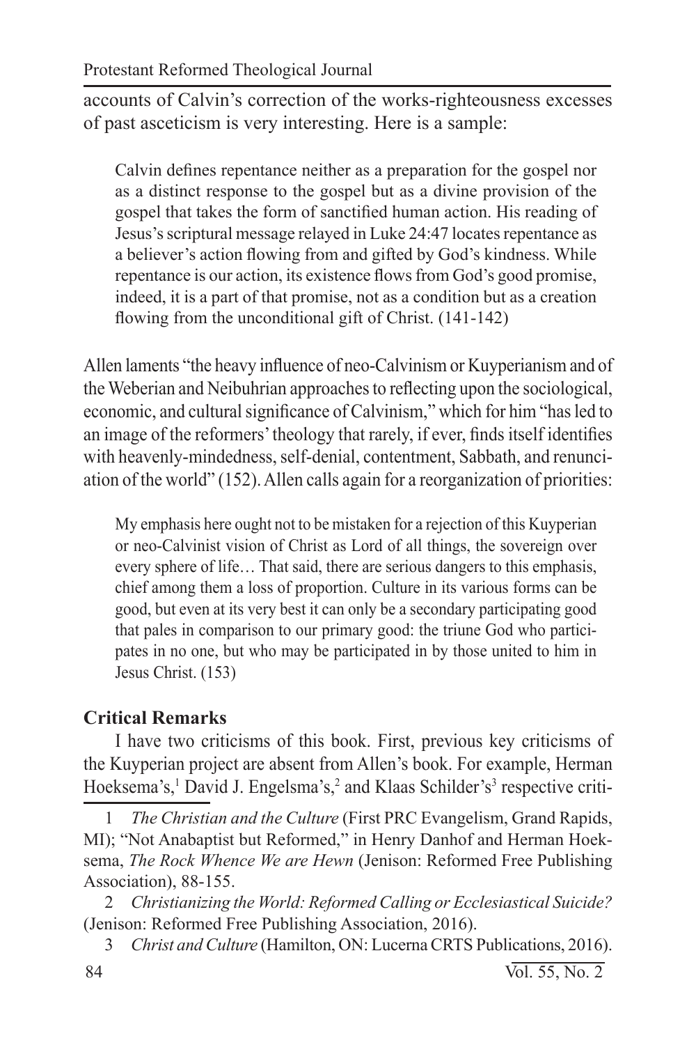accounts of Calvin's correction of the works-righteousness excesses of past asceticism is very interesting. Here is a sample:

> Calvin defines repentance neither as a preparation for the gospel nor as a distinct response to the gospel but as a divine provision of the gospel that takes the form of sanctified human action. His reading of Jesus's scriptural message relayed in Luke 24:47 locates repentance as a believer's action flowing from and gifted by God's kindness. While repentance is our action, its existence flows from God's good promise, indeed, it is a part of that promise, not as a condition but as a creation flowing from the unconditional gift of Christ. (141-142)

Allen laments "the heavy influence of neo-Calvinism or Kuyperianism and of the Weberian and Neibuhrian approaches to reflecting upon the sociological, economic, and cultural significance of Calvinism," which for him "has led to an image of the reformers' theology that rarely, if ever, finds itself identifies with heavenly-mindedness, self-denial, contentment, Sabbath, and renunciation of the world" (152). Allen calls again for a reorganization of priorities:

> My emphasis here ought not to be mistaken for a rejection of this Kuyperian or neo-Calvinist vision of Christ as Lord of all things, the sovereign over every sphere of life… That said, there are serious dangers to this emphasis, chief among them a loss of proportion. Culture in its various forms can be good, but even at its very best it can only be a secondary participating good that pales in comparison to our primary good: the triune God who participates in no one, but who may be participated in by those united to him in Jesus Christ. (153)

**Critical Remarks**

I have two criticisms of this book. First, previous key criticisms of the Kuyperian project are absent from Allen's book. For example, Herman Hoeksema's,[1] David J. Engelsma's,[2] and Klaas Schilder's[3] respective criti-

1 *The Christian and the Culture* (First PRC Evangelism, Grand Rapids, MI); "Not Anabaptist but Reformed," in Henry Danhof and Herman Hoeksema, *The Rock Whence We are Hewn* (Jenison: Reformed Free Publishing Association), 88-155.

2 *Christianizing the World: Reformed Calling or Ecclesiastical Suicide?* (Jenison: Reformed Free Publishing Association, 2016).

3 *Christ and Culture* (Hamilton, ON: Lucerna CRTS Publications, 2016).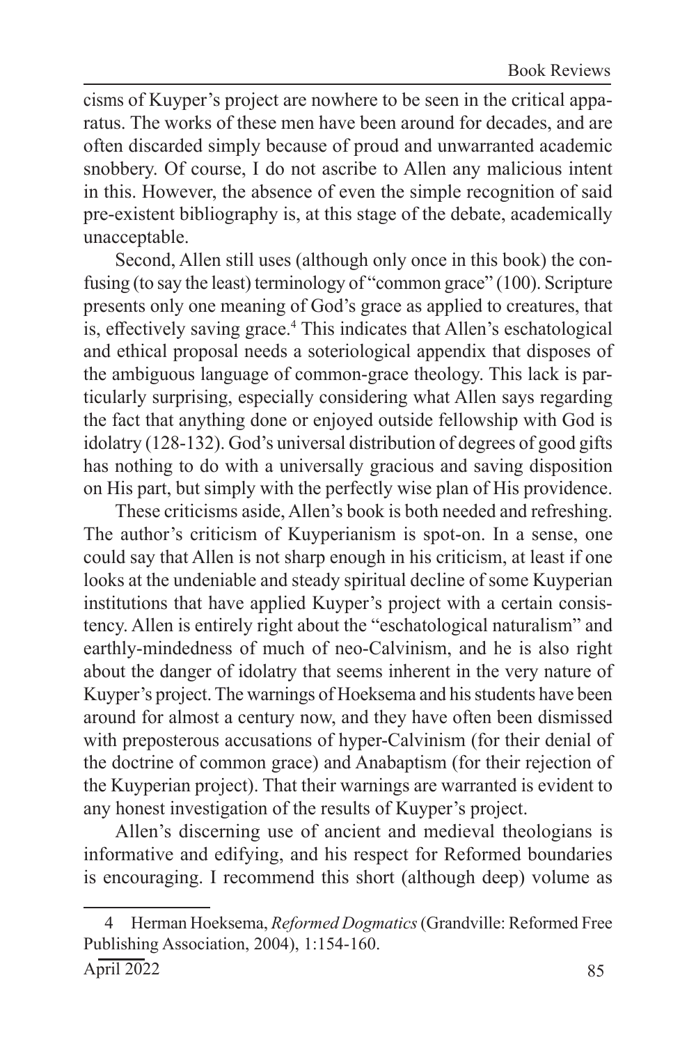cisms of Kuyper's project are nowhere to be seen in the critical apparatus. The works of these men have been around for decades, and are often discarded simply because of proud and unwarranted academic snobbery. Of course, I do not ascribe to Allen any malicious intent in this. However, the absence of even the simple recognition of said pre-existent bibliography is, at this stage of the debate, academically unacceptable.

Second, Allen still uses (although only once in this book) the confusing (to say the least) terminology of "common grace" (100). Scripture presents only one meaning of God's grace as applied to creatures, that is, effectively saving grace.[4] This indicates that Allen's eschatological and ethical proposal needs a soteriological appendix that disposes of the ambiguous language of common-grace theology. This lack is particularly surprising, especially considering what Allen says regarding the fact that anything done or enjoyed outside fellowship with God is idolatry (128-132). God's universal distribution of degrees of good gifts has nothing to do with a universally gracious and saving disposition on His part, but simply with the perfectly wise plan of His providence.

These criticisms aside, Allen's book is both needed and refreshing. The author's criticism of Kuyperianism is spot-on. In a sense, one could say that Allen is not sharp enough in his criticism, at least if one looks at the undeniable and steady spiritual decline of some Kuyperian institutions that have applied Kuyper's project with a certain consistency. Allen is entirely right about the "eschatological naturalism" and earthly-mindedness of much of neo-Calvinism, and he is also right about the danger of idolatry that seems inherent in the very nature of Kuyper's project. The warnings of Hoeksema and his students have been around for almost a century now, and they have often been dismissed with preposterous accusations of hyper-Calvinism (for their denial of the doctrine of common grace) and Anabaptism (for their rejection of the Kuyperian project). That their warnings are warranted is evident to any honest investigation of the results of Kuyper's project.

Allen's discerning use of ancient and medieval theologians is informative and edifying, and his respect for Reformed boundaries is encouraging. I recommend this short (although deep) volume as

---

4 Herman Hoeksema, *Reformed Dogmatics* (Grandville: Reformed Free Publishing Association, 2004), 1:154-160.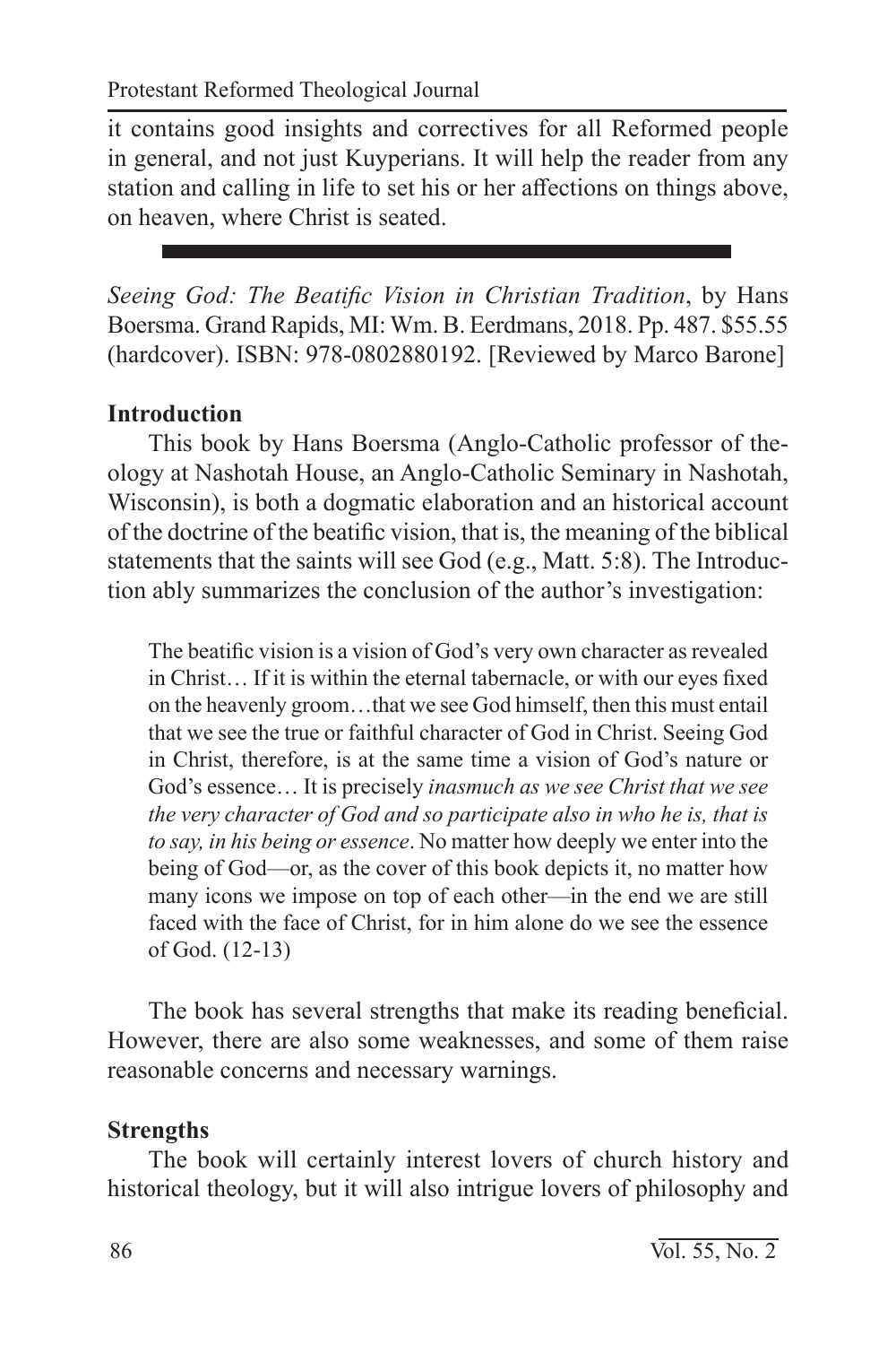it contains good insights and correctives for all Reformed people in general, and not just Kuyperians. It will help the reader from any station and calling in life to set his or her affections on things above, on heaven, where Christ is seated.

---

*Seeing God: The Beatific Vision in Christian Tradition*, by Hans Boersma. Grand Rapids, MI: Wm. B. Eerdmans, 2018. Pp. 487. $55.55 (hardcover). ISBN: 978-0802880192. [Reviewed by Marco Barone]

**Introduction**

This book by Hans Boersma (Anglo-Catholic professor of theology at Nashotah House, an Anglo-Catholic Seminary in Nashotah, Wisconsin), is both a dogmatic elaboration and an historical account of the doctrine of the beatific vision, that is, the meaning of the biblical statements that the saints will see God (e.g., Matt. 5:8). The Introduction ably summarizes the conclusion of the author's investigation:

> The beatific vision is a vision of God's very own character as revealed in Christ… If it is within the eternal tabernacle, or with our eyes fixed on the heavenly groom…that we see God himself, then this must entail that we see the true or faithful character of God in Christ. Seeing God in Christ, therefore, is at the same time a vision of God's nature or God's essence… It is precisely *inasmuch as we see Christ that we see the very character of God and so participate also in who he is, that is to say, in his being or essence*. No matter how deeply we enter into the being of God—or, as the cover of this book depicts it, no matter how many icons we impose on top of each other—in the end we are still faced with the face of Christ, for in him alone do we see the essence of God. (12-13)

The book has several strengths that make its reading beneficial. However, there are also some weaknesses, and some of them raise reasonable concerns and necessary warnings.

**Strengths**

The book will certainly interest lovers of church history and historical theology, but it will also intrigue lovers of philosophy and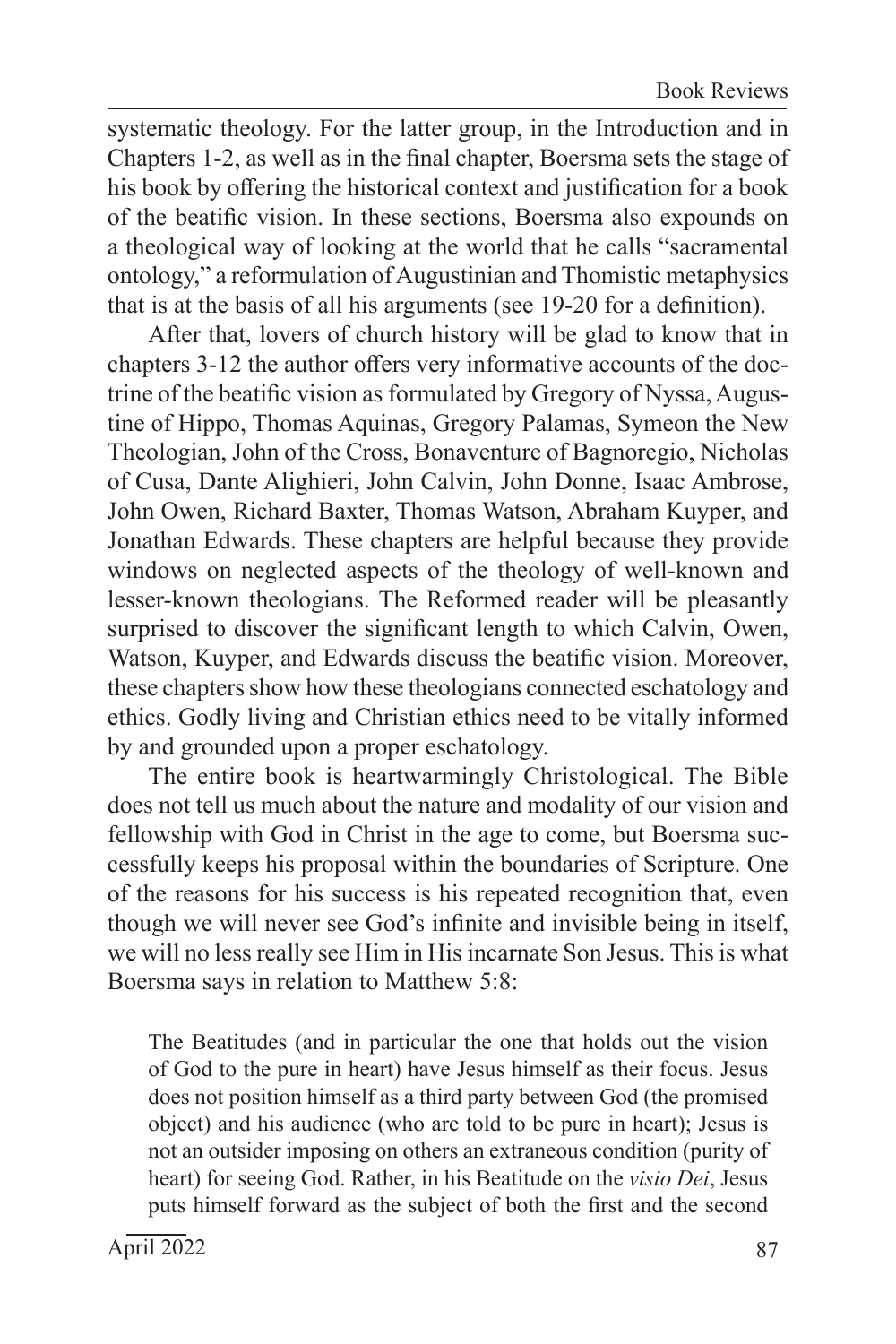systematic theology. For the latter group, in the Introduction and in Chapters 1-2, as well as in the final chapter, Boersma sets the stage of his book by offering the historical context and justification for a book of the beatific vision. In these sections, Boersma also expounds on a theological way of looking at the world that he calls "sacramental ontology," a reformulation of Augustinian and Thomistic metaphysics that is at the basis of all his arguments (see 19-20 for a definition).

After that, lovers of church history will be glad to know that in chapters 3-12 the author offers very informative accounts of the doctrine of the beatific vision as formulated by Gregory of Nyssa, Augustine of Hippo, Thomas Aquinas, Gregory Palamas, Symeon the New Theologian, John of the Cross, Bonaventure of Bagnoregio, Nicholas of Cusa, Dante Alighieri, John Calvin, John Donne, Isaac Ambrose, John Owen, Richard Baxter, Thomas Watson, Abraham Kuyper, and Jonathan Edwards. These chapters are helpful because they provide windows on neglected aspects of the theology of well-known and lesser-known theologians. The Reformed reader will be pleasantly surprised to discover the significant length to which Calvin, Owen, Watson, Kuyper, and Edwards discuss the beatific vision. Moreover, these chapters show how these theologians connected eschatology and ethics. Godly living and Christian ethics need to be vitally informed by and grounded upon a proper eschatology.

The entire book is heartwarmingly Christological. The Bible does not tell us much about the nature and modality of our vision and fellowship with God in Christ in the age to come, but Boersma successfully keeps his proposal within the boundaries of Scripture. One of the reasons for his success is his repeated recognition that, even though we will never see God's infinite and invisible being in itself, we will no less really see Him in His incarnate Son Jesus. This is what Boersma says in relation to Matthew 5:8:

> The Beatitudes (and in particular the one that holds out the vision of God to the pure in heart) have Jesus himself as their focus. Jesus does not position himself as a third party between God (the promised object) and his audience (who are told to be pure in heart); Jesus is not an outsider imposing on others an extraneous condition (purity of heart) for seeing God. Rather, in his Beatitude on the *visio Dei*, Jesus puts himself forward as the subject of both the first and the second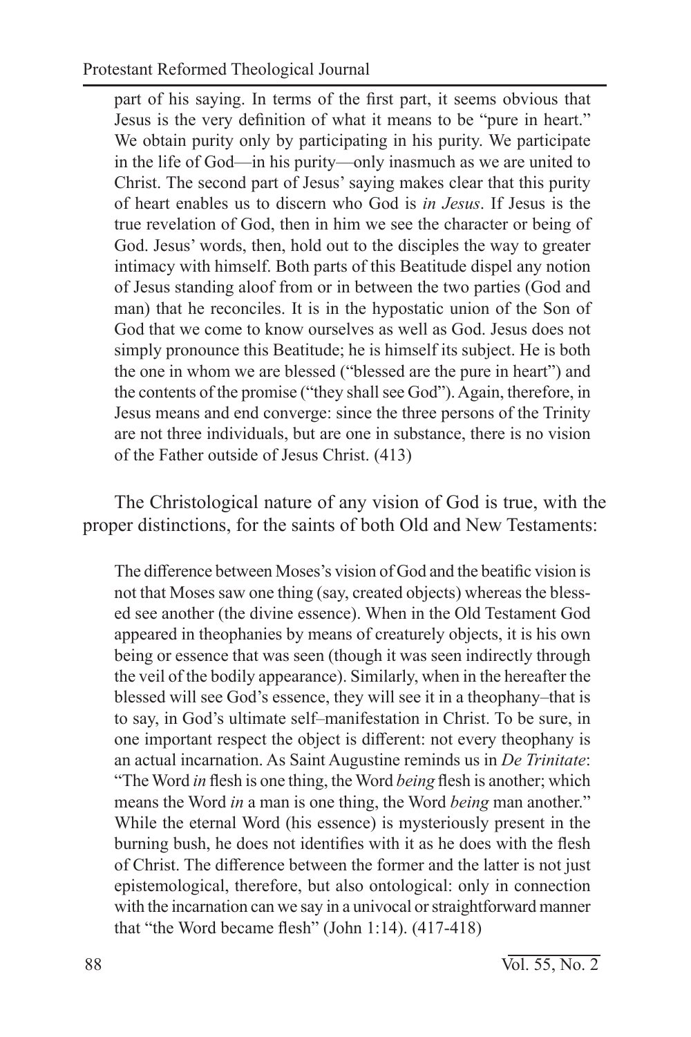> part of his saying. In terms of the first part, it seems obvious that Jesus is the very definition of what it means to be "pure in heart." We obtain purity only by participating in his purity. We participate in the life of God—in his purity—only inasmuch as we are united to Christ. The second part of Jesus' saying makes clear that this purity of heart enables us to discern who God is *in Jesus*. If Jesus is the true revelation of God, then in him we see the character or being of God. Jesus' words, then, hold out to the disciples the way to greater intimacy with himself. Both parts of this Beatitude dispel any notion of Jesus standing aloof from or in between the two parties (God and man) that he reconciles. It is in the hypostatic union of the Son of God that we come to know ourselves as well as God. Jesus does not simply pronounce this Beatitude; he is himself its subject. He is both the one in whom we are blessed ("blessed are the pure in heart") and the contents of the promise ("they shall see God"). Again, therefore, in Jesus means and end converge: since the three persons of the Trinity are not three individuals, but are one in substance, there is no vision of the Father outside of Jesus Christ. (413)

The Christological nature of any vision of God is true, with the proper distinctions, for the saints of both Old and New Testaments:

> The difference between Moses's vision of God and the beatific vision is not that Moses saw one thing (say, created objects) whereas the blessed see another (the divine essence). When in the Old Testament God appeared in theophanies by means of creaturely objects, it is his own being or essence that was seen (though it was seen indirectly through the veil of the bodily appearance). Similarly, when in the hereafter the blessed will see God's essence, they will see it in a theophany–that is to say, in God's ultimate self–manifestation in Christ. To be sure, in one important respect the object is different: not every theophany is an actual incarnation. As Saint Augustine reminds us in *De Trinitate*: "The Word *in* flesh is one thing, the Word *being* flesh is another; which means the Word *in* a man is one thing, the Word *being* man another." While the eternal Word (his essence) is mysteriously present in the burning bush, he does not identifies with it as he does with the flesh of Christ. The difference between the former and the latter is not just epistemological, therefore, but also ontological: only in connection with the incarnation can we say in a univocal or straightforward manner that "the Word became flesh" (John 1:14). (417-418)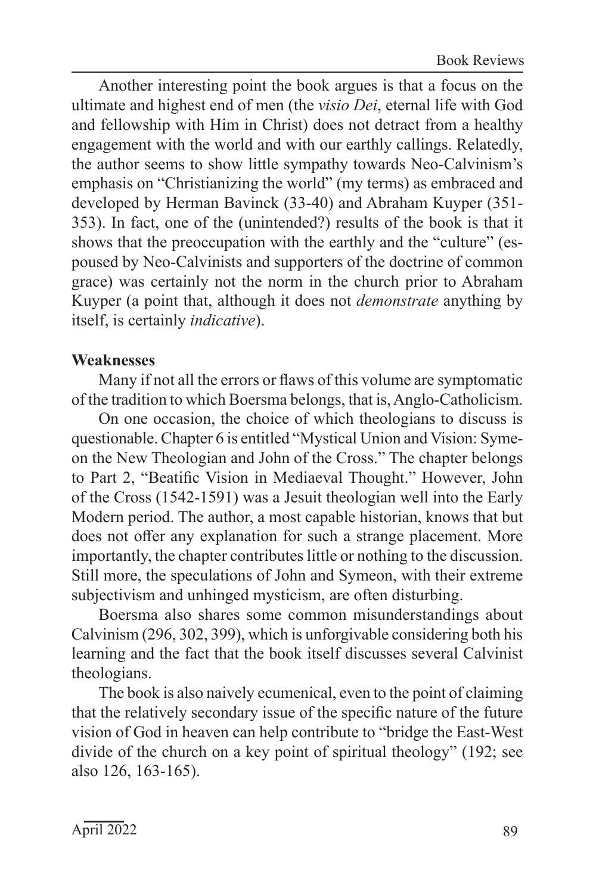Another interesting point the book argues is that a focus on the ultimate and highest end of men (the *visio Dei*, eternal life with God and fellowship with Him in Christ) does not detract from a healthy engagement with the world and with our earthly callings. Relatedly, the author seems to show little sympathy towards Neo-Calvinism's emphasis on "Christianizing the world" (my terms) as embraced and developed by Herman Bavinck (33-40) and Abraham Kuyper (351-353). In fact, one of the (unintended?) results of the book is that it shows that the preoccupation with the earthly and the "culture" (espoused by Neo-Calvinists and supporters of the doctrine of common grace) was certainly not the norm in the church prior to Abraham Kuyper (a point that, although it does not *demonstrate* anything by itself, is certainly *indicative*).

**Weaknesses**

Many if not all the errors or flaws of this volume are symptomatic of the tradition to which Boersma belongs, that is, Anglo-Catholicism.

On one occasion, the choice of which theologians to discuss is questionable. Chapter 6 is entitled "Mystical Union and Vision: Symeon the New Theologian and John of the Cross." The chapter belongs to Part 2, "Beatific Vision in Mediaeval Thought." However, John of the Cross (1542-1591) was a Jesuit theologian well into the Early Modern period. The author, a most capable historian, knows that but does not offer any explanation for such a strange placement. More importantly, the chapter contributes little or nothing to the discussion. Still more, the speculations of John and Symeon, with their extreme subjectivism and unhinged mysticism, are often disturbing.

Boersma also shares some common misunderstandings about Calvinism (296, 302, 399), which is unforgivable considering both his learning and the fact that the book itself discusses several Calvinist theologians.

The book is also naively ecumenical, even to the point of claiming that the relatively secondary issue of the specific nature of the future vision of God in heaven can help contribute to "bridge the East-West divide of the church on a key point of spiritual theology" (192; see also 126, 163-165).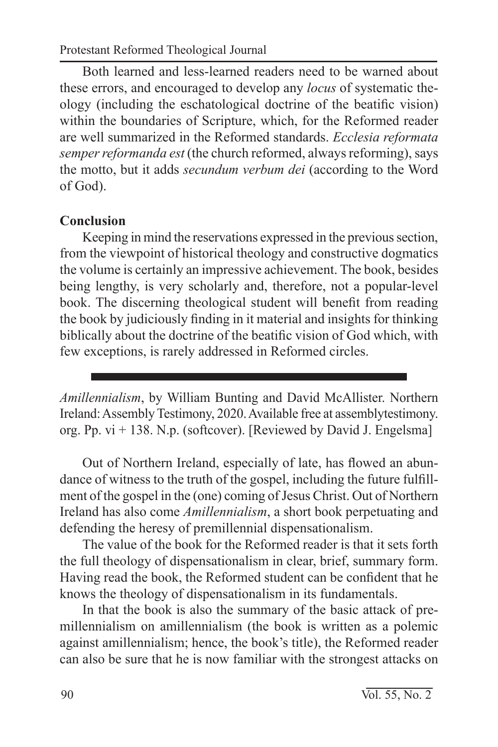Both learned and less-learned readers need to be warned about these errors, and encouraged to develop any *locus* of systematic theology (including the eschatological doctrine of the beatific vision) within the boundaries of Scripture, which, for the Reformed reader are well summarized in the Reformed standards. *Ecclesia reformata semper reformanda est* (the church reformed, always reforming), says the motto, but it adds *secundum verbum dei* (according to the Word of God).

**Conclusion**

Keeping in mind the reservations expressed in the previous section, from the viewpoint of historical theology and constructive dogmatics the volume is certainly an impressive achievement. The book, besides being lengthy, is very scholarly and, therefore, not a popular-level book. The discerning theological student will benefit from reading the book by judiciously finding in it material and insights for thinking biblically about the doctrine of the beatific vision of God which, with few exceptions, is rarely addressed in Reformed circles.

---

*Amillennialism*, by William Bunting and David McAllister. Northern Ireland: Assembly Testimony, 2020. Available free at assemblytestimony.org. Pp. vi + 138. N.p. (softcover). [Reviewed by David J. Engelsma]

Out of Northern Ireland, especially of late, has flowed an abundance of witness to the truth of the gospel, including the future fulfillment of the gospel in the (one) coming of Jesus Christ. Out of Northern Ireland has also come *Amillennialism*, a short book perpetuating and defending the heresy of premillennial dispensationalism.

The value of the book for the Reformed reader is that it sets forth the full theology of dispensationalism in clear, brief, summary form. Having read the book, the Reformed student can be confident that he knows the theology of dispensationalism in its fundamentals.

In that the book is also the summary of the basic attack of premillennialism on amillennialism (the book is written as a polemic against amillennialism; hence, the book's title), the Reformed reader can also be sure that he is now familiar with the strongest attacks on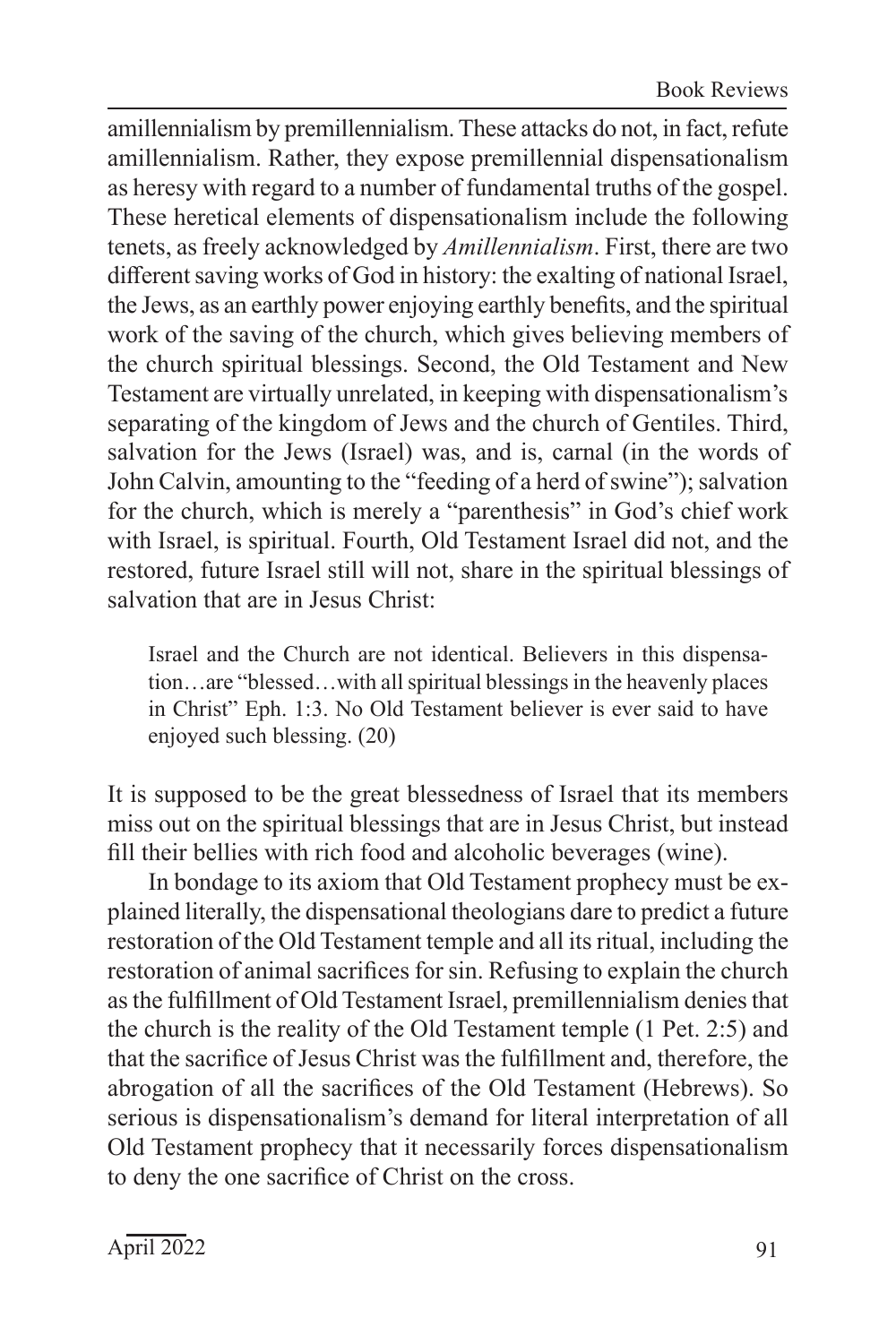amillennialism by premillennialism. These attacks do not, in fact, refute amillennialism. Rather, they expose premillennial dispensationalism as heresy with regard to a number of fundamental truths of the gospel. These heretical elements of dispensationalism include the following tenets, as freely acknowledged by *Amillennialism*. First, there are two different saving works of God in history: the exalting of national Israel, the Jews, as an earthly power enjoying earthly benefits, and the spiritual work of the saving of the church, which gives believing members of the church spiritual blessings. Second, the Old Testament and New Testament are virtually unrelated, in keeping with dispensationalism's separating of the kingdom of Jews and the church of Gentiles. Third, salvation for the Jews (Israel) was, and is, carnal (in the words of John Calvin, amounting to the "feeding of a herd of swine"); salvation for the church, which is merely a "parenthesis" in God's chief work with Israel, is spiritual. Fourth, Old Testament Israel did not, and the restored, future Israel still will not, share in the spiritual blessings of salvation that are in Jesus Christ:

> Israel and the Church are not identical. Believers in this dispensation…are "blessed…with all spiritual blessings in the heavenly places in Christ" Eph. 1:3. No Old Testament believer is ever said to have enjoyed such blessing. (20)

It is supposed to be the great blessedness of Israel that its members miss out on the spiritual blessings that are in Jesus Christ, but instead fill their bellies with rich food and alcoholic beverages (wine).

In bondage to its axiom that Old Testament prophecy must be explained literally, the dispensational theologians dare to predict a future restoration of the Old Testament temple and all its ritual, including the restoration of animal sacrifices for sin. Refusing to explain the church as the fulfillment of Old Testament Israel, premillennialism denies that the church is the reality of the Old Testament temple (1 Pet. 2:5) and that the sacrifice of Jesus Christ was the fulfillment and, therefore, the abrogation of all the sacrifices of the Old Testament (Hebrews). So serious is dispensationalism's demand for literal interpretation of all Old Testament prophecy that it necessarily forces dispensationalism to deny the one sacrifice of Christ on the cross.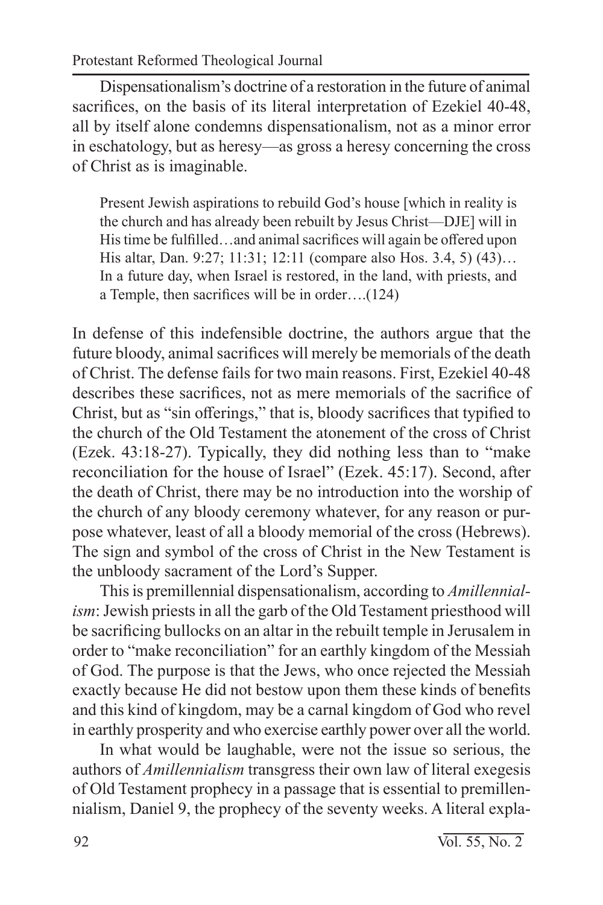Dispensationalism's doctrine of a restoration in the future of animal sacrifices, on the basis of its literal interpretation of Ezekiel 40-48, all by itself alone condemns dispensationalism, not as a minor error in eschatology, but as heresy—as gross a heresy concerning the cross of Christ as is imaginable.

> Present Jewish aspirations to rebuild God's house [which in reality is the church and has already been rebuilt by Jesus Christ—DJE] will in His time be fulfilled…and animal sacrifices will again be offered upon His altar, Dan. 9:27; 11:31; 12:11 (compare also Hos. 3.4, 5) (43)… In a future day, when Israel is restored, in the land, with priests, and a Temple, then sacrifices will be in order….(124)

In defense of this indefensible doctrine, the authors argue that the future bloody, animal sacrifices will merely be memorials of the death of Christ. The defense fails for two main reasons. First, Ezekiel 40-48 describes these sacrifices, not as mere memorials of the sacrifice of Christ, but as "sin offerings," that is, bloody sacrifices that typified to the church of the Old Testament the atonement of the cross of Christ (Ezek. 43:18-27). Typically, they did nothing less than to "make reconciliation for the house of Israel" (Ezek. 45:17). Second, after the death of Christ, there may be no introduction into the worship of the church of any bloody ceremony whatever, for any reason or purpose whatever, least of all a bloody memorial of the cross (Hebrews). The sign and symbol of the cross of Christ in the New Testament is the unbloody sacrament of the Lord's Supper.

This is premillennial dispensationalism, according to *Amillennialism*: Jewish priests in all the garb of the Old Testament priesthood will be sacrificing bullocks on an altar in the rebuilt temple in Jerusalem in order to "make reconciliation" for an earthly kingdom of the Messiah of God. The purpose is that the Jews, who once rejected the Messiah exactly because He did not bestow upon them these kinds of benefits and this kind of kingdom, may be a carnal kingdom of God who revel in earthly prosperity and who exercise earthly power over all the world.

In what would be laughable, were not the issue so serious, the authors of *Amillennialism* transgress their own law of literal exegesis of Old Testament prophecy in a passage that is essential to premillennialism, Daniel 9, the prophecy of the seventy weeks. A literal expla-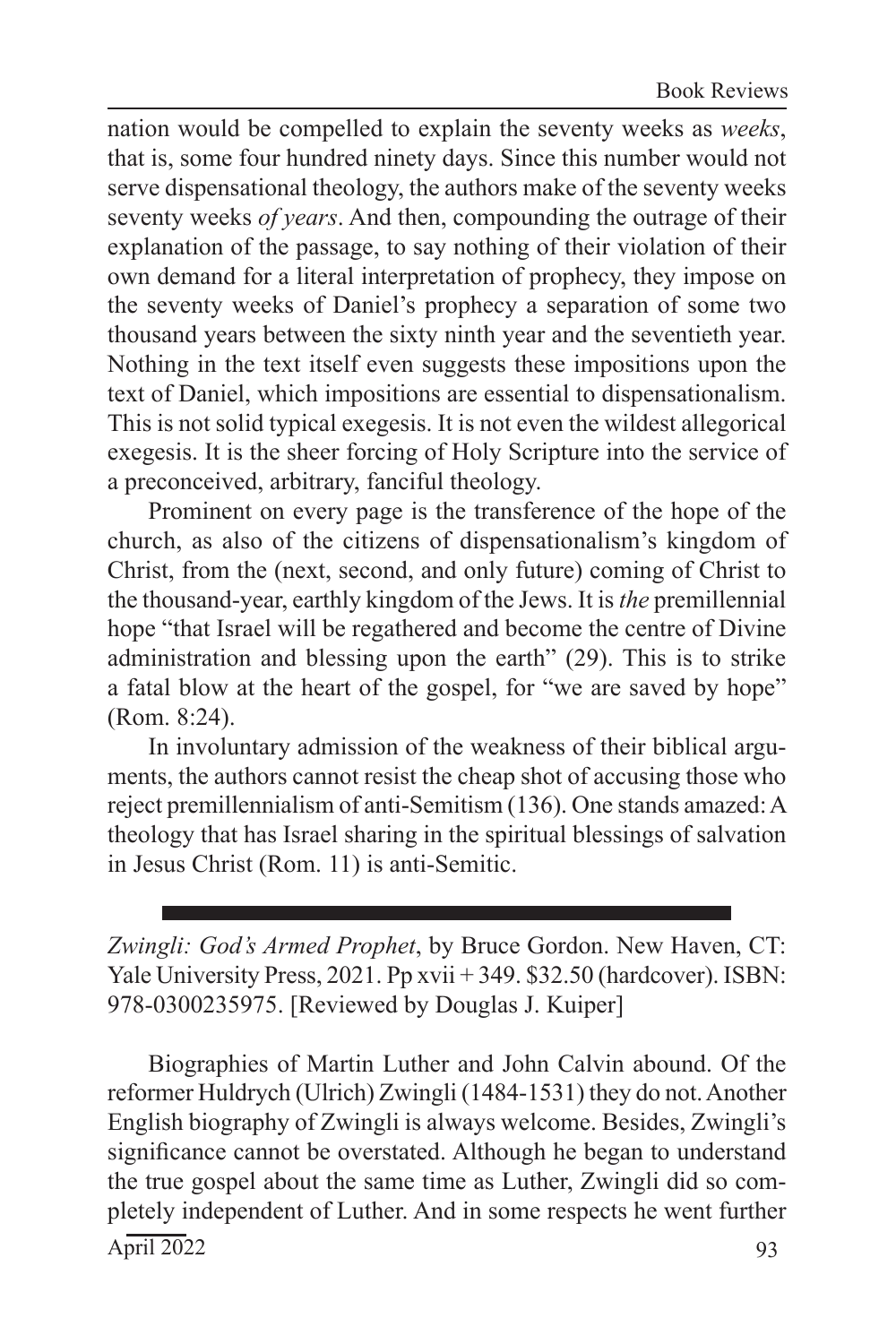nation would be compelled to explain the seventy weeks as *weeks*, that is, some four hundred ninety days. Since this number would not serve dispensational theology, the authors make of the seventy weeks seventy weeks *of years*. And then, compounding the outrage of their explanation of the passage, to say nothing of their violation of their own demand for a literal interpretation of prophecy, they impose on the seventy weeks of Daniel's prophecy a separation of some two thousand years between the sixty ninth year and the seventieth year. Nothing in the text itself even suggests these impositions upon the text of Daniel, which impositions are essential to dispensationalism. This is not solid typical exegesis. It is not even the wildest allegorical exegesis. It is the sheer forcing of Holy Scripture into the service of a preconceived, arbitrary, fanciful theology.

Prominent on every page is the transference of the hope of the church, as also of the citizens of dispensationalism's kingdom of Christ, from the (next, second, and only future) coming of Christ to the thousand-year, earthly kingdom of the Jews. It is *the* premillennial hope "that Israel will be regathered and become the centre of Divine administration and blessing upon the earth" (29). This is to strike a fatal blow at the heart of the gospel, for "we are saved by hope" (Rom. 8:24).

In involuntary admission of the weakness of their biblical arguments, the authors cannot resist the cheap shot of accusing those who reject premillennialism of anti-Semitism (136). One stands amazed: A theology that has Israel sharing in the spiritual blessings of salvation in Jesus Christ (Rom. 11) is anti-Semitic.

---

*Zwingli: God's Armed Prophet*, by Bruce Gordon. New Haven, CT: Yale University Press, 2021. Pp xvii + 349. $32.50 (hardcover). ISBN: 978-0300235975. [Reviewed by Douglas J. Kuiper]

Biographies of Martin Luther and John Calvin abound. Of the reformer Huldrych (Ulrich) Zwingli (1484-1531) they do not. Another English biography of Zwingli is always welcome. Besides, Zwingli's significance cannot be overstated. Although he began to understand the true gospel about the same time as Luther, Zwingli did so completely independent of Luther. And in some respects he went further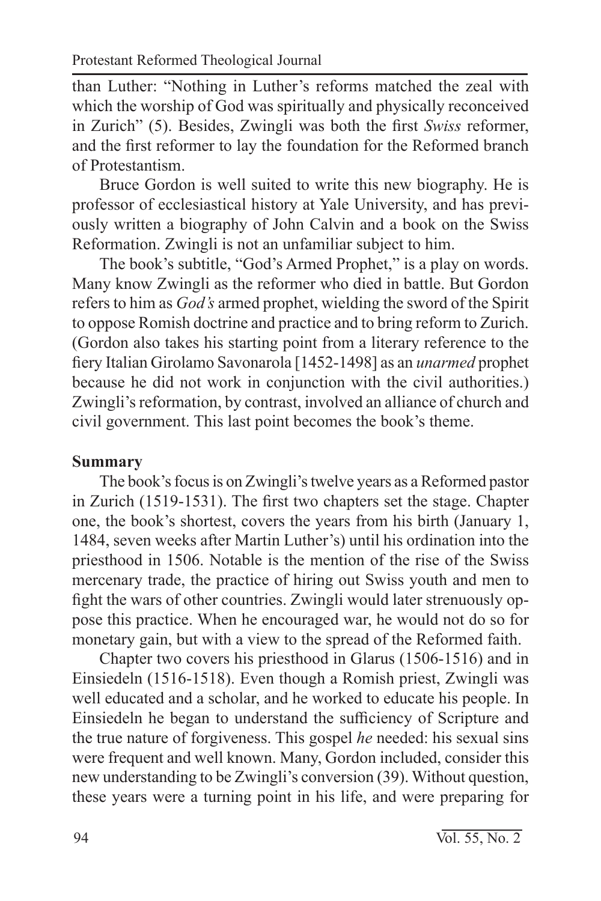than Luther: "Nothing in Luther's reforms matched the zeal with which the worship of God was spiritually and physically reconceived in Zurich" (5). Besides, Zwingli was both the first *Swiss* reformer, and the first reformer to lay the foundation for the Reformed branch of Protestantism.

Bruce Gordon is well suited to write this new biography. He is professor of ecclesiastical history at Yale University, and has previously written a biography of John Calvin and a book on the Swiss Reformation. Zwingli is not an unfamiliar subject to him.

The book's subtitle, "God's Armed Prophet," is a play on words. Many know Zwingli as the reformer who died in battle. But Gordon refers to him as *God's* armed prophet, wielding the sword of the Spirit to oppose Romish doctrine and practice and to bring reform to Zurich. (Gordon also takes his starting point from a literary reference to the fiery Italian Girolamo Savonarola [1452-1498] as an *unarmed* prophet because he did not work in conjunction with the civil authorities.) Zwingli's reformation, by contrast, involved an alliance of church and civil government. This last point becomes the book's theme.

**Summary**

The book's focus is on Zwingli's twelve years as a Reformed pastor in Zurich (1519-1531). The first two chapters set the stage. Chapter one, the book's shortest, covers the years from his birth (January 1, 1484, seven weeks after Martin Luther's) until his ordination into the priesthood in 1506. Notable is the mention of the rise of the Swiss mercenary trade, the practice of hiring out Swiss youth and men to fight the wars of other countries. Zwingli would later strenuously oppose this practice. When he encouraged war, he would not do so for monetary gain, but with a view to the spread of the Reformed faith.

Chapter two covers his priesthood in Glarus (1506-1516) and in Einsiedeln (1516-1518). Even though a Romish priest, Zwingli was well educated and a scholar, and he worked to educate his people. In Einsiedeln he began to understand the sufficiency of Scripture and the true nature of forgiveness. This gospel *he* needed: his sexual sins were frequent and well known. Many, Gordon included, consider this new understanding to be Zwingli's conversion (39). Without question, these years were a turning point in his life, and were preparing for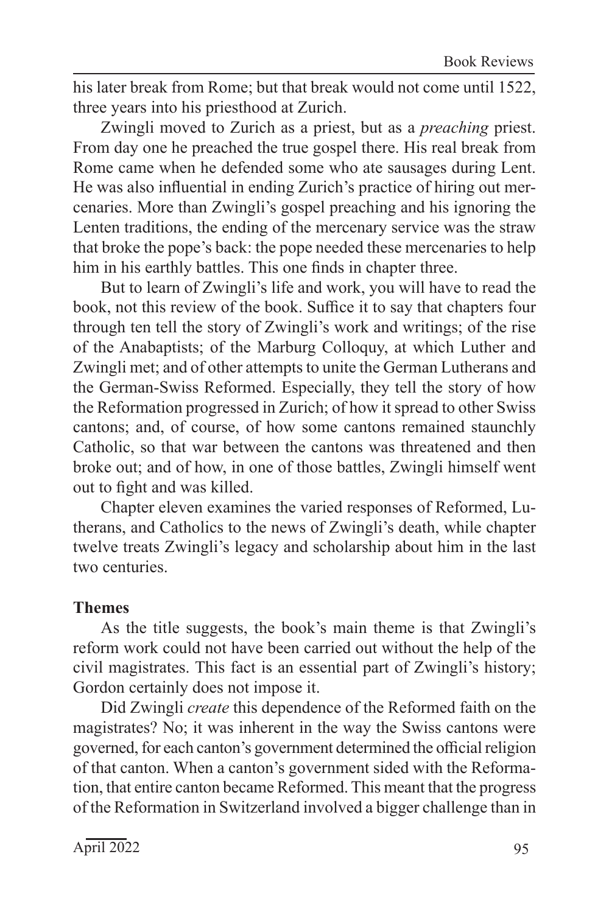his later break from Rome; but that break would not come until 1522, three years into his priesthood at Zurich.

Zwingli moved to Zurich as a priest, but as a *preaching* priest. From day one he preached the true gospel there. His real break from Rome came when he defended some who ate sausages during Lent. He was also influential in ending Zurich's practice of hiring out mercenaries. More than Zwingli's gospel preaching and his ignoring the Lenten traditions, the ending of the mercenary service was the straw that broke the pope's back: the pope needed these mercenaries to help him in his earthly battles. This one finds in chapter three.

But to learn of Zwingli's life and work, you will have to read the book, not this review of the book. Suffice it to say that chapters four through ten tell the story of Zwingli's work and writings; of the rise of the Anabaptists; of the Marburg Colloquy, at which Luther and Zwingli met; and of other attempts to unite the German Lutherans and the German-Swiss Reformed. Especially, they tell the story of how the Reformation progressed in Zurich; of how it spread to other Swiss cantons; and, of course, of how some cantons remained staunchly Catholic, so that war between the cantons was threatened and then broke out; and of how, in one of those battles, Zwingli himself went out to fight and was killed.

Chapter eleven examines the varied responses of Reformed, Lutherans, and Catholics to the news of Zwingli's death, while chapter twelve treats Zwingli's legacy and scholarship about him in the last two centuries.

**Themes**

As the title suggests, the book's main theme is that Zwingli's reform work could not have been carried out without the help of the civil magistrates. This fact is an essential part of Zwingli's history; Gordon certainly does not impose it.

Did Zwingli *create* this dependence of the Reformed faith on the magistrates? No; it was inherent in the way the Swiss cantons were governed, for each canton's government determined the official religion of that canton. When a canton's government sided with the Reformation, that entire canton became Reformed. This meant that the progress of the Reformation in Switzerland involved a bigger challenge than in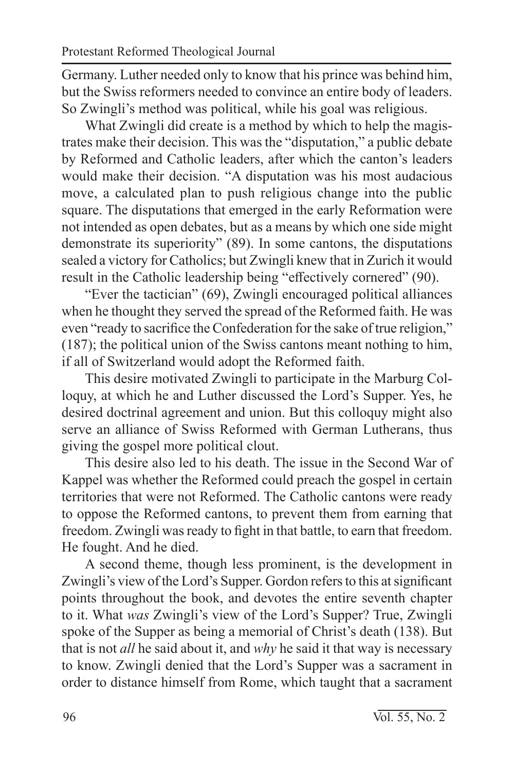Germany. Luther needed only to know that his prince was behind him, but the Swiss reformers needed to convince an entire body of leaders. So Zwingli's method was political, while his goal was religious.

What Zwingli did create is a method by which to help the magistrates make their decision. This was the "disputation," a public debate by Reformed and Catholic leaders, after which the canton's leaders would make their decision. "A disputation was his most audacious move, a calculated plan to push religious change into the public square. The disputations that emerged in the early Reformation were not intended as open debates, but as a means by which one side might demonstrate its superiority" (89). In some cantons, the disputations sealed a victory for Catholics; but Zwingli knew that in Zurich it would result in the Catholic leadership being "effectively cornered" (90).

"Ever the tactician" (69), Zwingli encouraged political alliances when he thought they served the spread of the Reformed faith. He was even "ready to sacrifice the Confederation for the sake of true religion," (187); the political union of the Swiss cantons meant nothing to him, if all of Switzerland would adopt the Reformed faith.

This desire motivated Zwingli to participate in the Marburg Colloquy, at which he and Luther discussed the Lord's Supper. Yes, he desired doctrinal agreement and union. But this colloquy might also serve an alliance of Swiss Reformed with German Lutherans, thus giving the gospel more political clout.

This desire also led to his death. The issue in the Second War of Kappel was whether the Reformed could preach the gospel in certain territories that were not Reformed. The Catholic cantons were ready to oppose the Reformed cantons, to prevent them from earning that freedom. Zwingli was ready to fight in that battle, to earn that freedom. He fought. And he died.

A second theme, though less prominent, is the development in Zwingli's view of the Lord's Supper. Gordon refers to this at significant points throughout the book, and devotes the entire seventh chapter to it. What *was* Zwingli's view of the Lord's Supper? True, Zwingli spoke of the Supper as being a memorial of Christ's death (138). But that is not *all* he said about it, and *why* he said it that way is necessary to know. Zwingli denied that the Lord's Supper was a sacrament in order to distance himself from Rome, which taught that a sacrament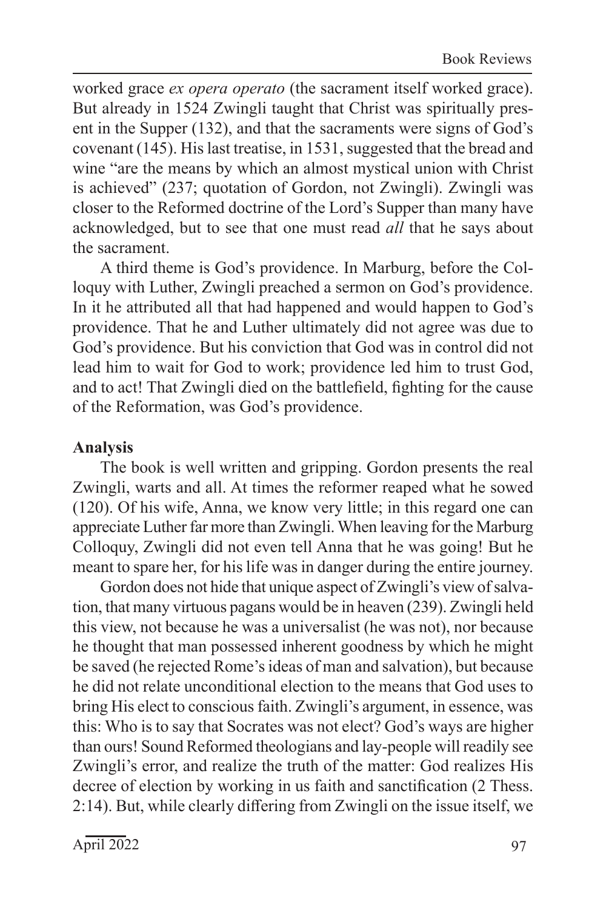worked grace *ex opera operato* (the sacrament itself worked grace). But already in 1524 Zwingli taught that Christ was spiritually present in the Supper (132), and that the sacraments were signs of God's covenant (145). His last treatise, in 1531, suggested that the bread and wine "are the means by which an almost mystical union with Christ is achieved" (237; quotation of Gordon, not Zwingli). Zwingli was closer to the Reformed doctrine of the Lord's Supper than many have acknowledged, but to see that one must read *all* that he says about the sacrament.

A third theme is God's providence. In Marburg, before the Colloquy with Luther, Zwingli preached a sermon on God's providence. In it he attributed all that had happened and would happen to God's providence. That he and Luther ultimately did not agree was due to God's providence. But his conviction that God was in control did not lead him to wait for God to work; providence led him to trust God, and to act! That Zwingli died on the battlefield, fighting for the cause of the Reformation, was God's providence.

**Analysis**

The book is well written and gripping. Gordon presents the real Zwingli, warts and all. At times the reformer reaped what he sowed (120). Of his wife, Anna, we know very little; in this regard one can appreciate Luther far more than Zwingli. When leaving for the Marburg Colloquy, Zwingli did not even tell Anna that he was going! But he meant to spare her, for his life was in danger during the entire journey.

Gordon does not hide that unique aspect of Zwingli's view of salvation, that many virtuous pagans would be in heaven (239). Zwingli held this view, not because he was a universalist (he was not), nor because he thought that man possessed inherent goodness by which he might be saved (he rejected Rome's ideas of man and salvation), but because he did not relate unconditional election to the means that God uses to bring His elect to conscious faith. Zwingli's argument, in essence, was this: Who is to say that Socrates was not elect? God's ways are higher than ours! Sound Reformed theologians and lay-people will readily see Zwingli's error, and realize the truth of the matter: God realizes His decree of election by working in us faith and sanctification (2 Thess. 2:14). But, while clearly differing from Zwingli on the issue itself, we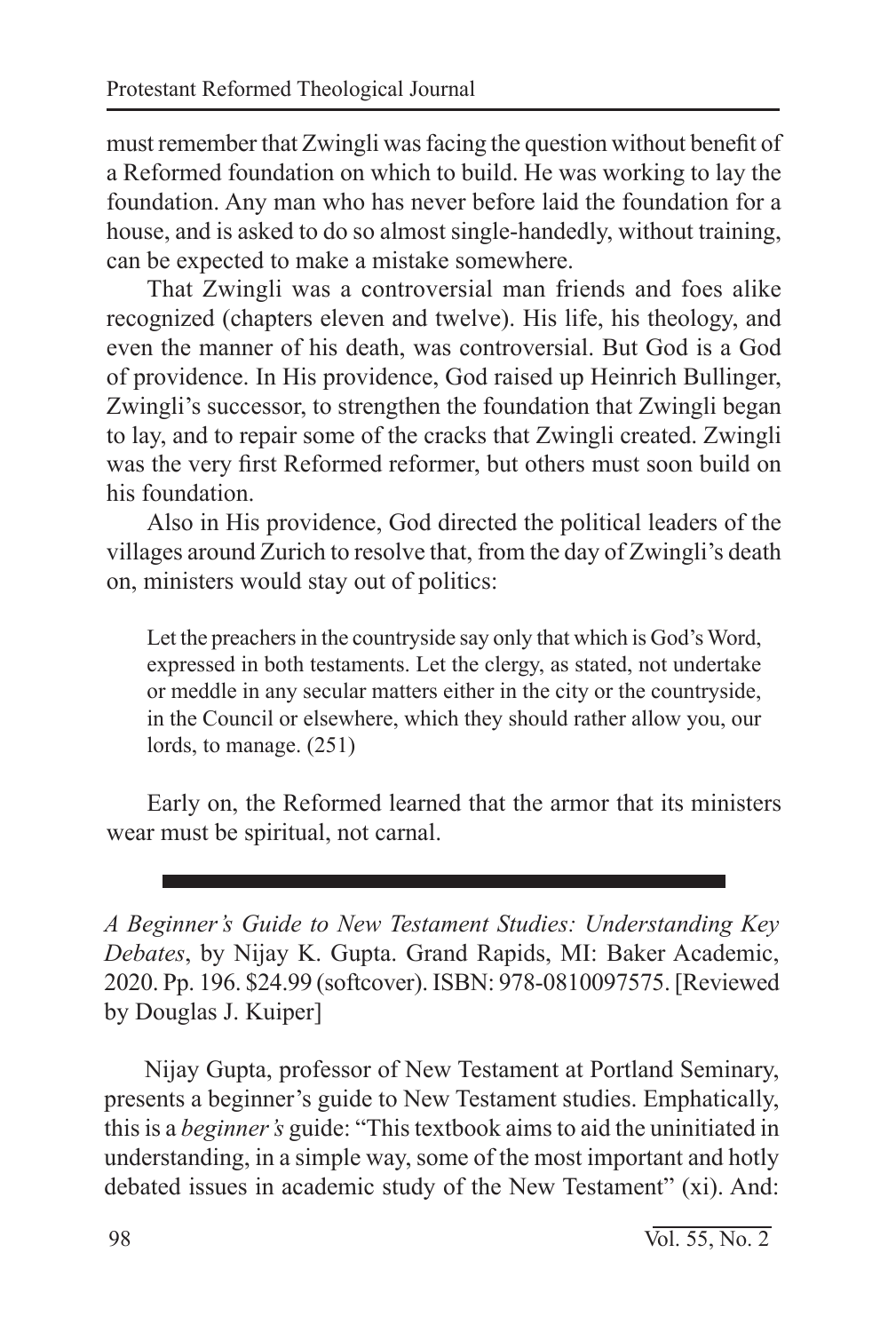must remember that Zwingli was facing the question without benefit of a Reformed foundation on which to build. He was working to lay the foundation. Any man who has never before laid the foundation for a house, and is asked to do so almost single-handedly, without training, can be expected to make a mistake somewhere.

That Zwingli was a controversial man friends and foes alike recognized (chapters eleven and twelve). His life, his theology, and even the manner of his death, was controversial. But God is a God of providence. In His providence, God raised up Heinrich Bullinger, Zwingli's successor, to strengthen the foundation that Zwingli began to lay, and to repair some of the cracks that Zwingli created. Zwingli was the very first Reformed reformer, but others must soon build on his foundation.

Also in His providence, God directed the political leaders of the villages around Zurich to resolve that, from the day of Zwingli's death on, ministers would stay out of politics:

> Let the preachers in the countryside say only that which is God's Word, expressed in both testaments. Let the clergy, as stated, not undertake or meddle in any secular matters either in the city or the countryside, in the Council or elsewhere, which they should rather allow you, our lords, to manage. (251)

Early on, the Reformed learned that the armor that its ministers wear must be spiritual, not carnal.

---

*A Beginner's Guide to New Testament Studies: Understanding Key Debates*, by Nijay K. Gupta. Grand Rapids, MI: Baker Academic, 2020. Pp. 196. $24.99 (softcover). ISBN: 978-0810097575. [Reviewed by Douglas J. Kuiper]

Nijay Gupta, professor of New Testament at Portland Seminary, presents a beginner's guide to New Testament studies. Emphatically, this is a *beginner's* guide: "This textbook aims to aid the uninitiated in understanding, in a simple way, some of the most important and hotly debated issues in academic study of the New Testament" (xi). And: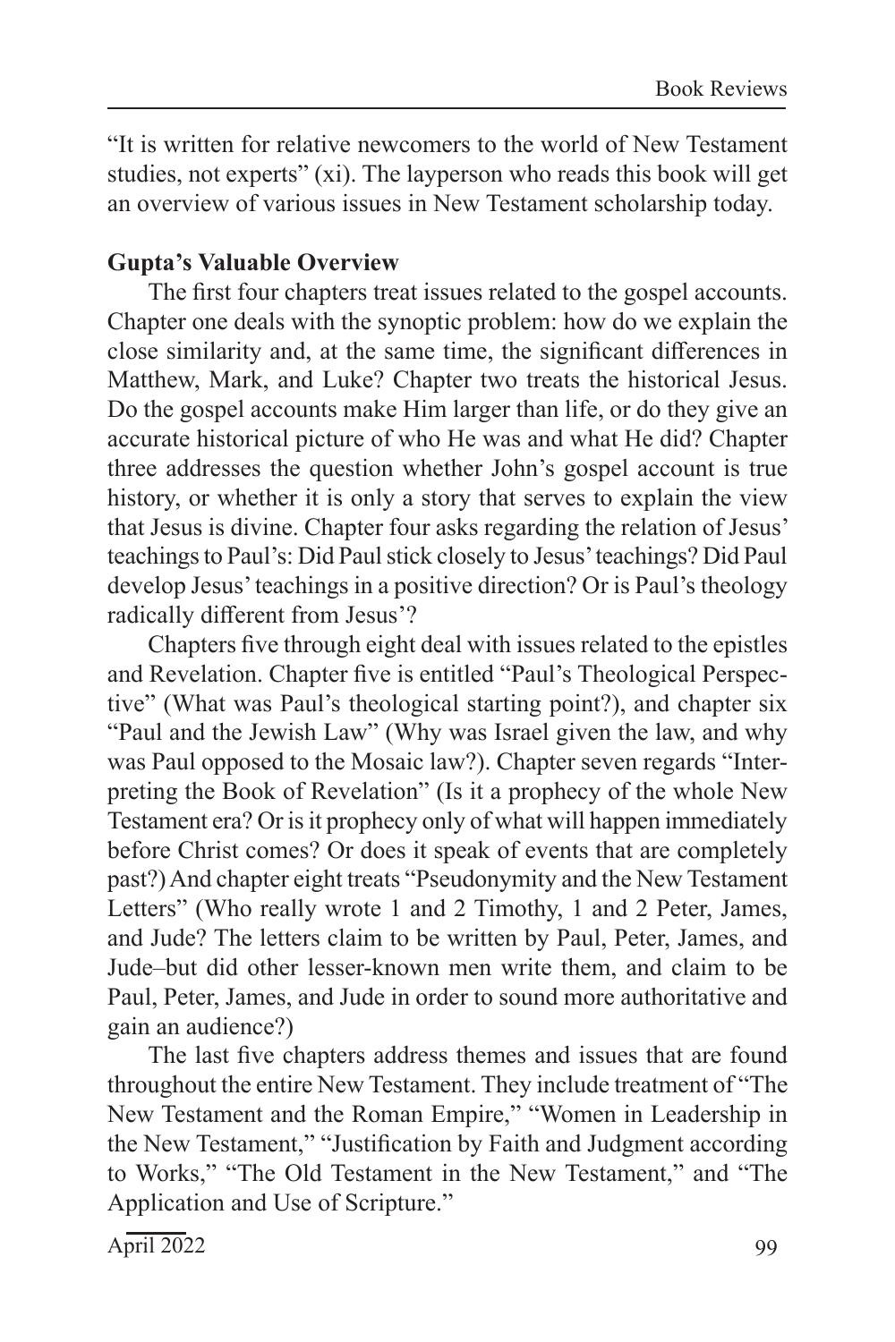"It is written for relative newcomers to the world of New Testament studies, not experts" (xi). The layperson who reads this book will get an overview of various issues in New Testament scholarship today.

**Gupta's Valuable Overview**

The first four chapters treat issues related to the gospel accounts. Chapter one deals with the synoptic problem: how do we explain the close similarity and, at the same time, the significant differences in Matthew, Mark, and Luke? Chapter two treats the historical Jesus. Do the gospel accounts make Him larger than life, or do they give an accurate historical picture of who He was and what He did? Chapter three addresses the question whether John's gospel account is true history, or whether it is only a story that serves to explain the view that Jesus is divine. Chapter four asks regarding the relation of Jesus' teachings to Paul's: Did Paul stick closely to Jesus' teachings? Did Paul develop Jesus' teachings in a positive direction? Or is Paul's theology radically different from Jesus'?

Chapters five through eight deal with issues related to the epistles and Revelation. Chapter five is entitled "Paul's Theological Perspective" (What was Paul's theological starting point?), and chapter six "Paul and the Jewish Law" (Why was Israel given the law, and why was Paul opposed to the Mosaic law?). Chapter seven regards "Interpreting the Book of Revelation" (Is it a prophecy of the whole New Testament era? Or is it prophecy only of what will happen immediately before Christ comes? Or does it speak of events that are completely past?) And chapter eight treats "Pseudonymity and the New Testament Letters" (Who really wrote 1 and 2 Timothy, 1 and 2 Peter, James, and Jude? The letters claim to be written by Paul, Peter, James, and Jude–but did other lesser-known men write them, and claim to be Paul, Peter, James, and Jude in order to sound more authoritative and gain an audience?)

The last five chapters address themes and issues that are found throughout the entire New Testament. They include treatment of "The New Testament and the Roman Empire," "Women in Leadership in the New Testament," "Justification by Faith and Judgment according to Works," "The Old Testament in the New Testament," and "The Application and Use of Scripture."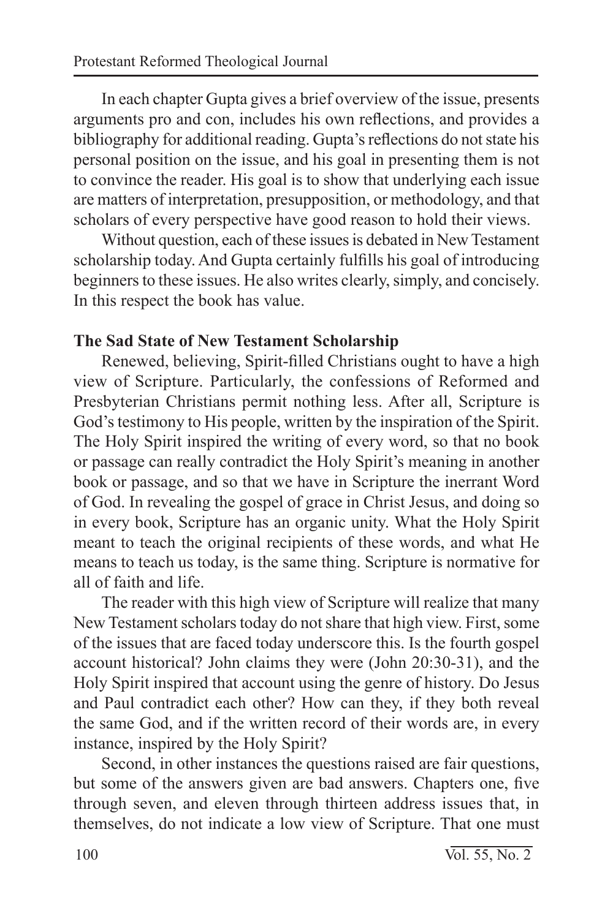In each chapter Gupta gives a brief overview of the issue, presents arguments pro and con, includes his own reflections, and provides a bibliography for additional reading. Gupta's reflections do not state his personal position on the issue, and his goal in presenting them is not to convince the reader. His goal is to show that underlying each issue are matters of interpretation, presupposition, or methodology, and that scholars of every perspective have good reason to hold their views.

Without question, each of these issues is debated in New Testament scholarship today. And Gupta certainly fulfills his goal of introducing beginners to these issues. He also writes clearly, simply, and concisely. In this respect the book has value.

**The Sad State of New Testament Scholarship**

Renewed, believing, Spirit-filled Christians ought to have a high view of Scripture. Particularly, the confessions of Reformed and Presbyterian Christians permit nothing less. After all, Scripture is God's testimony to His people, written by the inspiration of the Spirit. The Holy Spirit inspired the writing of every word, so that no book or passage can really contradict the Holy Spirit's meaning in another book or passage, and so that we have in Scripture the inerrant Word of God. In revealing the gospel of grace in Christ Jesus, and doing so in every book, Scripture has an organic unity. What the Holy Spirit meant to teach the original recipients of these words, and what He means to teach us today, is the same thing. Scripture is normative for all of faith and life.

The reader with this high view of Scripture will realize that many New Testament scholars today do not share that high view. First, some of the issues that are faced today underscore this. Is the fourth gospel account historical? John claims they were (John 20:30-31), and the Holy Spirit inspired that account using the genre of history. Do Jesus and Paul contradict each other? How can they, if they both reveal the same God, and if the written record of their words are, in every instance, inspired by the Holy Spirit?

Second, in other instances the questions raised are fair questions, but some of the answers given are bad answers. Chapters one, five through seven, and eleven through thirteen address issues that, in themselves, do not indicate a low view of Scripture. That one must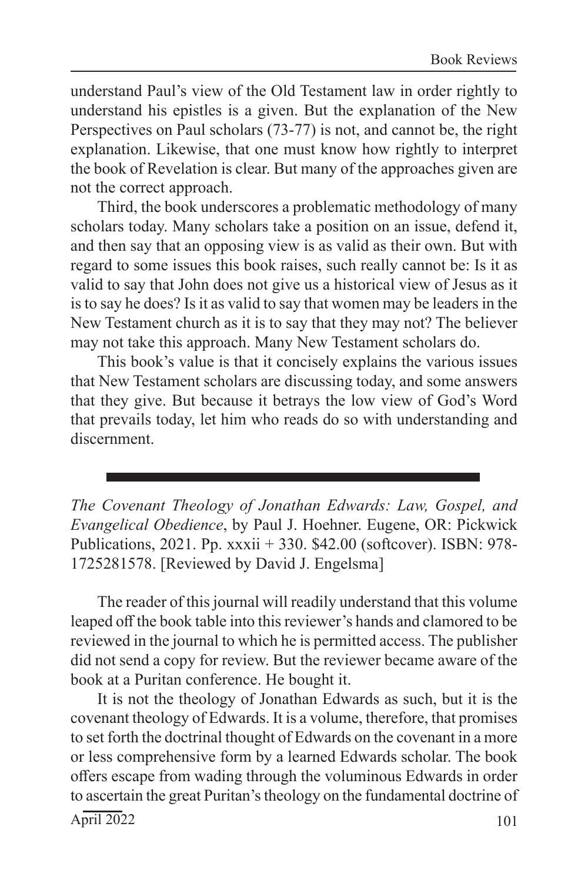understand Paul's view of the Old Testament law in order rightly to understand his epistles is a given. But the explanation of the New Perspectives on Paul scholars (73-77) is not, and cannot be, the right explanation. Likewise, that one must know how rightly to interpret the book of Revelation is clear. But many of the approaches given are not the correct approach.

Third, the book underscores a problematic methodology of many scholars today. Many scholars take a position on an issue, defend it, and then say that an opposing view is as valid as their own. But with regard to some issues this book raises, such really cannot be: Is it as valid to say that John does not give us a historical view of Jesus as it is to say he does? Is it as valid to say that women may be leaders in the New Testament church as it is to say that they may not? The believer may not take this approach. Many New Testament scholars do.

This book's value is that it concisely explains the various issues that New Testament scholars are discussing today, and some answers that they give. But because it betrays the low view of God's Word that prevails today, let him who reads do so with understanding and discernment.

---

*The Covenant Theology of Jonathan Edwards: Law, Gospel, and Evangelical Obedience*, by Paul J. Hoehner. Eugene, OR: Pickwick Publications, 2021. Pp. xxxii + 330. $42.00 (softcover). ISBN: 978-1725281578. [Reviewed by David J. Engelsma]

The reader of this journal will readily understand that this volume leaped off the book table into this reviewer's hands and clamored to be reviewed in the journal to which he is permitted access. The publisher did not send a copy for review. But the reviewer became aware of the book at a Puritan conference. He bought it.

It is not the theology of Jonathan Edwards as such, but it is the covenant theology of Edwards. It is a volume, therefore, that promises to set forth the doctrinal thought of Edwards on the covenant in a more or less comprehensive form by a learned Edwards scholar. The book offers escape from wading through the voluminous Edwards in order to ascertain the great Puritan's theology on the fundamental doctrine of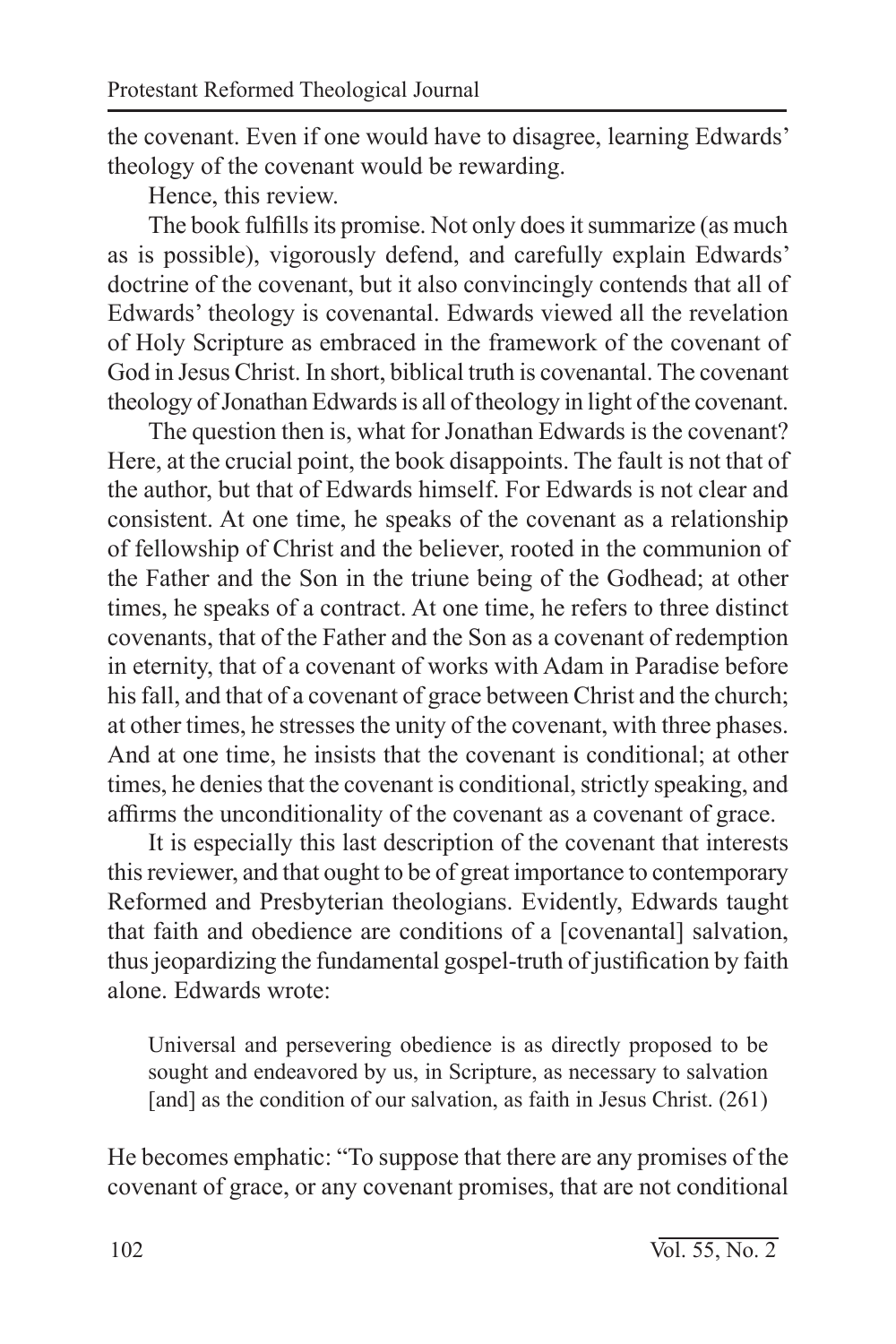the covenant. Even if one would have to disagree, learning Edwards' theology of the covenant would be rewarding.

Hence, this review.

The book fulfills its promise. Not only does it summarize (as much as is possible), vigorously defend, and carefully explain Edwards' doctrine of the covenant, but it also convincingly contends that all of Edwards' theology is covenantal. Edwards viewed all the revelation of Holy Scripture as embraced in the framework of the covenant of God in Jesus Christ. In short, biblical truth is covenantal. The covenant theology of Jonathan Edwards is all of theology in light of the covenant.

The question then is, what for Jonathan Edwards is the covenant? Here, at the crucial point, the book disappoints. The fault is not that of the author, but that of Edwards himself. For Edwards is not clear and consistent. At one time, he speaks of the covenant as a relationship of fellowship of Christ and the believer, rooted in the communion of the Father and the Son in the triune being of the Godhead; at other times, he speaks of a contract. At one time, he refers to three distinct covenants, that of the Father and the Son as a covenant of redemption in eternity, that of a covenant of works with Adam in Paradise before his fall, and that of a covenant of grace between Christ and the church; at other times, he stresses the unity of the covenant, with three phases. And at one time, he insists that the covenant is conditional; at other times, he denies that the covenant is conditional, strictly speaking, and affirms the unconditionality of the covenant as a covenant of grace.

It is especially this last description of the covenant that interests this reviewer, and that ought to be of great importance to contemporary Reformed and Presbyterian theologians. Evidently, Edwards taught that faith and obedience are conditions of a [covenantal] salvation, thus jeopardizing the fundamental gospel-truth of justification by faith alone. Edwards wrote:

> Universal and persevering obedience is as directly proposed to be sought and endeavored by us, in Scripture, as necessary to salvation [and] as the condition of our salvation, as faith in Jesus Christ. (261)

He becomes emphatic: "To suppose that there are any promises of the covenant of grace, or any covenant promises, that are not conditional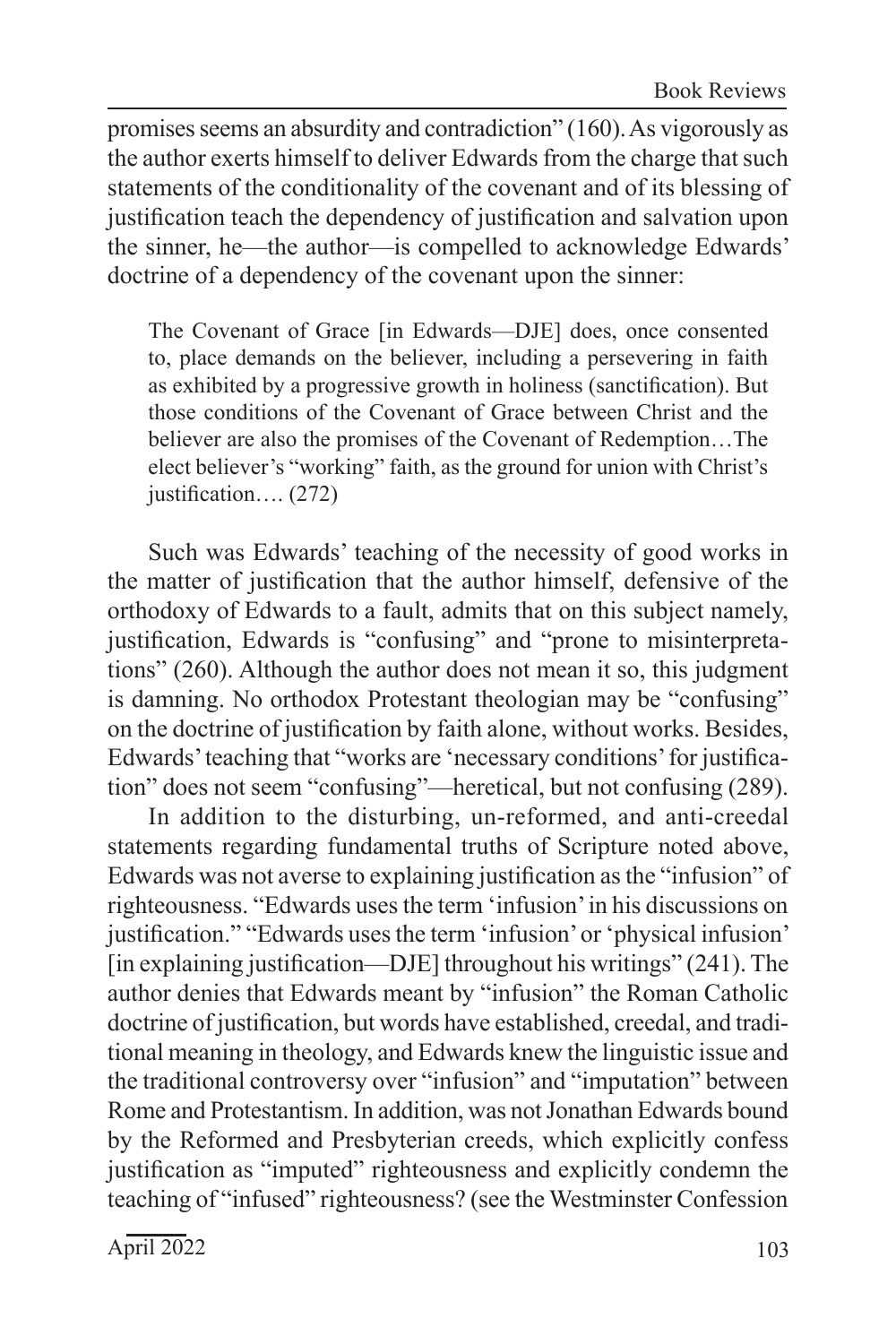promises seems an absurdity and contradiction" (160). As vigorously as the author exerts himself to deliver Edwards from the charge that such statements of the conditionality of the covenant and of its blessing of justification teach the dependency of justification and salvation upon the sinner, he—the author—is compelled to acknowledge Edwards' doctrine of a dependency of the covenant upon the sinner:

> The Covenant of Grace [in Edwards—DJE] does, once consented to, place demands on the believer, including a persevering in faith as exhibited by a progressive growth in holiness (sanctification). But those conditions of the Covenant of Grace between Christ and the believer are also the promises of the Covenant of Redemption…The elect believer's "working" faith, as the ground for union with Christ's justification…. (272)

Such was Edwards' teaching of the necessity of good works in the matter of justification that the author himself, defensive of the orthodoxy of Edwards to a fault, admits that on this subject namely, justification, Edwards is "confusing" and "prone to misinterpretations" (260). Although the author does not mean it so, this judgment is damning. No orthodox Protestant theologian may be "confusing" on the doctrine of justification by faith alone, without works. Besides, Edwards' teaching that "works are 'necessary conditions' for justification" does not seem "confusing"—heretical, but not confusing (289).

In addition to the disturbing, un-reformed, and anti-creedal statements regarding fundamental truths of Scripture noted above, Edwards was not averse to explaining justification as the "infusion" of righteousness. "Edwards uses the term 'infusion' in his discussions on justification." "Edwards uses the term 'infusion' or 'physical infusion' [in explaining justification—DJE] throughout his writings" (241). The author denies that Edwards meant by "infusion" the Roman Catholic doctrine of justification, but words have established, creedal, and traditional meaning in theology, and Edwards knew the linguistic issue and the traditional controversy over "infusion" and "imputation" between Rome and Protestantism. In addition, was not Jonathan Edwards bound by the Reformed and Presbyterian creeds, which explicitly confess justification as "imputed" righteousness and explicitly condemn the teaching of "infused" righteousness? (see the Westminster Confession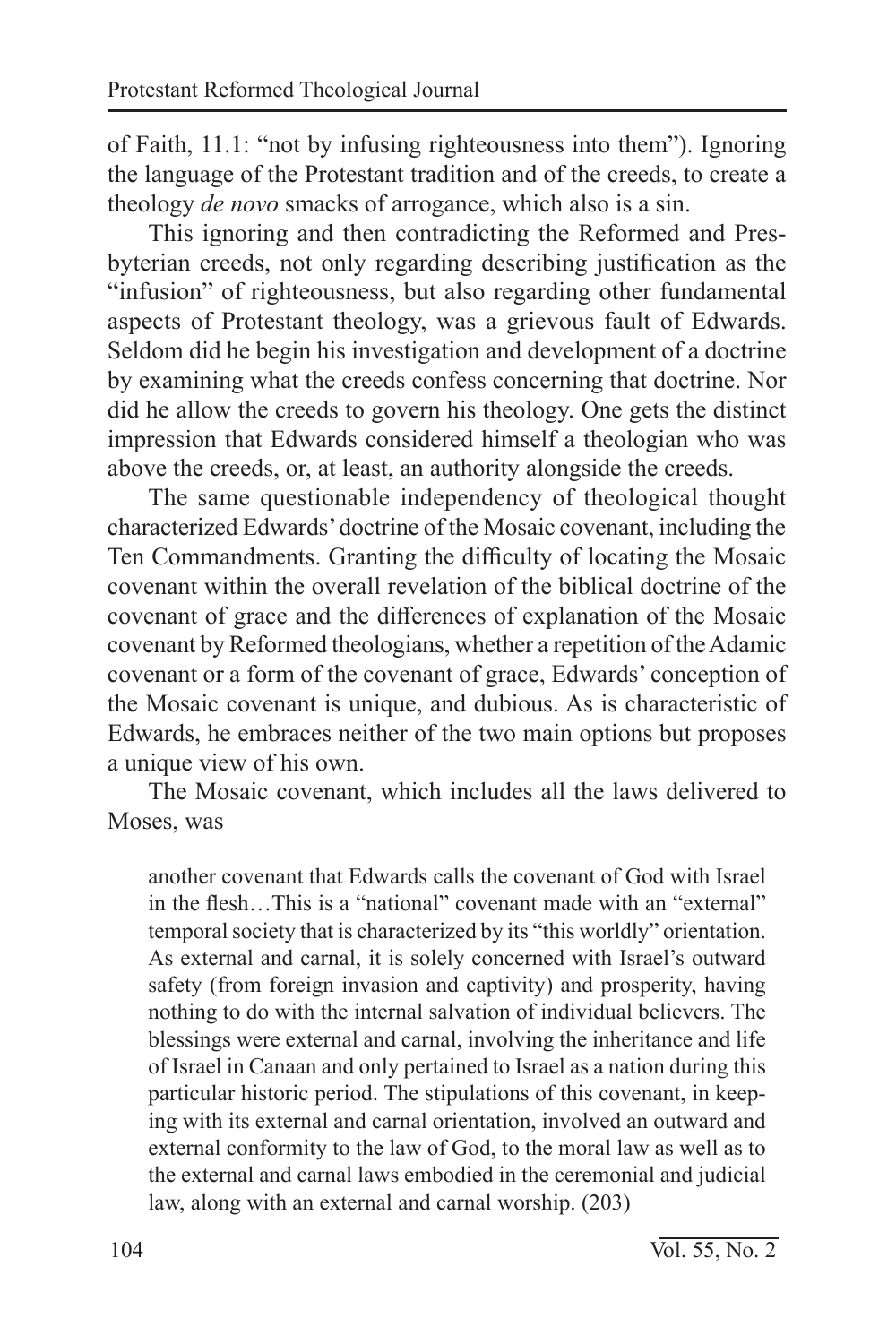of Faith, 11.1: "not by infusing righteousness into them"). Ignoring the language of the Protestant tradition and of the creeds, to create a theology *de novo* smacks of arrogance, which also is a sin.

This ignoring and then contradicting the Reformed and Presbyterian creeds, not only regarding describing justification as the "infusion" of righteousness, but also regarding other fundamental aspects of Protestant theology, was a grievous fault of Edwards. Seldom did he begin his investigation and development of a doctrine by examining what the creeds confess concerning that doctrine. Nor did he allow the creeds to govern his theology. One gets the distinct impression that Edwards considered himself a theologian who was above the creeds, or, at least, an authority alongside the creeds.

The same questionable independency of theological thought characterized Edwards' doctrine of the Mosaic covenant, including the Ten Commandments. Granting the difficulty of locating the Mosaic covenant within the overall revelation of the biblical doctrine of the covenant of grace and the differences of explanation of the Mosaic covenant by Reformed theologians, whether a repetition of the Adamic covenant or a form of the covenant of grace, Edwards' conception of the Mosaic covenant is unique, and dubious. As is characteristic of Edwards, he embraces neither of the two main options but proposes a unique view of his own.

The Mosaic covenant, which includes all the laws delivered to Moses, was

> another covenant that Edwards calls the covenant of God with Israel in the flesh…This is a "national" covenant made with an "external" temporal society that is characterized by its "this worldly" orientation. As external and carnal, it is solely concerned with Israel's outward safety (from foreign invasion and captivity) and prosperity, having nothing to do with the internal salvation of individual believers. The blessings were external and carnal, involving the inheritance and life of Israel in Canaan and only pertained to Israel as a nation during this particular historic period. The stipulations of this covenant, in keeping with its external and carnal orientation, involved an outward and external conformity to the law of God, to the moral law as well as to the external and carnal laws embodied in the ceremonial and judicial law, along with an external and carnal worship. (203)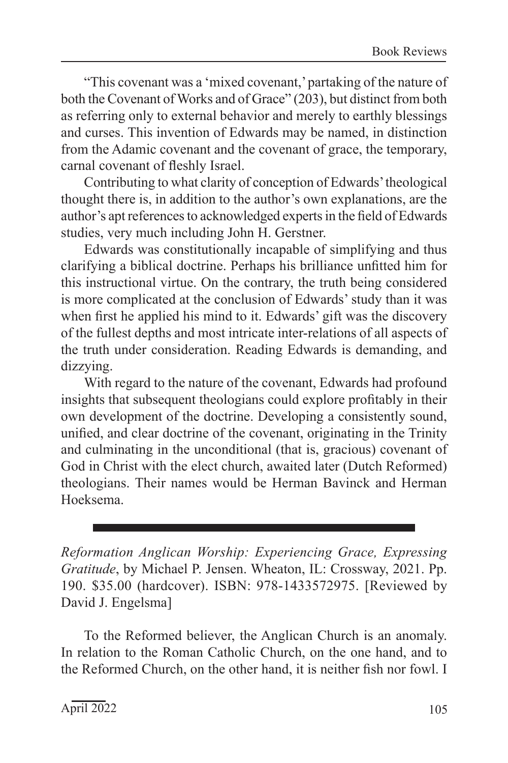"This covenant was a 'mixed covenant,' partaking of the nature of both the Covenant of Works and of Grace" (203), but distinct from both as referring only to external behavior and merely to earthly blessings and curses. This invention of Edwards may be named, in distinction from the Adamic covenant and the covenant of grace, the temporary, carnal covenant of fleshly Israel.

Contributing to what clarity of conception of Edwards' theological thought there is, in addition to the author's own explanations, are the author's apt references to acknowledged experts in the field of Edwards studies, very much including John H. Gerstner.

Edwards was constitutionally incapable of simplifying and thus clarifying a biblical doctrine. Perhaps his brilliance unfitted him for this instructional virtue. On the contrary, the truth being considered is more complicated at the conclusion of Edwards' study than it was when first he applied his mind to it. Edwards' gift was the discovery of the fullest depths and most intricate inter-relations of all aspects of the truth under consideration. Reading Edwards is demanding, and dizzying.

With regard to the nature of the covenant, Edwards had profound insights that subsequent theologians could explore profitably in their own development of the doctrine. Developing a consistently sound, unified, and clear doctrine of the covenant, originating in the Trinity and culminating in the unconditional (that is, gracious) covenant of God in Christ with the elect church, awaited later (Dutch Reformed) theologians. Their names would be Herman Bavinck and Herman Hoeksema.

---

*Reformation Anglican Worship: Experiencing Grace, Expressing Gratitude*, by Michael P. Jensen. Wheaton, IL: Crossway, 2021. Pp. 190. $35.00 (hardcover). ISBN: 978-1433572975. [Reviewed by David J. Engelsma]

To the Reformed believer, the Anglican Church is an anomaly. In relation to the Roman Catholic Church, on the one hand, and to the Reformed Church, on the other hand, it is neither fish nor fowl. I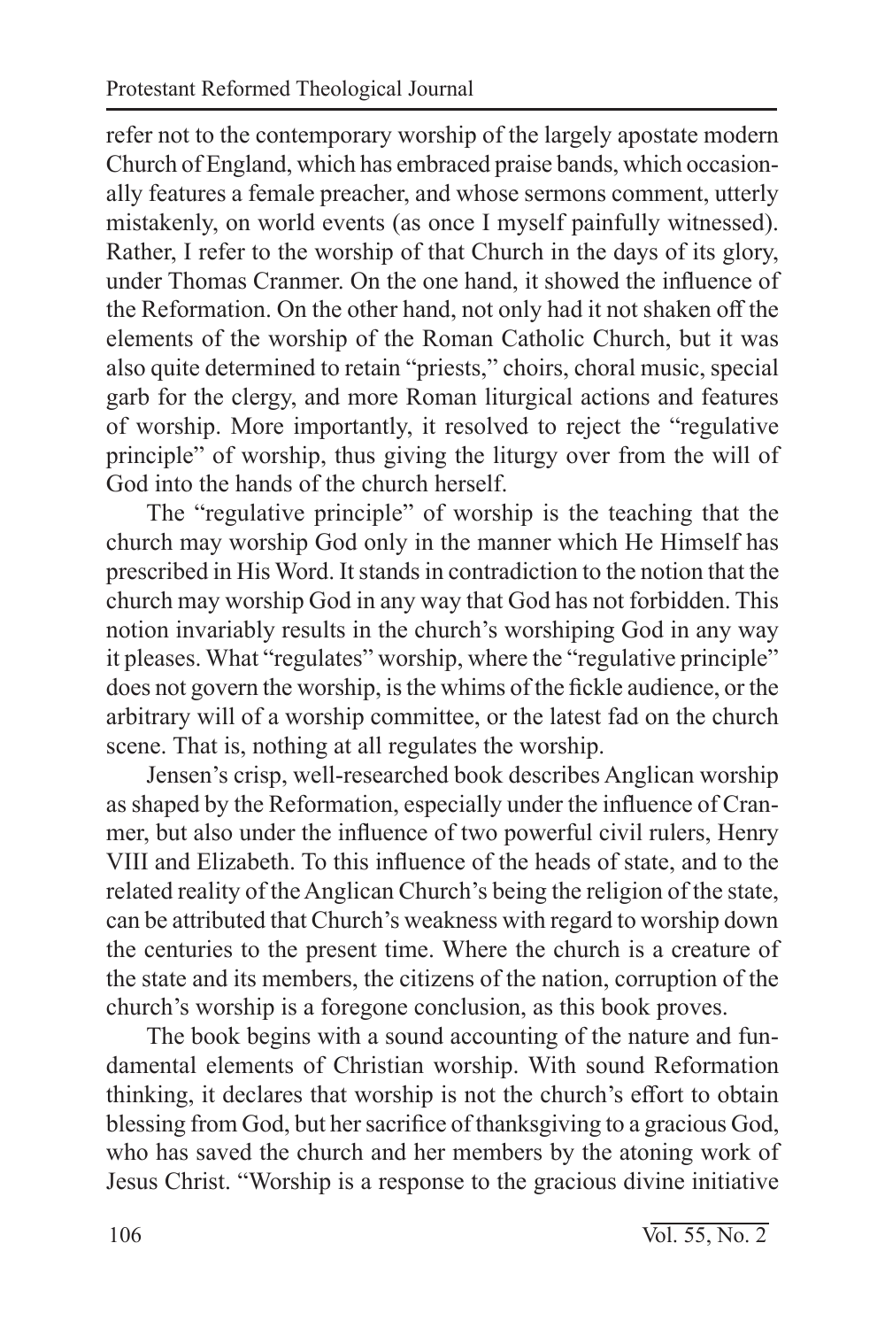refer not to the contemporary worship of the largely apostate modern Church of England, which has embraced praise bands, which occasionally features a female preacher, and whose sermons comment, utterly mistakenly, on world events (as once I myself painfully witnessed). Rather, I refer to the worship of that Church in the days of its glory, under Thomas Cranmer. On the one hand, it showed the influence of the Reformation. On the other hand, not only had it not shaken off the elements of the worship of the Roman Catholic Church, but it was also quite determined to retain "priests," choirs, choral music, special garb for the clergy, and more Roman liturgical actions and features of worship. More importantly, it resolved to reject the "regulative principle" of worship, thus giving the liturgy over from the will of God into the hands of the church herself.

The "regulative principle" of worship is the teaching that the church may worship God only in the manner which He Himself has prescribed in His Word. It stands in contradiction to the notion that the church may worship God in any way that God has not forbidden. This notion invariably results in the church's worshiping God in any way it pleases. What "regulates" worship, where the "regulative principle" does not govern the worship, is the whims of the fickle audience, or the arbitrary will of a worship committee, or the latest fad on the church scene. That is, nothing at all regulates the worship.

Jensen's crisp, well-researched book describes Anglican worship as shaped by the Reformation, especially under the influence of Cranmer, but also under the influence of two powerful civil rulers, Henry VIII and Elizabeth. To this influence of the heads of state, and to the related reality of the Anglican Church's being the religion of the state, can be attributed that Church's weakness with regard to worship down the centuries to the present time. Where the church is a creature of the state and its members, the citizens of the nation, corruption of the church's worship is a foregone conclusion, as this book proves.

The book begins with a sound accounting of the nature and fundamental elements of Christian worship. With sound Reformation thinking, it declares that worship is not the church's effort to obtain blessing from God, but her sacrifice of thanksgiving to a gracious God, who has saved the church and her members by the atoning work of Jesus Christ. "Worship is a response to the gracious divine initiative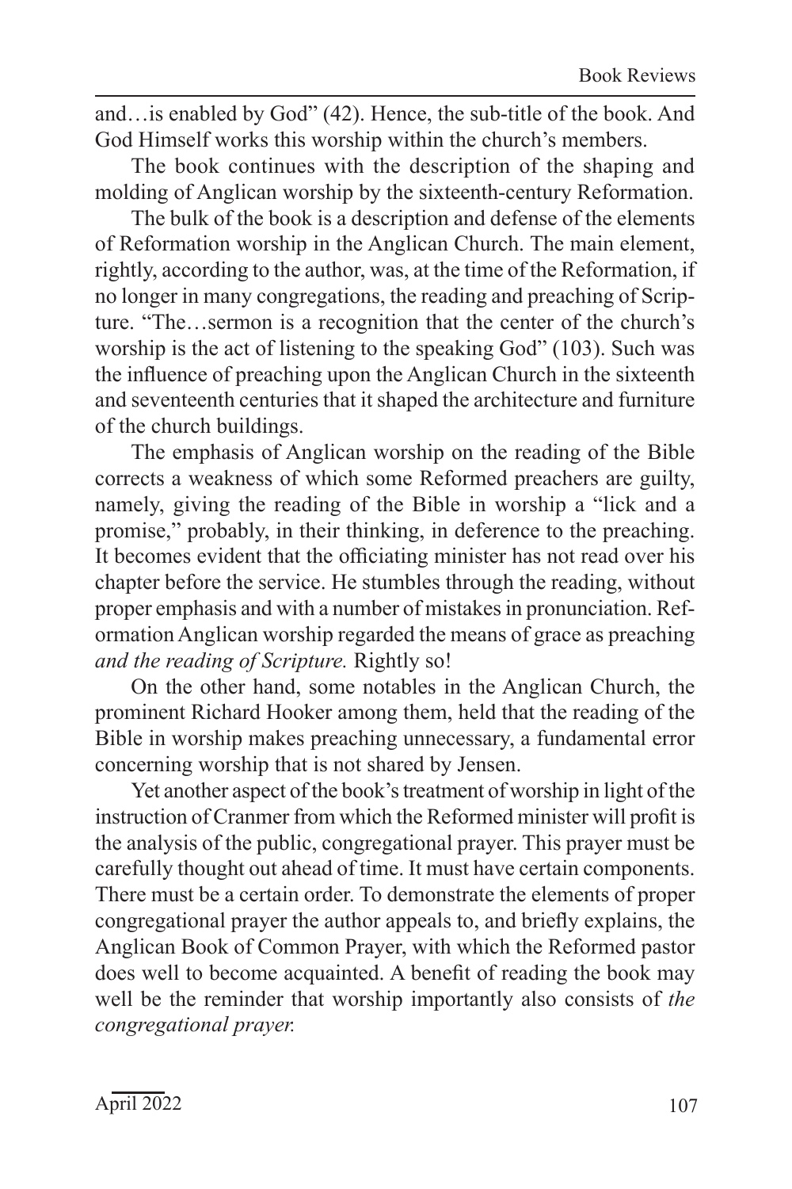and…is enabled by God" (42). Hence, the sub-title of the book. And God Himself works this worship within the church's members.

The book continues with the description of the shaping and molding of Anglican worship by the sixteenth-century Reformation.

The bulk of the book is a description and defense of the elements of Reformation worship in the Anglican Church. The main element, rightly, according to the author, was, at the time of the Reformation, if no longer in many congregations, the reading and preaching of Scripture. "The…sermon is a recognition that the center of the church's worship is the act of listening to the speaking God" (103). Such was the influence of preaching upon the Anglican Church in the sixteenth and seventeenth centuries that it shaped the architecture and furniture of the church buildings.

The emphasis of Anglican worship on the reading of the Bible corrects a weakness of which some Reformed preachers are guilty, namely, giving the reading of the Bible in worship a "lick and a promise," probably, in their thinking, in deference to the preaching. It becomes evident that the officiating minister has not read over his chapter before the service. He stumbles through the reading, without proper emphasis and with a number of mistakes in pronunciation. Reformation Anglican worship regarded the means of grace as preaching *and the reading of Scripture.* Rightly so!

On the other hand, some notables in the Anglican Church, the prominent Richard Hooker among them, held that the reading of the Bible in worship makes preaching unnecessary, a fundamental error concerning worship that is not shared by Jensen.

Yet another aspect of the book's treatment of worship in light of the instruction of Cranmer from which the Reformed minister will profit is the analysis of the public, congregational prayer. This prayer must be carefully thought out ahead of time. It must have certain components. There must be a certain order. To demonstrate the elements of proper congregational prayer the author appeals to, and briefly explains, the Anglican Book of Common Prayer, with which the Reformed pastor does well to become acquainted. A benefit of reading the book may well be the reminder that worship importantly also consists of *the congregational prayer.*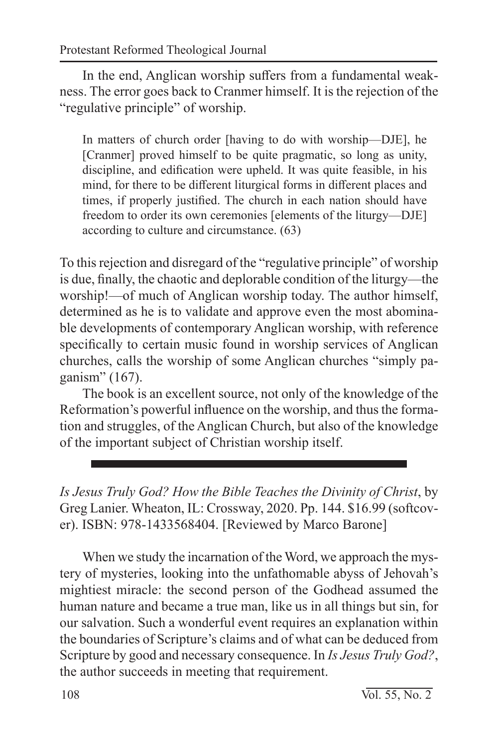In the end, Anglican worship suffers from a fundamental weakness. The error goes back to Cranmer himself. It is the rejection of the "regulative principle" of worship.

> In matters of church order [having to do with worship—DJE], he [Cranmer] proved himself to be quite pragmatic, so long as unity, discipline, and edification were upheld. It was quite feasible, in his mind, for there to be different liturgical forms in different places and times, if properly justified. The church in each nation should have freedom to order its own ceremonies [elements of the liturgy—DJE] according to culture and circumstance. (63)

To this rejection and disregard of the "regulative principle" of worship is due, finally, the chaotic and deplorable condition of the liturgy—the worship!—of much of Anglican worship today. The author himself, determined as he is to validate and approve even the most abominable developments of contemporary Anglican worship, with reference specifically to certain music found in worship services of Anglican churches, calls the worship of some Anglican churches "simply paganism" (167).

The book is an excellent source, not only of the knowledge of the Reformation's powerful influence on the worship, and thus the formation and struggles, of the Anglican Church, but also of the knowledge of the important subject of Christian worship itself.

---

*Is Jesus Truly God? How the Bible Teaches the Divinity of Christ*, by Greg Lanier. Wheaton, IL: Crossway, 2020. Pp. 144. $16.99 (softcover). ISBN: 978-1433568404. [Reviewed by Marco Barone]

When we study the incarnation of the Word, we approach the mystery of mysteries, looking into the unfathomable abyss of Jehovah's mightiest miracle: the second person of the Godhead assumed the human nature and became a true man, like us in all things but sin, for our salvation. Such a wonderful event requires an explanation within the boundaries of Scripture's claims and of what can be deduced from Scripture by good and necessary consequence. In *Is Jesus Truly God?*, the author succeeds in meeting that requirement.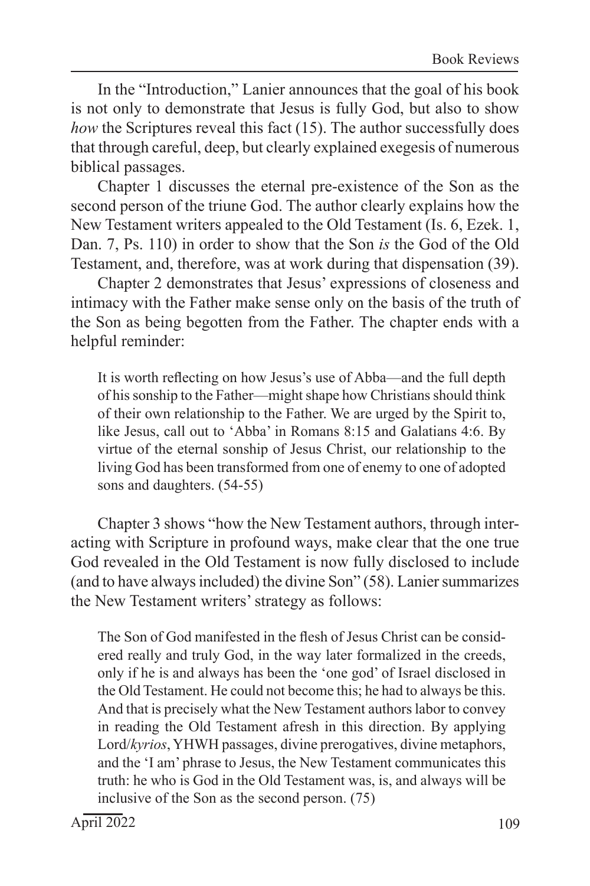In the "Introduction," Lanier announces that the goal of his book is not only to demonstrate that Jesus is fully God, but also to show *how* the Scriptures reveal this fact (15). The author successfully does that through careful, deep, but clearly explained exegesis of numerous biblical passages.

Chapter 1 discusses the eternal pre-existence of the Son as the second person of the triune God. The author clearly explains how the New Testament writers appealed to the Old Testament (Is. 6, Ezek. 1, Dan. 7, Ps. 110) in order to show that the Son *is* the God of the Old Testament, and, therefore, was at work during that dispensation (39).

Chapter 2 demonstrates that Jesus' expressions of closeness and intimacy with the Father make sense only on the basis of the truth of the Son as being begotten from the Father. The chapter ends with a helpful reminder:

> It is worth reflecting on how Jesus's use of Abba—and the full depth of his sonship to the Father—might shape how Christians should think of their own relationship to the Father. We are urged by the Spirit to, like Jesus, call out to 'Abba' in Romans 8:15 and Galatians 4:6. By virtue of the eternal sonship of Jesus Christ, our relationship to the living God has been transformed from one of enemy to one of adopted sons and daughters. (54-55)

Chapter 3 shows "how the New Testament authors, through interacting with Scripture in profound ways, make clear that the one true God revealed in the Old Testament is now fully disclosed to include (and to have always included) the divine Son" (58). Lanier summarizes the New Testament writers' strategy as follows:

> The Son of God manifested in the flesh of Jesus Christ can be considered really and truly God, in the way later formalized in the creeds, only if he is and always has been the 'one god' of Israel disclosed in the Old Testament. He could not become this; he had to always be this. And that is precisely what the New Testament authors labor to convey in reading the Old Testament afresh in this direction. By applying Lord/*kyrios*, YHWH passages, divine prerogatives, divine metaphors, and the 'I am' phrase to Jesus, the New Testament communicates this truth: he who is God in the Old Testament was, is, and always will be inclusive of the Son as the second person. (75)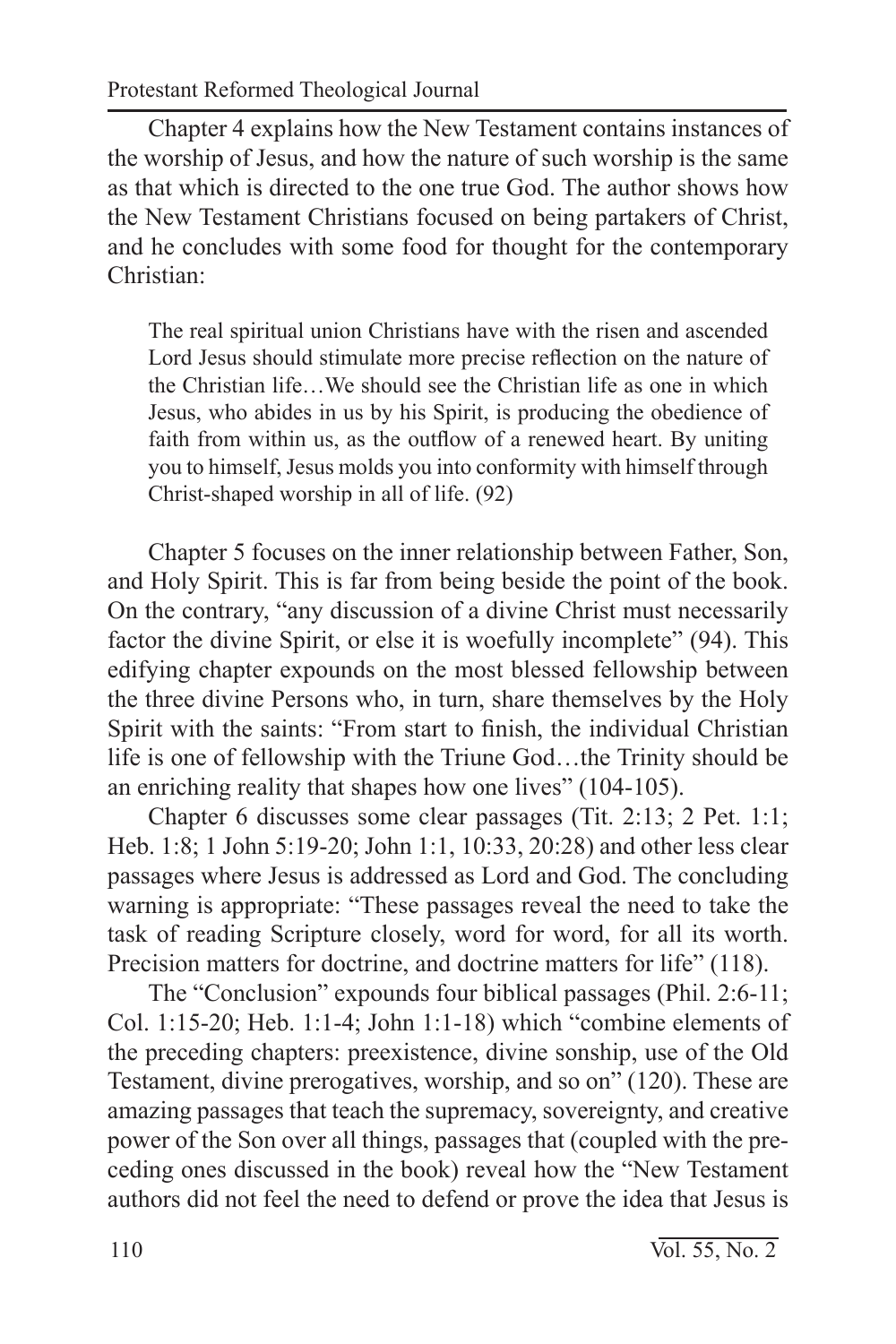Chapter 4 explains how the New Testament contains instances of the worship of Jesus, and how the nature of such worship is the same as that which is directed to the one true God. The author shows how the New Testament Christians focused on being partakers of Christ, and he concludes with some food for thought for the contemporary Christian:

> The real spiritual union Christians have with the risen and ascended Lord Jesus should stimulate more precise reflection on the nature of the Christian life…We should see the Christian life as one in which Jesus, who abides in us by his Spirit, is producing the obedience of faith from within us, as the outflow of a renewed heart. By uniting you to himself, Jesus molds you into conformity with himself through Christ-shaped worship in all of life. (92)

Chapter 5 focuses on the inner relationship between Father, Son, and Holy Spirit. This is far from being beside the point of the book. On the contrary, "any discussion of a divine Christ must necessarily factor the divine Spirit, or else it is woefully incomplete" (94). This edifying chapter expounds on the most blessed fellowship between the three divine Persons who, in turn, share themselves by the Holy Spirit with the saints: "From start to finish, the individual Christian life is one of fellowship with the Triune God…the Trinity should be an enriching reality that shapes how one lives" (104-105).

Chapter 6 discusses some clear passages (Tit. 2:13; 2 Pet. 1:1; Heb. 1:8; 1 John 5:19-20; John 1:1, 10:33, 20:28) and other less clear passages where Jesus is addressed as Lord and God. The concluding warning is appropriate: "These passages reveal the need to take the task of reading Scripture closely, word for word, for all its worth. Precision matters for doctrine, and doctrine matters for life" (118).

The "Conclusion" expounds four biblical passages (Phil. 2:6-11; Col. 1:15-20; Heb. 1:1-4; John 1:1-18) which "combine elements of the preceding chapters: preexistence, divine sonship, use of the Old Testament, divine prerogatives, worship, and so on" (120). These are amazing passages that teach the supremacy, sovereignty, and creative power of the Son over all things, passages that (coupled with the preceding ones discussed in the book) reveal how the "New Testament authors did not feel the need to defend or prove the idea that Jesus is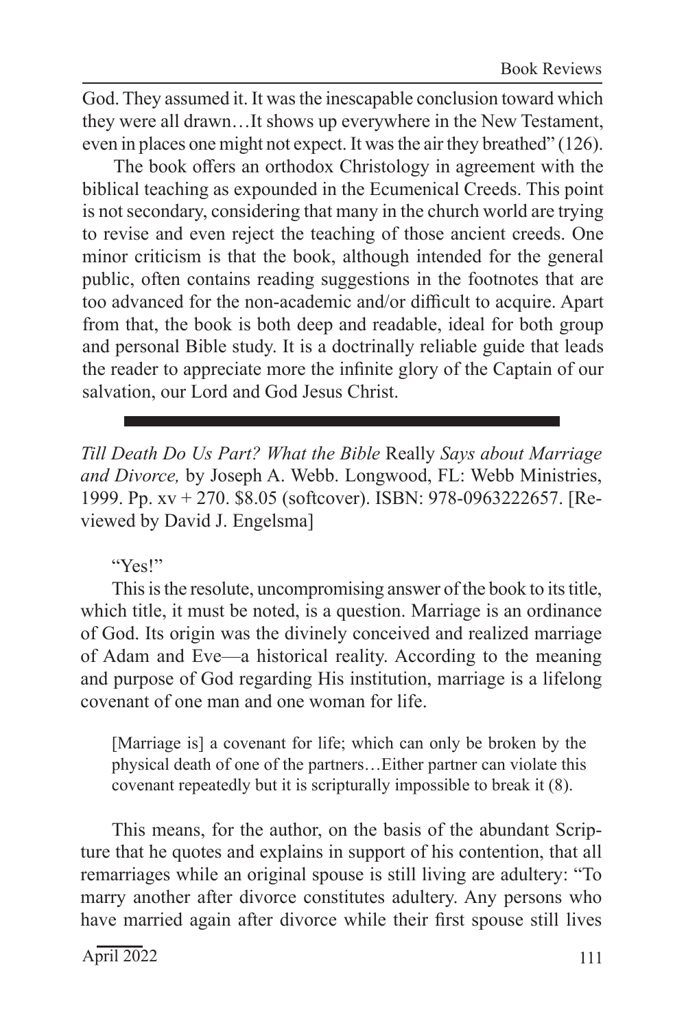God. They assumed it. It was the inescapable conclusion toward which they were all drawn…It shows up everywhere in the New Testament, even in places one might not expect. It was the air they breathed" (126).

The book offers an orthodox Christology in agreement with the biblical teaching as expounded in the Ecumenical Creeds. This point is not secondary, considering that many in the church world are trying to revise and even reject the teaching of those ancient creeds. One minor criticism is that the book, although intended for the general public, often contains reading suggestions in the footnotes that are too advanced for the non-academic and/or difficult to acquire. Apart from that, the book is both deep and readable, ideal for both group and personal Bible study. It is a doctrinally reliable guide that leads the reader to appreciate more the infinite glory of the Captain of our salvation, our Lord and God Jesus Christ.

---

*Till Death Do Us Part? What the Bible* Really *Says about Marriage and Divorce,* by Joseph A. Webb. Longwood, FL: Webb Ministries, 1999. Pp. xv + 270. $8.05 (softcover). ISBN: 978-0963222657. [Reviewed by David J. Engelsma]

"Yes!"

This is the resolute, uncompromising answer of the book to its title, which title, it must be noted, is a question. Marriage is an ordinance of God. Its origin was the divinely conceived and realized marriage of Adam and Eve—a historical reality. According to the meaning and purpose of God regarding His institution, marriage is a lifelong covenant of one man and one woman for life.

> [Marriage is] a covenant for life; which can only be broken by the physical death of one of the partners…Either partner can violate this covenant repeatedly but it is scripturally impossible to break it (8).

This means, for the author, on the basis of the abundant Scripture that he quotes and explains in support of his contention, that all remarriages while an original spouse is still living are adultery: "To marry another after divorce constitutes adultery. Any persons who have married again after divorce while their first spouse still lives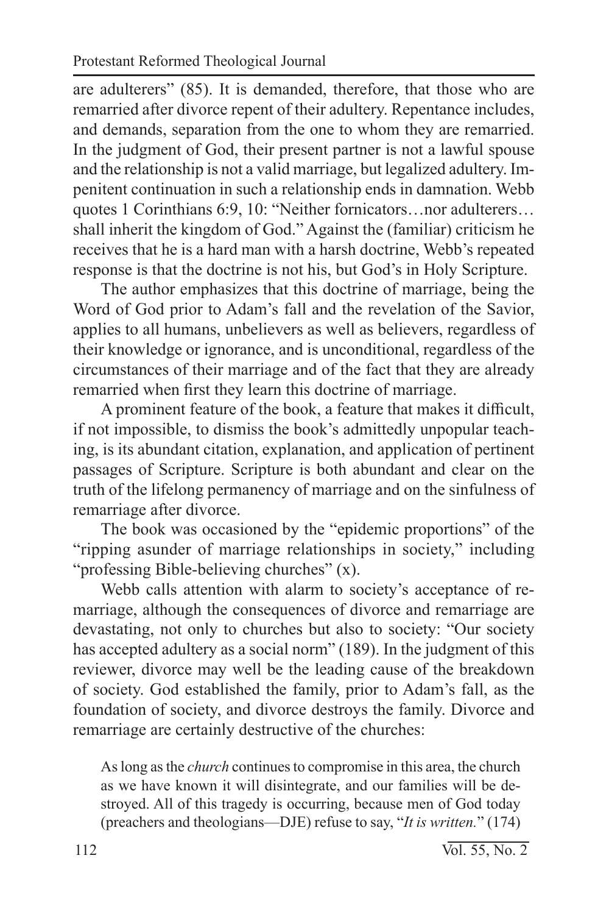are adulterers" (85). It is demanded, therefore, that those who are remarried after divorce repent of their adultery. Repentance includes, and demands, separation from the one to whom they are remarried. In the judgment of God, their present partner is not a lawful spouse and the relationship is not a valid marriage, but legalized adultery. Impenitent continuation in such a relationship ends in damnation. Webb quotes 1 Corinthians 6:9, 10: "Neither fornicators…nor adulterers… shall inherit the kingdom of God." Against the (familiar) criticism he receives that he is a hard man with a harsh doctrine, Webb's repeated response is that the doctrine is not his, but God's in Holy Scripture.

The author emphasizes that this doctrine of marriage, being the Word of God prior to Adam's fall and the revelation of the Savior, applies to all humans, unbelievers as well as believers, regardless of their knowledge or ignorance, and is unconditional, regardless of the circumstances of their marriage and of the fact that they are already remarried when first they learn this doctrine of marriage.

A prominent feature of the book, a feature that makes it difficult, if not impossible, to dismiss the book's admittedly unpopular teaching, is its abundant citation, explanation, and application of pertinent passages of Scripture. Scripture is both abundant and clear on the truth of the lifelong permanency of marriage and on the sinfulness of remarriage after divorce.

The book was occasioned by the "epidemic proportions" of the "ripping asunder of marriage relationships in society," including "professing Bible-believing churches" (x).

Webb calls attention with alarm to society's acceptance of remarriage, although the consequences of divorce and remarriage are devastating, not only to churches but also to society: "Our society has accepted adultery as a social norm" (189). In the judgment of this reviewer, divorce may well be the leading cause of the breakdown of society. God established the family, prior to Adam's fall, as the foundation of society, and divorce destroys the family. Divorce and remarriage are certainly destructive of the churches:

> As long as the *church* continues to compromise in this area, the church as we have known it will disintegrate, and our families will be destroyed. All of this tragedy is occurring, because men of God today (preachers and theologians—DJE) refuse to say, "*It is written.*" (174)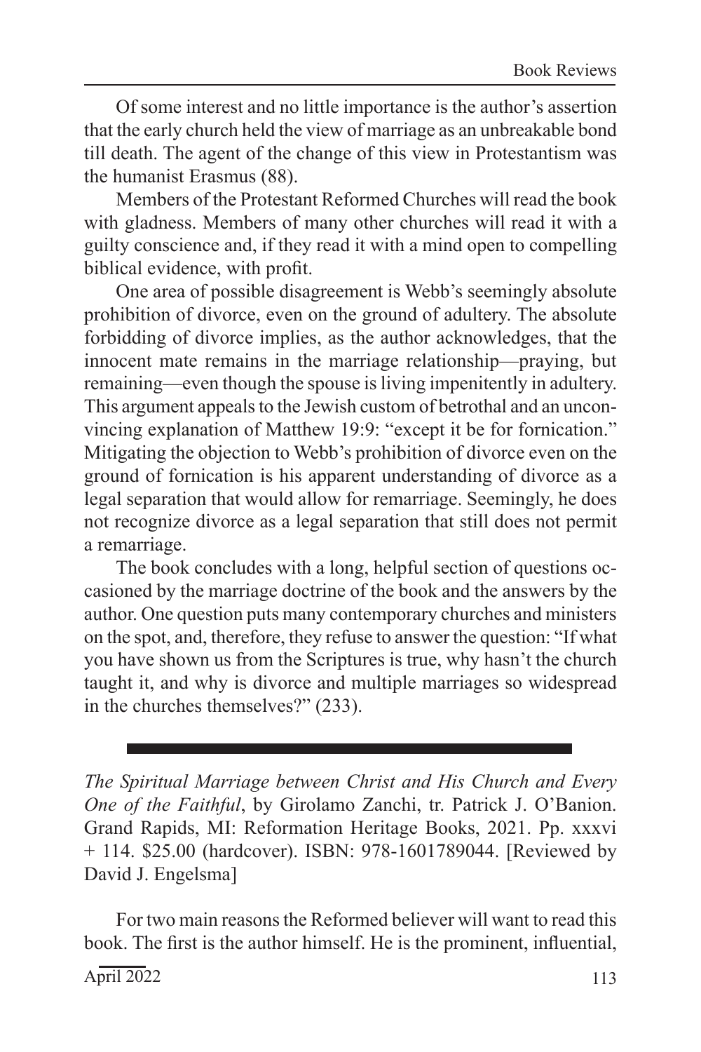Of some interest and no little importance is the author's assertion that the early church held the view of marriage as an unbreakable bond till death. The agent of the change of this view in Protestantism was the humanist Erasmus (88).

Members of the Protestant Reformed Churches will read the book with gladness. Members of many other churches will read it with a guilty conscience and, if they read it with a mind open to compelling biblical evidence, with profit.

One area of possible disagreement is Webb's seemingly absolute prohibition of divorce, even on the ground of adultery. The absolute forbidding of divorce implies, as the author acknowledges, that the innocent mate remains in the marriage relationship—praying, but remaining—even though the spouse is living impenitently in adultery. This argument appeals to the Jewish custom of betrothal and an unconvincing explanation of Matthew 19:9: "except it be for fornication." Mitigating the objection to Webb's prohibition of divorce even on the ground of fornication is his apparent understanding of divorce as a legal separation that would allow for remarriage. Seemingly, he does not recognize divorce as a legal separation that still does not permit a remarriage.

The book concludes with a long, helpful section of questions occasioned by the marriage doctrine of the book and the answers by the author. One question puts many contemporary churches and ministers on the spot, and, therefore, they refuse to answer the question: "If what you have shown us from the Scriptures is true, why hasn't the church taught it, and why is divorce and multiple marriages so widespread in the churches themselves?" (233).

---

*The Spiritual Marriage between Christ and His Church and Every One of the Faithful*, by Girolamo Zanchi, tr. Patrick J. O'Banion. Grand Rapids, MI: Reformation Heritage Books, 2021. Pp. xxxvi + 114. $25.00 (hardcover). ISBN: 978-1601789044. [Reviewed by David J. Engelsma]

For two main reasons the Reformed believer will want to read this book. The first is the author himself. He is the prominent, influential,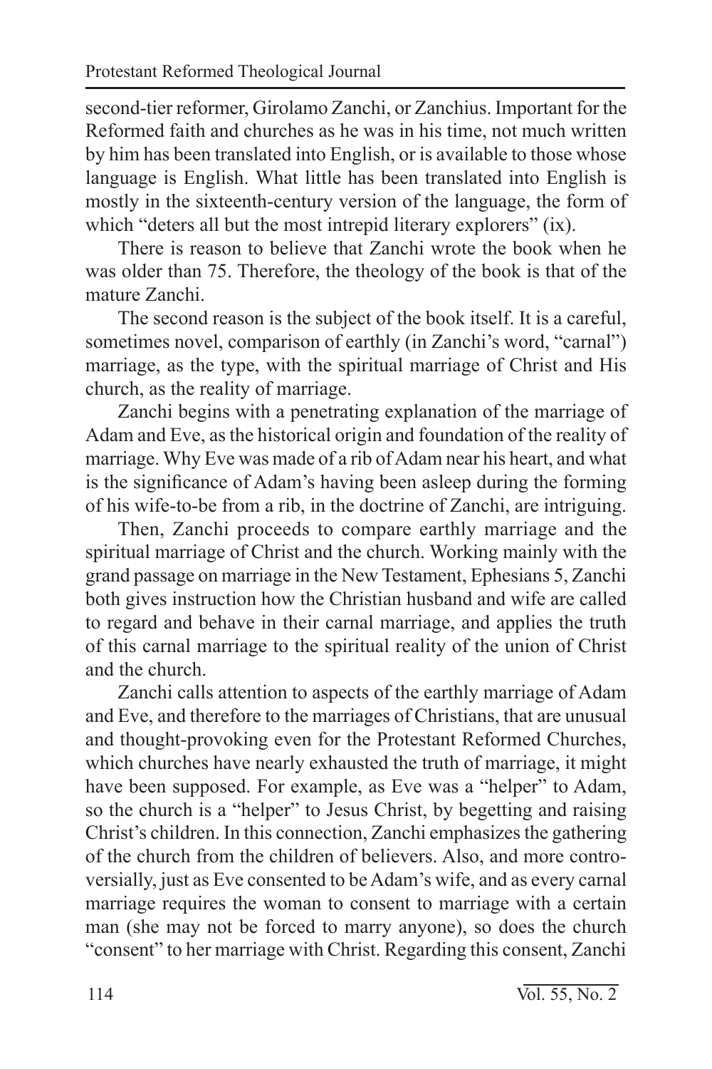second-tier reformer, Girolamo Zanchi, or Zanchius. Important for the Reformed faith and churches as he was in his time, not much written by him has been translated into English, or is available to those whose language is English. What little has been translated into English is mostly in the sixteenth-century version of the language, the form of which "deters all but the most intrepid literary explorers" (ix).

There is reason to believe that Zanchi wrote the book when he was older than 75. Therefore, the theology of the book is that of the mature Zanchi.

The second reason is the subject of the book itself. It is a careful, sometimes novel, comparison of earthly (in Zanchi's word, "carnal") marriage, as the type, with the spiritual marriage of Christ and His church, as the reality of marriage.

Zanchi begins with a penetrating explanation of the marriage of Adam and Eve, as the historical origin and foundation of the reality of marriage. Why Eve was made of a rib of Adam near his heart, and what is the significance of Adam's having been asleep during the forming of his wife-to-be from a rib, in the doctrine of Zanchi, are intriguing.

Then, Zanchi proceeds to compare earthly marriage and the spiritual marriage of Christ and the church. Working mainly with the grand passage on marriage in the New Testament, Ephesians 5, Zanchi both gives instruction how the Christian husband and wife are called to regard and behave in their carnal marriage, and applies the truth of this carnal marriage to the spiritual reality of the union of Christ and the church.

Zanchi calls attention to aspects of the earthly marriage of Adam and Eve, and therefore to the marriages of Christians, that are unusual and thought-provoking even for the Protestant Reformed Churches, which churches have nearly exhausted the truth of marriage, it might have been supposed. For example, as Eve was a "helper" to Adam, so the church is a "helper" to Jesus Christ, by begetting and raising Christ's children. In this connection, Zanchi emphasizes the gathering of the church from the children of believers. Also, and more controversially, just as Eve consented to be Adam's wife, and as every carnal marriage requires the woman to consent to marriage with a certain man (she may not be forced to marry anyone), so does the church "consent" to her marriage with Christ. Regarding this consent, Zanchi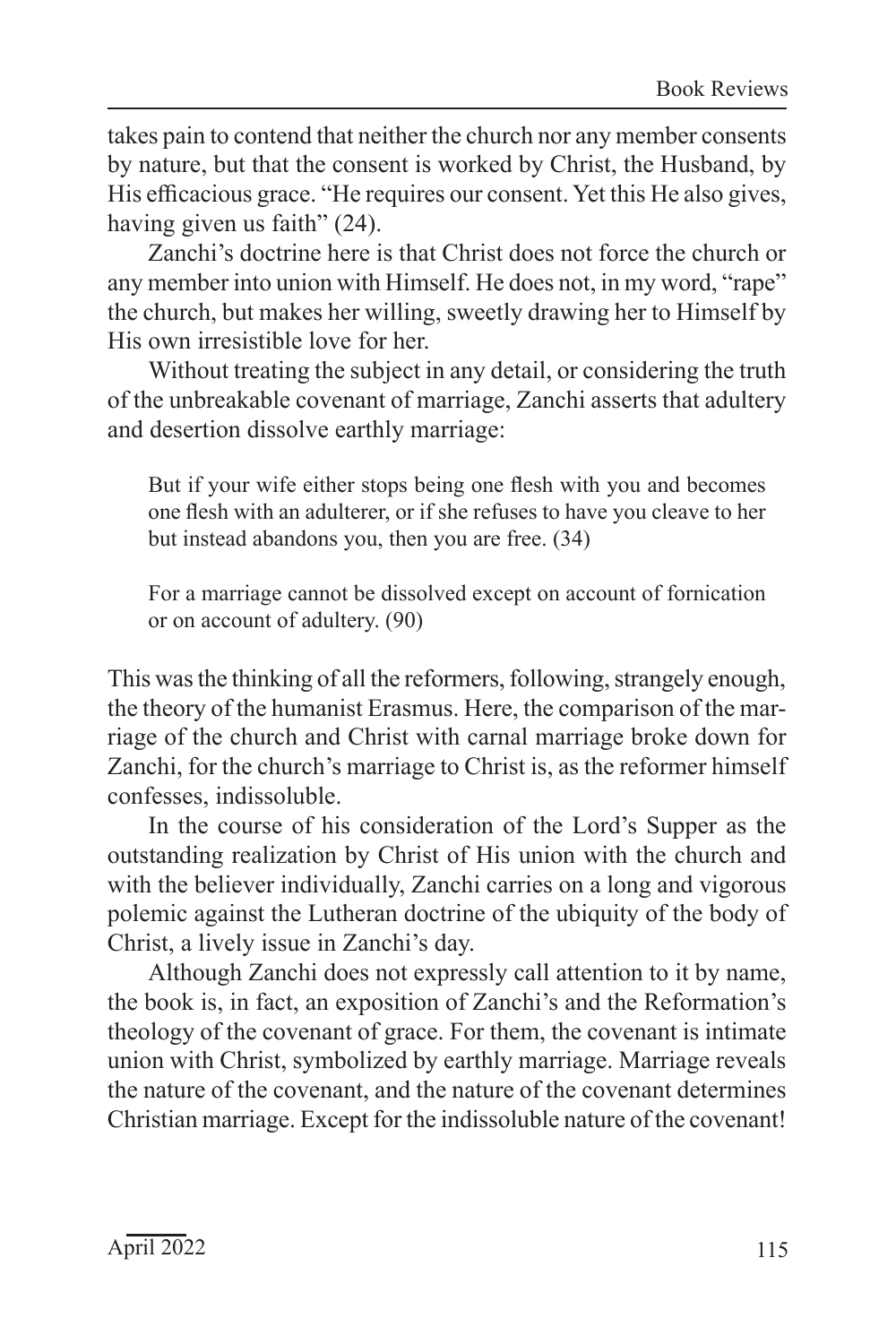takes pain to contend that neither the church nor any member consents by nature, but that the consent is worked by Christ, the Husband, by His efficacious grace. "He requires our consent. Yet this He also gives, having given us faith" (24).

Zanchi's doctrine here is that Christ does not force the church or any member into union with Himself. He does not, in my word, "rape" the church, but makes her willing, sweetly drawing her to Himself by His own irresistible love for her.

Without treating the subject in any detail, or considering the truth of the unbreakable covenant of marriage, Zanchi asserts that adultery and desertion dissolve earthly marriage:

> But if your wife either stops being one flesh with you and becomes one flesh with an adulterer, or if she refuses to have you cleave to her but instead abandons you, then you are free. (34)

> For a marriage cannot be dissolved except on account of fornication or on account of adultery. (90)

This was the thinking of all the reformers, following, strangely enough, the theory of the humanist Erasmus. Here, the comparison of the marriage of the church and Christ with carnal marriage broke down for Zanchi, for the church's marriage to Christ is, as the reformer himself confesses, indissoluble.

In the course of his consideration of the Lord's Supper as the outstanding realization by Christ of His union with the church and with the believer individually, Zanchi carries on a long and vigorous polemic against the Lutheran doctrine of the ubiquity of the body of Christ, a lively issue in Zanchi's day.

Although Zanchi does not expressly call attention to it by name, the book is, in fact, an exposition of Zanchi's and the Reformation's theology of the covenant of grace. For them, the covenant is intimate union with Christ, symbolized by earthly marriage. Marriage reveals the nature of the covenant, and the nature of the covenant determines Christian marriage. Except for the indissoluble nature of the covenant!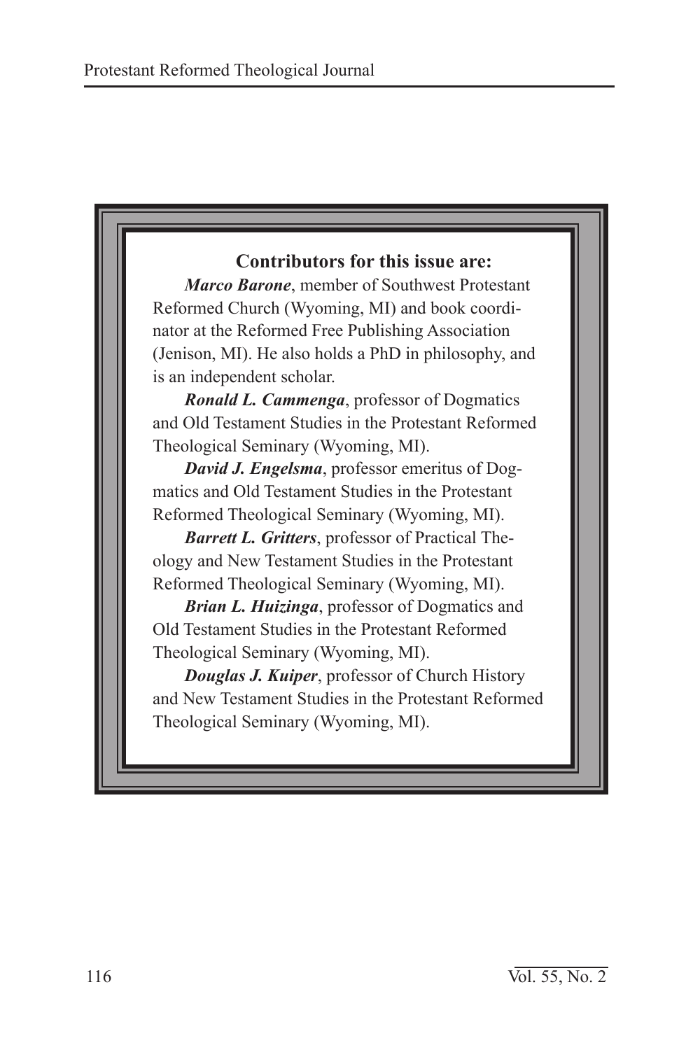**Contributors for this issue are:**

***Marco Barone***, member of Southwest Protestant Reformed Church (Wyoming, MI) and book coordinator at the Reformed Free Publishing Association (Jenison, MI). He also holds a PhD in philosophy, and is an independent scholar.

***Ronald L. Cammenga***, professor of Dogmatics and Old Testament Studies in the Protestant Reformed Theological Seminary (Wyoming, MI).

***David J. Engelsma***, professor emeritus of Dogmatics and Old Testament Studies in the Protestant Reformed Theological Seminary (Wyoming, MI).

***Barrett L. Gritters***, professor of Practical Theology and New Testament Studies in the Protestant Reformed Theological Seminary (Wyoming, MI).

***Brian L. Huizinga***, professor of Dogmatics and Old Testament Studies in the Protestant Reformed Theological Seminary (Wyoming, MI).

***Douglas J. Kuiper***, professor of Church History and New Testament Studies in the Protestant Reformed Theological Seminary (Wyoming, MI).